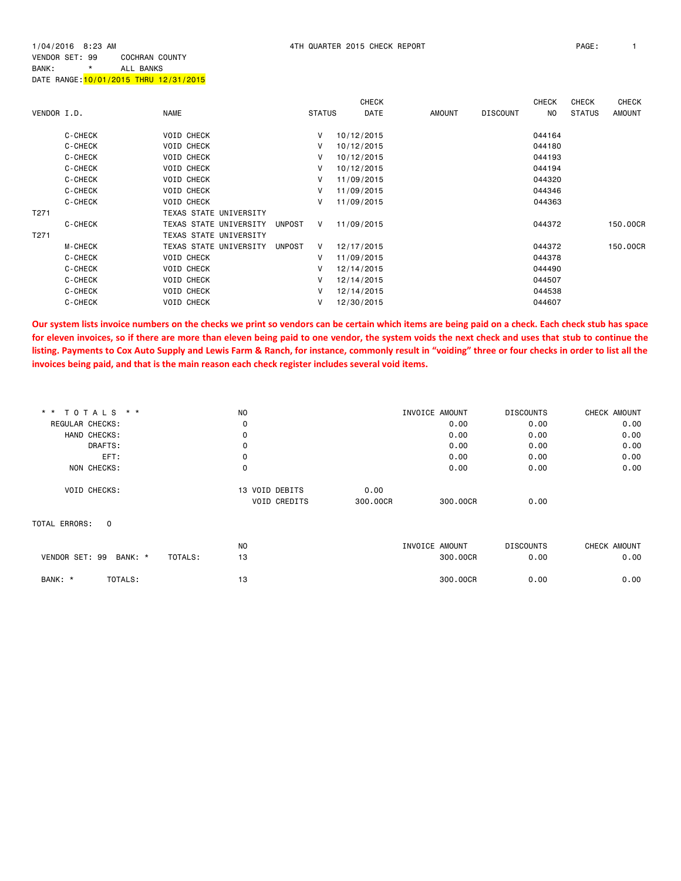1/04/2016 8:23 AM 4TH QUARTER 2015 CHECK REPORT

VENDOR SET: 99 COCHRAN COUNTY
BANK: * ALL BANKS
DATE RANGE: 10/01/2015 THRU 12/31/2015

| VENDOR I.D. | NAME | STATUS | CHECK DATE | AMOUNT | DISCOUNT | CHECK NO | CHECK STATUS | CHECK AMOUNT |
|---|---|---|---|---|---|---|---|---|
| C-CHECK | VOID CHECK | V | 10/12/2015 | | | 044164 | | |
| C-CHECK | VOID CHECK | V | 10/12/2015 | | | 044180 | | |
| C-CHECK | VOID CHECK | V | 10/12/2015 | | | 044193 | | |
| C-CHECK | VOID CHECK | V | 10/12/2015 | | | 044194 | | |
| C-CHECK | VOID CHECK | V | 11/09/2015 | | | 044320 | | |
| C-CHECK | VOID CHECK | V | 11/09/2015 | | | 044346 | | |
| C-CHECK | VOID CHECK | V | 11/09/2015 | | | 044363 | | |
| T271 | TEXAS STATE UNIVERSITY | | | | | | | |
| C-CHECK | TEXAS STATE UNIVERSITY UNPOST | V | 11/09/2015 | | | 044372 | | 150.00CR |
| T271 | TEXAS STATE UNIVERSITY | | | | | | | |
| M-CHECK | TEXAS STATE UNIVERSITY UNPOST | V | 12/17/2015 | | | 044372 | | 150.00CR |
| C-CHECK | VOID CHECK | V | 11/09/2015 | | | 044378 | | |
| C-CHECK | VOID CHECK | V | 12/14/2015 | | | 044490 | | |
| C-CHECK | VOID CHECK | V | 12/14/2015 | | | 044507 | | |
| C-CHECK | VOID CHECK | V | 12/14/2015 | | | 044538 | | |
| C-CHECK | VOID CHECK | V | 12/30/2015 | | | 044607 | | |

**Our system lists invoice numbers on the checks we print so vendors can be certain which items are being paid on a check. Each check stub has space for eleven invoices, so if there are more than eleven being paid to one vendor, the system voids the next check and uses that stub to continue the listing. Payments to Cox Auto Supply and Lewis Farm & Ranch, for instance, commonly result in "voiding" three or four checks in order to list all the invoices being paid, and that is the main reason each check register includes several void items.**

| ** TOTALS ** | NO | | | INVOICE AMOUNT | DISCOUNTS | CHECK AMOUNT |
|---|---|---|---|---|---|---|
| REGULAR CHECKS: | 0 | | | 0.00 | 0.00 | 0.00 |
| HAND CHECKS: | 0 | | | 0.00 | 0.00 | 0.00 |
| DRAFTS: | 0 | | | 0.00 | 0.00 | 0.00 |
| EFT: | 0 | | | 0.00 | 0.00 | 0.00 |
| NON CHECKS: | 0 | | | 0.00 | 0.00 | 0.00 |
| VOID CHECKS: | 13 | VOID DEBITS | 0.00 | | | |
| | | VOID CREDITS | 300.00CR | 300.00CR | 0.00 | |

TOTAL ERRORS: 0

| | NO | INVOICE AMOUNT | DISCOUNTS | CHECK AMOUNT |
|---|---|---|---|---|
| VENDOR SET: 99 BANK: * TOTALS: | 13 | 300.00CR | 0.00 | 0.00 |
| BANK: * TOTALS: | 13 | 300.00CR | 0.00 | 0.00 |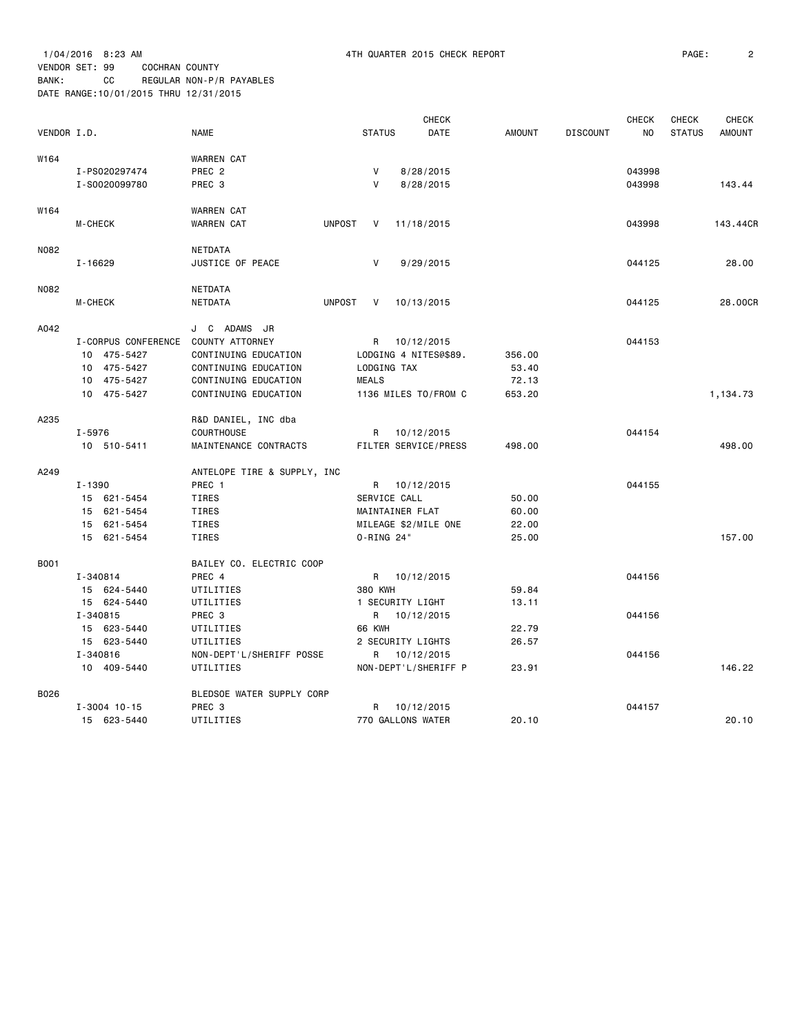1/04/2016 8:23 AM 4TH QUARTER 2015 CHECK REPORT

VENDOR SET: 99 COCHRAN COUNTY
BANK: CC REGULAR NON-P/R PAYABLES
DATE RANGE:10/01/2015 THRU 12/31/2015

| VENDOR I.D. | | NAME | STATUS | CHECK DATE | AMOUNT | DISCOUNT | CHECK NO | CHECK STATUS | CHECK AMOUNT |
|---|---|---|---|---|---|---|---|---|---|
| W164 | | WARREN CAT | | | | | | | |
| | I-PS020297474 | PREC 2 | V | 8/28/2015 | | | 043998 | | |
| | I-S0020099780 | PREC 3 | V | 8/28/2015 | | | 043998 | | 143.44 |
| W164 | | WARREN CAT | | | | | | | |
| | M-CHECK | WARREN CAT | UNPOST V | 11/18/2015 | | | 043998 | | 143.44CR |
| N082 | | NETDATA | | | | | | | |
| | I-16629 | JUSTICE OF PEACE | V | 9/29/2015 | | | 044125 | | 28.00 |
| N082 | | NETDATA | | | | | | | |
| | M-CHECK | NETDATA | UNPOST V | 10/13/2015 | | | 044125 | | 28.00CR |
| A042 | | J C ADAMS JR | | | | | | | |
| | I-CORPUS CONFERENCE | COUNTY ATTORNEY | R | 10/12/2015 | | | 044153 | | |
| | 10 475-5427 | CONTINUING EDUCATION | LODGING 4 NITES@$89. | | 356.00 | | | | |
| | 10 475-5427 | CONTINUING EDUCATION | LODGING TAX | | 53.40 | | | | |
| | 10 475-5427 | CONTINUING EDUCATION | MEALS | | 72.13 | | | | |
| | 10 475-5427 | CONTINUING EDUCATION | 1136 MILES TO/FROM C | | 653.20 | | | | 1,134.73 |
| A235 | | R&D DANIEL, INC dba | | | | | | | |
| | I-5976 | COURTHOUSE | R | 10/12/2015 | | | 044154 | | |
| | 10 510-5411 | MAINTENANCE CONTRACTS | FILTER SERVICE/PRESS | | 498.00 | | | | 498.00 |
| A249 | | ANTELOPE TIRE & SUPPLY, INC | | | | | | | |
| | I-1390 | PREC 1 | R | 10/12/2015 | | | 044155 | | |
| | 15 621-5454 | TIRES | SERVICE CALL | | 50.00 | | | | |
| | 15 621-5454 | TIRES | MAINTAINER FLAT | | 60.00 | | | | |
| | 15 621-5454 | TIRES | MILEAGE $2/MILE ONE | | 22.00 | | | | |
| | 15 621-5454 | TIRES | O-RING 24" | | 25.00 | | | | 157.00 |
| B001 | | BAILEY CO. ELECTRIC COOP | | | | | | | |
| | I-340814 | PREC 4 | R | 10/12/2015 | | | 044156 | | |
| | 15 624-5440 | UTILITIES | 380 KWH | | 59.84 | | | | |
| | 15 624-5440 | UTILITIES | 1 SECURITY LIGHT | | 13.11 | | | | |
| | I-340815 | PREC 3 | R | 10/12/2015 | | | 044156 | | |
| | 15 623-5440 | UTILITIES | 66 KWH | | 22.79 | | | | |
| | 15 623-5440 | UTILITIES | 2 SECURITY LIGHTS | | 26.57 | | | | |
| | I-340816 | NON-DEPT'L/SHERIFF POSSE | R | 10/12/2015 | | | 044156 | | |
| | 10 409-5440 | UTILITIES | NON-DEPT'L/SHERIFF P | | 23.91 | | | | 146.22 |
| B026 | | BLEDSOE WATER SUPPLY CORP | | | | | | | |
| | I-3004 10-15 | PREC 3 | R | 10/12/2015 | | | 044157 | | |
| | 15 623-5440 | UTILITIES | 770 GALLONS WATER | | 20.10 | | | | 20.10 |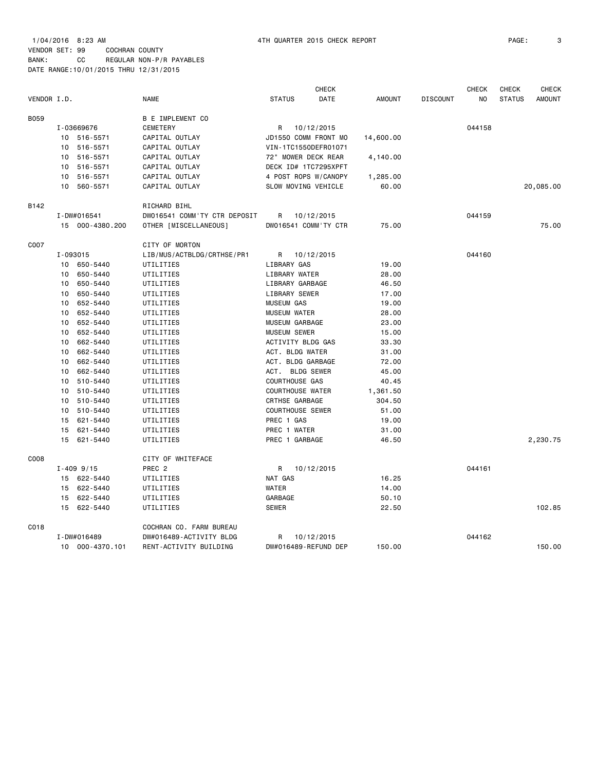1/04/2016 8:23 AM 4TH QUARTER 2015 CHECK REPORT

VENDOR SET: 99 COCHRAN COUNTY
BANK: CC REGULAR NON-P/R PAYABLES
DATE RANGE:10/01/2015 THRU 12/31/2015

| VENDOR I.D. | NAME | STATUS | CHECK DATE | AMOUNT | DISCOUNT | CHECK NO | CHECK STATUS | CHECK AMOUNT |
|---|---|---|---|---|---|---|---|---|
| B059 | B E IMPLEMENT CO | | | | | | | |
| I-03669676 | CEMETERY | R | 10/12/2015 | | | 044158 | | |
| 10 516-5571 | CAPITAL OUTLAY | JD1550 COMM FRONT MO | | 14,600.00 | | | | |
| 10 516-5571 | CAPITAL OUTLAY | VIN-1TC1550DEFR01071 | | | | | | |
| 10 516-5571 | CAPITAL OUTLAY | 72" MOWER DECK REAR | | 4,140.00 | | | | |
| 10 516-5571 | CAPITAL OUTLAY | DECK ID# 1TC7295XPFT | | | | | | |
| 10 516-5571 | CAPITAL OUTLAY | 4 POST ROPS W/CANOPY | | 1,285.00 | | | | |
| 10 560-5571 | CAPITAL OUTLAY | SLOW MOVING VEHICLE | | 60.00 | | | | 20,085.00 |
| B142 | RICHARD BIHL | | | | | | | |
| I-DW#016541 | DW016541 COMM'TY CTR DEPOSIT | R | 10/12/2015 | | | 044159 | | |
| 15 000-4380.200 | OTHER [MISCELLANEOUS] | DW016541 COMM'TY CTR | | 75.00 | | | | 75.00 |
| C007 | CITY OF MORTON | | | | | | | |
| I-093015 | LIB/MUS/ACTBLDG/CRTHSE/PR1 | R | 10/12/2015 | | | 044160 | | |
| 10 650-5440 | UTILITIES | LIBRARY GAS | | 19.00 | | | | |
| 10 650-5440 | UTILITIES | LIBRARY WATER | | 28.00 | | | | |
| 10 650-5440 | UTILITIES | LIBRARY GARBAGE | | 46.50 | | | | |
| 10 650-5440 | UTILITIES | LIBRARY SEWER | | 17.00 | | | | |
| 10 652-5440 | UTILITIES | MUSEUM GAS | | 19.00 | | | | |
| 10 652-5440 | UTILITIES | MUSEUM WATER | | 28.00 | | | | |
| 10 652-5440 | UTILITIES | MUSEUM GARBAGE | | 23.00 | | | | |
| 10 652-5440 | UTILITIES | MUSEUM SEWER | | 15.00 | | | | |
| 10 662-5440 | UTILITIES | ACTIVITY BLDG GAS | | 33.30 | | | | |
| 10 662-5440 | UTILITIES | ACT. BLDG WATER | | 31.00 | | | | |
| 10 662-5440 | UTILITIES | ACT. BLDG GARBAGE | | 72.00 | | | | |
| 10 662-5440 | UTILITIES | ACT. BLDG SEWER | | 45.00 | | | | |
| 10 510-5440 | UTILITIES | COURTHOUSE GAS | | 40.45 | | | | |
| 10 510-5440 | UTILITIES | COURTHOUSE WATER | | 1,361.50 | | | | |
| 10 510-5440 | UTILITIES | CRTHSE GARBAGE | | 304.50 | | | | |
| 10 510-5440 | UTILITIES | COURTHOUSE SEWER | | 51.00 | | | | |
| 15 621-5440 | UTILITIES | PREC 1 GAS | | 19.00 | | | | |
| 15 621-5440 | UTILITIES | PREC 1 WATER | | 31.00 | | | | |
| 15 621-5440 | UTILITIES | PREC 1 GARBAGE | | 46.50 | | | | 2,230.75 |
| C008 | CITY OF WHITEFACE | | | | | | | |
| I-409 9/15 | PREC 2 | R | 10/12/2015 | | | 044161 | | |
| 15 622-5440 | UTILITIES | NAT GAS | | 16.25 | | | | |
| 15 622-5440 | UTILITIES | WATER | | 14.00 | | | | |
| 15 622-5440 | UTILITIES | GARBAGE | | 50.10 | | | | |
| 15 622-5440 | UTILITIES | SEWER | | 22.50 | | | | 102.85 |
| C018 | COCHRAN CO. FARM BUREAU | | | | | | | |
| I-DW#016489 | DW#016489-ACTIVITY BLDG | R | 10/12/2015 | | | 044162 | | |
| 10 000-4370.101 | RENT-ACTIVITY BUILDING | DW#016489-REFUND DEP | | 150.00 | | | | 150.00 |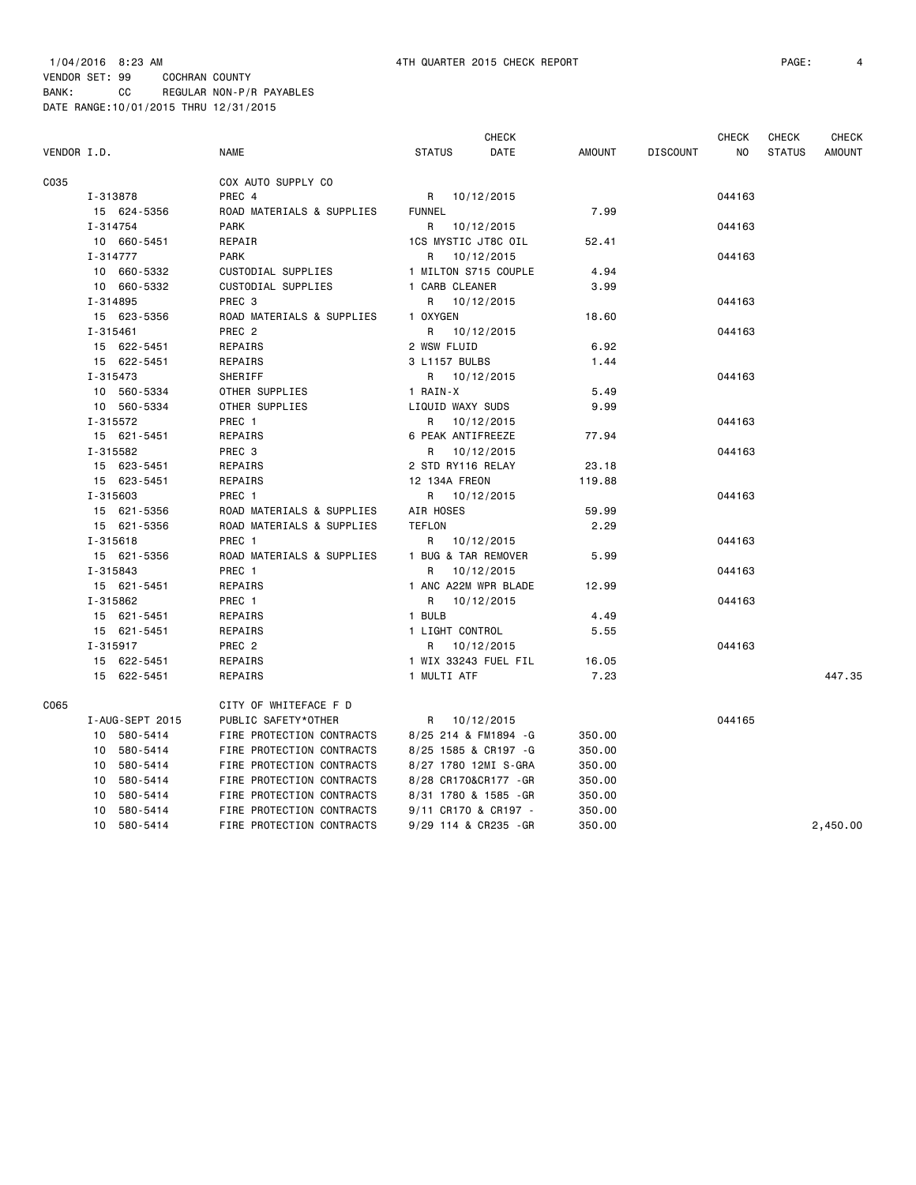1/04/2016 8:23 AM 4TH QUARTER 2015 CHECK REPORT

VENDOR SET: 99 COCHRAN COUNTY
BANK: CC REGULAR NON-P/R PAYABLES
DATE RANGE:10/01/2015 THRU 12/31/2015

| VENDOR I.D. | NAME | STATUS | CHECK DATE | AMOUNT | DISCOUNT | CHECK NO | CHECK STATUS | CHECK AMOUNT |
|---|---|---|---|---|---|---|---|---|
| C035 | COX AUTO SUPPLY CO | | | | | | | |
| I-313878 | PREC 4 | R | 10/12/2015 | | | 044163 | | |
| 15 624-5356 | ROAD MATERIALS & SUPPLIES | FUNNEL | | 7.99 | | | | |
| I-314754 | PARK | R | 10/12/2015 | | | 044163 | | |
| 10 660-5451 | REPAIR | 1CS MYSTIC JT8C OIL | | 52.41 | | | | |
| I-314777 | PARK | R | 10/12/2015 | | | 044163 | | |
| 10 660-5332 | CUSTODIAL SUPPLIES | 1 MILTON S715 COUPLE | | 4.94 | | | | |
| 10 660-5332 | CUSTODIAL SUPPLIES | 1 CARB CLEANER | | 3.99 | | | | |
| I-314895 | PREC 3 | R | 10/12/2015 | | | 044163 | | |
| 15 623-5356 | ROAD MATERIALS & SUPPLIES | 1 OXYGEN | | 18.60 | | | | |
| I-315461 | PREC 2 | R | 10/12/2015 | | | 044163 | | |
| 15 622-5451 | REPAIRS | 2 WSW FLUID | | 6.92 | | | | |
| 15 622-5451 | REPAIRS | 3 L1157 BULBS | | 1.44 | | | | |
| I-315473 | SHERIFF | R | 10/12/2015 | | | 044163 | | |
| 10 560-5334 | OTHER SUPPLIES | 1 RAIN-X | | 5.49 | | | | |
| 10 560-5334 | OTHER SUPPLIES | LIQUID WAXY SUDS | | 9.99 | | | | |
| I-315572 | PREC 1 | R | 10/12/2015 | | | 044163 | | |
| 15 621-5451 | REPAIRS | 6 PEAK ANTIFREEZE | | 77.94 | | | | |
| I-315582 | PREC 3 | R | 10/12/2015 | | | 044163 | | |
| 15 623-5451 | REPAIRS | 2 STD RY116 RELAY | | 23.18 | | | | |
| 15 623-5451 | REPAIRS | 12 134A FREON | | 119.88 | | | | |
| I-315603 | PREC 1 | R | 10/12/2015 | | | 044163 | | |
| 15 621-5356 | ROAD MATERIALS & SUPPLIES | AIR HOSES | | 59.99 | | | | |
| 15 621-5356 | ROAD MATERIALS & SUPPLIES | TEFLON | | 2.29 | | | | |
| I-315618 | PREC 1 | R | 10/12/2015 | | | 044163 | | |
| 15 621-5356 | ROAD MATERIALS & SUPPLIES | 1 BUG & TAR REMOVER | | 5.99 | | | | |
| I-315843 | PREC 1 | R | 10/12/2015 | | | 044163 | | |
| 15 621-5451 | REPAIRS | 1 ANC A22M WPR BLADE | | 12.99 | | | | |
| I-315862 | PREC 1 | R | 10/12/2015 | | | 044163 | | |
| 15 621-5451 | REPAIRS | 1 BULB | | 4.49 | | | | |
| 15 621-5451 | REPAIRS | 1 LIGHT CONTROL | | 5.55 | | | | |
| I-315917 | PREC 2 | R | 10/12/2015 | | | 044163 | | |
| 15 622-5451 | REPAIRS | 1 WIX 33243 FUEL FIL | | 16.05 | | | | |
| 15 622-5451 | REPAIRS | 1 MULTI ATF | | 7.23 | | | | 447.35 |
| C065 | CITY OF WHITEFACE F D | | | | | | | |
| I-AUG-SEPT 2015 | PUBLIC SAFETY*OTHER | R | 10/12/2015 | | | 044165 | | |
| 10 580-5414 | FIRE PROTECTION CONTRACTS | 8/25 214 & FM1894 -G | | 350.00 | | | | |
| 10 580-5414 | FIRE PROTECTION CONTRACTS | 8/25 1585 & CR197 -G | | 350.00 | | | | |
| 10 580-5414 | FIRE PROTECTION CONTRACTS | 8/27 1780 12MI S-GRA | | 350.00 | | | | |
| 10 580-5414 | FIRE PROTECTION CONTRACTS | 8/28 CR170&CR177 -GR | | 350.00 | | | | |
| 10 580-5414 | FIRE PROTECTION CONTRACTS | 8/31 1780 & 1585 -GR | | 350.00 | | | | |
| 10 580-5414 | FIRE PROTECTION CONTRACTS | 9/11 CR170 & CR197 - | | 350.00 | | | | |
| 10 580-5414 | FIRE PROTECTION CONTRACTS | 9/29 114 & CR235 -GR | | 350.00 | | | | 2,450.00 |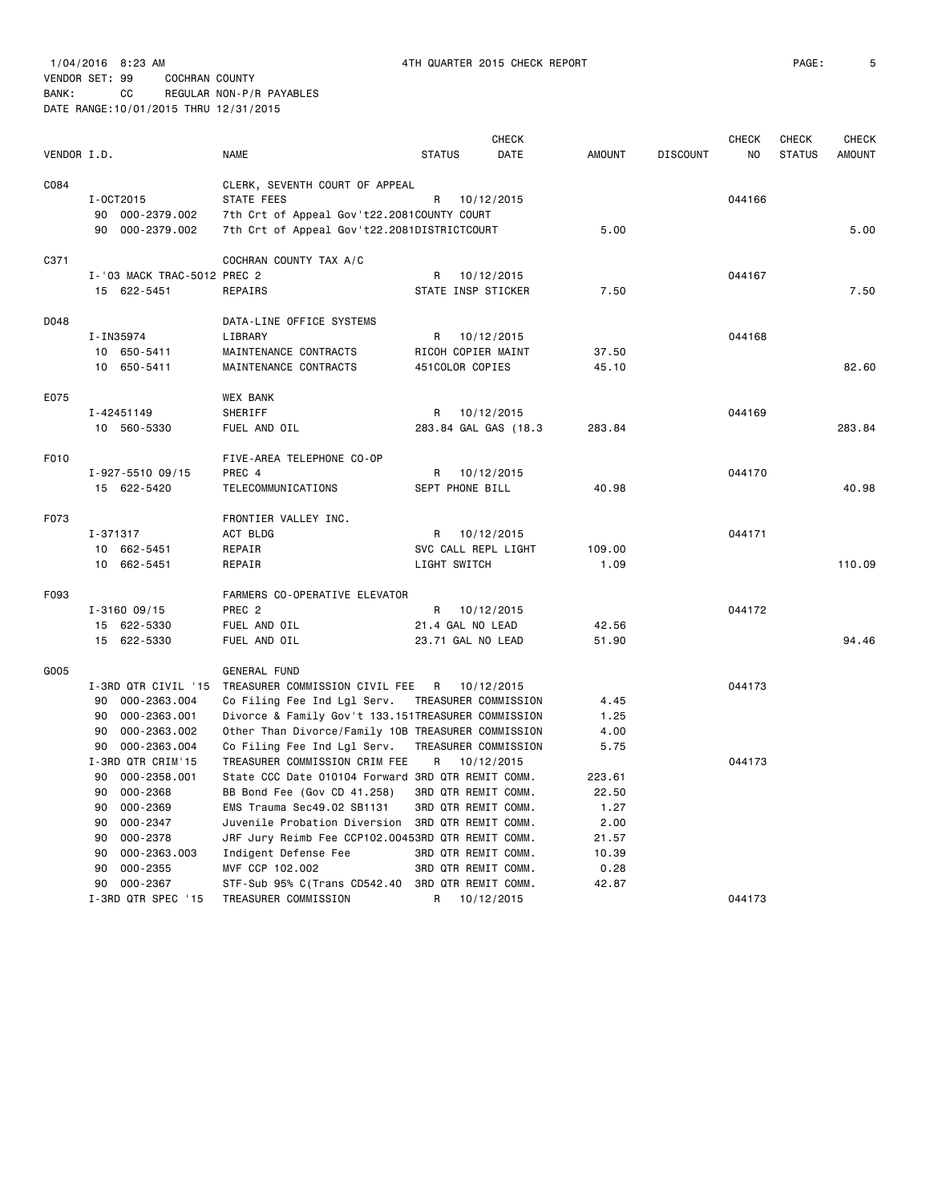1/04/2016 8:23 AM — 4TH QUARTER 2015 CHECK REPORT

VENDOR SET: 99 COCHRAN COUNTY
BANK: CC REGULAR NON-P/R PAYABLES
DATE RANGE:10/01/2015 THRU 12/31/2015

| VENDOR I.D. | NAME | STATUS | CHECK DATE | AMOUNT | DISCOUNT | CHECK NO | CHECK STATUS | CHECK AMOUNT |
|---|---|---|---|---|---|---|---|---|
| C084 | CLERK, SEVENTH COURT OF APPEAL | | | | | | | |
| I-OCT2015 | STATE FEES | R | 10/12/2015 | | | 044166 | | |
| 90 000-2379.002 | 7th Crt of Appeal Gov't22.2081COUNTY COURT | | | | | | | |
| 90 000-2379.002 | 7th Crt of Appeal Gov't22.2081DISTRICTCOURT | | | 5.00 | | | | 5.00 |
| C371 | COCHRAN COUNTY TAX A/C | | | | | | | |
| I-'03 MACK TRAC-5012 | PREC 2 | R | 10/12/2015 | | | 044167 | | |
| 15 622-5451 | REPAIRS | STATE INSP STICKER | | 7.50 | | | | 7.50 |
| D048 | DATA-LINE OFFICE SYSTEMS | | | | | | | |
| I-IN35974 | LIBRARY | R | 10/12/2015 | | | 044168 | | |
| 10 650-5411 | MAINTENANCE CONTRACTS | RICOH COPIER MAINT | | 37.50 | | | | |
| 10 650-5411 | MAINTENANCE CONTRACTS | 451COLOR COPIES | | 45.10 | | | | 82.60 |
| E075 | WEX BANK | | | | | | | |
| I-42451149 | SHERIFF | R | 10/12/2015 | | | 044169 | | |
| 10 560-5330 | FUEL AND OIL | 283.84 GAL GAS (18.3 | | 283.84 | | | | 283.84 |
| F010 | FIVE-AREA TELEPHONE CO-OP | | | | | | | |
| I-927-5510 09/15 | PREC 4 | R | 10/12/2015 | | | 044170 | | |
| 15 622-5420 | TELECOMMUNICATIONS | SEPT PHONE BILL | | 40.98 | | | | 40.98 |
| F073 | FRONTIER VALLEY INC. | | | | | | | |
| I-371317 | ACT BLDG | R | 10/12/2015 | | | 044171 | | |
| 10 662-5451 | REPAIR | SVC CALL REPL LIGHT | | 109.00 | | | | |
| 10 662-5451 | REPAIR | LIGHT SWITCH | | 1.09 | | | | 110.09 |
| F093 | FARMERS CO-OPERATIVE ELEVATOR | | | | | | | |
| I-3160 09/15 | PREC 2 | R | 10/12/2015 | | | 044172 | | |
| 15 622-5330 | FUEL AND OIL | 21.4 GAL NO LEAD | | 42.56 | | | | |
| 15 622-5330 | FUEL AND OIL | 23.71 GAL NO LEAD | | 51.90 | | | | 94.46 |
| G005 | GENERAL FUND | | | | | | | |
| I-3RD QTR CIVIL '15 | TREASURER COMMISSION CIVIL FEE | R | 10/12/2015 | | | 044173 | | |
| 90 000-2363.004 | Co Filing Fee Ind Lgl Serv. | TREASURER COMMISSION | | 4.45 | | | | |
| 90 000-2363.001 | Divorce & Family Gov't 133.151TREASURER COMMISSION | | | 1.25 | | | | |
| 90 000-2363.002 | Other Than Divorce/Family 10B TREASURER COMMISSION | | | 4.00 | | | | |
| 90 000-2363.004 | Co Filing Fee Ind Lgl Serv. | TREASURER COMMISSION | | 5.75 | | | | |
| I-3RD QTR CRIM'15 | TREASURER COMMISSION CRIM FEE | R | 10/12/2015 | | | 044173 | | |
| 90 000-2358.001 | State CCC Date 010104 Forward 3RD QTR REMIT COMM. | | | 223.61 | | | | |
| 90 000-2368 | BB Bond Fee (Gov CD 41.258) | 3RD QTR REMIT COMM. | | 22.50 | | | | |
| 90 000-2369 | EMS Trauma Sec49.02 SB1131 | 3RD QTR REMIT COMM. | | 1.27 | | | | |
| 90 000-2347 | Juvenile Probation Diversion | 3RD QTR REMIT COMM. | | 2.00 | | | | |
| 90 000-2378 | JRF Jury Reimb Fee CCP102.00453RD QTR REMIT COMM. | | | 21.57 | | | | |
| 90 000-2363.003 | Indigent Defense Fee | 3RD QTR REMIT COMM. | | 10.39 | | | | |
| 90 000-2355 | MVF CCP 102.002 | 3RD QTR REMIT COMM. | | 0.28 | | | | |
| 90 000-2367 | STF-Sub 95% C(Trans CD542.40 | 3RD QTR REMIT COMM. | | 42.87 | | | | |
| I-3RD QTR SPEC '15 | TREASURER COMMISSION | R | 10/12/2015 | | | 044173 | | |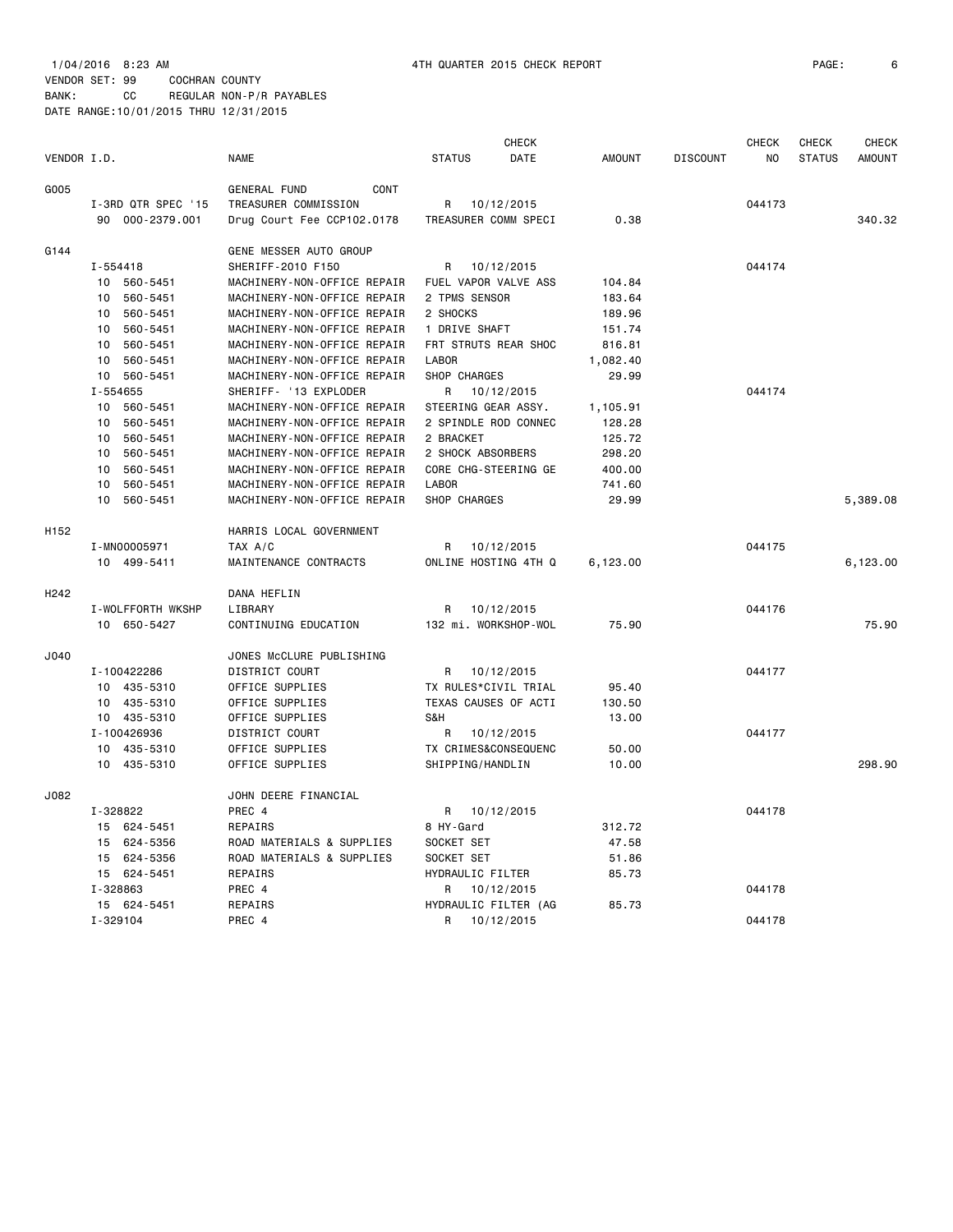1/04/2016 8:23 AM 4TH QUARTER 2015 CHECK REPORT

VENDOR SET: 99 COCHRAN COUNTY
BANK: CC REGULAR NON-P/R PAYABLES
DATE RANGE:10/01/2015 THRU 12/31/2015

| VENDOR I.D. | NAME | STATUS | CHECK DATE | AMOUNT | DISCOUNT | CHECK NO | CHECK STATUS | CHECK AMOUNT |
|---|---|---|---|---|---|---|---|---|
| G005 | GENERAL FUND CONT | | | | | | | |
| I-3RD QTR SPEC '15 | TREASURER COMMISSION | R | 10/12/2015 | | | 044173 | | |
| 90 000-2379.001 | Drug Court Fee CCP102.0178 | TREASURER COMM SPECI | | 0.38 | | | | 340.32 |
| G144 | GENE MESSER AUTO GROUP | | | | | | | |
| I-554418 | SHERIFF-2010 F150 | R | 10/12/2015 | | | 044174 | | |
| 10 560-5451 | MACHINERY-NON-OFFICE REPAIR | FUEL VAPOR VALVE ASS | | 104.84 | | | | |
| 10 560-5451 | MACHINERY-NON-OFFICE REPAIR | 2 TPMS SENSOR | | 183.64 | | | | |
| 10 560-5451 | MACHINERY-NON-OFFICE REPAIR | 2 SHOCKS | | 189.96 | | | | |
| 10 560-5451 | MACHINERY-NON-OFFICE REPAIR | 1 DRIVE SHAFT | | 151.74 | | | | |
| 10 560-5451 | MACHINERY-NON-OFFICE REPAIR | FRT STRUTS REAR SHOC | | 816.81 | | | | |
| 10 560-5451 | MACHINERY-NON-OFFICE REPAIR | LABOR | | 1,082.40 | | | | |
| 10 560-5451 | MACHINERY-NON-OFFICE REPAIR | SHOP CHARGES | | 29.99 | | | | |
| I-554655 | SHERIFF- '13 EXPLODER | R | 10/12/2015 | | | 044174 | | |
| 10 560-5451 | MACHINERY-NON-OFFICE REPAIR | STEERING GEAR ASSY. | | 1,105.91 | | | | |
| 10 560-5451 | MACHINERY-NON-OFFICE REPAIR | 2 SPINDLE ROD CONNEC | | 128.28 | | | | |
| 10 560-5451 | MACHINERY-NON-OFFICE REPAIR | 2 BRACKET | | 125.72 | | | | |
| 10 560-5451 | MACHINERY-NON-OFFICE REPAIR | 2 SHOCK ABSORBERS | | 298.20 | | | | |
| 10 560-5451 | MACHINERY-NON-OFFICE REPAIR | CORE CHG-STEERING GE | | 400.00 | | | | |
| 10 560-5451 | MACHINERY-NON-OFFICE REPAIR | LABOR | | 741.60 | | | | |
| 10 560-5451 | MACHINERY-NON-OFFICE REPAIR | SHOP CHARGES | | 29.99 | | | | 5,389.08 |
| H152 | HARRIS LOCAL GOVERNMENT | | | | | | | |
| I-MN00005971 | TAX A/C | R | 10/12/2015 | | | 044175 | | |
| 10 499-5411 | MAINTENANCE CONTRACTS | ONLINE HOSTING 4TH Q | | 6,123.00 | | | | 6,123.00 |
| H242 | DANA HEFLIN | | | | | | | |
| I-WOLFFORTH WKSHP | LIBRARY | R | 10/12/2015 | | | 044176 | | |
| 10 650-5427 | CONTINUING EDUCATION | 132 mi. WORKSHOP-WOL | | 75.90 | | | | 75.90 |
| J040 | JONES McCLURE PUBLISHING | | | | | | | |
| I-100422286 | DISTRICT COURT | R | 10/12/2015 | | | 044177 | | |
| 10 435-5310 | OFFICE SUPPLIES | TX RULES*CIVIL TRIAL | | 95.40 | | | | |
| 10 435-5310 | OFFICE SUPPLIES | TEXAS CAUSES OF ACTI | | 130.50 | | | | |
| 10 435-5310 | OFFICE SUPPLIES | S&H | | 13.00 | | | | |
| I-100426936 | DISTRICT COURT | R | 10/12/2015 | | | 044177 | | |
| 10 435-5310 | OFFICE SUPPLIES | TX CRIMES&CONSEQUENC | | 50.00 | | | | |
| 10 435-5310 | OFFICE SUPPLIES | SHIPPING/HANDLIN | | 10.00 | | | | 298.90 |
| J082 | JOHN DEERE FINANCIAL | | | | | | | |
| I-328822 | PREC 4 | R | 10/12/2015 | | | 044178 | | |
| 15 624-5451 | REPAIRS | 8 HY-Gard | | 312.72 | | | | |
| 15 624-5356 | ROAD MATERIALS & SUPPLIES | SOCKET SET | | 47.58 | | | | |
| 15 624-5356 | ROAD MATERIALS & SUPPLIES | SOCKET SET | | 51.86 | | | | |
| 15 624-5451 | REPAIRS | HYDRAULIC FILTER | | 85.73 | | | | |
| I-328863 | PREC 4 | R | 10/12/2015 | | | 044178 | | |
| 15 624-5451 | REPAIRS | HYDRAULIC FILTER (AG | | 85.73 | | | | |
| I-329104 | PREC 4 | R | 10/12/2015 | | | 044178 | | |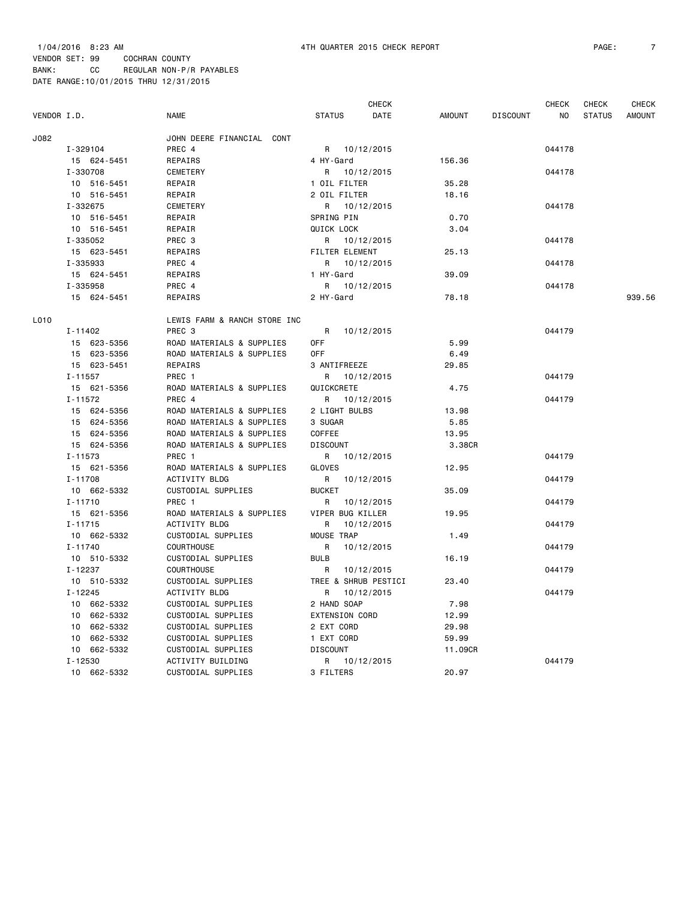1/04/2016 8:23 AM 4TH QUARTER 2015 CHECK REPORT

VENDOR SET: 99 COCHRAN COUNTY
BANK: CC REGULAR NON-P/R PAYABLES
DATE RANGE:10/01/2015 THRU 12/31/2015

| VENDOR I.D. | NAME | STATUS | CHECK DATE | AMOUNT | DISCOUNT | CHECK NO | CHECK STATUS | CHECK AMOUNT |
|---|---|---|---|---|---|---|---|---|
| J082 | JOHN DEERE FINANCIAL CONT | | | | | | | |
| I-329104 | PREC 4 | R | 10/12/2015 | | | 044178 | | |
| 15 624-5451 | REPAIRS | 4 HY-Gard | | 156.36 | | | | |
| I-330708 | CEMETERY | R | 10/12/2015 | | | 044178 | | |
| 10 516-5451 | REPAIR | 1 OIL FILTER | | 35.28 | | | | |
| 10 516-5451 | REPAIR | 2 OIL FILTER | | 18.16 | | | | |
| I-332675 | CEMETERY | R | 10/12/2015 | | | 044178 | | |
| 10 516-5451 | REPAIR | SPRING PIN | | 0.70 | | | | |
| 10 516-5451 | REPAIR | QUICK LOCK | | 3.04 | | | | |
| I-335052 | PREC 3 | R | 10/12/2015 | | | 044178 | | |
| 15 623-5451 | REPAIRS | FILTER ELEMENT | | 25.13 | | | | |
| I-335933 | PREC 4 | R | 10/12/2015 | | | 044178 | | |
| 15 624-5451 | REPAIRS | 1 HY-Gard | | 39.09 | | | | |
| I-335958 | PREC 4 | R | 10/12/2015 | | | 044178 | | |
| 15 624-5451 | REPAIRS | 2 HY-Gard | | 78.18 | | | | 939.56 |
| L010 | LEWIS FARM & RANCH STORE INC | | | | | | | |
| I-11402 | PREC 3 | R | 10/12/2015 | | | 044179 | | |
| 15 623-5356 | ROAD MATERIALS & SUPPLIES | OFF | | 5.99 | | | | |
| 15 623-5356 | ROAD MATERIALS & SUPPLIES | OFF | | 6.49 | | | | |
| 15 623-5451 | REPAIRS | 3 ANTIFREEZE | | 29.85 | | | | |
| I-11557 | PREC 1 | R | 10/12/2015 | | | 044179 | | |
| 15 621-5356 | ROAD MATERIALS & SUPPLIES | QUICKCRETE | | 4.75 | | | | |
| I-11572 | PREC 4 | R | 10/12/2015 | | | 044179 | | |
| 15 624-5356 | ROAD MATERIALS & SUPPLIES | 2 LIGHT BULBS | | 13.98 | | | | |
| 15 624-5356 | ROAD MATERIALS & SUPPLIES | 3 SUGAR | | 5.85 | | | | |
| 15 624-5356 | ROAD MATERIALS & SUPPLIES | COFFEE | | 13.95 | | | | |
| 15 624-5356 | ROAD MATERIALS & SUPPLIES | DISCOUNT | | 3.38CR | | | | |
| I-11573 | PREC 1 | R | 10/12/2015 | | | 044179 | | |
| 15 621-5356 | ROAD MATERIALS & SUPPLIES | GLOVES | | 12.95 | | | | |
| I-11708 | ACTIVITY BLDG | R | 10/12/2015 | | | 044179 | | |
| 10 662-5332 | CUSTODIAL SUPPLIES | BUCKET | | 35.09 | | | | |
| I-11710 | PREC 1 | R | 10/12/2015 | | | 044179 | | |
| 15 621-5356 | ROAD MATERIALS & SUPPLIES | VIPER BUG KILLER | | 19.95 | | | | |
| I-11715 | ACTIVITY BLDG | R | 10/12/2015 | | | 044179 | | |
| 10 662-5332 | CUSTODIAL SUPPLIES | MOUSE TRAP | | 1.49 | | | | |
| I-11740 | COURTHOUSE | R | 10/12/2015 | | | 044179 | | |
| 10 510-5332 | CUSTODIAL SUPPLIES | BULB | | 16.19 | | | | |
| I-12237 | COURTHOUSE | R | 10/12/2015 | | | 044179 | | |
| 10 510-5332 | CUSTODIAL SUPPLIES | TREE & SHRUB PESTICI | | 23.40 | | | | |
| I-12245 | ACTIVITY BLDG | R | 10/12/2015 | | | 044179 | | |
| 10 662-5332 | CUSTODIAL SUPPLIES | 2 HAND SOAP | | 7.98 | | | | |
| 10 662-5332 | CUSTODIAL SUPPLIES | EXTENSION CORD | | 12.99 | | | | |
| 10 662-5332 | CUSTODIAL SUPPLIES | 2 EXT CORD | | 29.98 | | | | |
| 10 662-5332 | CUSTODIAL SUPPLIES | 1 EXT CORD | | 59.99 | | | | |
| 10 662-5332 | CUSTODIAL SUPPLIES | DISCOUNT | | 11.09CR | | | | |
| I-12530 | ACTIVITY BUILDING | R | 10/12/2015 | | | 044179 | | |
| 10 662-5332 | CUSTODIAL SUPPLIES | 3 FILTERS | | 20.97 | | | | |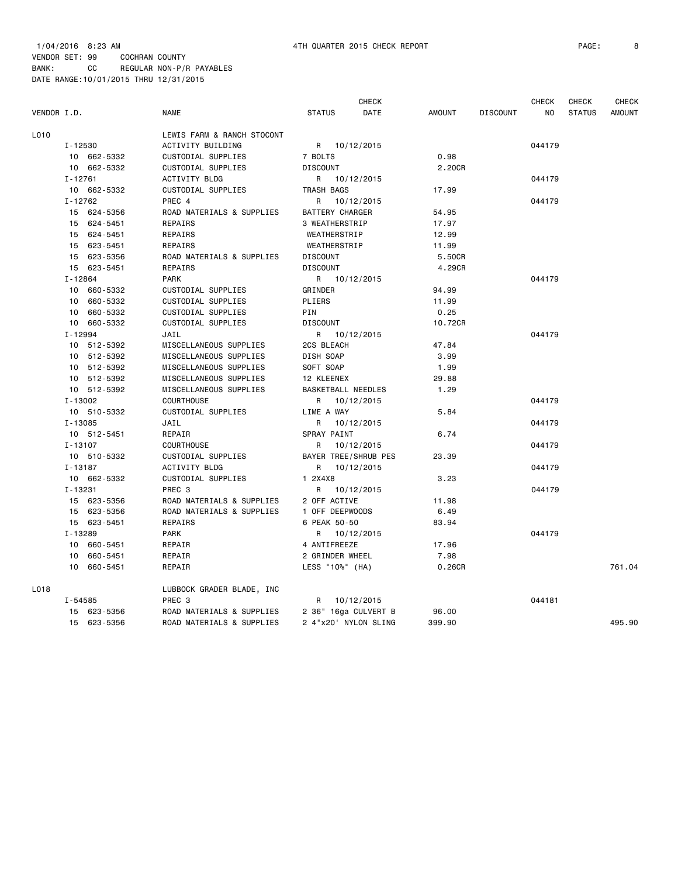1/04/2016 8:23 AM 4TH QUARTER 2015 CHECK REPORT

VENDOR SET: 99 COCHRAN COUNTY
BANK: CC REGULAR NON-P/R PAYABLES
DATE RANGE:10/01/2015 THRU 12/31/2015

| VENDOR I.D. | NAME | STATUS | CHECK DATE | AMOUNT | DISCOUNT | CHECK NO | CHECK STATUS | CHECK AMOUNT |
|---|---|---|---|---|---|---|---|---|
| L010 | LEWIS FARM & RANCH STOCONT | | | | | | | |
| I-12530 | ACTIVITY BUILDING | R | 10/12/2015 | | | 044179 | | |
| 10 662-5332 | CUSTODIAL SUPPLIES | 7 BOLTS | | 0.98 | | | | |
| 10 662-5332 | CUSTODIAL SUPPLIES | DISCOUNT | | 2.20CR | | | | |
| I-12761 | ACTIVITY BLDG | R | 10/12/2015 | | | 044179 | | |
| 10 662-5332 | CUSTODIAL SUPPLIES | TRASH BAGS | | 17.99 | | | | |
| I-12762 | PREC 4 | R | 10/12/2015 | | | 044179 | | |
| 15 624-5356 | ROAD MATERIALS & SUPPLIES | BATTERY CHARGER | | 54.95 | | | | |
| 15 624-5451 | REPAIRS | 3 WEATHERSTRIP | | 17.97 | | | | |
| 15 624-5451 | REPAIRS | WEATHERSTRIP | | 12.99 | | | | |
| 15 623-5451 | REPAIRS | WEATHERSTRIP | | 11.99 | | | | |
| 15 623-5356 | ROAD MATERIALS & SUPPLIES | DISCOUNT | | 5.50CR | | | | |
| 15 623-5451 | REPAIRS | DISCOUNT | | 4.29CR | | | | |
| I-12864 | PARK | R | 10/12/2015 | | | 044179 | | |
| 10 660-5332 | CUSTODIAL SUPPLIES | GRINDER | | 94.99 | | | | |
| 10 660-5332 | CUSTODIAL SUPPLIES | PLIERS | | 11.99 | | | | |
| 10 660-5332 | CUSTODIAL SUPPLIES | PIN | | 0.25 | | | | |
| 10 660-5332 | CUSTODIAL SUPPLIES | DISCOUNT | | 10.72CR | | | | |
| I-12994 | JAIL | R | 10/12/2015 | | | 044179 | | |
| 10 512-5392 | MISCELLANEOUS SUPPLIES | 2CS BLEACH | | 47.84 | | | | |
| 10 512-5392 | MISCELLANEOUS SUPPLIES | DISH SOAP | | 3.99 | | | | |
| 10 512-5392 | MISCELLANEOUS SUPPLIES | SOFT SOAP | | 1.99 | | | | |
| 10 512-5392 | MISCELLANEOUS SUPPLIES | 12 KLEENEX | | 29.88 | | | | |
| 10 512-5392 | MISCELLANEOUS SUPPLIES | BASKETBALL NEEDLES | | 1.29 | | | | |
| I-13002 | COURTHOUSE | R | 10/12/2015 | | | 044179 | | |
| 10 510-5332 | CUSTODIAL SUPPLIES | LIME A WAY | | 5.84 | | | | |
| I-13085 | JAIL | R | 10/12/2015 | | | 044179 | | |
| 10 512-5451 | REPAIR | SPRAY PAINT | | 6.74 | | | | |
| I-13107 | COURTHOUSE | R | 10/12/2015 | | | 044179 | | |
| 10 510-5332 | CUSTODIAL SUPPLIES | BAYER TREE/SHRUB PES | | 23.39 | | | | |
| I-13187 | ACTIVITY BLDG | R | 10/12/2015 | | | 044179 | | |
| 10 662-5332 | CUSTODIAL SUPPLIES | 1 2X4X8 | | 3.23 | | | | |
| I-13231 | PREC 3 | R | 10/12/2015 | | | 044179 | | |
| 15 623-5356 | ROAD MATERIALS & SUPPLIES | 2 OFF ACTIVE | | 11.98 | | | | |
| 15 623-5356 | ROAD MATERIALS & SUPPLIES | 1 OFF DEEPWOODS | | 6.49 | | | | |
| 15 623-5451 | REPAIRS | 6 PEAK 50-50 | | 83.94 | | | | |
| I-13289 | PARK | R | 10/12/2015 | | | 044179 | | |
| 10 660-5451 | REPAIR | 4 ANTIFREEZE | | 17.96 | | | | |
| 10 660-5451 | REPAIR | 2 GRINDER WHEEL | | 7.98 | | | | |
| 10 660-5451 | REPAIR | LESS "10%" (HA) | | 0.26CR | | | | 761.04 |
| L018 | LUBBOCK GRADER BLADE, INC | | | | | | | |
| I-54585 | PREC 3 | R | 10/12/2015 | | | 044181 | | |
| 15 623-5356 | ROAD MATERIALS & SUPPLIES | 2 36" 16ga CULVERT B | | 96.00 | | | | |
| 15 623-5356 | ROAD MATERIALS & SUPPLIES | 2 4"x20' NYLON SLING | | 399.90 | | | | 495.90 |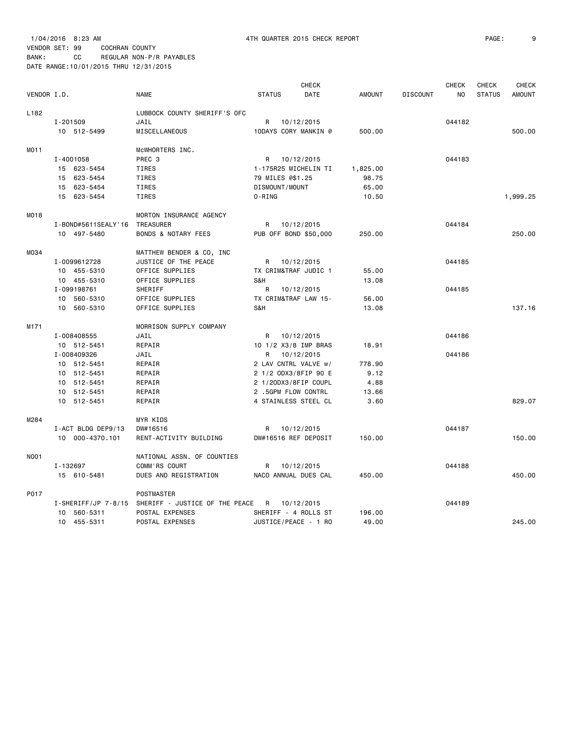1/04/2016 8:23 AM 4TH QUARTER 2015 CHECK REPORT

VENDOR SET: 99 COCHRAN COUNTY
BANK: CC REGULAR NON-P/R PAYABLES
DATE RANGE:10/01/2015 THRU 12/31/2015

| VENDOR I.D. | | NAME | STATUS | CHECK DATE | AMOUNT | DISCOUNT | CHECK NO | CHECK STATUS | CHECK AMOUNT |
|---|---|---|---|---|---|---|---|---|---|
| L182 | | LUBBOCK COUNTY SHERIFF'S OFC | | | | | | | |
| | I-201509 | JAIL | R | 10/12/2015 | | | 044182 | | |
| | 10 512-5499 | MISCELLANEOUS | 10DAYS CORY MANKIN @ | | 500.00 | | | | 500.00 |
| M011 | | McWHORTERS INC. | | | | | | | |
| | I-4001058 | PREC 3 | R | 10/12/2015 | | | 044183 | | |
| | 15 623-5454 | TIRES | 1-175R25 MICHELIN TI | | 1,825.00 | | | | |
| | 15 623-5454 | TIRES | 79 MILES @$1.25 | | 98.75 | | | | |
| | 15 623-5454 | TIRES | DISMOUNT/MOUNT | | 65.00 | | | | |
| | 15 623-5454 | TIRES | O-RING | | 10.50 | | | | 1,999.25 |
| M018 | | MORTON INSURANCE AGENCY | | | | | | | |
| | I-BOND#5611SEALY'16 | TREASURER | R | 10/12/2015 | | | 044184 | | |
| | 10 497-5480 | BONDS & NOTARY FEES | PUB OFF BOND $50,000 | | 250.00 | | | | 250.00 |
| M034 | | MATTHEW BENDER & CO, INC | | | | | | | |
| | I-0099612728 | JUSTICE OF THE PEACE | R | 10/12/2015 | | | 044185 | | |
| | 10 455-5310 | OFFICE SUPPLIES | TX CRIM&TRAF JUDIC 1 | | 55.00 | | | | |
| | 10 455-5310 | OFFICE SUPPLIES | S&H | | 13.08 | | | | |
| | I-099198761 | SHERIFF | R | 10/12/2015 | | | 044185 | | |
| | 10 560-5310 | OFFICE SUPPLIES | TX CRIM&TRAF LAW 15- | | 56.00 | | | | |
| | 10 560-5310 | OFFICE SUPPLIES | S&H | | 13.08 | | | | 137.16 |
| M171 | | MORRISON SUPPLY COMPANY | | | | | | | |
| | I-008408555 | JAIL | R | 10/12/2015 | | | 044186 | | |
| | 10 512-5451 | REPAIR | 10 1/2 X3/8 IMP BRAS | | 18.91 | | | | |
| | I-008409326 | JAIL | R | 10/12/2015 | | | 044186 | | |
| | 10 512-5451 | REPAIR | 2 LAV CNTRL VALVE w/ | | 778.90 | | | | |
| | 10 512-5451 | REPAIR | 2 1/2 ODX3/8FIP 90 E | | 9.12 | | | | |
| | 10 512-5451 | REPAIR | 2 1/2ODX3/8FIP COUPL | | 4.88 | | | | |
| | 10 512-5451 | REPAIR | 2 .5GPM FLOW CONTRL | | 13.66 | | | | |
| | 10 512-5451 | REPAIR | 4 STAINLESS STEEL CL | | 3.60 | | | | 829.07 |
| M284 | | MYR KIDS | | | | | | | |
| | I-ACT BLDG DEP9/13 | DW#16516 | R | 10/12/2015 | | | 044187 | | |
| | 10 000-4370.101 | RENT-ACTIVITY BUILDING | DW#16516 REF DEPOSIT | | 150.00 | | | | 150.00 |
| N001 | | NATIONAL ASSN. OF COUNTIES | | | | | | | |
| | I-132697 | COMM'RS COURT | R | 10/12/2015 | | | 044188 | | |
| | 15 610-5481 | DUES AND REGISTRATION | NACO ANNUAL DUES CAL | | 450.00 | | | | 450.00 |
| P017 | | POSTMASTER | | | | | | | |
| | I-SHERIFF/JP 7-8/15 | SHERIFF - JUSTICE OF THE PEACE | R | 10/12/2015 | | | 044189 | | |
| | 10 560-5311 | POSTAL EXPENSES | SHERIFF - 4 ROLLS ST | | 196.00 | | | | |
| | 10 455-5311 | POSTAL EXPENSES | JUSTICE/PEACE - 1 RO | | 49.00 | | | | 245.00 |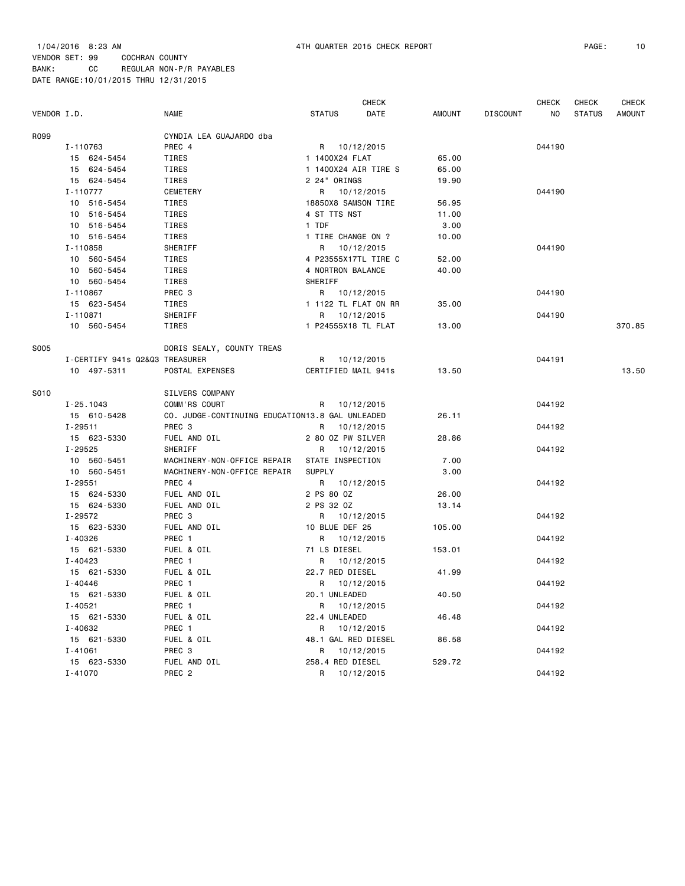1/04/2016 8:23 AM 4TH QUARTER 2015 CHECK REPORT

VENDOR SET: 99 COCHRAN COUNTY
BANK: CC REGULAR NON-P/R PAYABLES
DATE RANGE:10/01/2015 THRU 12/31/2015

| VENDOR I.D. | NAME | STATUS | CHECK DATE | AMOUNT | DISCOUNT | CHECK NO | CHECK STATUS | CHECK AMOUNT |
|---|---|---|---|---|---|---|---|---|
| R099 | CYNDIA LEA GUAJARDO dba | | | | | | | |
| I-110763 | PREC 4 | R | 10/12/2015 | | | 044190 | | |
| 15 624-5454 | TIRES | 1 1400X24 FLAT | | 65.00 | | | | |
| 15 624-5454 | TIRES | 1 1400X24 AIR TIRE S | | 65.00 | | | | |
| 15 624-5454 | TIRES | 2 24" ORINGS | | 19.90 | | | | |
| I-110777 | CEMETERY | R | 10/12/2015 | | | 044190 | | |
| 10 516-5454 | TIRES | 18850X8 SAMSON TIRE | | 56.95 | | | | |
| 10 516-5454 | TIRES | 4 ST TTS NST | | 11.00 | | | | |
| 10 516-5454 | TIRES | 1 TDF | | 3.00 | | | | |
| 10 516-5454 | TIRES | 1 TIRE CHANGE ON ? | | 10.00 | | | | |
| I-110858 | SHERIFF | R | 10/12/2015 | | | 044190 | | |
| 10 560-5454 | TIRES | 4 P23555X17TL TIRE C | | 52.00 | | | | |
| 10 560-5454 | TIRES | 4 NORTRON BALANCE | | 40.00 | | | | |
| 10 560-5454 | TIRES | SHERIFF | | | | | | |
| I-110867 | PREC 3 | R | 10/12/2015 | | | 044190 | | |
| 15 623-5454 | TIRES | 1 1122 TL FLAT ON RR | | 35.00 | | | | |
| I-110871 | SHERIFF | R | 10/12/2015 | | | 044190 | | |
| 10 560-5454 | TIRES | 1 P24555X18 TL FLAT | | 13.00 | | | | 370.85 |
| S005 | DORIS SEALY, COUNTY TREAS | | | | | | | |
| I-CERTIFY 941s Q2&Q3 | TREASURER | R | 10/12/2015 | | | 044191 | | |
| 10 497-5311 | POSTAL EXPENSES | CERTIFIED MAIL 941s | | 13.50 | | | | 13.50 |
| S010 | SILVERS COMPANY | | | | | | | |
| I-25.1043 | COMM'RS COURT | R | 10/12/2015 | | | 044192 | | |
| 15 610-5428 | CO. JUDGE-CONTINUING EDUCATION | 13.8 GAL UNLEADED | | 26.11 | | | | |
| I-29511 | PREC 3 | R | 10/12/2015 | | | 044192 | | |
| 15 623-5330 | FUEL AND OIL | 2 80 OZ PW SILVER | | 28.86 | | | | |
| I-29525 | SHERIFF | R | 10/12/2015 | | | 044192 | | |
| 10 560-5451 | MACHINERY-NON-OFFICE REPAIR | STATE INSPECTION | | 7.00 | | | | |
| 10 560-5451 | MACHINERY-NON-OFFICE REPAIR | SUPPLY | | 3.00 | | | | |
| I-29551 | PREC 4 | R | 10/12/2015 | | | 044192 | | |
| 15 624-5330 | FUEL AND OIL | 2 PS 80 OZ | | 26.00 | | | | |
| 15 624-5330 | FUEL AND OIL | 2 PS 32 OZ | | 13.14 | | | | |
| I-29572 | PREC 3 | R | 10/12/2015 | | | 044192 | | |
| 15 623-5330 | FUEL AND OIL | 10 BLUE DEF 25 | | 105.00 | | | | |
| I-40326 | PREC 1 | R | 10/12/2015 | | | 044192 | | |
| 15 621-5330 | FUEL & OIL | 71 LS DIESEL | | 153.01 | | | | |
| I-40423 | PREC 1 | R | 10/12/2015 | | | 044192 | | |
| 15 621-5330 | FUEL & OIL | 22.7 RED DIESEL | | 41.99 | | | | |
| I-40446 | PREC 1 | R | 10/12/2015 | | | 044192 | | |
| 15 621-5330 | FUEL & OIL | 20.1 UNLEADED | | 40.50 | | | | |
| I-40521 | PREC 1 | R | 10/12/2015 | | | 044192 | | |
| 15 621-5330 | FUEL & OIL | 22.4 UNLEADED | | 46.48 | | | | |
| I-40632 | PREC 1 | R | 10/12/2015 | | | 044192 | | |
| 15 621-5330 | FUEL & OIL | 48.1 GAL RED DIESEL | | 86.58 | | | | |
| I-41061 | PREC 3 | R | 10/12/2015 | | | 044192 | | |
| 15 623-5330 | FUEL AND OIL | 258.4 RED DIESEL | | 529.72 | | | | |
| I-41070 | PREC 2 | R | 10/12/2015 | | | 044192 | | |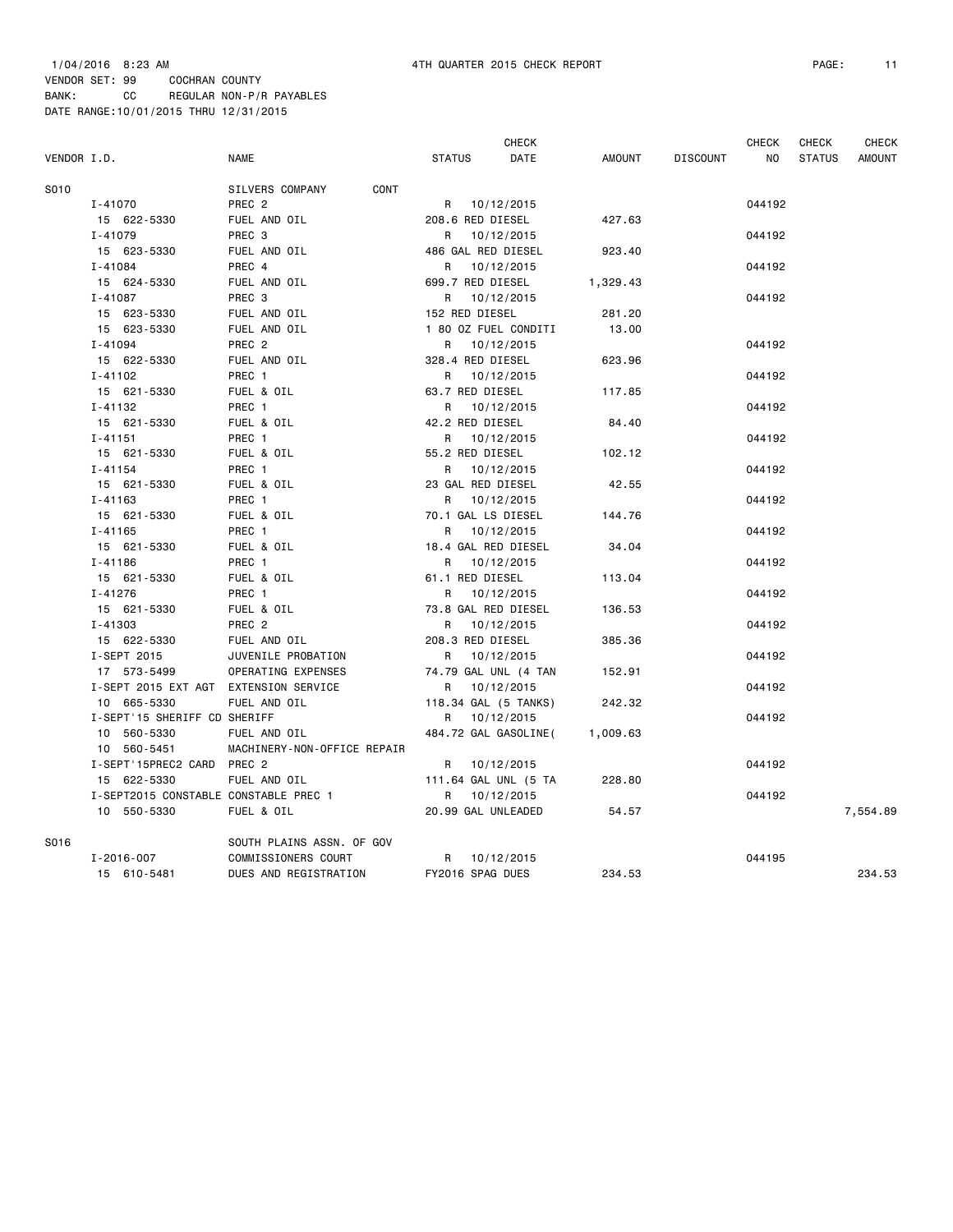1/04/2016 8:23 AM 4TH QUARTER 2015 CHECK REPORT

VENDOR SET: 99 COCHRAN COUNTY
BANK: CC REGULAR NON-P/R PAYABLES
DATE RANGE:10/01/2015 THRU 12/31/2015

| VENDOR I.D. | NAME | STATUS | CHECK DATE | AMOUNT | DISCOUNT | CHECK NO | CHECK STATUS | CHECK AMOUNT |
|---|---|---|---|---|---|---|---|---|
| S010 | SILVERS COMPANY CONT | | | | | | | |
| I-41070 | PREC 2 | R | 10/12/2015 | | | 044192 | | |
| 15 622-5330 | FUEL AND OIL | 208.6 RED DIESEL | | 427.63 | | | | |
| I-41079 | PREC 3 | R | 10/12/2015 | | | 044192 | | |
| 15 623-5330 | FUEL AND OIL | 486 GAL RED DIESEL | | 923.40 | | | | |
| I-41084 | PREC 4 | R | 10/12/2015 | | | 044192 | | |
| 15 624-5330 | FUEL AND OIL | 699.7 RED DIESEL | | 1,329.43 | | | | |
| I-41087 | PREC 3 | R | 10/12/2015 | | | 044192 | | |
| 15 623-5330 | FUEL AND OIL | 152 RED DIESEL | | 281.20 | | | | |
| 15 623-5330 | FUEL AND OIL | 1 80 OZ FUEL CONDITI | | 13.00 | | | | |
| I-41094 | PREC 2 | R | 10/12/2015 | | | 044192 | | |
| 15 622-5330 | FUEL AND OIL | 328.4 RED DIESEL | | 623.96 | | | | |
| I-41102 | PREC 1 | R | 10/12/2015 | | | 044192 | | |
| 15 621-5330 | FUEL & OIL | 63.7 RED DIESEL | | 117.85 | | | | |
| I-41132 | PREC 1 | R | 10/12/2015 | | | 044192 | | |
| 15 621-5330 | FUEL & OIL | 42.2 RED DIESEL | | 84.40 | | | | |
| I-41151 | PREC 1 | R | 10/12/2015 | | | 044192 | | |
| 15 621-5330 | FUEL & OIL | 55.2 RED DIESEL | | 102.12 | | | | |
| I-41154 | PREC 1 | R | 10/12/2015 | | | 044192 | | |
| 15 621-5330 | FUEL & OIL | 23 GAL RED DIESEL | | 42.55 | | | | |
| I-41163 | PREC 1 | R | 10/12/2015 | | | 044192 | | |
| 15 621-5330 | FUEL & OIL | 70.1 GAL LS DIESEL | | 144.76 | | | | |
| I-41165 | PREC 1 | R | 10/12/2015 | | | 044192 | | |
| 15 621-5330 | FUEL & OIL | 18.4 GAL RED DIESEL | | 34.04 | | | | |
| I-41186 | PREC 1 | R | 10/12/2015 | | | 044192 | | |
| 15 621-5330 | FUEL & OIL | 61.1 RED DIESEL | | 113.04 | | | | |
| I-41276 | PREC 1 | R | 10/12/2015 | | | 044192 | | |
| 15 621-5330 | FUEL & OIL | 73.8 GAL RED DIESEL | | 136.53 | | | | |
| I-41303 | PREC 2 | R | 10/12/2015 | | | 044192 | | |
| 15 622-5330 | FUEL AND OIL | 208.3 RED DIESEL | | 385.36 | | | | |
| I-SEPT 2015 | JUVENILE PROBATION | R | 10/12/2015 | | | 044192 | | |
| 17 573-5499 | OPERATING EXPENSES | 74.79 GAL UNL (4 TAN | | 152.91 | | | | |
| I-SEPT 2015 EXT AGT | EXTENSION SERVICE | R | 10/12/2015 | | | 044192 | | |
| 10 665-5330 | FUEL AND OIL | 118.34 GAL (5 TANKS) | | 242.32 | | | | |
| I-SEPT'15 SHERIFF CD | SHERIFF | R | 10/12/2015 | | | 044192 | | |
| 10 560-5330 | FUEL AND OIL | 484.72 GAL GASOLINE( | | 1,009.63 | | | | |
| 10 560-5451 | MACHINERY-NON-OFFICE REPAIR | | | | | | | |
| I-SEPT'15PREC2 CARD | PREC 2 | R | 10/12/2015 | | | 044192 | | |
| 15 622-5330 | FUEL AND OIL | 111.64 GAL UNL (5 TA | | 228.80 | | | | |
| I-SEPT2015 CONSTABLE | CONSTABLE PREC 1 | R | 10/12/2015 | | | 044192 | | |
| 10 550-5330 | FUEL & OIL | 20.99 GAL UNLEADED | | 54.57 | | | | 7,554.89 |
| S016 | SOUTH PLAINS ASSN. OF GOV | | | | | | | |
| I-2016-007 | COMMISSIONERS COURT | R | 10/12/2015 | | | 044195 | | |
| 15 610-5481 | DUES AND REGISTRATION | FY2016 SPAG DUES | | 234.53 | | | | 234.53 |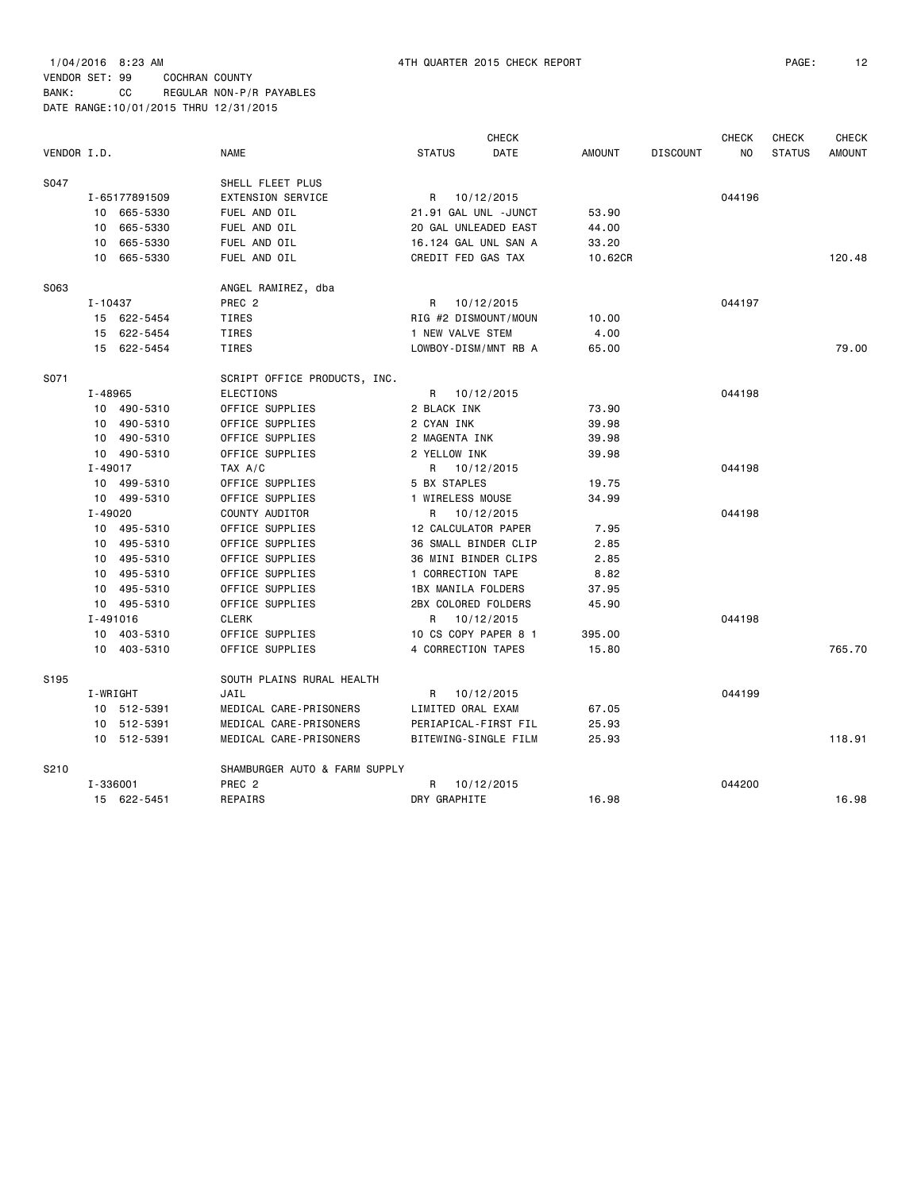1/04/2016 8:23 AM 4TH QUARTER 2015 CHECK REPORT

VENDOR SET: 99 COCHRAN COUNTY
BANK: CC REGULAR NON-P/R PAYABLES
DATE RANGE:10/01/2015 THRU 12/31/2015

| VENDOR I.D. | NAME | STATUS | CHECK DATE | AMOUNT | DISCOUNT | CHECK NO | CHECK STATUS | CHECK AMOUNT |
|---|---|---|---|---|---|---|---|---|
| S047 | SHELL FLEET PLUS | | | | | | | |
| I-65177891509 | EXTENSION SERVICE | R | 10/12/2015 | | | 044196 | | |
| 10 665-5330 | FUEL AND OIL | 21.91 GAL UNL -JUNCT | | 53.90 | | | | |
| 10 665-5330 | FUEL AND OIL | 20 GAL UNLEADED EAST | | 44.00 | | | | |
| 10 665-5330 | FUEL AND OIL | 16.124 GAL UNL SAN A | | 33.20 | | | | |
| 10 665-5330 | FUEL AND OIL | CREDIT FED GAS TAX | | 10.62CR | | | | 120.48 |
| S063 | ANGEL RAMIREZ, dba | | | | | | | |
| I-10437 | PREC 2 | R | 10/12/2015 | | | 044197 | | |
| 15 622-5454 | TIRES | RIG #2 DISMOUNT/MOUN | | 10.00 | | | | |
| 15 622-5454 | TIRES | 1 NEW VALVE STEM | | 4.00 | | | | |
| 15 622-5454 | TIRES | LOWBOY-DISM/MNT RB A | | 65.00 | | | | 79.00 |
| S071 | SCRIPT OFFICE PRODUCTS, INC. | | | | | | | |
| I-48965 | ELECTIONS | R | 10/12/2015 | | | 044198 | | |
| 10 490-5310 | OFFICE SUPPLIES | 2 BLACK INK | | 73.90 | | | | |
| 10 490-5310 | OFFICE SUPPLIES | 2 CYAN INK | | 39.98 | | | | |
| 10 490-5310 | OFFICE SUPPLIES | 2 MAGENTA INK | | 39.98 | | | | |
| 10 490-5310 | OFFICE SUPPLIES | 2 YELLOW INK | | 39.98 | | | | |
| I-49017 | TAX A/C | R | 10/12/2015 | | | 044198 | | |
| 10 499-5310 | OFFICE SUPPLIES | 5 BX STAPLES | | 19.75 | | | | |
| 10 499-5310 | OFFICE SUPPLIES | 1 WIRELESS MOUSE | | 34.99 | | | | |
| I-49020 | COUNTY AUDITOR | R | 10/12/2015 | | | 044198 | | |
| 10 495-5310 | OFFICE SUPPLIES | 12 CALCULATOR PAPER | | 7.95 | | | | |
| 10 495-5310 | OFFICE SUPPLIES | 36 SMALL BINDER CLIP | | 2.85 | | | | |
| 10 495-5310 | OFFICE SUPPLIES | 36 MINI BINDER CLIPS | | 2.85 | | | | |
| 10 495-5310 | OFFICE SUPPLIES | 1 CORRECTION TAPE | | 8.82 | | | | |
| 10 495-5310 | OFFICE SUPPLIES | 1BX MANILA FOLDERS | | 37.95 | | | | |
| 10 495-5310 | OFFICE SUPPLIES | 2BX COLORED FOLDERS | | 45.90 | | | | |
| I-491016 | CLERK | R | 10/12/2015 | | | 044198 | | |
| 10 403-5310 | OFFICE SUPPLIES | 10 CS COPY PAPER 8 1 | | 395.00 | | | | |
| 10 403-5310 | OFFICE SUPPLIES | 4 CORRECTION TAPES | | 15.80 | | | | 765.70 |
| S195 | SOUTH PLAINS RURAL HEALTH | | | | | | | |
| I-WRIGHT | JAIL | R | 10/12/2015 | | | 044199 | | |
| 10 512-5391 | MEDICAL CARE-PRISONERS | LIMITED ORAL EXAM | | 67.05 | | | | |
| 10 512-5391 | MEDICAL CARE-PRISONERS | PERIAPICAL-FIRST FIL | | 25.93 | | | | |
| 10 512-5391 | MEDICAL CARE-PRISONERS | BITEWING-SINGLE FILM | | 25.93 | | | | 118.91 |
| S210 | SHAMBURGER AUTO & FARM SUPPLY | | | | | | | |
| I-336001 | PREC 2 | R | 10/12/2015 | | | 044200 | | |
| 15 622-5451 | REPAIRS | DRY GRAPHITE | | 16.98 | | | | 16.98 |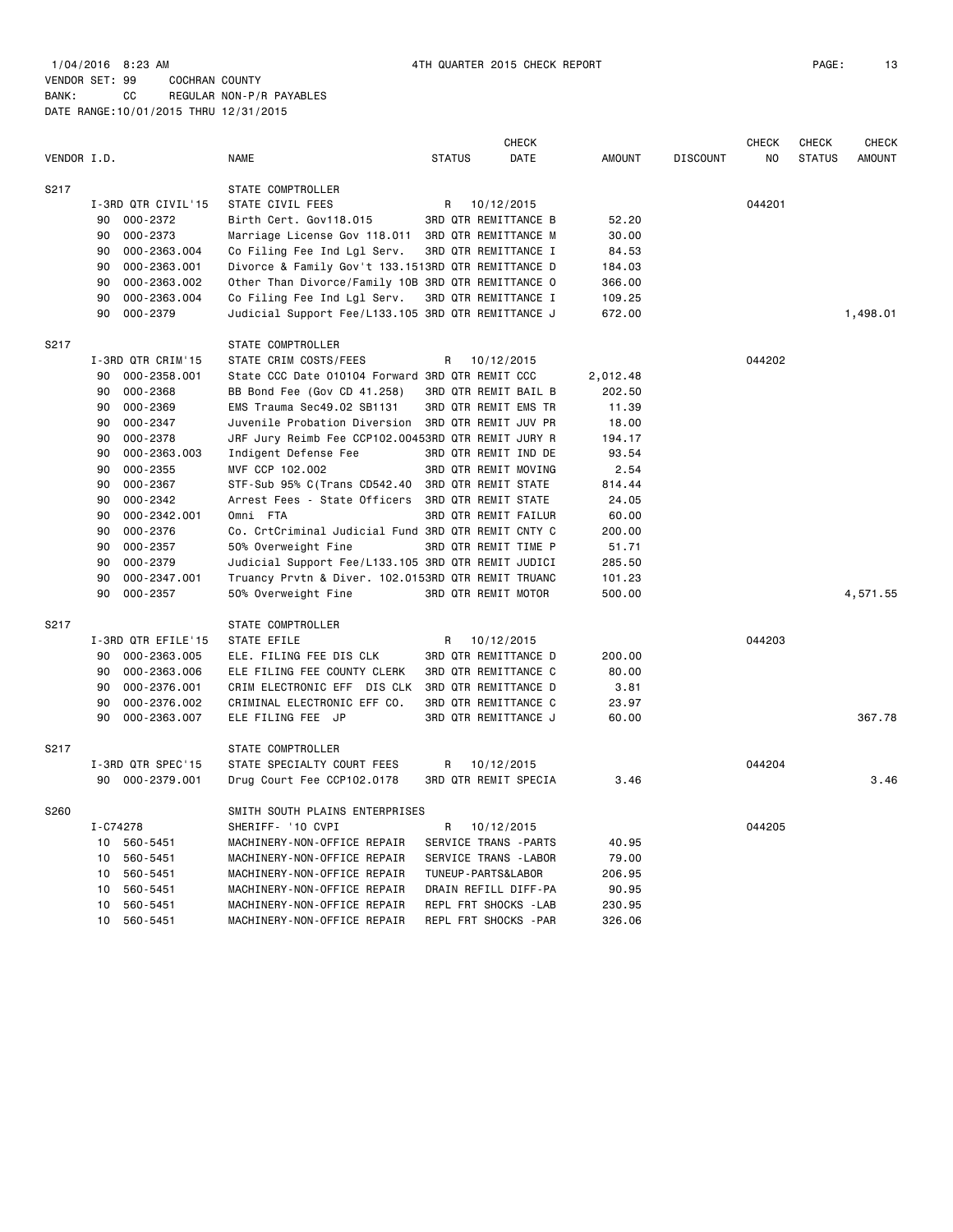1/04/2016 8:23 AM 4TH QUARTER 2015 CHECK REPORT

VENDOR SET: 99 COCHRAN COUNTY
BANK: CC REGULAR NON-P/R PAYABLES
DATE RANGE:10/01/2015 THRU 12/31/2015

| VENDOR I.D. | | NAME | STATUS | CHECK DATE | AMOUNT | DISCOUNT | CHECK NO | CHECK STATUS | CHECK AMOUNT |
|---|---|---|---|---|---|---|---|---|---|
| S217 | | STATE COMPTROLLER | | | | | | | |
| | I-3RD QTR CIVIL'15 | STATE CIVIL FEES | R | 10/12/2015 | | | 044201 | | |
| | 90 000-2372 | Birth Cert. Gov118.015 | 3RD QTR REMITTANCE B | | 52.20 | | | | |
| | 90 000-2373 | Marriage License Gov 118.011 | 3RD QTR REMITTANCE M | | 30.00 | | | | |
| | 90 000-2363.004 | Co Filing Fee Ind Lgl Serv. | 3RD QTR REMITTANCE I | | 84.53 | | | | |
| | 90 000-2363.001 | Divorce & Family Gov't 133.151 | 3RD QTR REMITTANCE D | | 184.03 | | | | |
| | 90 000-2363.002 | Other Than Divorce/Family 10B | 3RD QTR REMITTANCE O | | 366.00 | | | | |
| | 90 000-2363.004 | Co Filing Fee Ind Lgl Serv. | 3RD QTR REMITTANCE I | | 109.25 | | | | |
| | 90 000-2379 | Judicial Support Fee/L133.105 | 3RD QTR REMITTANCE J | | 672.00 | | | | 1,498.01 |
| S217 | | STATE COMPTROLLER | | | | | | | |
| | I-3RD QTR CRIM'15 | STATE CRIM COSTS/FEES | R | 10/12/2015 | | | 044202 | | |
| | 90 000-2358.001 | State CCC Date 010104 Forward | 3RD QTR REMIT CCC | | 2,012.48 | | | | |
| | 90 000-2368 | BB Bond Fee (Gov CD 41.258) | 3RD QTR REMIT BAIL B | | 202.50 | | | | |
| | 90 000-2369 | EMS Trauma Sec49.02 SB1131 | 3RD QTR REMIT EMS TR | | 11.39 | | | | |
| | 90 000-2347 | Juvenile Probation Diversion | 3RD QTR REMIT JUV PR | | 18.00 | | | | |
| | 90 000-2378 | JRF Jury Reimb Fee CCP102.0045 | 3RD QTR REMIT JURY R | | 194.17 | | | | |
| | 90 000-2363.003 | Indigent Defense Fee | 3RD QTR REMIT IND DE | | 93.54 | | | | |
| | 90 000-2355 | MVF CCP 102.002 | 3RD QTR REMIT MOVING | | 2.54 | | | | |
| | 90 000-2367 | STF-Sub 95% C(Trans CD542.40 | 3RD QTR REMIT STATE | | 814.44 | | | | |
| | 90 000-2342 | Arrest Fees - State Officers | 3RD QTR REMIT STATE | | 24.05 | | | | |
| | 90 000-2342.001 | Omni FTA | 3RD QTR REMIT FAILUR | | 60.00 | | | | |
| | 90 000-2376 | Co. CrtCriminal Judicial Fund | 3RD QTR REMIT CNTY C | | 200.00 | | | | |
| | 90 000-2357 | 50% Overweight Fine | 3RD QTR REMIT TIME P | | 51.71 | | | | |
| | 90 000-2379 | Judicial Support Fee/L133.105 | 3RD QTR REMIT JUDICI | | 285.50 | | | | |
| | 90 000-2347.001 | Truancy Prvtn & Diver. 102.015 | 3RD QTR REMIT TRUANC | | 101.23 | | | | |
| | 90 000-2357 | 50% Overweight Fine | 3RD QTR REMIT MOTOR | | 500.00 | | | | 4,571.55 |
| S217 | | STATE COMPTROLLER | | | | | | | |
| | I-3RD QTR EFILE'15 | STATE EFILE | R | 10/12/2015 | | | 044203 | | |
| | 90 000-2363.005 | ELE. FILING FEE DIS CLK | 3RD QTR REMITTANCE D | | 200.00 | | | | |
| | 90 000-2363.006 | ELE FILING FEE COUNTY CLERK | 3RD QTR REMITTANCE C | | 80.00 | | | | |
| | 90 000-2376.001 | CRIM ELECTRONIC EFF DIS CLK | 3RD QTR REMITTANCE D | | 3.81 | | | | |
| | 90 000-2376.002 | CRIMINAL ELECTRONIC EFF CO. | 3RD QTR REMITTANCE C | | 23.97 | | | | |
| | 90 000-2363.007 | ELE FILING FEE JP | 3RD QTR REMITTANCE J | | 60.00 | | | | 367.78 |
| S217 | | STATE COMPTROLLER | | | | | | | |
| | I-3RD QTR SPEC'15 | STATE SPECIALTY COURT FEES | R | 10/12/2015 | | | 044204 | | |
| | 90 000-2379.001 | Drug Court Fee CCP102.0178 | 3RD QTR REMIT SPECIA | | 3.46 | | | | 3.46 |
| S260 | | SMITH SOUTH PLAINS ENTERPRISES | | | | | | | |
| | I-C74278 | SHERIFF- '10 CVPI | R | 10/12/2015 | | | 044205 | | |
| | 10 560-5451 | MACHINERY-NON-OFFICE REPAIR | SERVICE TRANS -PARTS | | 40.95 | | | | |
| | 10 560-5451 | MACHINERY-NON-OFFICE REPAIR | SERVICE TRANS -LABOR | | 79.00 | | | | |
| | 10 560-5451 | MACHINERY-NON-OFFICE REPAIR | TUNEUP-PARTS&LABOR | | 206.95 | | | | |
| | 10 560-5451 | MACHINERY-NON-OFFICE REPAIR | DRAIN REFILL DIFF-PA | | 90.95 | | | | |
| | 10 560-5451 | MACHINERY-NON-OFFICE REPAIR | REPL FRT SHOCKS -LAB | | 230.95 | | | | |
| | 10 560-5451 | MACHINERY-NON-OFFICE REPAIR | REPL FRT SHOCKS -PAR | | 326.06 | | | | |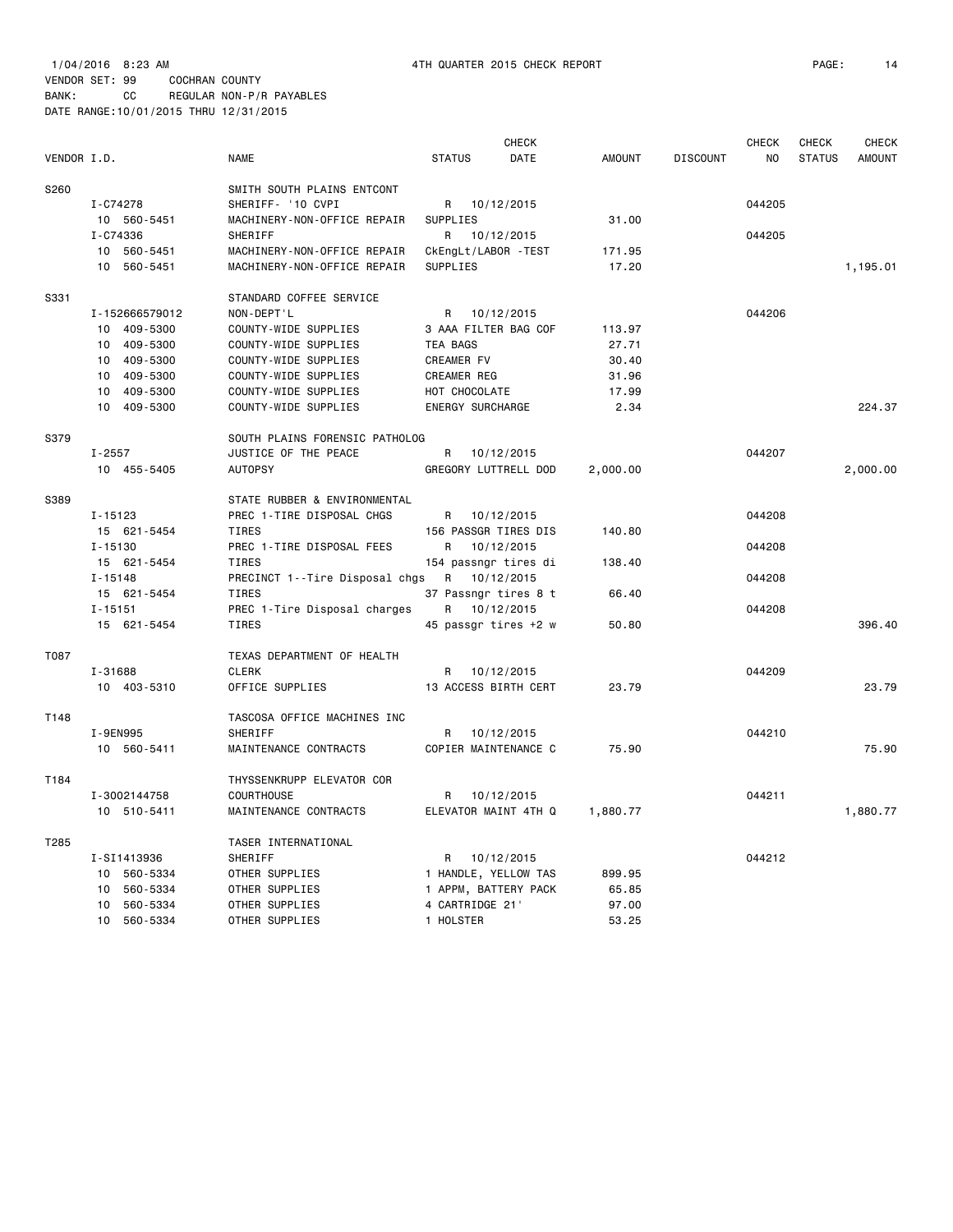1/04/2016 8:23 AM 4TH QUARTER 2015 CHECK REPORT

VENDOR SET: 99 COCHRAN COUNTY
BANK: CC REGULAR NON-P/R PAYABLES
DATE RANGE:10/01/2015 THRU 12/31/2015

| VENDOR I.D. | NAME | STATUS | CHECK DATE | AMOUNT | DISCOUNT | CHECK NO | CHECK STATUS | CHECK AMOUNT |
|---|---|---|---|---|---|---|---|---|
| S260 | SMITH SOUTH PLAINS ENTCONT | | | | | | | |
| I-C74278 | SHERIFF- '10 CVPI | R | 10/12/2015 | | | 044205 | | |
| 10 560-5451 | MACHINERY-NON-OFFICE REPAIR | SUPPLIES | | 31.00 | | | | |
| I-C74336 | SHERIFF | R | 10/12/2015 | | | 044205 | | |
| 10 560-5451 | MACHINERY-NON-OFFICE REPAIR | CkEngLt/LABOR -TEST | | 171.95 | | | | |
| 10 560-5451 | MACHINERY-NON-OFFICE REPAIR | SUPPLIES | | 17.20 | | | | 1,195.01 |
| S331 | STANDARD COFFEE SERVICE | | | | | | | |
| I-152666579012 | NON-DEPT'L | R | 10/12/2015 | | | 044206 | | |
| 10 409-5300 | COUNTY-WIDE SUPPLIES | 3 AAA FILTER BAG COF | | 113.97 | | | | |
| 10 409-5300 | COUNTY-WIDE SUPPLIES | TEA BAGS | | 27.71 | | | | |
| 10 409-5300 | COUNTY-WIDE SUPPLIES | CREAMER FV | | 30.40 | | | | |
| 10 409-5300 | COUNTY-WIDE SUPPLIES | CREAMER REG | | 31.96 | | | | |
| 10 409-5300 | COUNTY-WIDE SUPPLIES | HOT CHOCOLATE | | 17.99 | | | | |
| 10 409-5300 | COUNTY-WIDE SUPPLIES | ENERGY SURCHARGE | | 2.34 | | | | 224.37 |
| S379 | SOUTH PLAINS FORENSIC PATHOLOG | | | | | | | |
| I-2557 | JUSTICE OF THE PEACE | R | 10/12/2015 | | | 044207 | | |
| 10 455-5405 | AUTOPSY | GREGORY LUTTRELL DOD | | 2,000.00 | | | | 2,000.00 |
| S389 | STATE RUBBER & ENVIRONMENTAL | | | | | | | |
| I-15123 | PREC 1-TIRE DISPOSAL CHGS | R | 10/12/2015 | | | 044208 | | |
| 15 621-5454 | TIRES | 156 PASSGR TIRES DIS | | 140.80 | | | | |
| I-15130 | PREC 1-TIRE DISPOSAL FEES | R | 10/12/2015 | | | 044208 | | |
| 15 621-5454 | TIRES | 154 passngr tires di | | 138.40 | | | | |
| I-15148 | PRECINCT 1--Tire Disposal chgs | R | 10/12/2015 | | | 044208 | | |
| 15 621-5454 | TIRES | 37 Passngr tires 8 t | | 66.40 | | | | |
| I-15151 | PREC 1-Tire Disposal charges | R | 10/12/2015 | | | 044208 | | |
| 15 621-5454 | TIRES | 45 passgr tires +2 w | | 50.80 | | | | 396.40 |
| T087 | TEXAS DEPARTMENT OF HEALTH | | | | | | | |
| I-31688 | CLERK | R | 10/12/2015 | | | 044209 | | |
| 10 403-5310 | OFFICE SUPPLIES | 13 ACCESS BIRTH CERT | | 23.79 | | | | 23.79 |
| T148 | TASCOSA OFFICE MACHINES INC | | | | | | | |
| I-9EN995 | SHERIFF | R | 10/12/2015 | | | 044210 | | |
| 10 560-5411 | MAINTENANCE CONTRACTS | COPIER MAINTENANCE C | | 75.90 | | | | 75.90 |
| T184 | THYSSENKRUPP ELEVATOR COR | | | | | | | |
| I-3002144758 | COURTHOUSE | R | 10/12/2015 | | | 044211 | | |
| 10 510-5411 | MAINTENANCE CONTRACTS | ELEVATOR MAINT 4TH Q | | 1,880.77 | | | | 1,880.77 |
| T285 | TASER INTERNATIONAL | | | | | | | |
| I-SI1413936 | SHERIFF | R | 10/12/2015 | | | 044212 | | |
| 10 560-5334 | OTHER SUPPLIES | 1 HANDLE, YELLOW TAS | | 899.95 | | | | |
| 10 560-5334 | OTHER SUPPLIES | 1 APPM, BATTERY PACK | | 65.85 | | | | |
| 10 560-5334 | OTHER SUPPLIES | 4 CARTRIDGE 21' | | 97.00 | | | | |
| 10 560-5334 | OTHER SUPPLIES | 1 HOLSTER | | 53.25 | | | | |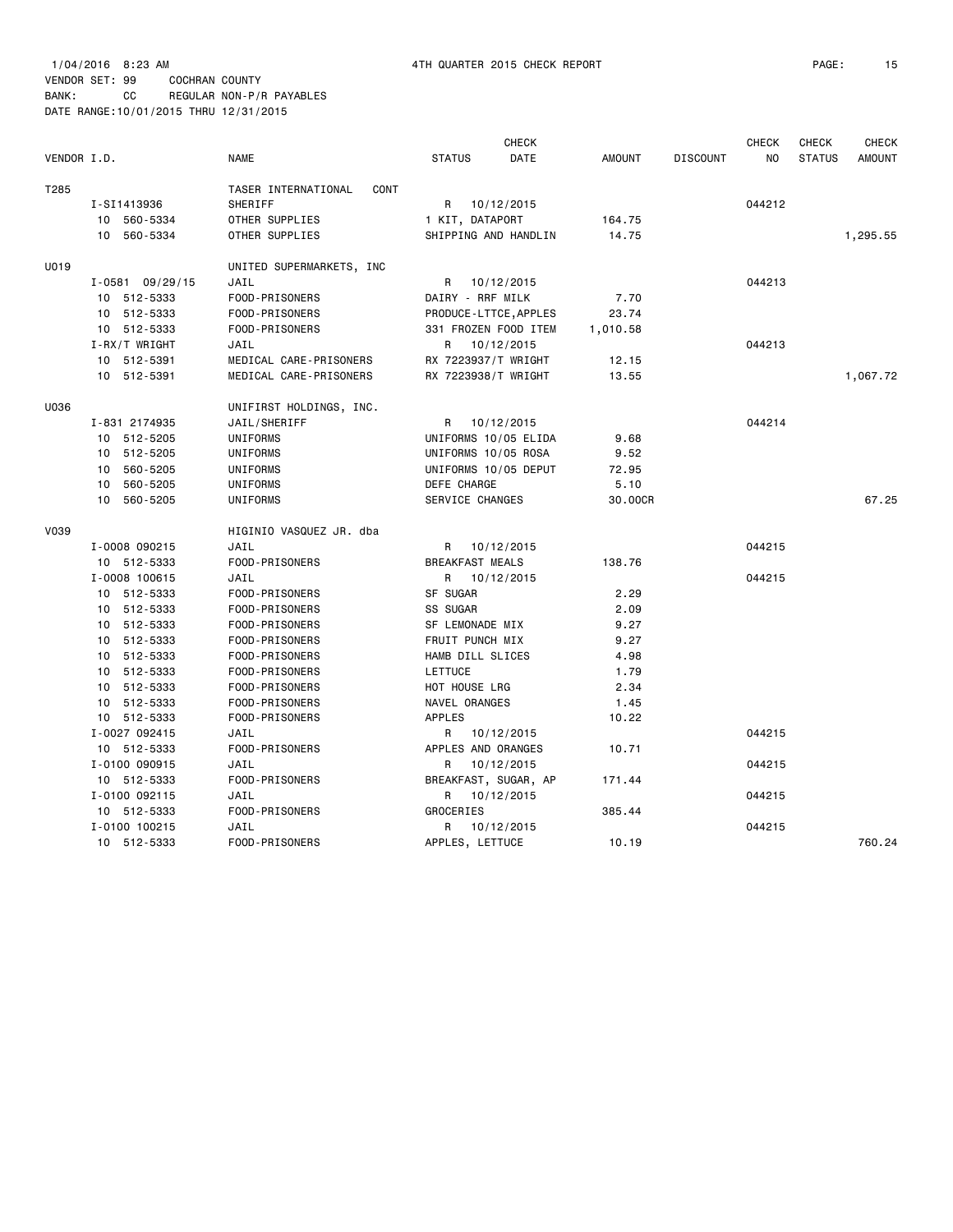1/04/2016 8:23 AM 4TH QUARTER 2015 CHECK REPORT

VENDOR SET: 99 COCHRAN COUNTY
BANK: CC REGULAR NON-P/R PAYABLES
DATE RANGE:10/01/2015 THRU 12/31/2015

| VENDOR I.D. | NAME | STATUS | CHECK DATE | AMOUNT | DISCOUNT | CHECK NO | CHECK STATUS | CHECK AMOUNT |
|---|---|---|---|---|---|---|---|---|
| T285 | TASER INTERNATIONAL CONT | | | | | | | |
| I-SI1413936 | SHERIFF | R | 10/12/2015 | | | 044212 | | |
| 10 560-5334 | OTHER SUPPLIES | 1 KIT, DATAPORT | | 164.75 | | | | |
| 10 560-5334 | OTHER SUPPLIES | SHIPPING AND HANDLIN | | 14.75 | | | | 1,295.55 |
| U019 | UNITED SUPERMARKETS, INC | | | | | | | |
| I-0581 09/29/15 | JAIL | R | 10/12/2015 | | | 044213 | | |
| 10 512-5333 | FOOD-PRISONERS | DAIRY - RRF MILK | | 7.70 | | | | |
| 10 512-5333 | FOOD-PRISONERS | PRODUCE-LTTCE,APPLES | | 23.74 | | | | |
| 10 512-5333 | FOOD-PRISONERS | 331 FROZEN FOOD ITEM | | 1,010.58 | | | | |
| I-RX/T WRIGHT | JAIL | R | 10/12/2015 | | | 044213 | | |
| 10 512-5391 | MEDICAL CARE-PRISONERS | RX 7223937/T WRIGHT | | 12.15 | | | | |
| 10 512-5391 | MEDICAL CARE-PRISONERS | RX 7223938/T WRIGHT | | 13.55 | | | | 1,067.72 |
| U036 | UNIFIRST HOLDINGS, INC. | | | | | | | |
| I-831 2174935 | JAIL/SHERIFF | R | 10/12/2015 | | | 044214 | | |
| 10 512-5205 | UNIFORMS | UNIFORMS 10/05 ELIDA | | 9.68 | | | | |
| 10 512-5205 | UNIFORMS | UNIFORMS 10/05 ROSA | | 9.52 | | | | |
| 10 560-5205 | UNIFORMS | UNIFORMS 10/05 DEPUT | | 72.95 | | | | |
| 10 560-5205 | UNIFORMS | DEFE CHARGE | | 5.10 | | | | |
| 10 560-5205 | UNIFORMS | SERVICE CHANGES | | 30.00CR | | | | 67.25 |
| V039 | HIGINIO VASQUEZ JR. dba | | | | | | | |
| I-0008 090215 | JAIL | R | 10/12/2015 | | | 044215 | | |
| 10 512-5333 | FOOD-PRISONERS | BREAKFAST MEALS | | 138.76 | | | | |
| I-0008 100615 | JAIL | R | 10/12/2015 | | | 044215 | | |
| 10 512-5333 | FOOD-PRISONERS | SF SUGAR | | 2.29 | | | | |
| 10 512-5333 | FOOD-PRISONERS | SS SUGAR | | 2.09 | | | | |
| 10 512-5333 | FOOD-PRISONERS | SF LEMONADE MIX | | 9.27 | | | | |
| 10 512-5333 | FOOD-PRISONERS | FRUIT PUNCH MIX | | 9.27 | | | | |
| 10 512-5333 | FOOD-PRISONERS | HAMB DILL SLICES | | 4.98 | | | | |
| 10 512-5333 | FOOD-PRISONERS | LETTUCE | | 1.79 | | | | |
| 10 512-5333 | FOOD-PRISONERS | HOT HOUSE LRG | | 2.34 | | | | |
| 10 512-5333 | FOOD-PRISONERS | NAVEL ORANGES | | 1.45 | | | | |
| 10 512-5333 | FOOD-PRISONERS | APPLES | | 10.22 | | | | |
| I-0027 092415 | JAIL | R | 10/12/2015 | | | 044215 | | |
| 10 512-5333 | FOOD-PRISONERS | APPLES AND ORANGES | | 10.71 | | | | |
| I-0100 090915 | JAIL | R | 10/12/2015 | | | 044215 | | |
| 10 512-5333 | FOOD-PRISONERS | BREAKFAST, SUGAR, AP | | 171.44 | | | | |
| I-0100 092115 | JAIL | R | 10/12/2015 | | | 044215 | | |
| 10 512-5333 | FOOD-PRISONERS | GROCERIES | | 385.44 | | | | |
| I-0100 100215 | JAIL | R | 10/12/2015 | | | 044215 | | |
| 10 512-5333 | FOOD-PRISONERS | APPLES, LETTUCE | | 10.19 | | | | 760.24 |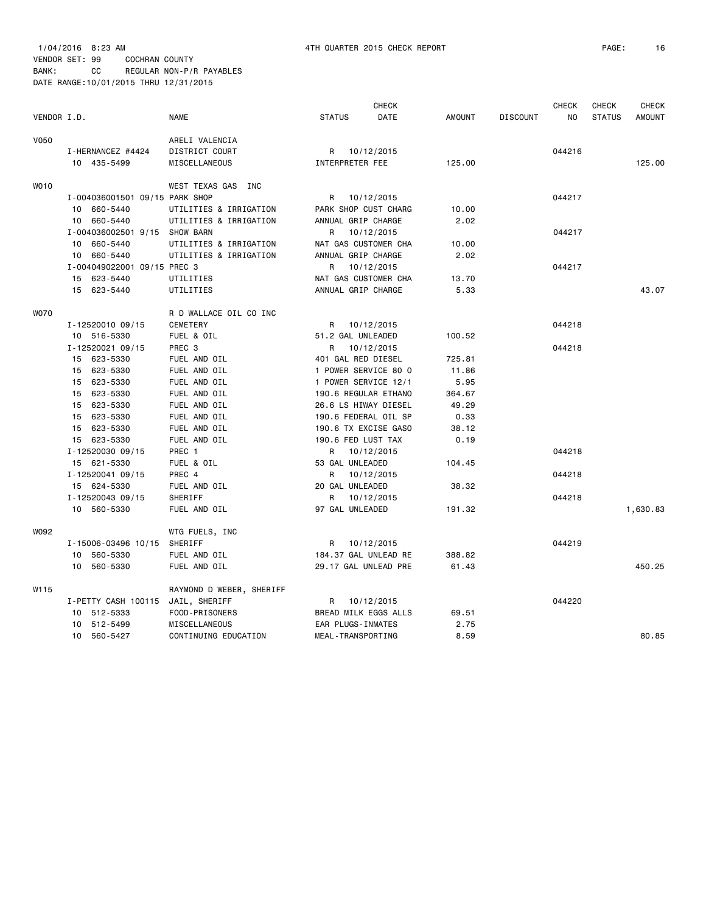1/04/2016 8:23 AM 4TH QUARTER 2015 CHECK REPORT

VENDOR SET: 99 COCHRAN COUNTY
BANK: CC REGULAR NON-P/R PAYABLES
DATE RANGE:10/01/2015 THRU 12/31/2015

| VENDOR I.D. | NAME | STATUS | CHECK DATE | AMOUNT | DISCOUNT | CHECK NO | CHECK STATUS | CHECK AMOUNT |
|---|---|---|---|---|---|---|---|---|
| V050 | ARELI VALENCIA | | | | | | | |
| I-HERNANCEZ #4424 | DISTRICT COURT | R | 10/12/2015 | | | 044216 | | |
| 10 435-5499 | MISCELLANEOUS | INTERPRETER FEE | | 125.00 | | | | 125.00 |
| W010 | WEST TEXAS GAS INC | | | | | | | |
| I-004036001501 09/15 | PARK SHOP | R | 10/12/2015 | | | 044217 | | |
| 10 660-5440 | UTILITIES & IRRIGATION | PARK SHOP CUST CHARG | | 10.00 | | | | |
| 10 660-5440 | UTILITIES & IRRIGATION | ANNUAL GRIP CHARGE | | 2.02 | | | | |
| I-004036002501 9/15 | SHOW BARN | R | 10/12/2015 | | | 044217 | | |
| 10 660-5440 | UTILITIES & IRRIGATION | NAT GAS CUSTOMER CHA | | 10.00 | | | | |
| 10 660-5440 | UTILITIES & IRRIGATION | ANNUAL GRIP CHARGE | | 2.02 | | | | |
| I-004049022001 09/15 | PREC 3 | R | 10/12/2015 | | | 044217 | | |
| 15 623-5440 | UTILITIES | NAT GAS CUSTOMER CHA | | 13.70 | | | | |
| 15 623-5440 | UTILITIES | ANNUAL GRIP CHARGE | | 5.33 | | | | 43.07 |
| W070 | R D WALLACE OIL CO INC | | | | | | | |
| I-12520010 09/15 | CEMETERY | R | 10/12/2015 | | | 044218 | | |
| 10 516-5330 | FUEL & OIL | 51.2 GAL UNLEADED | | 100.52 | | | | |
| I-12520021 09/15 | PREC 3 | R | 10/12/2015 | | | 044218 | | |
| 15 623-5330 | FUEL AND OIL | 401 GAL RED DIESEL | | 725.81 | | | | |
| 15 623-5330 | FUEL AND OIL | 1 POWER SERVICE 80 O | | 11.86 | | | | |
| 15 623-5330 | FUEL AND OIL | 1 POWER SERVICE 12/1 | | 5.95 | | | | |
| 15 623-5330 | FUEL AND OIL | 190.6 REGULAR ETHANO | | 364.67 | | | | |
| 15 623-5330 | FUEL AND OIL | 26.6 LS HIWAY DIESEL | | 49.29 | | | | |
| 15 623-5330 | FUEL AND OIL | 190.6 FEDERAL OIL SP | | 0.33 | | | | |
| 15 623-5330 | FUEL AND OIL | 190.6 TX EXCISE GASO | | 38.12 | | | | |
| 15 623-5330 | FUEL AND OIL | 190.6 FED LUST TAX | | 0.19 | | | | |
| I-12520030 09/15 | PREC 1 | R | 10/12/2015 | | | 044218 | | |
| 15 621-5330 | FUEL & OIL | 53 GAL UNLEADED | | 104.45 | | | | |
| I-12520041 09/15 | PREC 4 | R | 10/12/2015 | | | 044218 | | |
| 15 624-5330 | FUEL AND OIL | 20 GAL UNLEADED | | 38.32 | | | | |
| I-12520043 09/15 | SHERIFF | R | 10/12/2015 | | | 044218 | | |
| 10 560-5330 | FUEL AND OIL | 97 GAL UNLEADED | | 191.32 | | | | 1,630.83 |
| W092 | WTG FUELS, INC | | | | | | | |
| I-15006-03496 10/15 | SHERIFF | R | 10/12/2015 | | | 044219 | | |
| 10 560-5330 | FUEL AND OIL | 184.37 GAL UNLEAD RE | | 388.82 | | | | |
| 10 560-5330 | FUEL AND OIL | 29.17 GAL UNLEAD PRE | | 61.43 | | | | 450.25 |
| W115 | RAYMOND D WEBER, SHERIFF | | | | | | | |
| I-PETTY CASH 100115 | JAIL, SHERIFF | R | 10/12/2015 | | | 044220 | | |
| 10 512-5333 | FOOD-PRISONERS | BREAD MILK EGGS ALLS | | 69.51 | | | | |
| 10 512-5499 | MISCELLANEOUS | EAR PLUGS-INMATES | | 2.75 | | | | |
| 10 560-5427 | CONTINUING EDUCATION | MEAL-TRANSPORTING | | 8.59 | | | | 80.85 |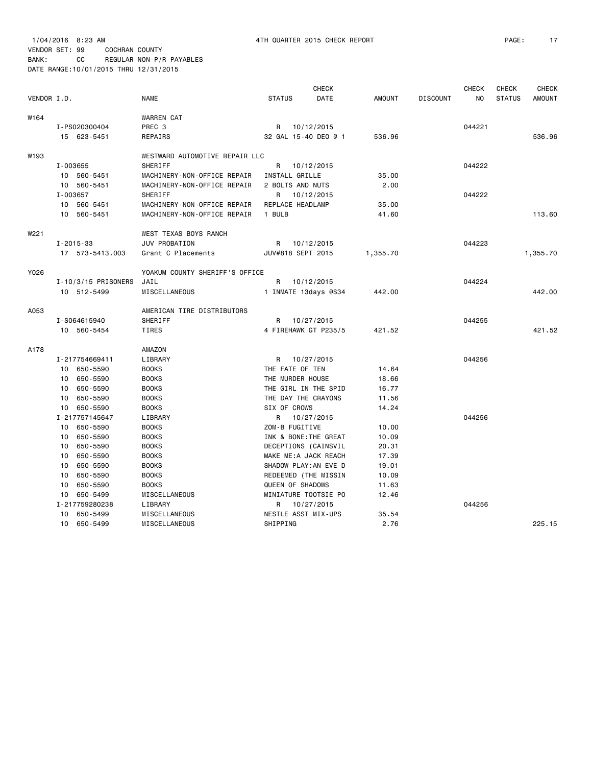1/04/2016 8:23 AM 4TH QUARTER 2015 CHECK REPORT

VENDOR SET: 99 COCHRAN COUNTY
BANK: CC REGULAR NON-P/R PAYABLES
DATE RANGE:10/01/2015 THRU 12/31/2015

| VENDOR I.D. | | NAME | STATUS | CHECK DATE | AMOUNT | DISCOUNT | CHECK NO | CHECK STATUS | CHECK AMOUNT |
|---|---|---|---|---|---|---|---|---|---|
| W164 | | WARREN CAT | | | | | | | |
| | I-PS020300404 | PREC 3 | R | 10/12/2015 | | | 044221 | | |
| | 15 623-5451 | REPAIRS | 32 GAL 15-40 DEO @ 1 | | 536.96 | | | | 536.96 |
| W193 | | WESTWARD AUTOMOTIVE REPAIR LLC | | | | | | | |
| | I-003655 | SHERIFF | R | 10/12/2015 | | | 044222 | | |
| | 10 560-5451 | MACHINERY-NON-OFFICE REPAIR | INSTALL GRILLE | | 35.00 | | | | |
| | 10 560-5451 | MACHINERY-NON-OFFICE REPAIR | 2 BOLTS AND NUTS | | 2.00 | | | | |
| | I-003657 | SHERIFF | R | 10/12/2015 | | | 044222 | | |
| | 10 560-5451 | MACHINERY-NON-OFFICE REPAIR | REPLACE HEADLAMP | | 35.00 | | | | |
| | 10 560-5451 | MACHINERY-NON-OFFICE REPAIR | 1 BULB | | 41.60 | | | | 113.60 |
| W221 | | WEST TEXAS BOYS RANCH | | | | | | | |
| | I-2015-33 | JUV PROBATION | R | 10/12/2015 | | | 044223 | | |
| | 17 573-5413.003 | Grant C Placements | JUV#818 SEPT 2015 | | 1,355.70 | | | | 1,355.70 |
| Y026 | | YOAKUM COUNTY SHERIFF'S OFFICE | | | | | | | |
| | I-10/3/15 PRISONERS | JAIL | R | 10/12/2015 | | | 044224 | | |
| | 10 512-5499 | MISCELLANEOUS | 1 INMATE 13days @$34 | | 442.00 | | | | 442.00 |
| A053 | | AMERICAN TIRE DISTRIBUTORS | | | | | | | |
| | I-S064615940 | SHERIFF | R | 10/27/2015 | | | 044255 | | |
| | 10 560-5454 | TIRES | 4 FIREHAWK GT P235/5 | | 421.52 | | | | 421.52 |
| A178 | | AMAZON | | | | | | | |
| | I-217754669411 | LIBRARY | R | 10/27/2015 | | | 044256 | | |
| | 10 650-5590 | BOOKS | THE FATE OF TEN | | 14.64 | | | | |
| | 10 650-5590 | BOOKS | THE MURDER HOUSE | | 18.66 | | | | |
| | 10 650-5590 | BOOKS | THE GIRL IN THE SPID | | 16.77 | | | | |
| | 10 650-5590 | BOOKS | THE DAY THE CRAYONS | | 11.56 | | | | |
| | 10 650-5590 | BOOKS | SIX OF CROWS | | 14.24 | | | | |
| | I-217757145647 | LIBRARY | R | 10/27/2015 | | | 044256 | | |
| | 10 650-5590 | BOOKS | ZOM-B FUGITIVE | | 10.00 | | | | |
| | 10 650-5590 | BOOKS | INK & BONE:THE GREAT | | 10.09 | | | | |
| | 10 650-5590 | BOOKS | DECEPTIONS (CAINSVIL | | 20.31 | | | | |
| | 10 650-5590 | BOOKS | MAKE ME:A JACK REACH | | 17.39 | | | | |
| | 10 650-5590 | BOOKS | SHADOW PLAY:AN EVE D | | 19.01 | | | | |
| | 10 650-5590 | BOOKS | REDEEMED (THE MISSIN | | 10.09 | | | | |
| | 10 650-5590 | BOOKS | QUEEN OF SHADOWS | | 11.63 | | | | |
| | 10 650-5499 | MISCELLANEOUS | MINIATURE TOOTSIE PO | | 12.46 | | | | |
| | I-217759280238 | LIBRARY | R | 10/27/2015 | | | 044256 | | |
| | 10 650-5499 | MISCELLANEOUS | NESTLE ASST MIX-UPS | | 35.54 | | | | |
| | 10 650-5499 | MISCELLANEOUS | SHIPPING | | 2.76 | | | | 225.15 |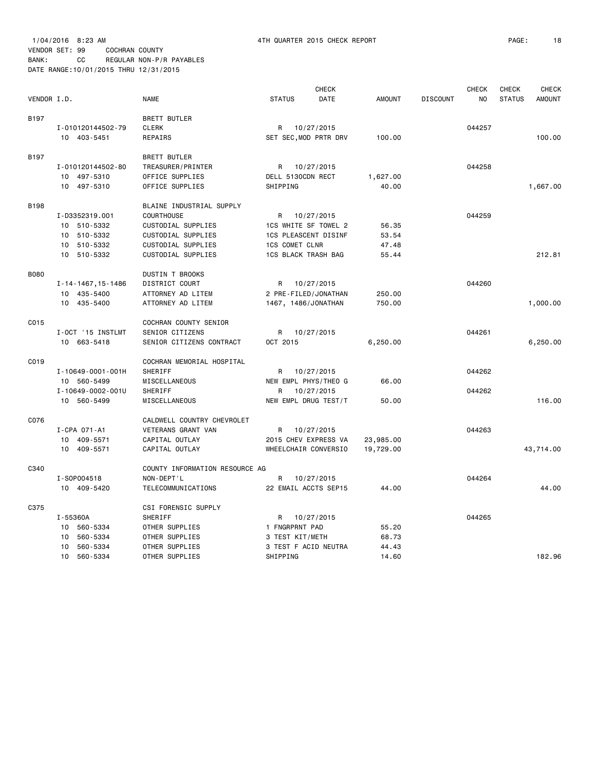1/04/2016 8:23 AM 4TH QUARTER 2015 CHECK REPORT

VENDOR SET: 99 COCHRAN COUNTY
BANK: CC REGULAR NON-P/R PAYABLES
DATE RANGE:10/01/2015 THRU 12/31/2015

| VENDOR I.D. | | NAME | STATUS | CHECK DATE | AMOUNT | DISCOUNT | CHECK NO | CHECK STATUS | CHECK AMOUNT |
|---|---|---|---|---|---|---|---|---|---|
| B197 | | BRETT BUTLER | | | | | | | |
| | I-010120144502-79 | CLERK | R | 10/27/2015 | | | 044257 | | |
| | 10 403-5451 | REPAIRS | SET SEC,MOD PRTR DRV | | 100.00 | | | | 100.00 |
| B197 | | BRETT BUTLER | | | | | | | |
| | I-010120144502-80 | TREASURER/PRINTER | R | 10/27/2015 | | | 044258 | | |
| | 10 497-5310 | OFFICE SUPPLIES | DELL 5130CDN RECT | | 1,627.00 | | | | |
| | 10 497-5310 | OFFICE SUPPLIES | SHIPPING | | 40.00 | | | | 1,667.00 |
| B198 | | BLAINE INDUSTRIAL SUPPLY | | | | | | | |
| | I-D3352319.001 | COURTHOUSE | R | 10/27/2015 | | | 044259 | | |
| | 10 510-5332 | CUSTODIAL SUPPLIES | 1CS WHITE SF TOWEL 2 | | 56.35 | | | | |
| | 10 510-5332 | CUSTODIAL SUPPLIES | 1CS PLEASCENT DISINF | | 53.54 | | | | |
| | 10 510-5332 | CUSTODIAL SUPPLIES | 1CS COMET CLNR | | 47.48 | | | | |
| | 10 510-5332 | CUSTODIAL SUPPLIES | 1CS BLACK TRASH BAG | | 55.44 | | | | 212.81 |
| B080 | | DUSTIN T BROOKS | | | | | | | |
| | I-14-1467,15-1486 | DISTRICT COURT | R | 10/27/2015 | | | 044260 | | |
| | 10 435-5400 | ATTORNEY AD LITEM | 2 PRE-FILED/JONATHAN | | 250.00 | | | | |
| | 10 435-5400 | ATTORNEY AD LITEM | 1467, 1486/JONATHAN | | 750.00 | | | | 1,000.00 |
| C015 | | COCHRAN COUNTY SENIOR | | | | | | | |
| | I-OCT '15 INSTLMT | SENIOR CITIZENS | R | 10/27/2015 | | | 044261 | | |
| | 10 663-5418 | SENIOR CITIZENS CONTRACT | OCT 2015 | | 6,250.00 | | | | 6,250.00 |
| C019 | | COCHRAN MEMORIAL HOSPITAL | | | | | | | |
| | I-10649-0001-001H | SHERIFF | R | 10/27/2015 | | | 044262 | | |
| | 10 560-5499 | MISCELLANEOUS | NEW EMPL PHYS/THEO G | | 66.00 | | | | |
| | I-10649-0002-001U | SHERIFF | R | 10/27/2015 | | | 044262 | | |
| | 10 560-5499 | MISCELLANEOUS | NEW EMPL DRUG TEST/T | | 50.00 | | | | 116.00 |
| C076 | | CALDWELL COUNTRY CHEVROLET | | | | | | | |
| | I-CPA 071-A1 | VETERANS GRANT VAN | R | 10/27/2015 | | | 044263 | | |
| | 10 409-5571 | CAPITAL OUTLAY | 2015 CHEV EXPRESS VA | | 23,985.00 | | | | |
| | 10 409-5571 | CAPITAL OUTLAY | WHEELCHAIR CONVERSIO | | 19,729.00 | | | | 43,714.00 |
| C340 | | COUNTY INFORMATION RESOURCE AG | | | | | | | |
| | I-SOP004518 | NON-DEPT'L | R | 10/27/2015 | | | 044264 | | |
| | 10 409-5420 | TELECOMMUNICATIONS | 22 EMAIL ACCTS SEP15 | | 44.00 | | | | 44.00 |
| C375 | | CSI FORENSIC SUPPLY | | | | | | | |
| | I-55360A | SHERIFF | R | 10/27/2015 | | | 044265 | | |
| | 10 560-5334 | OTHER SUPPLIES | 1 FNGRPRNT PAD | | 55.20 | | | | |
| | 10 560-5334 | OTHER SUPPLIES | 3 TEST KIT/METH | | 68.73 | | | | |
| | 10 560-5334 | OTHER SUPPLIES | 3 TEST F ACID NEUTRA | | 44.43 | | | | |
| | 10 560-5334 | OTHER SUPPLIES | SHIPPING | | 14.60 | | | | 182.96 |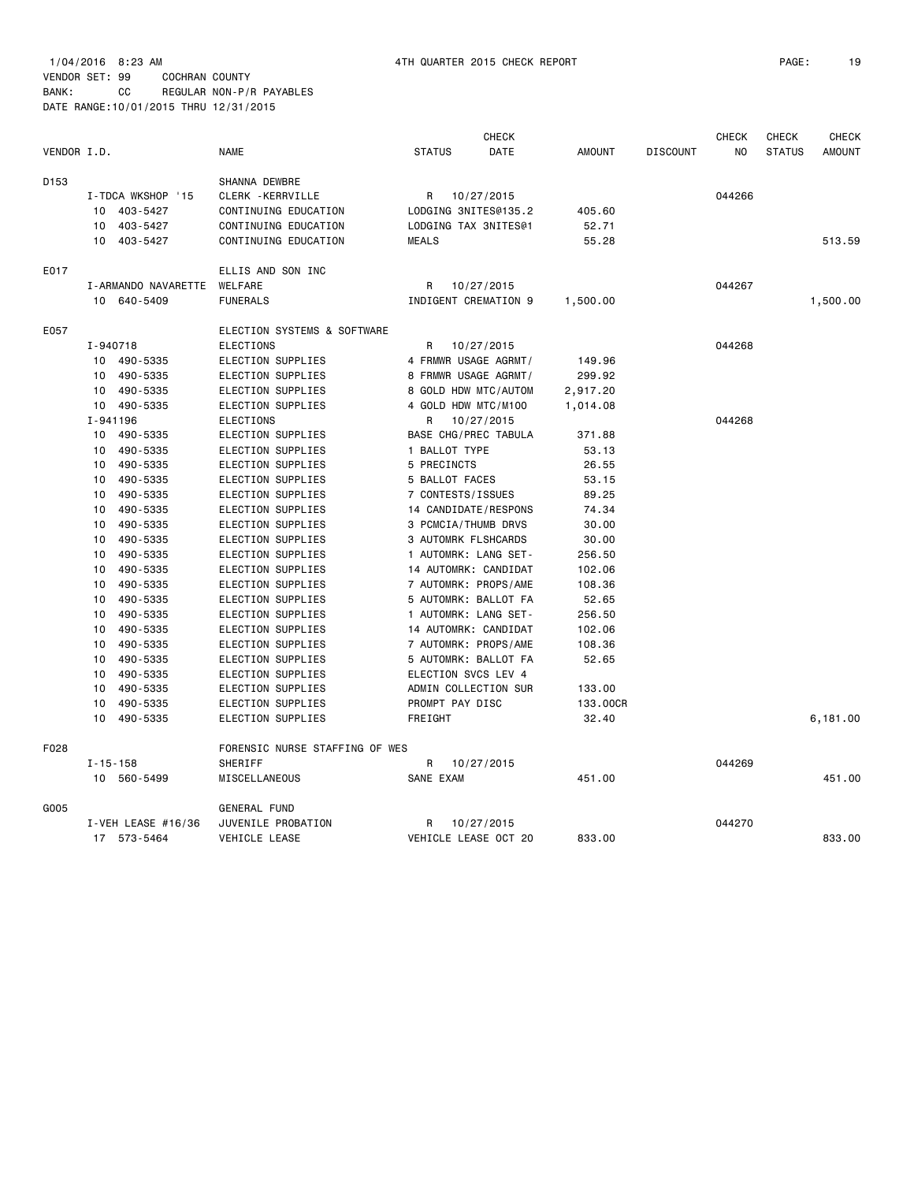1/04/2016 8:23 AM 4TH QUARTER 2015 CHECK REPORT

VENDOR SET: 99 COCHRAN COUNTY
BANK: CC REGULAR NON-P/R PAYABLES
DATE RANGE:10/01/2015 THRU 12/31/2015

| VENDOR I.D. | NAME | STATUS | CHECK DATE | AMOUNT | DISCOUNT | CHECK NO | CHECK STATUS | CHECK AMOUNT |
|---|---|---|---|---|---|---|---|---|
| D153 | SHANNA DEWBRE | | | | | | | |
| I-TDCA WKSHOP '15 | CLERK -KERRVILLE | R | 10/27/2015 | | | 044266 | | |
| 10 403-5427 | CONTINUING EDUCATION | LODGING 3NITES@135.2 | | 405.60 | | | | |
| 10 403-5427 | CONTINUING EDUCATION | LODGING TAX 3NITES@1 | | 52.71 | | | | |
| 10 403-5427 | CONTINUING EDUCATION | MEALS | | 55.28 | | | | 513.59 |
| E017 | ELLIS AND SON INC | | | | | | | |
| I-ARMANDO NAVARETTE | WELFARE | R | 10/27/2015 | | | 044267 | | |
| 10 640-5409 | FUNERALS | INDIGENT CREMATION 9 | | 1,500.00 | | | | 1,500.00 |
| E057 | ELECTION SYSTEMS & SOFTWARE | | | | | | | |
| I-940718 | ELECTIONS | R | 10/27/2015 | | | 044268 | | |
| 10 490-5335 | ELECTION SUPPLIES | 4 FRMWR USAGE AGRMT/ | | 149.96 | | | | |
| 10 490-5335 | ELECTION SUPPLIES | 8 FRMWR USAGE AGRMT/ | | 299.92 | | | | |
| 10 490-5335 | ELECTION SUPPLIES | 8 GOLD HDW MTC/AUTOM | | 2,917.20 | | | | |
| 10 490-5335 | ELECTION SUPPLIES | 4 GOLD HDW MTC/M100 | | 1,014.08 | | | | |
| I-941196 | ELECTIONS | R | 10/27/2015 | | | 044268 | | |
| 10 490-5335 | ELECTION SUPPLIES | BASE CHG/PREC TABULA | | 371.88 | | | | |
| 10 490-5335 | ELECTION SUPPLIES | 1 BALLOT TYPE | | 53.13 | | | | |
| 10 490-5335 | ELECTION SUPPLIES | 5 PRECINCTS | | 26.55 | | | | |
| 10 490-5335 | ELECTION SUPPLIES | 5 BALLOT FACES | | 53.15 | | | | |
| 10 490-5335 | ELECTION SUPPLIES | 7 CONTESTS/ISSUES | | 89.25 | | | | |
| 10 490-5335 | ELECTION SUPPLIES | 14 CANDIDATE/RESPONS | | 74.34 | | | | |
| 10 490-5335 | ELECTION SUPPLIES | 3 PCMCIA/THUMB DRVS | | 30.00 | | | | |
| 10 490-5335 | ELECTION SUPPLIES | 3 AUTOMRK FLSHCARDS | | 30.00 | | | | |
| 10 490-5335 | ELECTION SUPPLIES | 1 AUTOMRK: LANG SET- | | 256.50 | | | | |
| 10 490-5335 | ELECTION SUPPLIES | 14 AUTOMRK: CANDIDAT | | 102.06 | | | | |
| 10 490-5335 | ELECTION SUPPLIES | 7 AUTOMRK: PROPS/AME | | 108.36 | | | | |
| 10 490-5335 | ELECTION SUPPLIES | 5 AUTOMRK: BALLOT FA | | 52.65 | | | | |
| 10 490-5335 | ELECTION SUPPLIES | 1 AUTOMRK: LANG SET- | | 256.50 | | | | |
| 10 490-5335 | ELECTION SUPPLIES | 14 AUTOMRK: CANDIDAT | | 102.06 | | | | |
| 10 490-5335 | ELECTION SUPPLIES | 7 AUTOMRK: PROPS/AME | | 108.36 | | | | |
| 10 490-5335 | ELECTION SUPPLIES | 5 AUTOMRK: BALLOT FA | | 52.65 | | | | |
| 10 490-5335 | ELECTION SUPPLIES | ELECTION SVCS LEV 4 | | | | | | |
| 10 490-5335 | ELECTION SUPPLIES | ADMIN COLLECTION SUR | | 133.00 | | | | |
| 10 490-5335 | ELECTION SUPPLIES | PROMPT PAY DISC | | 133.00CR | | | | |
| 10 490-5335 | ELECTION SUPPLIES | FREIGHT | | 32.40 | | | | 6,181.00 |
| F028 | FORENSIC NURSE STAFFING OF WES | | | | | | | |
| I-15-158 | SHERIFF | R | 10/27/2015 | | | 044269 | | |
| 10 560-5499 | MISCELLANEOUS | SANE EXAM | | 451.00 | | | | 451.00 |
| G005 | GENERAL FUND | | | | | | | |
| I-VEH LEASE #16/36 | JUVENILE PROBATION | R | 10/27/2015 | | | 044270 | | |
| 17 573-5464 | VEHICLE LEASE | VEHICLE LEASE OCT 20 | | 833.00 | | | | 833.00 |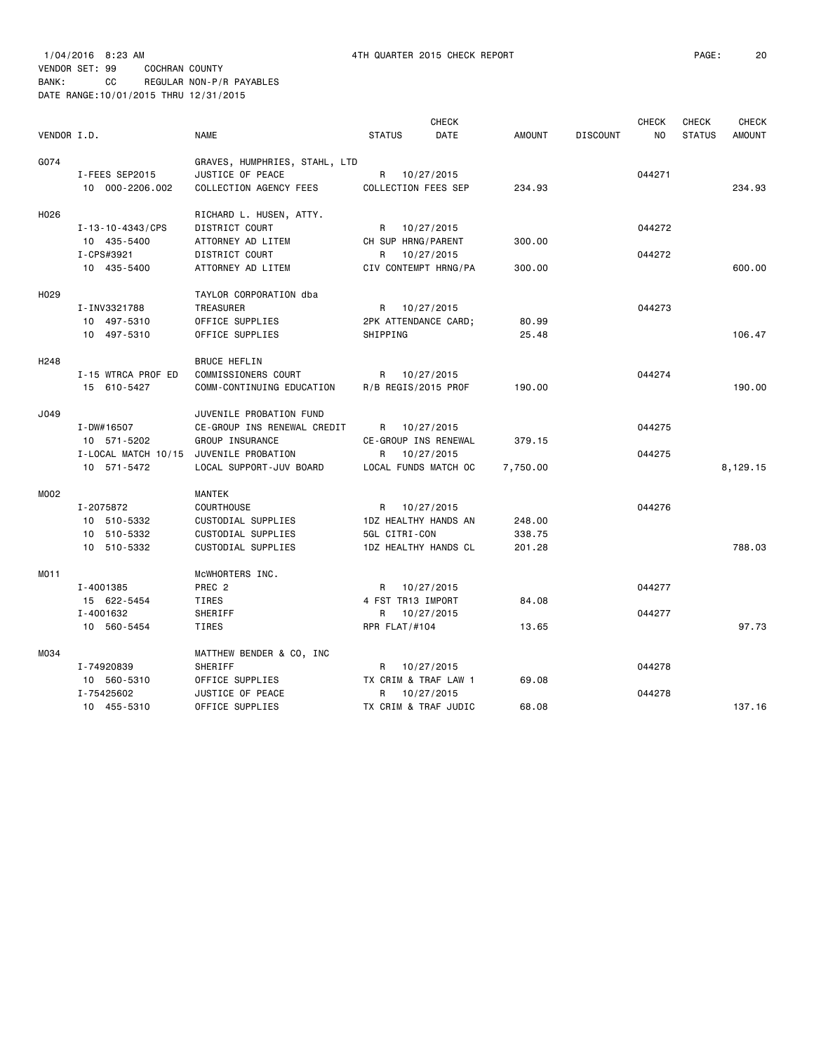1/04/2016 8:23 AM 4TH QUARTER 2015 CHECK REPORT

VENDOR SET: 99 COCHRAN COUNTY
BANK: CC REGULAR NON-P/R PAYABLES
DATE RANGE:10/01/2015 THRU 12/31/2015

| VENDOR I.D. | NAME | STATUS | CHECK DATE | AMOUNT | DISCOUNT | CHECK NO | CHECK STATUS | CHECK AMOUNT |
|---|---|---|---|---|---|---|---|---|
| G074 | GRAVES, HUMPHRIES, STAHL, LTD | | | | | | | |
| I-FEES SEP2015 | JUSTICE OF PEACE | R | 10/27/2015 | | | 044271 | | |
| 10 000-2206.002 | COLLECTION AGENCY FEES | COLLECTION FEES SEP | | 234.93 | | | | 234.93 |
| H026 | RICHARD L. HUSEN, ATTY. | | | | | | | |
| I-13-10-4343/CPS | DISTRICT COURT | R | 10/27/2015 | | | 044272 | | |
| 10 435-5400 | ATTORNEY AD LITEM | CH SUP HRNG/PARENT | | 300.00 | | | | |
| I-CPS#3921 | DISTRICT COURT | R | 10/27/2015 | | | 044272 | | |
| 10 435-5400 | ATTORNEY AD LITEM | CIV CONTEMPT HRNG/PA | | 300.00 | | | | 600.00 |
| H029 | TAYLOR CORPORATION dba | | | | | | | |
| I-INV3321788 | TREASURER | R | 10/27/2015 | | | 044273 | | |
| 10 497-5310 | OFFICE SUPPLIES | 2PK ATTENDANCE CARD; | | 80.99 | | | | |
| 10 497-5310 | OFFICE SUPPLIES | SHIPPING | | 25.48 | | | | 106.47 |
| H248 | BRUCE HEFLIN | | | | | | | |
| I-15 WTRCA PROF ED | COMMISSIONERS COURT | R | 10/27/2015 | | | 044274 | | |
| 15 610-5427 | COMM-CONTINUING EDUCATION | R/B REGIS/2015 PROF | | 190.00 | | | | 190.00 |
| J049 | JUVENILE PROBATION FUND | | | | | | | |
| I-DW#16507 | CE-GROUP INS RENEWAL CREDIT | R | 10/27/2015 | | | 044275 | | |
| 10 571-5202 | GROUP INSURANCE | CE-GROUP INS RENEWAL | | 379.15 | | | | |
| I-LOCAL MATCH 10/15 | JUVENILE PROBATION | R | 10/27/2015 | | | 044275 | | |
| 10 571-5472 | LOCAL SUPPORT-JUV BOARD | LOCAL FUNDS MATCH OC | | 7,750.00 | | | | 8,129.15 |
| M002 | MANTEK | | | | | | | |
| I-2075872 | COURTHOUSE | R | 10/27/2015 | | | 044276 | | |
| 10 510-5332 | CUSTODIAL SUPPLIES | 1DZ HEALTHY HANDS AN | | 248.00 | | | | |
| 10 510-5332 | CUSTODIAL SUPPLIES | 5GL CITRI-CON | | 338.75 | | | | |
| 10 510-5332 | CUSTODIAL SUPPLIES | 1DZ HEALTHY HANDS CL | | 201.28 | | | | 788.03 |
| M011 | McWHORTERS INC. | | | | | | | |
| I-4001385 | PREC 2 | R | 10/27/2015 | | | 044277 | | |
| 15 622-5454 | TIRES | 4 FST TR13 IMPORT | | 84.08 | | | | |
| I-4001632 | SHERIFF | R | 10/27/2015 | | | 044277 | | |
| 10 560-5454 | TIRES | RPR FLAT/#104 | | 13.65 | | | | 97.73 |
| M034 | MATTHEW BENDER & CO, INC | | | | | | | |
| I-74920839 | SHERIFF | R | 10/27/2015 | | | 044278 | | |
| 10 560-5310 | OFFICE SUPPLIES | TX CRIM & TRAF LAW 1 | | 69.08 | | | | |
| I-75425602 | JUSTICE OF PEACE | R | 10/27/2015 | | | 044278 | | |
| 10 455-5310 | OFFICE SUPPLIES | TX CRIM & TRAF JUDIC | | 68.08 | | | | 137.16 |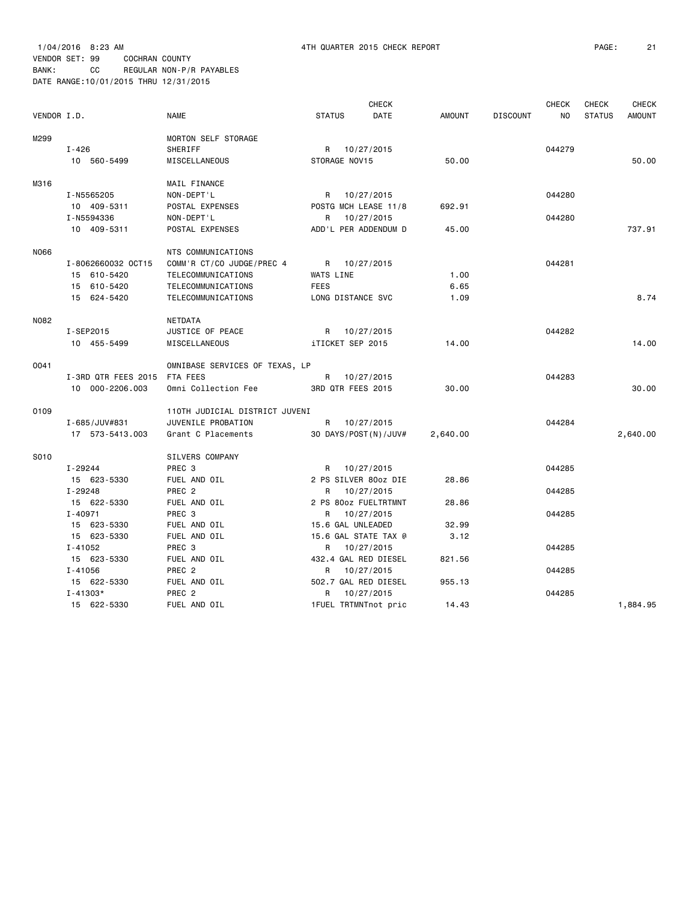1/04/2016 8:23 AM 4TH QUARTER 2015 CHECK REPORT

VENDOR SET: 99 COCHRAN COUNTY
BANK: CC REGULAR NON-P/R PAYABLES
DATE RANGE:10/01/2015 THRU 12/31/2015

| VENDOR I.D. | NAME | STATUS | CHECK DATE | AMOUNT | DISCOUNT | CHECK NO | CHECK STATUS | CHECK AMOUNT |
|---|---|---|---|---|---|---|---|---|
| M299 | MORTON SELF STORAGE | | | | | | | |
| I-426 | SHERIFF | R | 10/27/2015 | | | 044279 | | |
| 10 560-5499 | MISCELLANEOUS | STORAGE NOV15 | | 50.00 | | | | 50.00 |
| M316 | MAIL FINANCE | | | | | | | |
| I-N5565205 | NON-DEPT'L | R | 10/27/2015 | | | 044280 | | |
| 10 409-5311 | POSTAL EXPENSES | POSTG MCH LEASE 11/8 | | 692.91 | | | | |
| I-N5594336 | NON-DEPT'L | R | 10/27/2015 | | | 044280 | | |
| 10 409-5311 | POSTAL EXPENSES | ADD'L PER ADDENDUM D | | 45.00 | | | | 737.91 |
| N066 | NTS COMMUNICATIONS | | | | | | | |
| I-8062660032 OCT15 | COMM'R CT/CO JUDGE/PREC 4 | R | 10/27/2015 | | | 044281 | | |
| 15 610-5420 | TELECOMMUNICATIONS | WATS LINE | | 1.00 | | | | |
| 15 610-5420 | TELECOMMUNICATIONS | FEES | | 6.65 | | | | |
| 15 624-5420 | TELECOMMUNICATIONS | LONG DISTANCE SVC | | 1.09 | | | | 8.74 |
| N082 | NETDATA | | | | | | | |
| I-SEP2015 | JUSTICE OF PEACE | R | 10/27/2015 | | | 044282 | | |
| 10 455-5499 | MISCELLANEOUS | iTICKET SEP 2015 | | 14.00 | | | | 14.00 |
| O041 | OMNIBASE SERVICES OF TEXAS, LP | | | | | | | |
| I-3RD QTR FEES 2015 | FTA FEES | R | 10/27/2015 | | | 044283 | | |
| 10 000-2206.003 | Omni Collection Fee | 3RD QTR FEES 2015 | | 30.00 | | | | 30.00 |
| O109 | 110TH JUDICIAL DISTRICT JUVENI | | | | | | | |
| I-685/JUV#831 | JUVENILE PROBATION | R | 10/27/2015 | | | 044284 | | |
| 17 573-5413.003 | Grant C Placements | 30 DAYS/POST(N)/JUV# | | 2,640.00 | | | | 2,640.00 |
| S010 | SILVERS COMPANY | | | | | | | |
| I-29244 | PREC 3 | R | 10/27/2015 | | | 044285 | | |
| 15 623-5330 | FUEL AND OIL | 2 PS SILVER 80oz DIE | | 28.86 | | | | |
| I-29248 | PREC 2 | R | 10/27/2015 | | | 044285 | | |
| 15 622-5330 | FUEL AND OIL | 2 PS 80oz FUELTRTMNT | | 28.86 | | | | |
| I-40971 | PREC 3 | R | 10/27/2015 | | | 044285 | | |
| 15 623-5330 | FUEL AND OIL | 15.6 GAL UNLEADED | | 32.99 | | | | |
| 15 623-5330 | FUEL AND OIL | 15.6 GAL STATE TAX @ | | 3.12 | | | | |
| I-41052 | PREC 3 | R | 10/27/2015 | | | 044285 | | |
| 15 623-5330 | FUEL AND OIL | 432.4 GAL RED DIESEL | | 821.56 | | | | |
| I-41056 | PREC 2 | R | 10/27/2015 | | | 044285 | | |
| 15 622-5330 | FUEL AND OIL | 502.7 GAL RED DIESEL | | 955.13 | | | | |
| I-41303* | PREC 2 | R | 10/27/2015 | | | 044285 | | |
| 15 622-5330 | FUEL AND OIL | 1FUEL TRTMNTnot pric | | 14.43 | | | | 1,884.95 |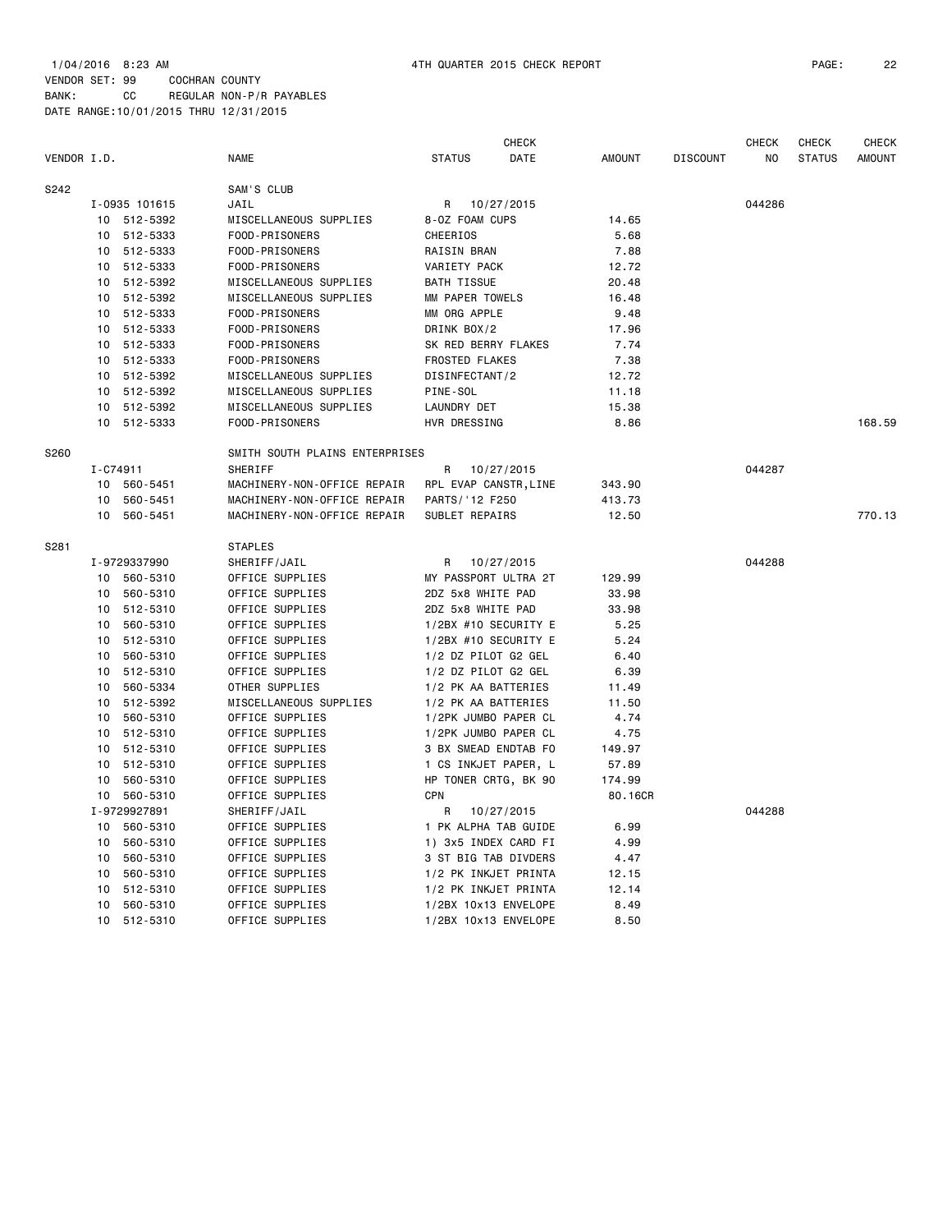1/04/2016 8:23 AM 4TH QUARTER 2015 CHECK REPORT

VENDOR SET: 99 COCHRAN COUNTY
BANK: CC REGULAR NON-P/R PAYABLES
DATE RANGE:10/01/2015 THRU 12/31/2015

| VENDOR I.D. | NAME | STATUS | CHECK DATE | AMOUNT | DISCOUNT | CHECK NO | CHECK STATUS | CHECK AMOUNT |
|---|---|---|---|---|---|---|---|---|
| S242 | SAM'S CLUB | | | | | | | |
| I-0935 101615 | JAIL | R | 10/27/2015 | | | 044286 | | |
| 10 512-5392 | MISCELLANEOUS SUPPLIES | 8-OZ FOAM CUPS | | 14.65 | | | | |
| 10 512-5333 | FOOD-PRISONERS | CHEERIOS | | 5.68 | | | | |
| 10 512-5333 | FOOD-PRISONERS | RAISIN BRAN | | 7.88 | | | | |
| 10 512-5333 | FOOD-PRISONERS | VARIETY PACK | | 12.72 | | | | |
| 10 512-5392 | MISCELLANEOUS SUPPLIES | BATH TISSUE | | 20.48 | | | | |
| 10 512-5392 | MISCELLANEOUS SUPPLIES | MM PAPER TOWELS | | 16.48 | | | | |
| 10 512-5333 | FOOD-PRISONERS | MM ORG APPLE | | 9.48 | | | | |
| 10 512-5333 | FOOD-PRISONERS | DRINK BOX/2 | | 17.96 | | | | |
| 10 512-5333 | FOOD-PRISONERS | SK RED BERRY FLAKES | | 7.74 | | | | |
| 10 512-5333 | FOOD-PRISONERS | FROSTED FLAKES | | 7.38 | | | | |
| 10 512-5392 | MISCELLANEOUS SUPPLIES | DISINFECTANT/2 | | 12.72 | | | | |
| 10 512-5392 | MISCELLANEOUS SUPPLIES | PINE-SOL | | 11.18 | | | | |
| 10 512-5392 | MISCELLANEOUS SUPPLIES | LAUNDRY DET | | 15.38 | | | | |
| 10 512-5333 | FOOD-PRISONERS | HVR DRESSING | | 8.86 | | | | 168.59 |
| S260 | SMITH SOUTH PLAINS ENTERPRISES | | | | | | | |
| I-C74911 | SHERIFF | R | 10/27/2015 | | | 044287 | | |
| 10 560-5451 | MACHINERY-NON-OFFICE REPAIR | RPL EVAP CANSTR,LINE | | 343.90 | | | | |
| 10 560-5451 | MACHINERY-NON-OFFICE REPAIR | PARTS/'12 F250 | | 413.73 | | | | |
| 10 560-5451 | MACHINERY-NON-OFFICE REPAIR | SUBLET REPAIRS | | 12.50 | | | | 770.13 |
| S281 | STAPLES | | | | | | | |
| I-9729337990 | SHERIFF/JAIL | R | 10/27/2015 | | | 044288 | | |
| 10 560-5310 | OFFICE SUPPLIES | MY PASSPORT ULTRA 2T | | 129.99 | | | | |
| 10 560-5310 | OFFICE SUPPLIES | 2DZ 5x8 WHITE PAD | | 33.98 | | | | |
| 10 512-5310 | OFFICE SUPPLIES | 2DZ 5x8 WHITE PAD | | 33.98 | | | | |
| 10 560-5310 | OFFICE SUPPLIES | 1/2BX #10 SECURITY E | | 5.25 | | | | |
| 10 512-5310 | OFFICE SUPPLIES | 1/2BX #10 SECURITY E | | 5.24 | | | | |
| 10 560-5310 | OFFICE SUPPLIES | 1/2 DZ PILOT G2 GEL | | 6.40 | | | | |
| 10 512-5310 | OFFICE SUPPLIES | 1/2 DZ PILOT G2 GEL | | 6.39 | | | | |
| 10 560-5334 | OTHER SUPPLIES | 1/2 PK AA BATTERIES | | 11.49 | | | | |
| 10 512-5392 | MISCELLANEOUS SUPPLIES | 1/2 PK AA BATTERIES | | 11.50 | | | | |
| 10 560-5310 | OFFICE SUPPLIES | 1/2PK JUMBO PAPER CL | | 4.74 | | | | |
| 10 512-5310 | OFFICE SUPPLIES | 1/2PK JUMBO PAPER CL | | 4.75 | | | | |
| 10 512-5310 | OFFICE SUPPLIES | 3 BX SMEAD ENDTAB FO | | 149.97 | | | | |
| 10 512-5310 | OFFICE SUPPLIES | 1 CS INKJET PAPER, L | | 57.89 | | | | |
| 10 560-5310 | OFFICE SUPPLIES | HP TONER CRTG, BK 90 | | 174.99 | | | | |
| 10 560-5310 | OFFICE SUPPLIES | CPN | | 80.16CR | | | | |
| I-9729927891 | SHERIFF/JAIL | R | 10/27/2015 | | | 044288 | | |
| 10 560-5310 | OFFICE SUPPLIES | 1 PK ALPHA TAB GUIDE | | 6.99 | | | | |
| 10 560-5310 | OFFICE SUPPLIES | 1) 3x5 INDEX CARD FI | | 4.99 | | | | |
| 10 560-5310 | OFFICE SUPPLIES | 3 ST BIG TAB DIVDERS | | 4.47 | | | | |
| 10 560-5310 | OFFICE SUPPLIES | 1/2 PK INKJET PRINTA | | 12.15 | | | | |
| 10 512-5310 | OFFICE SUPPLIES | 1/2 PK INKJET PRINTA | | 12.14 | | | | |
| 10 560-5310 | OFFICE SUPPLIES | 1/2BX 10x13 ENVELOPE | | 8.49 | | | | |
| 10 512-5310 | OFFICE SUPPLIES | 1/2BX 10x13 ENVELOPE | | 8.50 | | | | |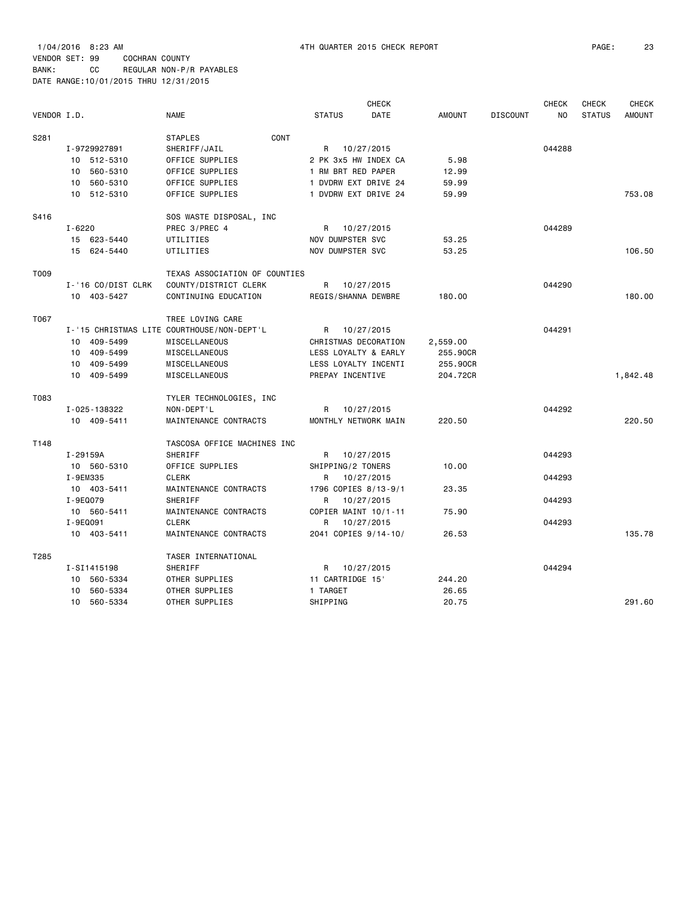1/04/2016 8:23 AM 4TH QUARTER 2015 CHECK REPORT

VENDOR SET: 99 COCHRAN COUNTY
BANK: CC REGULAR NON-P/R PAYABLES
DATE RANGE:10/01/2015 THRU 12/31/2015

| VENDOR I.D. | | NAME | STATUS | CHECK DATE | AMOUNT | DISCOUNT | CHECK NO | CHECK STATUS | CHECK AMOUNT |
|---|---|---|---|---|---|---|---|---|---|
| S281 | | STAPLES CONT | | | | | | | |
| | I-9729927891 | SHERIFF/JAIL | R | 10/27/2015 | | | 044288 | | |
| | 10 512-5310 | OFFICE SUPPLIES | 2 PK 3x5 HW INDEX CA | | 5.98 | | | | |
| | 10 560-5310 | OFFICE SUPPLIES | 1 RM BRT RED PAPER | | 12.99 | | | | |
| | 10 560-5310 | OFFICE SUPPLIES | 1 DVDRW EXT DRIVE 24 | | 59.99 | | | | |
| | 10 512-5310 | OFFICE SUPPLIES | 1 DVDRW EXT DRIVE 24 | | 59.99 | | | | 753.08 |
| S416 | | SOS WASTE DISPOSAL, INC | | | | | | | |
| | I-6220 | PREC 3/PREC 4 | R | 10/27/2015 | | | 044289 | | |
| | 15 623-5440 | UTILITIES | NOV DUMPSTER SVC | | 53.25 | | | | |
| | 15 624-5440 | UTILITIES | NOV DUMPSTER SVC | | 53.25 | | | | 106.50 |
| T009 | | TEXAS ASSOCIATION OF COUNTIES | | | | | | | |
| | I-'16 CO/DIST CLRK | COUNTY/DISTRICT CLERK | R | 10/27/2015 | | | 044290 | | |
| | 10 403-5427 | CONTINUING EDUCATION | REGIS/SHANNA DEWBRE | | 180.00 | | | | 180.00 |
| T067 | | TREE LOVING CARE | | | | | | | |
| | I-'15 CHRISTMAS LITE | COURTHOUSE/NON-DEPT'L | R | 10/27/2015 | | | 044291 | | |
| | 10 409-5499 | MISCELLANEOUS | CHRISTMAS DECORATION | | 2,559.00 | | | | |
| | 10 409-5499 | MISCELLANEOUS | LESS LOYALTY & EARLY | | 255.90CR | | | | |
| | 10 409-5499 | MISCELLANEOUS | LESS LOYALTY INCENTI | | 255.90CR | | | | |
| | 10 409-5499 | MISCELLANEOUS | PREPAY INCENTIVE | | 204.72CR | | | | 1,842.48 |
| T083 | | TYLER TECHNOLOGIES, INC | | | | | | | |
| | I-025-138322 | NON-DEPT'L | R | 10/27/2015 | | | 044292 | | |
| | 10 409-5411 | MAINTENANCE CONTRACTS | MONTHLY NETWORK MAIN | | 220.50 | | | | 220.50 |
| T148 | | TASCOSA OFFICE MACHINES INC | | | | | | | |
| | I-29159A | SHERIFF | R | 10/27/2015 | | | 044293 | | |
| | 10 560-5310 | OFFICE SUPPLIES | SHIPPING/2 TONERS | | 10.00 | | | | |
| | I-9EM335 | CLERK | R | 10/27/2015 | | | 044293 | | |
| | 10 403-5411 | MAINTENANCE CONTRACTS | 1796 COPIES 8/13-9/1 | | 23.35 | | | | |
| | I-9EQ079 | SHERIFF | R | 10/27/2015 | | | 044293 | | |
| | 10 560-5411 | MAINTENANCE CONTRACTS | COPIER MAINT 10/1-11 | | 75.90 | | | | |
| | I-9EQ091 | CLERK | R | 10/27/2015 | | | 044293 | | |
| | 10 403-5411 | MAINTENANCE CONTRACTS | 2041 COPIES 9/14-10/ | | 26.53 | | | | 135.78 |
| T285 | | TASER INTERNATIONAL | | | | | | | |
| | I-SI1415198 | SHERIFF | R | 10/27/2015 | | | 044294 | | |
| | 10 560-5334 | OTHER SUPPLIES | 11 CARTRIDGE 15' | | 244.20 | | | | |
| | 10 560-5334 | OTHER SUPPLIES | 1 TARGET | | 26.65 | | | | |
| | 10 560-5334 | OTHER SUPPLIES | SHIPPING | | 20.75 | | | | 291.60 |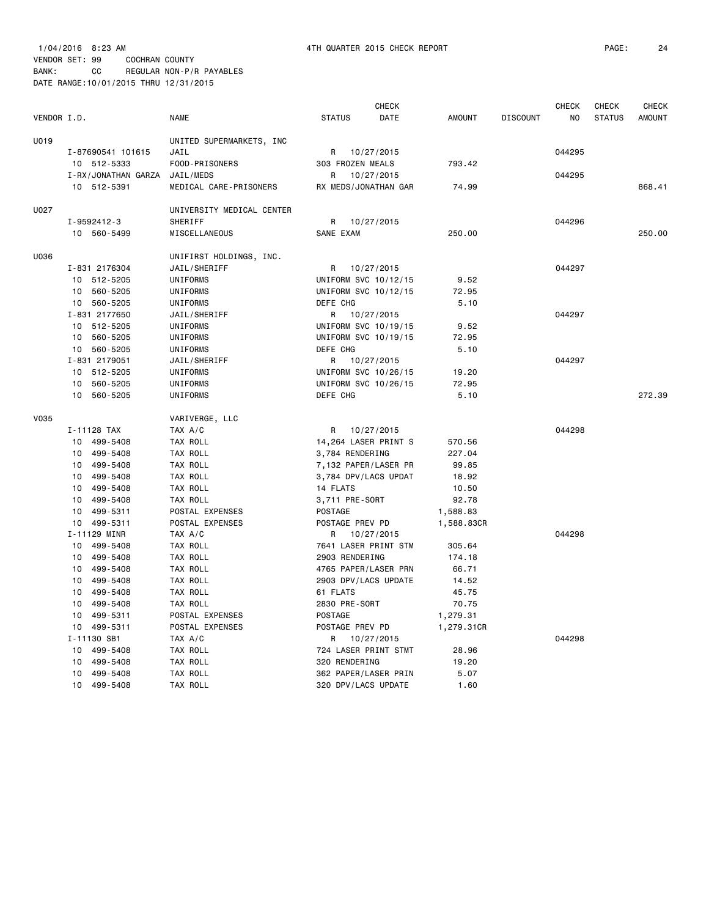1/04/2016 8:23 AM 4TH QUARTER 2015 CHECK REPORT

VENDOR SET: 99 COCHRAN COUNTY
BANK: CC REGULAR NON-P/R PAYABLES
DATE RANGE:10/01/2015 THRU 12/31/2015

| VENDOR I.D. | NAME | STATUS | CHECK DATE | AMOUNT | DISCOUNT | CHECK NO | CHECK STATUS | CHECK AMOUNT |
|---|---|---|---|---|---|---|---|---|
| U019 | UNITED SUPERMARKETS, INC | | | | | | | |
| I-87690541 101615 | JAIL | R | 10/27/2015 | | | 044295 | | |
| 10 512-5333 | FOOD-PRISONERS | 303 FROZEN MEALS | | 793.42 | | | | |
| I-RX/JONATHAN GARZA | JAIL/MEDS | R | 10/27/2015 | | | 044295 | | |
| 10 512-5391 | MEDICAL CARE-PRISONERS | RX MEDS/JONATHAN GAR | | 74.99 | | | | 868.41 |
| U027 | UNIVERSITY MEDICAL CENTER | | | | | | | |
| I-9592412-3 | SHERIFF | R | 10/27/2015 | | | 044296 | | |
| 10 560-5499 | MISCELLANEOUS | SANE EXAM | | 250.00 | | | | 250.00 |
| U036 | UNIFIRST HOLDINGS, INC. | | | | | | | |
| I-831 2176304 | JAIL/SHERIFF | R | 10/27/2015 | | | 044297 | | |
| 10 512-5205 | UNIFORMS | UNIFORM SVC 10/12/15 | | 9.52 | | | | |
| 10 560-5205 | UNIFORMS | UNIFORM SVC 10/12/15 | | 72.95 | | | | |
| 10 560-5205 | UNIFORMS | DEFE CHG | | 5.10 | | | | |
| I-831 2177650 | JAIL/SHERIFF | R | 10/27/2015 | | | 044297 | | |
| 10 512-5205 | UNIFORMS | UNIFORM SVC 10/19/15 | | 9.52 | | | | |
| 10 560-5205 | UNIFORMS | UNIFORM SVC 10/19/15 | | 72.95 | | | | |
| 10 560-5205 | UNIFORMS | DEFE CHG | | 5.10 | | | | |
| I-831 2179051 | JAIL/SHERIFF | R | 10/27/2015 | | | 044297 | | |
| 10 512-5205 | UNIFORMS | UNIFORM SVC 10/26/15 | | 19.20 | | | | |
| 10 560-5205 | UNIFORMS | UNIFORM SVC 10/26/15 | | 72.95 | | | | |
| 10 560-5205 | UNIFORMS | DEFE CHG | | 5.10 | | | | 272.39 |
| V035 | VARIVERGE, LLC | | | | | | | |
| I-11128 TAX | TAX A/C | R | 10/27/2015 | | | 044298 | | |
| 10 499-5408 | TAX ROLL | 14,264 LASER PRINT S | | 570.56 | | | | |
| 10 499-5408 | TAX ROLL | 3,784 RENDERING | | 227.04 | | | | |
| 10 499-5408 | TAX ROLL | 7,132 PAPER/LASER PR | | 99.85 | | | | |
| 10 499-5408 | TAX ROLL | 3,784 DPV/LACS UPDAT | | 18.92 | | | | |
| 10 499-5408 | TAX ROLL | 14 FLATS | | 10.50 | | | | |
| 10 499-5408 | TAX ROLL | 3,711 PRE-SORT | | 92.78 | | | | |
| 10 499-5311 | POSTAL EXPENSES | POSTAGE | | 1,588.83 | | | | |
| 10 499-5311 | POSTAL EXPENSES | POSTAGE PREV PD | | 1,588.83CR | | | | |
| I-11129 MINR | TAX A/C | R | 10/27/2015 | | | 044298 | | |
| 10 499-5408 | TAX ROLL | 7641 LASER PRINT STM | | 305.64 | | | | |
| 10 499-5408 | TAX ROLL | 2903 RENDERING | | 174.18 | | | | |
| 10 499-5408 | TAX ROLL | 4765 PAPER/LASER PRN | | 66.71 | | | | |
| 10 499-5408 | TAX ROLL | 2903 DPV/LACS UPDATE | | 14.52 | | | | |
| 10 499-5408 | TAX ROLL | 61 FLATS | | 45.75 | | | | |
| 10 499-5408 | TAX ROLL | 2830 PRE-SORT | | 70.75 | | | | |
| 10 499-5311 | POSTAL EXPENSES | POSTAGE | | 1,279.31 | | | | |
| 10 499-5311 | POSTAL EXPENSES | POSTAGE PREV PD | | 1,279.31CR | | | | |
| I-11130 SB1 | TAX A/C | R | 10/27/2015 | | | 044298 | | |
| 10 499-5408 | TAX ROLL | 724 LASER PRINT STMT | | 28.96 | | | | |
| 10 499-5408 | TAX ROLL | 320 RENDERING | | 19.20 | | | | |
| 10 499-5408 | TAX ROLL | 362 PAPER/LASER PRIN | | 5.07 | | | | |
| 10 499-5408 | TAX ROLL | 320 DPV/LACS UPDATE | | 1.60 | | | | |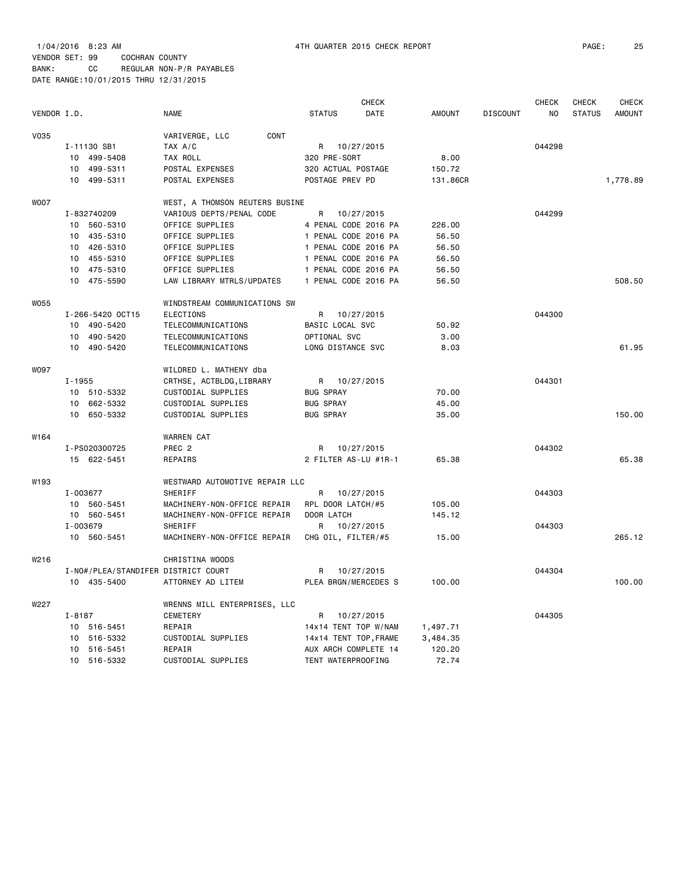1/04/2016 8:23 AM 4TH QUARTER 2015 CHECK REPORT

VENDOR SET: 99 COCHRAN COUNTY
BANK: CC REGULAR NON-P/R PAYABLES
DATE RANGE:10/01/2015 THRU 12/31/2015

| VENDOR I.D. | NAME | STATUS | CHECK DATE | AMOUNT | DISCOUNT | CHECK NO | CHECK STATUS | CHECK AMOUNT |
|---|---|---|---|---|---|---|---|---|
| V035 | VARIVERGE, LLC CONT | | | | | | | |
| I-11130 SB1 | TAX A/C | R | 10/27/2015 | | | 044298 | | |
| 10 499-5408 | TAX ROLL | 320 PRE-SORT | | 8.00 | | | | |
| 10 499-5311 | POSTAL EXPENSES | 320 ACTUAL POSTAGE | | 150.72 | | | | |
| 10 499-5311 | POSTAL EXPENSES | POSTAGE PREV PD | | 131.86CR | | | | 1,778.89 |
| W007 | WEST, A THOMSON REUTERS BUSINE | | | | | | | |
| I-832740209 | VARIOUS DEPTS/PENAL CODE | R | 10/27/2015 | | | 044299 | | |
| 10 560-5310 | OFFICE SUPPLIES | 4 PENAL CODE 2016 PA | | 226.00 | | | | |
| 10 435-5310 | OFFICE SUPPLIES | 1 PENAL CODE 2016 PA | | 56.50 | | | | |
| 10 426-5310 | OFFICE SUPPLIES | 1 PENAL CODE 2016 PA | | 56.50 | | | | |
| 10 455-5310 | OFFICE SUPPLIES | 1 PENAL CODE 2016 PA | | 56.50 | | | | |
| 10 475-5310 | OFFICE SUPPLIES | 1 PENAL CODE 2016 PA | | 56.50 | | | | |
| 10 475-5590 | LAW LIBRARY MTRLS/UPDATES | 1 PENAL CODE 2016 PA | | 56.50 | | | | 508.50 |
| W055 | WINDSTREAM COMMUNICATIONS SW | | | | | | | |
| I-266-5420 OCT15 | ELECTIONS | R | 10/27/2015 | | | 044300 | | |
| 10 490-5420 | TELECOMMUNICATIONS | BASIC LOCAL SVC | | 50.92 | | | | |
| 10 490-5420 | TELECOMMUNICATIONS | OPTIONAL SVC | | 3.00 | | | | |
| 10 490-5420 | TELECOMMUNICATIONS | LONG DISTANCE SVC | | 8.03 | | | | 61.95 |
| W097 | WILDRED L. MATHENY dba | | | | | | | |
| I-1955 | CRTHSE, ACTBLDG,LIBRARY | R | 10/27/2015 | | | 044301 | | |
| 10 510-5332 | CUSTODIAL SUPPLIES | BUG SPRAY | | 70.00 | | | | |
| 10 662-5332 | CUSTODIAL SUPPLIES | BUG SPRAY | | 45.00 | | | | |
| 10 650-5332 | CUSTODIAL SUPPLIES | BUG SPRAY | | 35.00 | | | | 150.00 |
| W164 | WARREN CAT | | | | | | | |
| I-PS020300725 | PREC 2 | R | 10/27/2015 | | | 044302 | | |
| 15 622-5451 | REPAIRS | 2 FILTER AS-LU #1R-1 | | 65.38 | | | | 65.38 |
| W193 | WESTWARD AUTOMOTIVE REPAIR LLC | | | | | | | |
| I-003677 | SHERIFF | R | 10/27/2015 | | | 044303 | | |
| 10 560-5451 | MACHINERY-NON-OFFICE REPAIR | RPL DOOR LATCH/#5 | | 105.00 | | | | |
| 10 560-5451 | MACHINERY-NON-OFFICE REPAIR | DOOR LATCH | | 145.12 | | | | |
| I-003679 | SHERIFF | R | 10/27/2015 | | | 044303 | | |
| 10 560-5451 | MACHINERY-NON-OFFICE REPAIR | CHG OIL, FILTER/#5 | | 15.00 | | | | 265.12 |
| W216 | CHRISTINA WOODS | | | | | | | |
| I-NO#/PLEA/STANDIFER | DISTRICT COURT | R | 10/27/2015 | | | 044304 | | |
| 10 435-5400 | ATTORNEY AD LITEM | PLEA BRGN/MERCEDES S | | 100.00 | | | | 100.00 |
| W227 | WRENNS MILL ENTERPRISES, LLC | | | | | | | |
| I-8187 | CEMETERY | R | 10/27/2015 | | | 044305 | | |
| 10 516-5451 | REPAIR | 14x14 TENT TOP W/NAM | | 1,497.71 | | | | |
| 10 516-5332 | CUSTODIAL SUPPLIES | 14x14 TENT TOP,FRAME | | 3,484.35 | | | | |
| 10 516-5451 | REPAIR | AUX ARCH COMPLETE 14 | | 120.20 | | | | |
| 10 516-5332 | CUSTODIAL SUPPLIES | TENT WATERPROOFING | | 72.74 | | | | |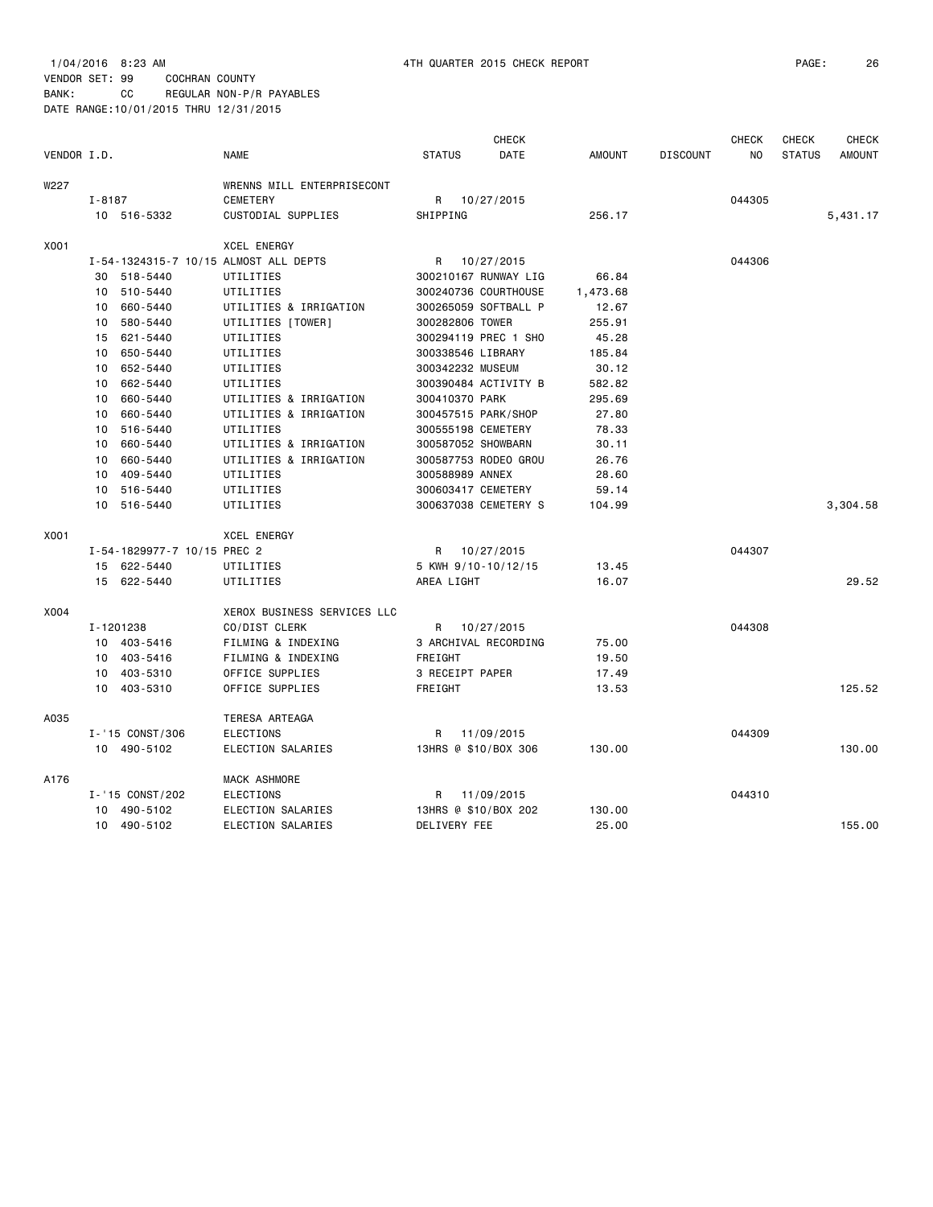1/04/2016 8:23 AM 4TH QUARTER 2015 CHECK REPORT

VENDOR SET: 99 COCHRAN COUNTY
BANK: CC REGULAR NON-P/R PAYABLES
DATE RANGE:10/01/2015 THRU 12/31/2015

| VENDOR I.D. | | NAME | STATUS | CHECK DATE | AMOUNT | DISCOUNT | CHECK NO | CHECK STATUS | CHECK AMOUNT |
|---|---|---|---|---|---|---|---|---|---|
| W227 | | WRENNS MILL ENTERPRISECONT | | | | | | | |
| | I-8187 | CEMETERY | R | 10/27/2015 | | | 044305 | | |
| | 10 516-5332 | CUSTODIAL SUPPLIES | SHIPPING | | 256.17 | | | | 5,431.17 |
| X001 | | XCEL ENERGY | | | | | | | |
| | I-54-1324315-7 10/15 | ALMOST ALL DEPTS | R | 10/27/2015 | | | 044306 | | |
| | 30 518-5440 | UTILITIES | 300210167 RUNWAY LIG | | 66.84 | | | | |
| | 10 510-5440 | UTILITIES | 300240736 COURTHOUSE | | 1,473.68 | | | | |
| | 10 660-5440 | UTILITIES & IRRIGATION | 300265059 SOFTBALL P | | 12.67 | | | | |
| | 10 580-5440 | UTILITIES [TOWER] | 300282806 TOWER | | 255.91 | | | | |
| | 15 621-5440 | UTILITIES | 300294119 PREC 1 SHO | | 45.28 | | | | |
| | 10 650-5440 | UTILITIES | 300338546 LIBRARY | | 185.84 | | | | |
| | 10 652-5440 | UTILITIES | 300342232 MUSEUM | | 30.12 | | | | |
| | 10 662-5440 | UTILITIES | 300390484 ACTIVITY B | | 582.82 | | | | |
| | 10 660-5440 | UTILITIES & IRRIGATION | 300410370 PARK | | 295.69 | | | | |
| | 10 660-5440 | UTILITIES & IRRIGATION | 300457515 PARK/SHOP | | 27.80 | | | | |
| | 10 516-5440 | UTILITIES | 300555198 CEMETERY | | 78.33 | | | | |
| | 10 660-5440 | UTILITIES & IRRIGATION | 300587052 SHOWBARN | | 30.11 | | | | |
| | 10 660-5440 | UTILITIES & IRRIGATION | 300587753 RODEO GROU | | 26.76 | | | | |
| | 10 409-5440 | UTILITIES | 300588989 ANNEX | | 28.60 | | | | |
| | 10 516-5440 | UTILITIES | 300603417 CEMETERY | | 59.14 | | | | |
| | 10 516-5440 | UTILITIES | 300637038 CEMETERY S | | 104.99 | | | | 3,304.58 |
| X001 | | XCEL ENERGY | | | | | | | |
| | I-54-1829977-7 10/15 | PREC 2 | R | 10/27/2015 | | | 044307 | | |
| | 15 622-5440 | UTILITIES | 5 KWH 9/10-10/12/15 | | 13.45 | | | | |
| | 15 622-5440 | UTILITIES | AREA LIGHT | | 16.07 | | | | 29.52 |
| X004 | | XEROX BUSINESS SERVICES LLC | | | | | | | |
| | I-1201238 | CO/DIST CLERK | R | 10/27/2015 | | | 044308 | | |
| | 10 403-5416 | FILMING & INDEXING | 3 ARCHIVAL RECORDING | | 75.00 | | | | |
| | 10 403-5416 | FILMING & INDEXING | FREIGHT | | 19.50 | | | | |
| | 10 403-5310 | OFFICE SUPPLIES | 3 RECEIPT PAPER | | 17.49 | | | | |
| | 10 403-5310 | OFFICE SUPPLIES | FREIGHT | | 13.53 | | | | 125.52 |
| A035 | | TERESA ARTEAGA | | | | | | | |
| | I-'15 CONST/306 | ELECTIONS | R | 11/09/2015 | | | 044309 | | |
| | 10 490-5102 | ELECTION SALARIES | 13HRS @ $10/BOX 306 | | 130.00 | | | | 130.00 |
| A176 | | MACK ASHMORE | | | | | | | |
| | I-'15 CONST/202 | ELECTIONS | R | 11/09/2015 | | | 044310 | | |
| | 10 490-5102 | ELECTION SALARIES | 13HRS @ $10/BOX 202 | | 130.00 | | | | |
| | 10 490-5102 | ELECTION SALARIES | DELIVERY FEE | | 25.00 | | | | 155.00 |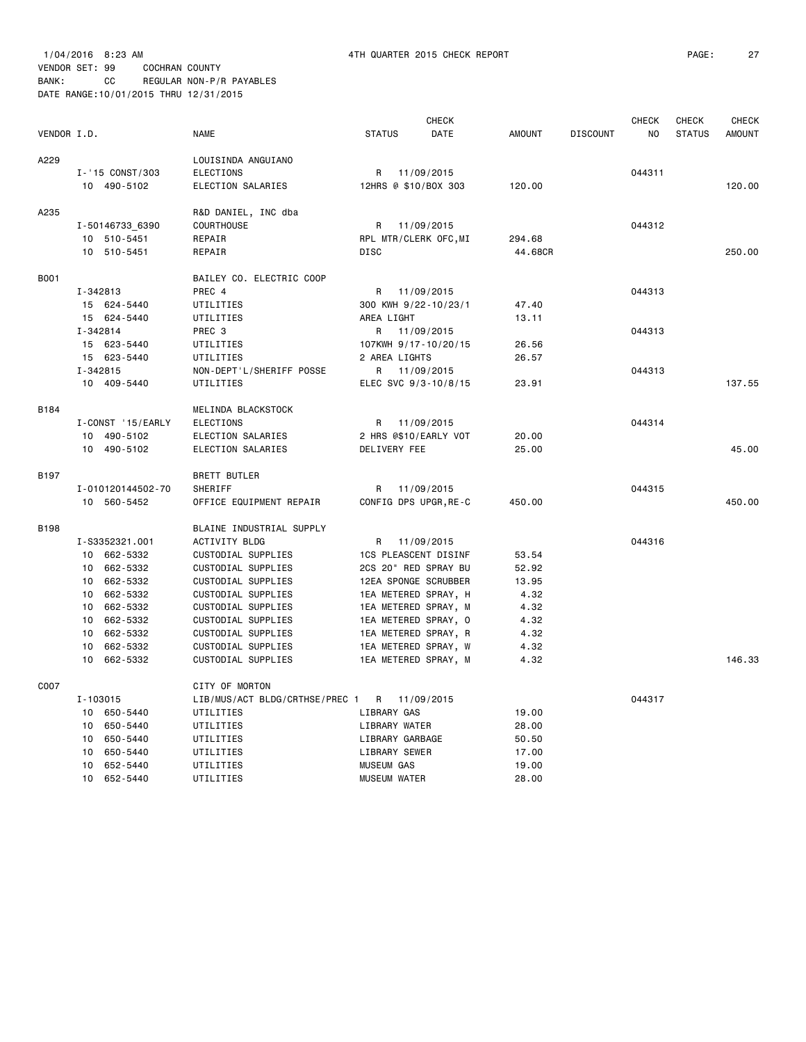1/04/2016 8:23 AM 4TH QUARTER 2015 CHECK REPORT

VENDOR SET: 99 COCHRAN COUNTY
BANK: CC REGULAR NON-P/R PAYABLES
DATE RANGE:10/01/2015 THRU 12/31/2015

| VENDOR I.D. | NAME | STATUS | CHECK DATE | AMOUNT | DISCOUNT | CHECK NO | CHECK STATUS | CHECK AMOUNT |
|---|---|---|---|---|---|---|---|---|
| A229 | LOUISINDA ANGUIANO | | | | | | | |
| I-'15 CONST/303 | ELECTIONS | R | 11/09/2015 | | | 044311 | | |
| 10 490-5102 | ELECTION SALARIES | 12HRS @ $10/BOX 303 | | 120.00 | | | | 120.00 |
| A235 | R&D DANIEL, INC dba | | | | | | | |
| I-50146733_6390 | COURTHOUSE | R | 11/09/2015 | | | 044312 | | |
| 10 510-5451 | REPAIR | RPL MTR/CLERK OFC,MI | | 294.68 | | | | |
| 10 510-5451 | REPAIR | DISC | | 44.68CR | | | | 250.00 |
| B001 | BAILEY CO. ELECTRIC COOP | | | | | | | |
| I-342813 | PREC 4 | R | 11/09/2015 | | | 044313 | | |
| 15 624-5440 | UTILITIES | 300 KWH 9/22-10/23/1 | | 47.40 | | | | |
| 15 624-5440 | UTILITIES | AREA LIGHT | | 13.11 | | | | |
| I-342814 | PREC 3 | R | 11/09/2015 | | | 044313 | | |
| 15 623-5440 | UTILITIES | 107KWH 9/17-10/20/15 | | 26.56 | | | | |
| 15 623-5440 | UTILITIES | 2 AREA LIGHTS | | 26.57 | | | | |
| I-342815 | NON-DEPT'L/SHERIFF POSSE | R | 11/09/2015 | | | 044313 | | |
| 10 409-5440 | UTILITIES | ELEC SVC 9/3-10/8/15 | | 23.91 | | | | 137.55 |
| B184 | MELINDA BLACKSTOCK | | | | | | | |
| I-CONST '15/EARLY | ELECTIONS | R | 11/09/2015 | | | 044314 | | |
| 10 490-5102 | ELECTION SALARIES | 2 HRS @$10/EARLY VOT | | 20.00 | | | | |
| 10 490-5102 | ELECTION SALARIES | DELIVERY FEE | | 25.00 | | | | 45.00 |
| B197 | BRETT BUTLER | | | | | | | |
| I-010120144502-70 | SHERIFF | R | 11/09/2015 | | | 044315 | | |
| 10 560-5452 | OFFICE EQUIPMENT REPAIR | CONFIG DPS UPGR,RE-C | | 450.00 | | | | 450.00 |
| B198 | BLAINE INDUSTRIAL SUPPLY | | | | | | | |
| I-S3352321.001 | ACTIVITY BLDG | R | 11/09/2015 | | | 044316 | | |
| 10 662-5332 | CUSTODIAL SUPPLIES | 1CS PLEASCENT DISINF | | 53.54 | | | | |
| 10 662-5332 | CUSTODIAL SUPPLIES | 2CS 20" RED SPRAY BU | | 52.92 | | | | |
| 10 662-5332 | CUSTODIAL SUPPLIES | 12EA SPONGE SCRUBBER | | 13.95 | | | | |
| 10 662-5332 | CUSTODIAL SUPPLIES | 1EA METERED SPRAY, H | | 4.32 | | | | |
| 10 662-5332 | CUSTODIAL SUPPLIES | 1EA METERED SPRAY, M | | 4.32 | | | | |
| 10 662-5332 | CUSTODIAL SUPPLIES | 1EA METERED SPRAY, O | | 4.32 | | | | |
| 10 662-5332 | CUSTODIAL SUPPLIES | 1EA METERED SPRAY, R | | 4.32 | | | | |
| 10 662-5332 | CUSTODIAL SUPPLIES | 1EA METERED SPRAY, W | | 4.32 | | | | |
| 10 662-5332 | CUSTODIAL SUPPLIES | 1EA METERED SPRAY, M | | 4.32 | | | | 146.33 |
| C007 | CITY OF MORTON | | | | | | | |
| I-103015 | LIB/MUS/ACT BLDG/CRTHSE/PREC 1 | R | 11/09/2015 | | | 044317 | | |
| 10 650-5440 | UTILITIES | LIBRARY GAS | | 19.00 | | | | |
| 10 650-5440 | UTILITIES | LIBRARY WATER | | 28.00 | | | | |
| 10 650-5440 | UTILITIES | LIBRARY GARBAGE | | 50.50 | | | | |
| 10 650-5440 | UTILITIES | LIBRARY SEWER | | 17.00 | | | | |
| 10 652-5440 | UTILITIES | MUSEUM GAS | | 19.00 | | | | |
| 10 652-5440 | UTILITIES | MUSEUM WATER | | 28.00 | | | | |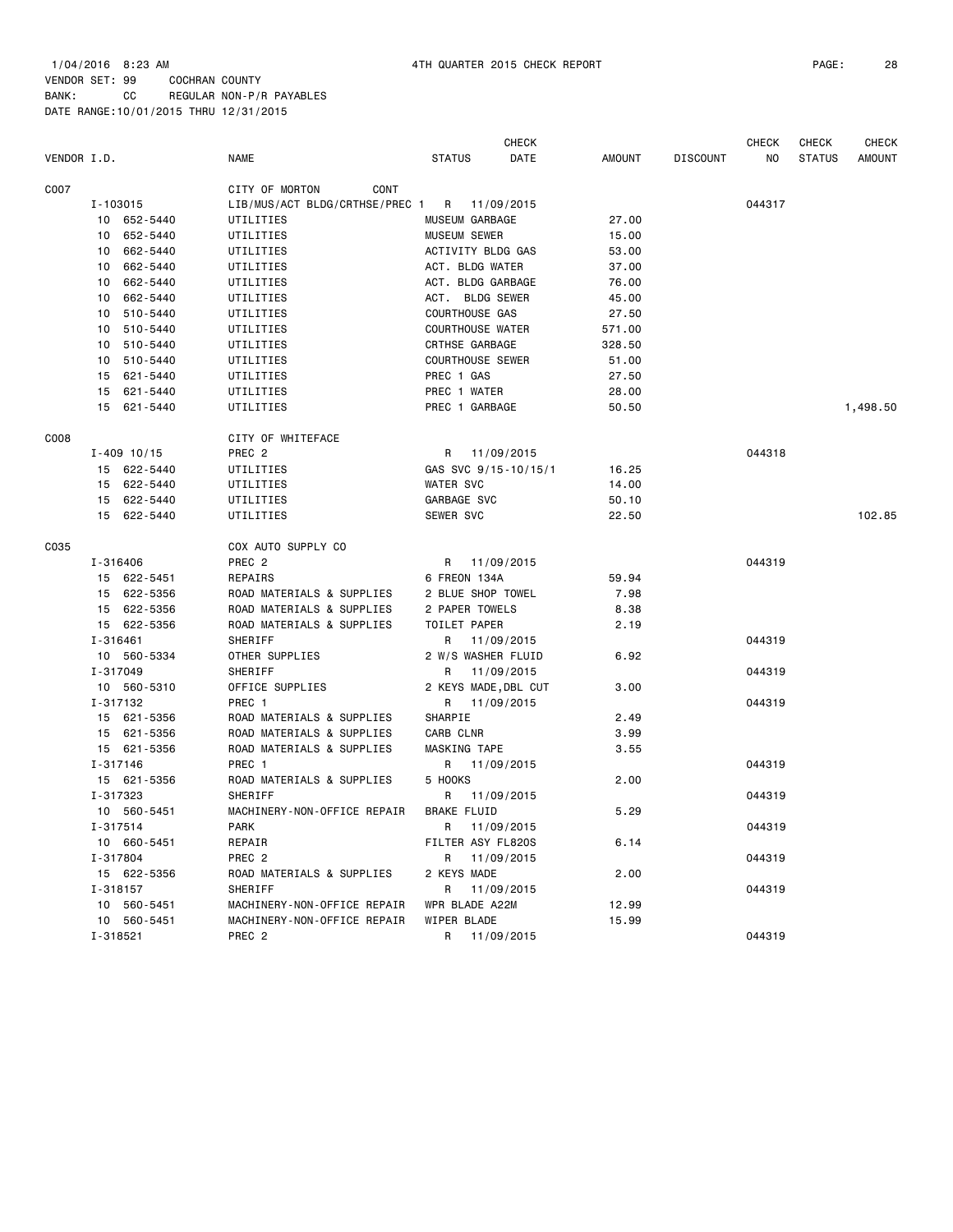1/04/2016 8:23 AM 4TH QUARTER 2015 CHECK REPORT

VENDOR SET: 99 COCHRAN COUNTY
BANK: CC REGULAR NON-P/R PAYABLES
DATE RANGE:10/01/2015 THRU 12/31/2015

| VENDOR I.D. | NAME | STATUS | CHECK DATE | AMOUNT | DISCOUNT | CHECK NO | CHECK STATUS | CHECK AMOUNT |
|---|---|---|---|---|---|---|---|---|
| C007 | CITY OF MORTON CONT | | | | | | | |
| I-103015 | LIB/MUS/ACT BLDG/CRTHSE/PREC 1 | R | 11/09/2015 | | | 044317 | | |
| 10 652-5440 | UTILITIES | MUSEUM GARBAGE | | 27.00 | | | | |
| 10 652-5440 | UTILITIES | MUSEUM SEWER | | 15.00 | | | | |
| 10 662-5440 | UTILITIES | ACTIVITY BLDG GAS | | 53.00 | | | | |
| 10 662-5440 | UTILITIES | ACT. BLDG WATER | | 37.00 | | | | |
| 10 662-5440 | UTILITIES | ACT. BLDG GARBAGE | | 76.00 | | | | |
| 10 662-5440 | UTILITIES | ACT. BLDG SEWER | | 45.00 | | | | |
| 10 510-5440 | UTILITIES | COURTHOUSE GAS | | 27.50 | | | | |
| 10 510-5440 | UTILITIES | COURTHOUSE WATER | | 571.00 | | | | |
| 10 510-5440 | UTILITIES | CRTHSE GARBAGE | | 328.50 | | | | |
| 10 510-5440 | UTILITIES | COURTHOUSE SEWER | | 51.00 | | | | |
| 15 621-5440 | UTILITIES | PREC 1 GAS | | 27.50 | | | | |
| 15 621-5440 | UTILITIES | PREC 1 WATER | | 28.00 | | | | |
| 15 621-5440 | UTILITIES | PREC 1 GARBAGE | | 50.50 | | | | 1,498.50 |
| C008 | CITY OF WHITEFACE | | | | | | | |
| I-409 10/15 | PREC 2 | R | 11/09/2015 | | | 044318 | | |
| 15 622-5440 | UTILITIES | GAS SVC 9/15-10/15/1 | | 16.25 | | | | |
| 15 622-5440 | UTILITIES | WATER SVC | | 14.00 | | | | |
| 15 622-5440 | UTILITIES | GARBAGE SVC | | 50.10 | | | | |
| 15 622-5440 | UTILITIES | SEWER SVC | | 22.50 | | | | 102.85 |
| C035 | COX AUTO SUPPLY CO | | | | | | | |
| I-316406 | PREC 2 | R | 11/09/2015 | | | 044319 | | |
| 15 622-5451 | REPAIRS | 6 FREON 134A | | 59.94 | | | | |
| 15 622-5356 | ROAD MATERIALS & SUPPLIES | 2 BLUE SHOP TOWEL | | 7.98 | | | | |
| 15 622-5356 | ROAD MATERIALS & SUPPLIES | 2 PAPER TOWELS | | 8.38 | | | | |
| 15 622-5356 | ROAD MATERIALS & SUPPLIES | TOILET PAPER | | 2.19 | | | | |
| I-316461 | SHERIFF | R | 11/09/2015 | | | 044319 | | |
| 10 560-5334 | OTHER SUPPLIES | 2 W/S WASHER FLUID | | 6.92 | | | | |
| I-317049 | SHERIFF | R | 11/09/2015 | | | 044319 | | |
| 10 560-5310 | OFFICE SUPPLIES | 2 KEYS MADE,DBL CUT | | 3.00 | | | | |
| I-317132 | PREC 1 | R | 11/09/2015 | | | 044319 | | |
| 15 621-5356 | ROAD MATERIALS & SUPPLIES | SHARPIE | | 2.49 | | | | |
| 15 621-5356 | ROAD MATERIALS & SUPPLIES | CARB CLNR | | 3.99 | | | | |
| 15 621-5356 | ROAD MATERIALS & SUPPLIES | MASKING TAPE | | 3.55 | | | | |
| I-317146 | PREC 1 | R | 11/09/2015 | | | 044319 | | |
| 15 621-5356 | ROAD MATERIALS & SUPPLIES | 5 HOOKS | | 2.00 | | | | |
| I-317323 | SHERIFF | R | 11/09/2015 | | | 044319 | | |
| 10 560-5451 | MACHINERY-NON-OFFICE REPAIR | BRAKE FLUID | | 5.29 | | | | |
| I-317514 | PARK | R | 11/09/2015 | | | 044319 | | |
| 10 660-5451 | REPAIR | FILTER ASY FL820S | | 6.14 | | | | |
| I-317804 | PREC 2 | R | 11/09/2015 | | | 044319 | | |
| 15 622-5356 | ROAD MATERIALS & SUPPLIES | 2 KEYS MADE | | 2.00 | | | | |
| I-318157 | SHERIFF | R | 11/09/2015 | | | 044319 | | |
| 10 560-5451 | MACHINERY-NON-OFFICE REPAIR | WPR BLADE A22M | | 12.99 | | | | |
| 10 560-5451 | MACHINERY-NON-OFFICE REPAIR | WIPER BLADE | | 15.99 | | | | |
| I-318521 | PREC 2 | R | 11/09/2015 | | | 044319 | | |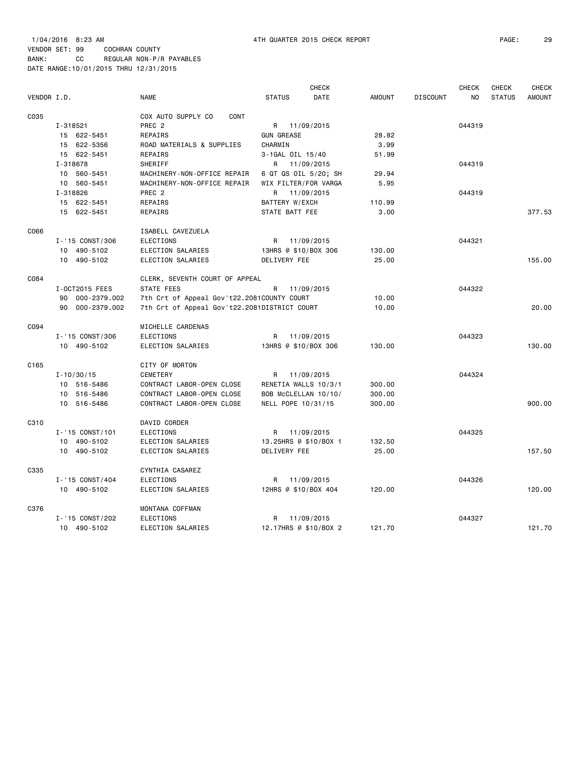1/04/2016 8:23 AM 4TH QUARTER 2015 CHECK REPORT
VENDOR SET: 99 COCHRAN COUNTY
BANK: CC REGULAR NON-P/R PAYABLES
DATE RANGE:10/01/2015 THRU 12/31/2015

| VENDOR I.D. | | NAME | STATUS | CHECK DATE | AMOUNT | DISCOUNT | CHECK NO | CHECK STATUS | CHECK AMOUNT |
|---|---|---|---|---|---|---|---|---|---|
| C035 | | COX AUTO SUPPLY CO CONT | | | | | | | |
| | I-318521 | PREC 2 | R | 11/09/2015 | | | 044319 | | |
| | 15 622-5451 | REPAIRS | GUN GREASE | | 28.82 | | | | |
| | 15 622-5356 | ROAD MATERIALS & SUPPLIES | CHARMIN | | 3.99 | | | | |
| | 15 622-5451 | REPAIRS | 3-1GAL OIL 15/40 | | 51.99 | | | | |
| | I-318678 | SHERIFF | R | 11/09/2015 | | | 044319 | | |
| | 10 560-5451 | MACHINERY-NON-OFFICE REPAIR | 6 QT QS OIL 5/20; SH | | 29.94 | | | | |
| | 10 560-5451 | MACHINERY-NON-OFFICE REPAIR | WIX FILTER/FOR VARGA | | 5.95 | | | | |
| | I-318826 | PREC 2 | R | 11/09/2015 | | | 044319 | | |
| | 15 622-5451 | REPAIRS | BATTERY W/EXCH | | 110.99 | | | | |
| | 15 622-5451 | REPAIRS | STATE BATT FEE | | 3.00 | | | | 377.53 |
| C066 | | ISABELL CAVEZUELA | | | | | | | |
| | I-'15 CONST/306 | ELECTIONS | R | 11/09/2015 | | | 044321 | | |
| | 10 490-5102 | ELECTION SALARIES | 13HRS @ $10/BOX 306 | | 130.00 | | | | |
| | 10 490-5102 | ELECTION SALARIES | DELIVERY FEE | | 25.00 | | | | 155.00 |
| C084 | | CLERK, SEVENTH COURT OF APPEAL | | | | | | | |
| | I-OCT2015 FEES | STATE FEES | R | 11/09/2015 | | | 044322 | | |
| | 90 000-2379.002 | 7th Crt of Appeal Gov't22.2081COUNTY COURT | | | 10.00 | | | | |
| | 90 000-2379.002 | 7th Crt of Appeal Gov't22.2081DISTRICT COURT | | | 10.00 | | | | 20.00 |
| C094 | | MICHELLE CARDENAS | | | | | | | |
| | I-'15 CONST/306 | ELECTIONS | R | 11/09/2015 | | | 044323 | | |
| | 10 490-5102 | ELECTION SALARIES | 13HRS @ $10/BOX 306 | | 130.00 | | | | 130.00 |
| C165 | | CITY OF MORTON | | | | | | | |
| | I-10/30/15 | CEMETERY | R | 11/09/2015 | | | 044324 | | |
| | 10 516-5486 | CONTRACT LABOR-OPEN CLOSE | RENETIA WALLS 10/3/1 | | 300.00 | | | | |
| | 10 516-5486 | CONTRACT LABOR-OPEN CLOSE | BOB McCLELLAN 10/10/ | | 300.00 | | | | |
| | 10 516-5486 | CONTRACT LABOR-OPEN CLOSE | NELL POPE 10/31/15 | | 300.00 | | | | 900.00 |
| C310 | | DAVID CORDER | | | | | | | |
| | I-'15 CONST/101 | ELECTIONS | R | 11/09/2015 | | | 044325 | | |
| | 10 490-5102 | ELECTION SALARIES | 13.25HRS @ $10/BOX 1 | | 132.50 | | | | |
| | 10 490-5102 | ELECTION SALARIES | DELIVERY FEE | | 25.00 | | | | 157.50 |
| C335 | | CYNTHIA CASAREZ | | | | | | | |
| | I-'15 CONST/404 | ELECTIONS | R | 11/09/2015 | | | 044326 | | |
| | 10 490-5102 | ELECTION SALARIES | 12HRS @ $10/BOX 404 | | 120.00 | | | | 120.00 |
| C376 | | MONTANA COFFMAN | | | | | | | |
| | I-'15 CONST/202 | ELECTIONS | R | 11/09/2015 | | | 044327 | | |
| | 10 490-5102 | ELECTION SALARIES | 12.17HRS @ $10/BOX 2 | | 121.70 | | | | 121.70 |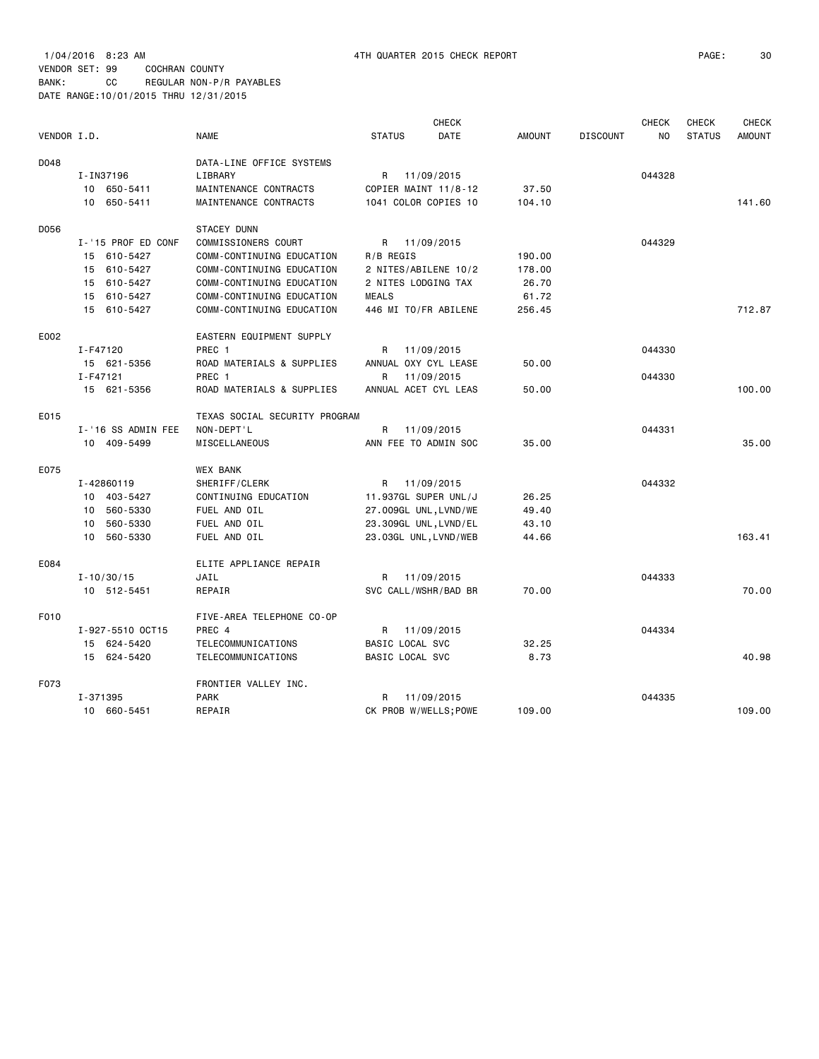1/04/2016 8:23 AM 4TH QUARTER 2015 CHECK REPORT

VENDOR SET: 99 COCHRAN COUNTY

BANK: CC REGULAR NON-P/R PAYABLES

DATE RANGE:10/01/2015 THRU 12/31/2015

| VENDOR I.D. | NAME | STATUS | CHECK DATE | AMOUNT | DISCOUNT | CHECK NO | CHECK STATUS | CHECK AMOUNT |
|---|---|---|---|---|---|---|---|---|
| D048 | DATA-LINE OFFICE SYSTEMS | | | | | | | |
| I-IN37196 | LIBRARY | R | 11/09/2015 | | | 044328 | | |
| 10 650-5411 | MAINTENANCE CONTRACTS | COPIER MAINT 11/8-12 | | 37.50 | | | | |
| 10 650-5411 | MAINTENANCE CONTRACTS | 1041 COLOR COPIES 10 | | 104.10 | | | | 141.60 |
| D056 | STACEY DUNN | | | | | | | |
| I-'15 PROF ED CONF | COMMISSIONERS COURT | R | 11/09/2015 | | | 044329 | | |
| 15 610-5427 | COMM-CONTINUING EDUCATION | R/B REGIS | | 190.00 | | | | |
| 15 610-5427 | COMM-CONTINUING EDUCATION | 2 NITES/ABILENE 10/2 | | 178.00 | | | | |
| 15 610-5427 | COMM-CONTINUING EDUCATION | 2 NITES LODGING TAX | | 26.70 | | | | |
| 15 610-5427 | COMM-CONTINUING EDUCATION | MEALS | | 61.72 | | | | |
| 15 610-5427 | COMM-CONTINUING EDUCATION | 446 MI TO/FR ABILENE | | 256.45 | | | | 712.87 |
| E002 | EASTERN EQUIPMENT SUPPLY | | | | | | | |
| I-F47120 | PREC 1 | R | 11/09/2015 | | | 044330 | | |
| 15 621-5356 | ROAD MATERIALS & SUPPLIES | ANNUAL OXY CYL LEASE | | 50.00 | | | | |
| I-F47121 | PREC 1 | R | 11/09/2015 | | | 044330 | | |
| 15 621-5356 | ROAD MATERIALS & SUPPLIES | ANNUAL ACET CYL LEAS | | 50.00 | | | | 100.00 |
| E015 | TEXAS SOCIAL SECURITY PROGRAM | | | | | | | |
| I-'16 SS ADMIN FEE | NON-DEPT'L | R | 11/09/2015 | | | 044331 | | |
| 10 409-5499 | MISCELLANEOUS | ANN FEE TO ADMIN SOC | | 35.00 | | | | 35.00 |
| E075 | WEX BANK | | | | | | | |
| I-42860119 | SHERIFF/CLERK | R | 11/09/2015 | | | 044332 | | |
| 10 403-5427 | CONTINUING EDUCATION | 11.937GL SUPER UNL/J | | 26.25 | | | | |
| 10 560-5330 | FUEL AND OIL | 27.009GL UNL,LVND/WE | | 49.40 | | | | |
| 10 560-5330 | FUEL AND OIL | 23.309GL UNL,LVND/EL | | 43.10 | | | | |
| 10 560-5330 | FUEL AND OIL | 23.03GL UNL,LVND/WEB | | 44.66 | | | | 163.41 |
| E084 | ELITE APPLIANCE REPAIR | | | | | | | |
| I-10/30/15 | JAIL | R | 11/09/2015 | | | 044333 | | |
| 10 512-5451 | REPAIR | SVC CALL/WSHR/BAD BR | | 70.00 | | | | 70.00 |
| F010 | FIVE-AREA TELEPHONE CO-OP | | | | | | | |
| I-927-5510 OCT15 | PREC 4 | R | 11/09/2015 | | | 044334 | | |
| 15 624-5420 | TELECOMMUNICATIONS | BASIC LOCAL SVC | | 32.25 | | | | |
| 15 624-5420 | TELECOMMUNICATIONS | BASIC LOCAL SVC | | 8.73 | | | | 40.98 |
| F073 | FRONTIER VALLEY INC. | | | | | | | |
| I-371395 | PARK | R | 11/09/2015 | | | 044335 | | |
| 10 660-5451 | REPAIR | CK PROB W/WELLS;POWE | | 109.00 | | | | 109.00 |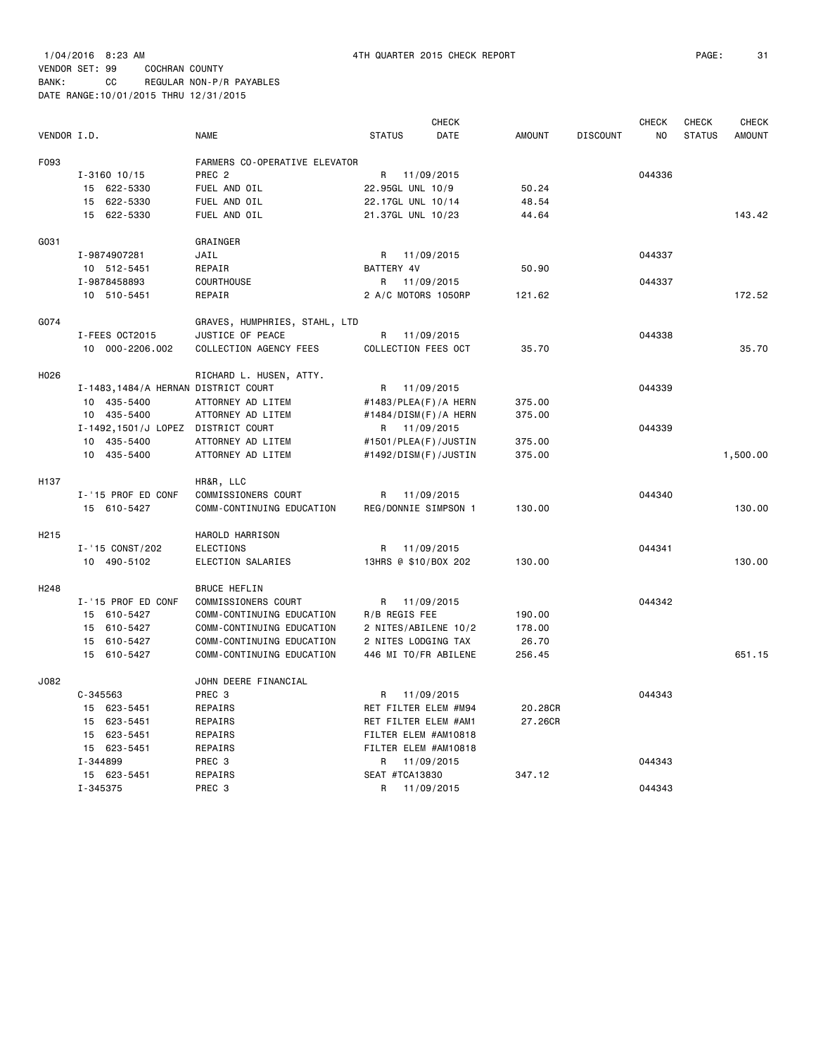1/04/2016 8:23 AM 4TH QUARTER 2015 CHECK REPORT
VENDOR SET: 99 COCHRAN COUNTY
BANK: CC REGULAR NON-P/R PAYABLES
DATE RANGE:10/01/2015 THRU 12/31/2015

| VENDOR I.D. | NAME | STATUS | CHECK DATE | AMOUNT | DISCOUNT | CHECK NO | CHECK STATUS | CHECK AMOUNT |
|---|---|---|---|---|---|---|---|---|
| F093 | FARMERS CO-OPERATIVE ELEVATOR | | | | | | | |
| I-3160 10/15 | PREC 2 | R | 11/09/2015 | | | 044336 | | |
| 15 622-5330 | FUEL AND OIL | 22.95GL UNL 10/9 | | 50.24 | | | | |
| 15 622-5330 | FUEL AND OIL | 22.17GL UNL 10/14 | | 48.54 | | | | |
| 15 622-5330 | FUEL AND OIL | 21.37GL UNL 10/23 | | 44.64 | | | | 143.42 |
| G031 | GRAINGER | | | | | | | |
| I-9874907281 | JAIL | R | 11/09/2015 | | | 044337 | | |
| 10 512-5451 | REPAIR | BATTERY 4V | | 50.90 | | | | |
| I-9878458893 | COURTHOUSE | R | 11/09/2015 | | | 044337 | | |
| 10 510-5451 | REPAIR | 2 A/C MOTORS 1050RP | | 121.62 | | | | 172.52 |
| G074 | GRAVES, HUMPHRIES, STAHL, LTD | | | | | | | |
| I-FEES OCT2015 | JUSTICE OF PEACE | R | 11/09/2015 | | | 044338 | | |
| 10 000-2206.002 | COLLECTION AGENCY FEES | COLLECTION FEES OCT | | 35.70 | | | | 35.70 |
| H026 | RICHARD L. HUSEN, ATTY. | | | | | | | |
| I-1483,1484/A HERNAN | DISTRICT COURT | R | 11/09/2015 | | | 044339 | | |
| 10 435-5400 | ATTORNEY AD LITEM | #1483/PLEA(F)/A HERN | | 375.00 | | | | |
| 10 435-5400 | ATTORNEY AD LITEM | #1484/DISM(F)/A HERN | | 375.00 | | | | |
| I-1492,1501/J LOPEZ | DISTRICT COURT | R | 11/09/2015 | | | 044339 | | |
| 10 435-5400 | ATTORNEY AD LITEM | #1501/PLEA(F)/JUSTIN | | 375.00 | | | | |
| 10 435-5400 | ATTORNEY AD LITEM | #1492/DISM(F)/JUSTIN | | 375.00 | | | | 1,500.00 |
| H137 | HR&R, LLC | | | | | | | |
| I-'15 PROF ED CONF | COMMISSIONERS COURT | R | 11/09/2015 | | | 044340 | | |
| 15 610-5427 | COMM-CONTINUING EDUCATION | REG/DONNIE SIMPSON 1 | | 130.00 | | | | 130.00 |
| H215 | HAROLD HARRISON | | | | | | | |
| I-'15 CONST/202 | ELECTIONS | R | 11/09/2015 | | | 044341 | | |
| 10 490-5102 | ELECTION SALARIES | 13HRS @ $10/BOX 202 | | 130.00 | | | | 130.00 |
| H248 | BRUCE HEFLIN | | | | | | | |
| I-'15 PROF ED CONF | COMMISSIONERS COURT | R | 11/09/2015 | | | 044342 | | |
| 15 610-5427 | COMM-CONTINUING EDUCATION | R/B REGIS FEE | | 190.00 | | | | |
| 15 610-5427 | COMM-CONTINUING EDUCATION | 2 NITES/ABILENE 10/2 | | 178.00 | | | | |
| 15 610-5427 | COMM-CONTINUING EDUCATION | 2 NITES LODGING TAX | | 26.70 | | | | |
| 15 610-5427 | COMM-CONTINUING EDUCATION | 446 MI TO/FR ABILENE | | 256.45 | | | | 651.15 |
| J082 | JOHN DEERE FINANCIAL | | | | | | | |
| C-345563 | PREC 3 | R | 11/09/2015 | | | 044343 | | |
| 15 623-5451 | REPAIRS | RET FILTER ELEM #M94 | | 20.28CR | | | | |
| 15 623-5451 | REPAIRS | RET FILTER ELEM #AM1 | | 27.26CR | | | | |
| 15 623-5451 | REPAIRS | FILTER ELEM #AM10818 | | | | | | |
| 15 623-5451 | REPAIRS | FILTER ELEM #AM10818 | | | | | | |
| I-344899 | PREC 3 | R | 11/09/2015 | | | 044343 | | |
| 15 623-5451 | REPAIRS | SEAT #TCA13830 | | 347.12 | | | | |
| I-345375 | PREC 3 | R | 11/09/2015 | | | 044343 | | |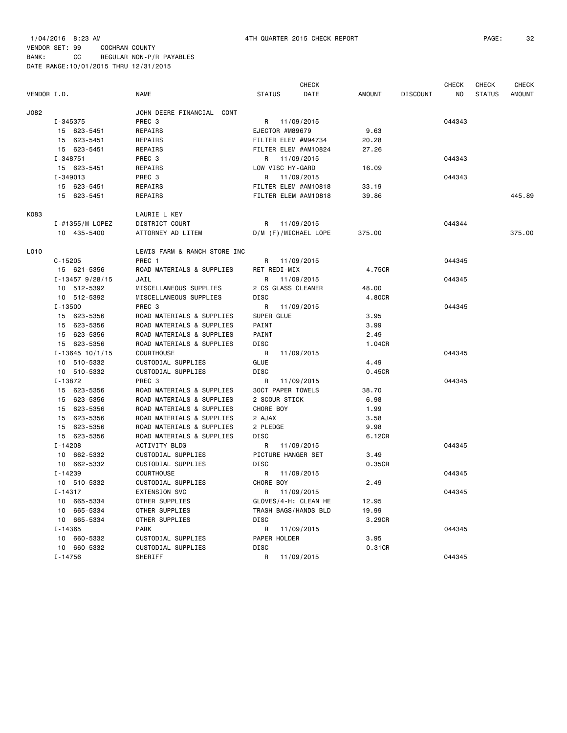1/04/2016 8:23 AM 4TH QUARTER 2015 CHECK REPORT

VENDOR SET: 99 COCHRAN COUNTY
BANK: CC REGULAR NON-P/R PAYABLES
DATE RANGE:10/01/2015 THRU 12/31/2015

| VENDOR I.D. | NAME | STATUS | CHECK DATE | AMOUNT | DISCOUNT | CHECK NO | CHECK STATUS | CHECK AMOUNT |
|---|---|---|---|---|---|---|---|---|
| J082 | JOHN DEERE FINANCIAL CONT | | | | | | | |
| I-345375 | PREC 3 | R | 11/09/2015 | | | 044343 | | |
| 15 623-5451 | REPAIRS | EJECTOR #M89679 | | 9.63 | | | | |
| 15 623-5451 | REPAIRS | FILTER ELEM #M94734 | | 20.28 | | | | |
| 15 623-5451 | REPAIRS | FILTER ELEM #AM10824 | | 27.26 | | | | |
| I-348751 | PREC 3 | R | 11/09/2015 | | | 044343 | | |
| 15 623-5451 | REPAIRS | LOW VISC HY-GARD | | 16.09 | | | | |
| I-349013 | PREC 3 | R | 11/09/2015 | | | 044343 | | |
| 15 623-5451 | REPAIRS | FILTER ELEM #AM10818 | | 33.19 | | | | |
| 15 623-5451 | REPAIRS | FILTER ELEM #AM10818 | | 39.86 | | | | 445.89 |
| K083 | LAURIE L KEY | | | | | | | |
| I-#1355/M LOPEZ | DISTRICT COURT | R | 11/09/2015 | | | 044344 | | |
| 10 435-5400 | ATTORNEY AD LITEM | D/M (F)/MICHAEL LOPE | | 375.00 | | | | 375.00 |
| L010 | LEWIS FARM & RANCH STORE INC | | | | | | | |
| C-15205 | PREC 1 | R | 11/09/2015 | | | 044345 | | |
| 15 621-5356 | ROAD MATERIALS & SUPPLIES | RET REDI-MIX | | 4.75CR | | | | |
| I-13457 9/28/15 | JAIL | R | 11/09/2015 | | | 044345 | | |
| 10 512-5392 | MISCELLANEOUS SUPPLIES | 2 CS GLASS CLEANER | | 48.00 | | | | |
| 10 512-5392 | MISCELLANEOUS SUPPLIES | DISC | | 4.80CR | | | | |
| I-13500 | PREC 3 | R | 11/09/2015 | | | 044345 | | |
| 15 623-5356 | ROAD MATERIALS & SUPPLIES | SUPER GLUE | | 3.95 | | | | |
| 15 623-5356 | ROAD MATERIALS & SUPPLIES | PAINT | | 3.99 | | | | |
| 15 623-5356 | ROAD MATERIALS & SUPPLIES | PAINT | | 2.49 | | | | |
| 15 623-5356 | ROAD MATERIALS & SUPPLIES | DISC | | 1.04CR | | | | |
| I-13645 10/1/15 | COURTHOUSE | R | 11/09/2015 | | | 044345 | | |
| 10 510-5332 | CUSTODIAL SUPPLIES | GLUE | | 4.49 | | | | |
| 10 510-5332 | CUSTODIAL SUPPLIES | DISC | | 0.45CR | | | | |
| I-13872 | PREC 3 | R | 11/09/2015 | | | 044345 | | |
| 15 623-5356 | ROAD MATERIALS & SUPPLIES | 30CT PAPER TOWELS | | 38.70 | | | | |
| 15 623-5356 | ROAD MATERIALS & SUPPLIES | 2 SCOUR STICK | | 6.98 | | | | |
| 15 623-5356 | ROAD MATERIALS & SUPPLIES | CHORE BOY | | 1.99 | | | | |
| 15 623-5356 | ROAD MATERIALS & SUPPLIES | 2 AJAX | | 3.58 | | | | |
| 15 623-5356 | ROAD MATERIALS & SUPPLIES | 2 PLEDGE | | 9.98 | | | | |
| 15 623-5356 | ROAD MATERIALS & SUPPLIES | DISC | | 6.12CR | | | | |
| I-14208 | ACTIVITY BLDG | R | 11/09/2015 | | | 044345 | | |
| 10 662-5332 | CUSTODIAL SUPPLIES | PICTURE HANGER SET | | 3.49 | | | | |
| 10 662-5332 | CUSTODIAL SUPPLIES | DISC | | 0.35CR | | | | |
| I-14239 | COURTHOUSE | R | 11/09/2015 | | | 044345 | | |
| 10 510-5332 | CUSTODIAL SUPPLIES | CHORE BOY | | 2.49 | | | | |
| I-14317 | EXTENSION SVC | R | 11/09/2015 | | | 044345 | | |
| 10 665-5334 | OTHER SUPPLIES | GLOVES/4-H: CLEAN HE | | 12.95 | | | | |
| 10 665-5334 | OTHER SUPPLIES | TRASH BAGS/HANDS BLD | | 19.99 | | | | |
| 10 665-5334 | OTHER SUPPLIES | DISC | | 3.29CR | | | | |
| I-14365 | PARK | R | 11/09/2015 | | | 044345 | | |
| 10 660-5332 | CUSTODIAL SUPPLIES | PAPER HOLDER | | 3.95 | | | | |
| 10 660-5332 | CUSTODIAL SUPPLIES | DISC | | 0.31CR | | | | |
| I-14756 | SHERIFF | R | 11/09/2015 | | | 044345 | | |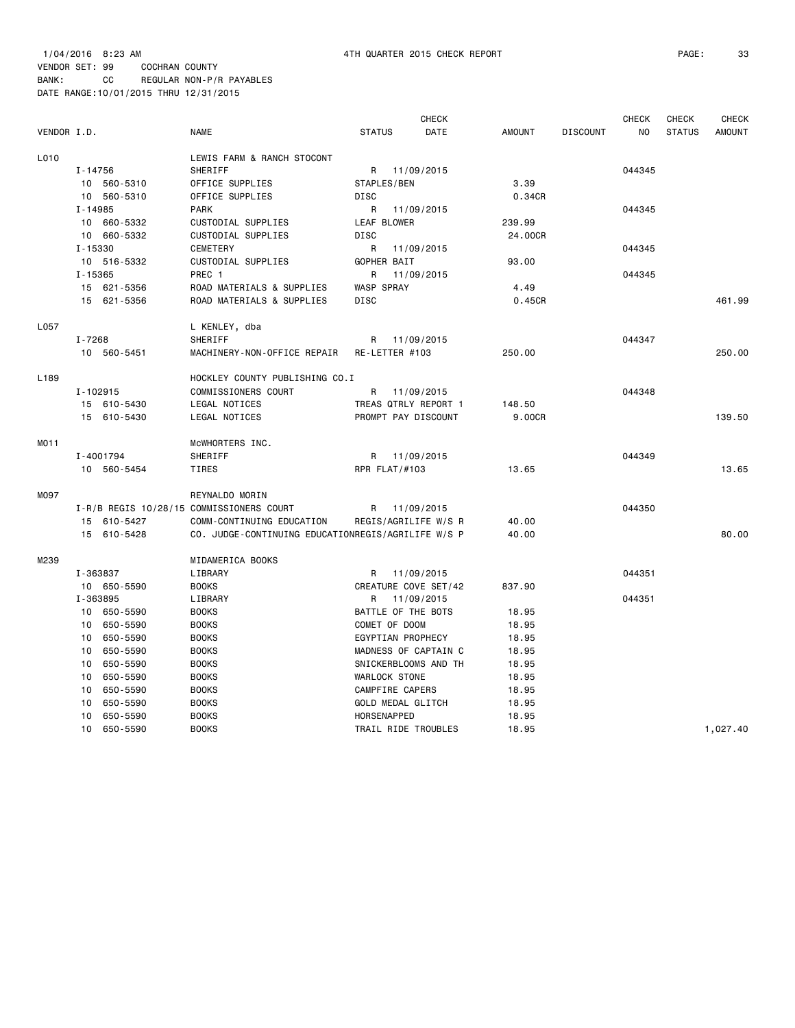1/04/2016 8:23 AM 4TH QUARTER 2015 CHECK REPORT

VENDOR SET: 99 COCHRAN COUNTY
BANK: CC REGULAR NON-P/R PAYABLES
DATE RANGE:10/01/2015 THRU 12/31/2015

| VENDOR I.D. | NAME | STATUS | CHECK DATE | AMOUNT | DISCOUNT | CHECK NO | CHECK STATUS | CHECK AMOUNT |
|---|---|---|---|---|---|---|---|---|
| L010 | LEWIS FARM & RANCH STOCONT | | | | | | | |
| I-14756 | SHERIFF | R | 11/09/2015 | | | 044345 | | |
| 10 560-5310 | OFFICE SUPPLIES | STAPLES/BEN | | 3.39 | | | | |
| 10 560-5310 | OFFICE SUPPLIES | DISC | | 0.34CR | | | | |
| I-14985 | PARK | R | 11/09/2015 | | | 044345 | | |
| 10 660-5332 | CUSTODIAL SUPPLIES | LEAF BLOWER | | 239.99 | | | | |
| 10 660-5332 | CUSTODIAL SUPPLIES | DISC | | 24.00CR | | | | |
| I-15330 | CEMETERY | R | 11/09/2015 | | | 044345 | | |
| 10 516-5332 | CUSTODIAL SUPPLIES | GOPHER BAIT | | 93.00 | | | | |
| I-15365 | PREC 1 | R | 11/09/2015 | | | 044345 | | |
| 15 621-5356 | ROAD MATERIALS & SUPPLIES | WASP SPRAY | | 4.49 | | | | |
| 15 621-5356 | ROAD MATERIALS & SUPPLIES | DISC | | 0.45CR | | | | 461.99 |
| L057 | L KENLEY, dba | | | | | | | |
| I-7268 | SHERIFF | R | 11/09/2015 | | | 044347 | | |
| 10 560-5451 | MACHINERY-NON-OFFICE REPAIR | RE-LETTER #103 | | 250.00 | | | | 250.00 |
| L189 | HOCKLEY COUNTY PUBLISHING CO.I | | | | | | | |
| I-102915 | COMMISSIONERS COURT | R | 11/09/2015 | | | 044348 | | |
| 15 610-5430 | LEGAL NOTICES | TREAS QTRLY REPORT 1 | | 148.50 | | | | |
| 15 610-5430 | LEGAL NOTICES | PROMPT PAY DISCOUNT | | 9.00CR | | | | 139.50 |
| M011 | McWHORTERS INC. | | | | | | | |
| I-4001794 | SHERIFF | R | 11/09/2015 | | | 044349 | | |
| 10 560-5454 | TIRES | RPR FLAT/#103 | | 13.65 | | | | 13.65 |
| M097 | REYNALDO MORIN | | | | | | | |
| I-R/B REGIS 10/28/15 | COMMISSIONERS COURT | R | 11/09/2015 | | | 044350 | | |
| 15 610-5427 | COMM-CONTINUING EDUCATION | REGIS/AGRILIFE W/S R | | 40.00 | | | | |
| 15 610-5428 | CO. JUDGE-CONTINUING EDUCATION | REGIS/AGRILIFE W/S P | | 40.00 | | | | 80.00 |
| M239 | MIDAMERICA BOOKS | | | | | | | |
| I-363837 | LIBRARY | R | 11/09/2015 | | | 044351 | | |
| 10 650-5590 | BOOKS | CREATURE COVE SET/42 | | 837.90 | | | | |
| I-363895 | LIBRARY | R | 11/09/2015 | | | 044351 | | |
| 10 650-5590 | BOOKS | BATTLE OF THE BOTS | | 18.95 | | | | |
| 10 650-5590 | BOOKS | COMET OF DOOM | | 18.95 | | | | |
| 10 650-5590 | BOOKS | EGYPTIAN PROPHECY | | 18.95 | | | | |
| 10 650-5590 | BOOKS | MADNESS OF CAPTAIN C | | 18.95 | | | | |
| 10 650-5590 | BOOKS | SNICKERBLOOMS AND TH | | 18.95 | | | | |
| 10 650-5590 | BOOKS | WARLOCK STONE | | 18.95 | | | | |
| 10 650-5590 | BOOKS | CAMPFIRE CAPERS | | 18.95 | | | | |
| 10 650-5590 | BOOKS | GOLD MEDAL GLITCH | | 18.95 | | | | |
| 10 650-5590 | BOOKS | HORSENAPPED | | 18.95 | | | | |
| 10 650-5590 | BOOKS | TRAIL RIDE TROUBLES | | 18.95 | | | | 1,027.40 |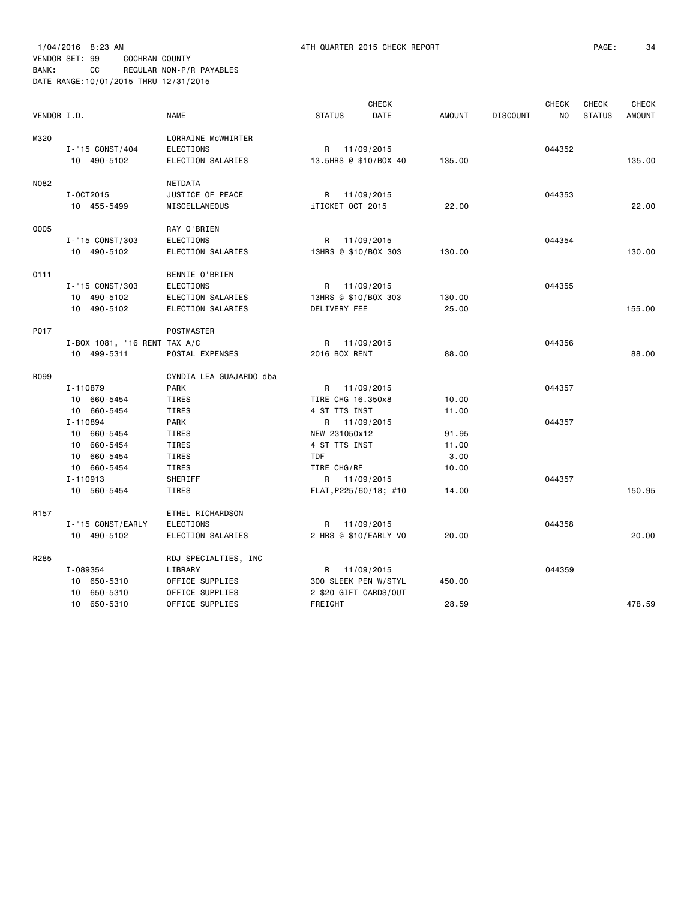1/04/2016 8:23 AM 4TH QUARTER 2015 CHECK REPORT

VENDOR SET: 99 COCHRAN COUNTY
BANK: CC REGULAR NON-P/R PAYABLES
DATE RANGE:10/01/2015 THRU 12/31/2015

| VENDOR I.D. | | NAME | STATUS | CHECK DATE | AMOUNT | DISCOUNT | CHECK NO | CHECK STATUS | CHECK AMOUNT |
|---|---|---|---|---|---|---|---|---|---|
| M320 | | LORRAINE McWHIRTER | | | | | | | |
| | I-'15 CONST/404 | ELECTIONS | R | 11/09/2015 | | | 044352 | | |
| | 10 490-5102 | ELECTION SALARIES | 13.5HRS @ $10/BOX 40 | | 135.00 | | | | 135.00 |
| N082 | | NETDATA | | | | | | | |
| | I-OCT2015 | JUSTICE OF PEACE | R | 11/09/2015 | | | 044353 | | |
| | 10 455-5499 | MISCELLANEOUS | iTICKET OCT 2015 | | 22.00 | | | | 22.00 |
| O005 | | RAY O'BRIEN | | | | | | | |
| | I-'15 CONST/303 | ELECTIONS | R | 11/09/2015 | | | 044354 | | |
| | 10 490-5102 | ELECTION SALARIES | 13HRS @ $10/BOX 303 | | 130.00 | | | | 130.00 |
| O111 | | BENNIE O'BRIEN | | | | | | | |
| | I-'15 CONST/303 | ELECTIONS | R | 11/09/2015 | | | 044355 | | |
| | 10 490-5102 | ELECTION SALARIES | 13HRS @ $10/BOX 303 | | 130.00 | | | | |
| | 10 490-5102 | ELECTION SALARIES | DELIVERY FEE | | 25.00 | | | | 155.00 |
| P017 | | POSTMASTER | | | | | | | |
| | I-BOX 1081, '16 RENT TAX A/C | | R | 11/09/2015 | | | 044356 | | |
| | 10 499-5311 | POSTAL EXPENSES | 2016 BOX RENT | | 88.00 | | | | 88.00 |
| R099 | | CYNDIA LEA GUAJARDO dba | | | | | | | |
| | I-110879 | PARK | R | 11/09/2015 | | | 044357 | | |
| | 10 660-5454 | TIRES | TIRE CHG 16.350x8 | | 10.00 | | | | |
| | 10 660-5454 | TIRES | 4 ST TTS INST | | 11.00 | | | | |
| | I-110894 | PARK | R | 11/09/2015 | | | 044357 | | |
| | 10 660-5454 | TIRES | NEW 231050x12 | | 91.95 | | | | |
| | 10 660-5454 | TIRES | 4 ST TTS INST | | 11.00 | | | | |
| | 10 660-5454 | TIRES | TDF | | 3.00 | | | | |
| | 10 660-5454 | TIRES | TIRE CHG/RF | | 10.00 | | | | |
| | I-110913 | SHERIFF | R | 11/09/2015 | | | 044357 | | |
| | 10 560-5454 | TIRES | FLAT,P225/60/18; #10 | | 14.00 | | | | 150.95 |
| R157 | | ETHEL RICHARDSON | | | | | | | |
| | I-'15 CONST/EARLY | ELECTIONS | R | 11/09/2015 | | | 044358 | | |
| | 10 490-5102 | ELECTION SALARIES | 2 HRS @ $10/EARLY VO | | 20.00 | | | | 20.00 |
| R285 | | RDJ SPECIALTIES, INC | | | | | | | |
| | I-089354 | LIBRARY | R | 11/09/2015 | | | 044359 | | |
| | 10 650-5310 | OFFICE SUPPLIES | 300 SLEEK PEN W/STYL | | 450.00 | | | | |
| | 10 650-5310 | OFFICE SUPPLIES | 2 $20 GIFT CARDS/OUT | | | | | | |
| | 10 650-5310 | OFFICE SUPPLIES | FREIGHT | | 28.59 | | | | 478.59 |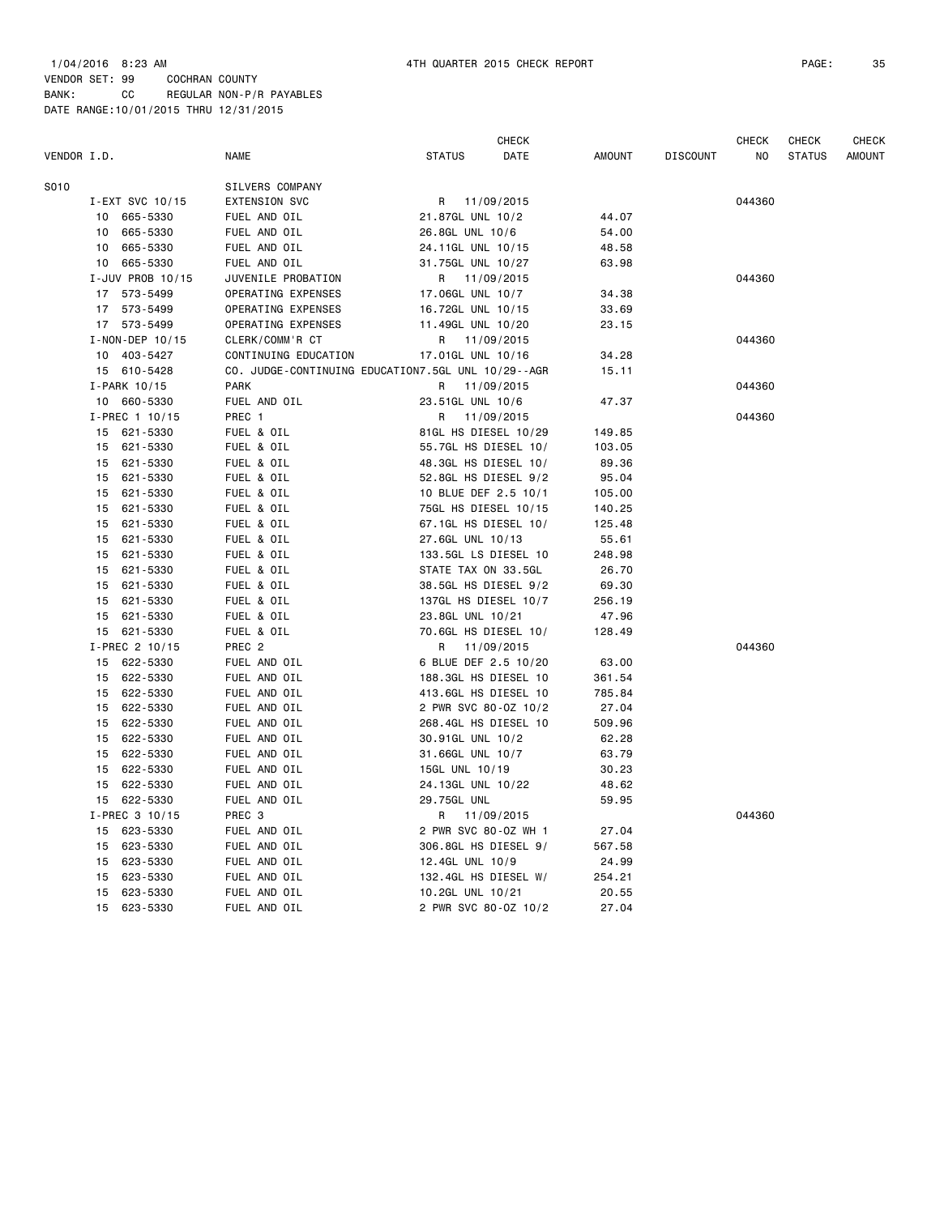1/04/2016 8:23 AM 4TH QUARTER 2015 CHECK REPORT

VENDOR SET: 99 COCHRAN COUNTY
BANK: CC REGULAR NON-P/R PAYABLES
DATE RANGE:10/01/2015 THRU 12/31/2015

| VENDOR I.D. | NAME | STATUS | CHECK DATE | AMOUNT | DISCOUNT | CHECK NO | CHECK STATUS | CHECK AMOUNT |
|---|---|---|---|---|---|---|---|---|
| S010 | SILVERS COMPANY | | | | | | | |
| I-EXT SVC 10/15 | EXTENSION SVC | R | 11/09/2015 | | | 044360 | | |
| 10 665-5330 | FUEL AND OIL | 21.87GL UNL 10/2 | | 44.07 | | | | |
| 10 665-5330 | FUEL AND OIL | 26.8GL UNL 10/6 | | 54.00 | | | | |
| 10 665-5330 | FUEL AND OIL | 24.11GL UNL 10/15 | | 48.58 | | | | |
| 10 665-5330 | FUEL AND OIL | 31.75GL UNL 10/27 | | 63.98 | | | | |
| I-JUV PROB 10/15 | JUVENILE PROBATION | R | 11/09/2015 | | | 044360 | | |
| 17 573-5499 | OPERATING EXPENSES | 17.06GL UNL 10/7 | | 34.38 | | | | |
| 17 573-5499 | OPERATING EXPENSES | 16.72GL UNL 10/15 | | 33.69 | | | | |
| 17 573-5499 | OPERATING EXPENSES | 11.49GL UNL 10/20 | | 23.15 | | | | |
| I-NON-DEP 10/15 | CLERK/COMM'R CT | R | 11/09/2015 | | | 044360 | | |
| 10 403-5427 | CONTINUING EDUCATION | 17.01GL UNL 10/16 | | 34.28 | | | | |
| 15 610-5428 | CO. JUDGE-CONTINUING EDUCATION | 7.5GL UNL 10/29--AGR | | 15.11 | | | | |
| I-PARK 10/15 | PARK | R | 11/09/2015 | | | 044360 | | |
| 10 660-5330 | FUEL AND OIL | 23.51GL UNL 10/6 | | 47.37 | | | | |
| I-PREC 1 10/15 | PREC 1 | R | 11/09/2015 | | | 044360 | | |
| 15 621-5330 | FUEL & OIL | 81GL HS DIESEL 10/29 | | 149.85 | | | | |
| 15 621-5330 | FUEL & OIL | 55.7GL HS DIESEL 10/ | | 103.05 | | | | |
| 15 621-5330 | FUEL & OIL | 48.3GL HS DIESEL 10/ | | 89.36 | | | | |
| 15 621-5330 | FUEL & OIL | 52.8GL HS DIESEL 9/2 | | 95.04 | | | | |
| 15 621-5330 | FUEL & OIL | 10 BLUE DEF 2.5 10/1 | | 105.00 | | | | |
| 15 621-5330 | FUEL & OIL | 75GL HS DIESEL 10/15 | | 140.25 | | | | |
| 15 621-5330 | FUEL & OIL | 67.1GL HS DIESEL 10/ | | 125.48 | | | | |
| 15 621-5330 | FUEL & OIL | 27.6GL UNL 10/13 | | 55.61 | | | | |
| 15 621-5330 | FUEL & OIL | 133.5GL LS DIESEL 10 | | 248.98 | | | | |
| 15 621-5330 | FUEL & OIL | STATE TAX ON 33.5GL | | 26.70 | | | | |
| 15 621-5330 | FUEL & OIL | 38.5GL HS DIESEL 9/2 | | 69.30 | | | | |
| 15 621-5330 | FUEL & OIL | 137GL HS DIESEL 10/7 | | 256.19 | | | | |
| 15 621-5330 | FUEL & OIL | 23.8GL UNL 10/21 | | 47.96 | | | | |
| 15 621-5330 | FUEL & OIL | 70.6GL HS DIESEL 10/ | | 128.49 | | | | |
| I-PREC 2 10/15 | PREC 2 | R | 11/09/2015 | | | 044360 | | |
| 15 622-5330 | FUEL AND OIL | 6 BLUE DEF 2.5 10/20 | | 63.00 | | | | |
| 15 622-5330 | FUEL AND OIL | 188.3GL HS DIESEL 10 | | 361.54 | | | | |
| 15 622-5330 | FUEL AND OIL | 413.6GL HS DIESEL 10 | | 785.84 | | | | |
| 15 622-5330 | FUEL AND OIL | 2 PWR SVC 80-OZ 10/2 | | 27.04 | | | | |
| 15 622-5330 | FUEL AND OIL | 268.4GL HS DIESEL 10 | | 509.96 | | | | |
| 15 622-5330 | FUEL AND OIL | 30.91GL UNL 10/2 | | 62.28 | | | | |
| 15 622-5330 | FUEL AND OIL | 31.66GL UNL 10/7 | | 63.79 | | | | |
| 15 622-5330 | FUEL AND OIL | 15GL UNL 10/19 | | 30.23 | | | | |
| 15 622-5330 | FUEL AND OIL | 24.13GL UNL 10/22 | | 48.62 | | | | |
| 15 622-5330 | FUEL AND OIL | 29.75GL UNL | | 59.95 | | | | |
| I-PREC 3 10/15 | PREC 3 | R | 11/09/2015 | | | 044360 | | |
| 15 623-5330 | FUEL AND OIL | 2 PWR SVC 80-OZ WH 1 | | 27.04 | | | | |
| 15 623-5330 | FUEL AND OIL | 306.8GL HS DIESEL 9/ | | 567.58 | | | | |
| 15 623-5330 | FUEL AND OIL | 12.4GL UNL 10/9 | | 24.99 | | | | |
| 15 623-5330 | FUEL AND OIL | 132.4GL HS DIESEL W/ | | 254.21 | | | | |
| 15 623-5330 | FUEL AND OIL | 10.2GL UNL 10/21 | | 20.55 | | | | |
| 15 623-5330 | FUEL AND OIL | 2 PWR SVC 80-OZ 10/2 | | 27.04 | | | | |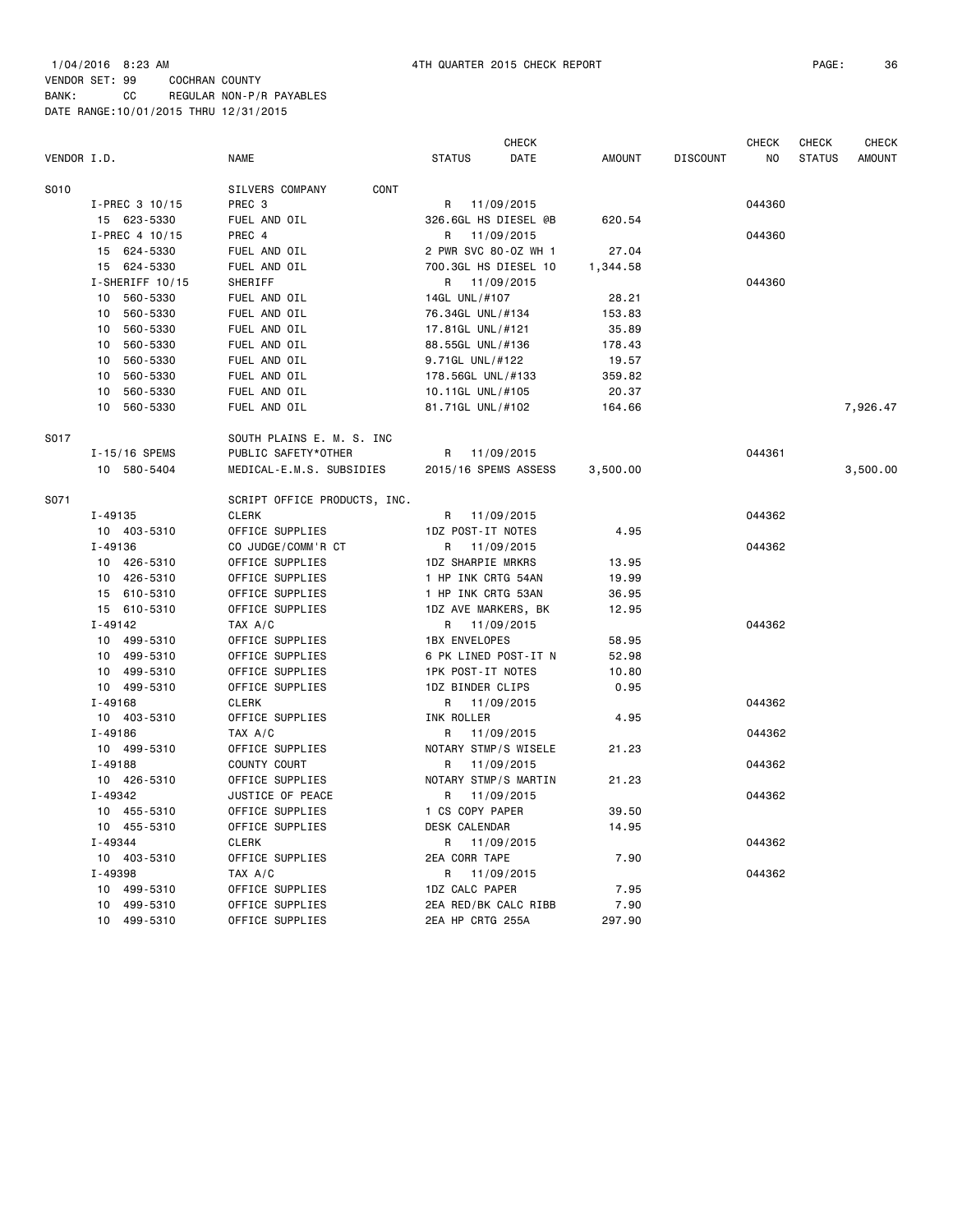1/04/2016 8:23 AM 4TH QUARTER 2015 CHECK REPORT

VENDOR SET: 99 COCHRAN COUNTY
BANK: CC REGULAR NON-P/R PAYABLES
DATE RANGE:10/01/2015 THRU 12/31/2015

| VENDOR I.D. | NAME | STATUS | CHECK DATE | AMOUNT | DISCOUNT | CHECK NO | CHECK STATUS | CHECK AMOUNT |
|---|---|---|---|---|---|---|---|---|
| S010 | SILVERS COMPANY CONT | | | | | | | |
| I-PREC 3 10/15 | PREC 3 | R | 11/09/2015 | | | 044360 | | |
| 15 623-5330 | FUEL AND OIL | 326.6GL HS DIESEL @B | | 620.54 | | | | |
| I-PREC 4 10/15 | PREC 4 | R | 11/09/2015 | | | 044360 | | |
| 15 624-5330 | FUEL AND OIL | 2 PWR SVC 80-OZ WH 1 | | 27.04 | | | | |
| 15 624-5330 | FUEL AND OIL | 700.3GL HS DIESEL 10 | | 1,344.58 | | | | |
| I-SHERIFF 10/15 | SHERIFF | R | 11/09/2015 | | | 044360 | | |
| 10 560-5330 | FUEL AND OIL | 14GL UNL/#107 | | 28.21 | | | | |
| 10 560-5330 | FUEL AND OIL | 76.34GL UNL/#134 | | 153.83 | | | | |
| 10 560-5330 | FUEL AND OIL | 17.81GL UNL/#121 | | 35.89 | | | | |
| 10 560-5330 | FUEL AND OIL | 88.55GL UNL/#136 | | 178.43 | | | | |
| 10 560-5330 | FUEL AND OIL | 9.71GL UNL/#122 | | 19.57 | | | | |
| 10 560-5330 | FUEL AND OIL | 178.56GL UNL/#133 | | 359.82 | | | | |
| 10 560-5330 | FUEL AND OIL | 10.11GL UNL/#105 | | 20.37 | | | | |
| 10 560-5330 | FUEL AND OIL | 81.71GL UNL/#102 | | 164.66 | | | | 7,926.47 |
| S017 | SOUTH PLAINS E. M. S. INC | | | | | | | |
| I-15/16 SPEMS | PUBLIC SAFETY*OTHER | R | 11/09/2015 | | | 044361 | | |
| 10 580-5404 | MEDICAL-E.M.S. SUBSIDIES | 2015/16 SPEMS ASSESS | | 3,500.00 | | | | 3,500.00 |
| S071 | SCRIPT OFFICE PRODUCTS, INC. | | | | | | | |
| I-49135 | CLERK | R | 11/09/2015 | | | 044362 | | |
| 10 403-5310 | OFFICE SUPPLIES | 1DZ POST-IT NOTES | | 4.95 | | | | |
| I-49136 | CO JUDGE/COMM'R CT | R | 11/09/2015 | | | 044362 | | |
| 10 426-5310 | OFFICE SUPPLIES | 1DZ SHARPIE MRKRS | | 13.95 | | | | |
| 10 426-5310 | OFFICE SUPPLIES | 1 HP INK CRTG 54AN | | 19.99 | | | | |
| 15 610-5310 | OFFICE SUPPLIES | 1 HP INK CRTG 53AN | | 36.95 | | | | |
| 15 610-5310 | OFFICE SUPPLIES | 1DZ AVE MARKERS, BK | | 12.95 | | | | |
| I-49142 | TAX A/C | R | 11/09/2015 | | | 044362 | | |
| 10 499-5310 | OFFICE SUPPLIES | 1BX ENVELOPES | | 58.95 | | | | |
| 10 499-5310 | OFFICE SUPPLIES | 6 PK LINED POST-IT N | | 52.98 | | | | |
| 10 499-5310 | OFFICE SUPPLIES | 1PK POST-IT NOTES | | 10.80 | | | | |
| 10 499-5310 | OFFICE SUPPLIES | 1DZ BINDER CLIPS | | 0.95 | | | | |
| I-49168 | CLERK | R | 11/09/2015 | | | 044362 | | |
| 10 403-5310 | OFFICE SUPPLIES | INK ROLLER | | 4.95 | | | | |
| I-49186 | TAX A/C | R | 11/09/2015 | | | 044362 | | |
| 10 499-5310 | OFFICE SUPPLIES | NOTARY STMP/S WISELE | | 21.23 | | | | |
| I-49188 | COUNTY COURT | R | 11/09/2015 | | | 044362 | | |
| 10 426-5310 | OFFICE SUPPLIES | NOTARY STMP/S MARTIN | | 21.23 | | | | |
| I-49342 | JUSTICE OF PEACE | R | 11/09/2015 | | | 044362 | | |
| 10 455-5310 | OFFICE SUPPLIES | 1 CS COPY PAPER | | 39.50 | | | | |
| 10 455-5310 | OFFICE SUPPLIES | DESK CALENDAR | | 14.95 | | | | |
| I-49344 | CLERK | R | 11/09/2015 | | | 044362 | | |
| 10 403-5310 | OFFICE SUPPLIES | 2EA CORR TAPE | | 7.90 | | | | |
| I-49398 | TAX A/C | R | 11/09/2015 | | | 044362 | | |
| 10 499-5310 | OFFICE SUPPLIES | 1DZ CALC PAPER | | 7.95 | | | | |
| 10 499-5310 | OFFICE SUPPLIES | 2EA RED/BK CALC RIBB | | 7.90 | | | | |
| 10 499-5310 | OFFICE SUPPLIES | 2EA HP CRTG 255A | | 297.90 | | | | |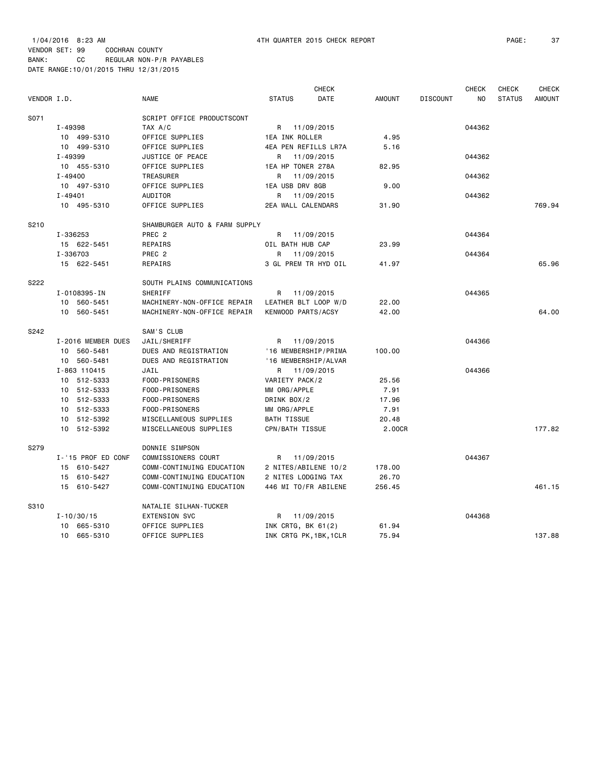1/04/2016 8:23 AM 4TH QUARTER 2015 CHECK REPORT

VENDOR SET: 99 COCHRAN COUNTY
BANK: CC REGULAR NON-P/R PAYABLES
DATE RANGE:10/01/2015 THRU 12/31/2015

| VENDOR I.D. | NAME | STATUS | CHECK DATE | AMOUNT | DISCOUNT | CHECK NO | CHECK STATUS | CHECK AMOUNT |
|---|---|---|---|---|---|---|---|---|
| S071 | SCRIPT OFFICE PRODUCTSCONT | | | | | | | |
| I-49398 | TAX A/C | R | 11/09/2015 | | | 044362 | | |
| 10 499-5310 | OFFICE SUPPLIES | 1EA INK ROLLER | | 4.95 | | | | |
| 10 499-5310 | OFFICE SUPPLIES | 4EA PEN REFILLS LR7A | | 5.16 | | | | |
| I-49399 | JUSTICE OF PEACE | R | 11/09/2015 | | | 044362 | | |
| 10 455-5310 | OFFICE SUPPLIES | 1EA HP TONER 278A | | 82.95 | | | | |
| I-49400 | TREASURER | R | 11/09/2015 | | | 044362 | | |
| 10 497-5310 | OFFICE SUPPLIES | 1EA USB DRV 8GB | | 9.00 | | | | |
| I-49401 | AUDITOR | R | 11/09/2015 | | | 044362 | | |
| 10 495-5310 | OFFICE SUPPLIES | 2EA WALL CALENDARS | | 31.90 | | | | 769.94 |
| S210 | SHAMBURGER AUTO & FARM SUPPLY | | | | | | | |
| I-336253 | PREC 2 | R | 11/09/2015 | | | 044364 | | |
| 15 622-5451 | REPAIRS | OIL BATH HUB CAP | | 23.99 | | | | |
| I-336703 | PREC 2 | R | 11/09/2015 | | | 044364 | | |
| 15 622-5451 | REPAIRS | 3 GL PREM TR HYD OIL | | 41.97 | | | | 65.96 |
| S222 | SOUTH PLAINS COMMUNICATIONS | | | | | | | |
| I-0108395-IN | SHERIFF | R | 11/09/2015 | | | 044365 | | |
| 10 560-5451 | MACHINERY-NON-OFFICE REPAIR | LEATHER BLT LOOP W/D | | 22.00 | | | | |
| 10 560-5451 | MACHINERY-NON-OFFICE REPAIR | KENWOOD PARTS/ACSY | | 42.00 | | | | 64.00 |
| S242 | SAM'S CLUB | | | | | | | |
| I-2016 MEMBER DUES | JAIL/SHERIFF | R | 11/09/2015 | | | 044366 | | |
| 10 560-5481 | DUES AND REGISTRATION | '16 MEMBERSHIP/PRIMA | | 100.00 | | | | |
| 10 560-5481 | DUES AND REGISTRATION | '16 MEMBERSHIP/ALVAR | | | | | | |
| I-863 110415 | JAIL | R | 11/09/2015 | | | 044366 | | |
| 10 512-5333 | FOOD-PRISONERS | VARIETY PACK/2 | | 25.56 | | | | |
| 10 512-5333 | FOOD-PRISONERS | MM ORG/APPLE | | 7.91 | | | | |
| 10 512-5333 | FOOD-PRISONERS | DRINK BOX/2 | | 17.96 | | | | |
| 10 512-5333 | FOOD-PRISONERS | MM ORG/APPLE | | 7.91 | | | | |
| 10 512-5392 | MISCELLANEOUS SUPPLIES | BATH TISSUE | | 20.48 | | | | |
| 10 512-5392 | MISCELLANEOUS SUPPLIES | CPN/BATH TISSUE | | 2.00CR | | | | 177.82 |
| S279 | DONNIE SIMPSON | | | | | | | |
| I-'15 PROF ED CONF | COMMISSIONERS COURT | R | 11/09/2015 | | | 044367 | | |
| 15 610-5427 | COMM-CONTINUING EDUCATION | 2 NITES/ABILENE 10/2 | | 178.00 | | | | |
| 15 610-5427 | COMM-CONTINUING EDUCATION | 2 NITES LODGING TAX | | 26.70 | | | | |
| 15 610-5427 | COMM-CONTINUING EDUCATION | 446 MI TO/FR ABILENE | | 256.45 | | | | 461.15 |
| S310 | NATALIE SILHAN-TUCKER | | | | | | | |
| I-10/30/15 | EXTENSION SVC | R | 11/09/2015 | | | 044368 | | |
| 10 665-5310 | OFFICE SUPPLIES | INK CRTG, BK 61(2) | | 61.94 | | | | |
| 10 665-5310 | OFFICE SUPPLIES | INK CRTG PK,1BK,1CLR | | 75.94 | | | | 137.88 |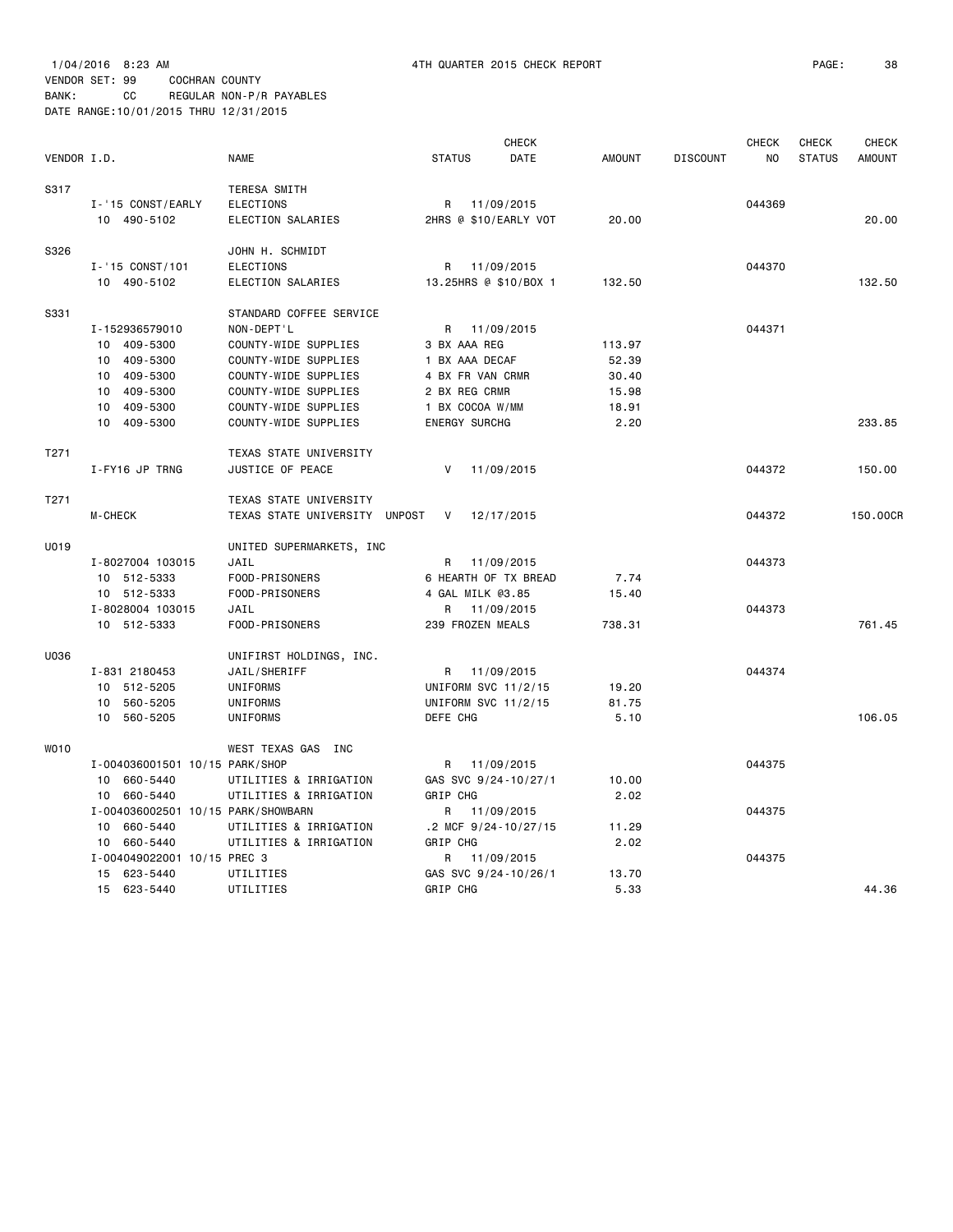1/04/2016 8:23 AM 4TH QUARTER 2015 CHECK REPORT

VENDOR SET: 99 COCHRAN COUNTY
BANK: CC REGULAR NON-P/R PAYABLES
DATE RANGE:10/01/2015 THRU 12/31/2015

| VENDOR I.D. | NAME | STATUS | CHECK DATE | AMOUNT | DISCOUNT | CHECK NO | CHECK STATUS | CHECK AMOUNT |
|---|---|---|---|---|---|---|---|---|
| S317 | TERESA SMITH | | | | | | | |
| I-'15 CONST/EARLY | ELECTIONS | R | 11/09/2015 | | | 044369 | | |
| 10 490-5102 | ELECTION SALARIES | 2HRS @ $10/EARLY VOT | | 20.00 | | | | 20.00 |
| S326 | JOHN H. SCHMIDT | | | | | | | |
| I-'15 CONST/101 | ELECTIONS | R | 11/09/2015 | | | 044370 | | |
| 10 490-5102 | ELECTION SALARIES | 13.25HRS @ $10/BOX 1 | | 132.50 | | | | 132.50 |
| S331 | STANDARD COFFEE SERVICE | | | | | | | |
| I-152936579010 | NON-DEPT'L | R | 11/09/2015 | | | 044371 | | |
| 10 409-5300 | COUNTY-WIDE SUPPLIES | 3 BX AAA REG | | 113.97 | | | | |
| 10 409-5300 | COUNTY-WIDE SUPPLIES | 1 BX AAA DECAF | | 52.39 | | | | |
| 10 409-5300 | COUNTY-WIDE SUPPLIES | 4 BX FR VAN CRMR | | 30.40 | | | | |
| 10 409-5300 | COUNTY-WIDE SUPPLIES | 2 BX REG CRMR | | 15.98 | | | | |
| 10 409-5300 | COUNTY-WIDE SUPPLIES | 1 BX COCOA W/MM | | 18.91 | | | | |
| 10 409-5300 | COUNTY-WIDE SUPPLIES | ENERGY SURCHG | | 2.20 | | | | 233.85 |
| T271 | TEXAS STATE UNIVERSITY | | | | | | | |
| I-FY16 JP TRNG | JUSTICE OF PEACE | V | 11/09/2015 | | | 044372 | | 150.00 |
| T271 | TEXAS STATE UNIVERSITY | | | | | | | |
| M-CHECK | TEXAS STATE UNIVERSITY UNPOST | V | 12/17/2015 | | | 044372 | | 150.00CR |
| U019 | UNITED SUPERMARKETS, INC | | | | | | | |
| I-8027004 103015 | JAIL | R | 11/09/2015 | | | 044373 | | |
| 10 512-5333 | FOOD-PRISONERS | 6 HEARTH OF TX BREAD | | 7.74 | | | | |
| 10 512-5333 | FOOD-PRISONERS | 4 GAL MILK @3.85 | | 15.40 | | | | |
| I-8028004 103015 | JAIL | R | 11/09/2015 | | | 044373 | | |
| 10 512-5333 | FOOD-PRISONERS | 239 FROZEN MEALS | | 738.31 | | | | 761.45 |
| U036 | UNIFIRST HOLDINGS, INC. | | | | | | | |
| I-831 2180453 | JAIL/SHERIFF | R | 11/09/2015 | | | 044374 | | |
| 10 512-5205 | UNIFORMS | UNIFORM SVC 11/2/15 | | 19.20 | | | | |
| 10 560-5205 | UNIFORMS | UNIFORM SVC 11/2/15 | | 81.75 | | | | |
| 10 560-5205 | UNIFORMS | DEFE CHG | | 5.10 | | | | 106.05 |
| W010 | WEST TEXAS GAS INC | | | | | | | |
| I-004036001501 10/15 | PARK/SHOP | R | 11/09/2015 | | | 044375 | | |
| 10 660-5440 | UTILITIES & IRRIGATION | GAS SVC 9/24-10/27/1 | | 10.00 | | | | |
| 10 660-5440 | UTILITIES & IRRIGATION | GRIP CHG | | 2.02 | | | | |
| I-004036002501 10/15 | PARK/SHOWBARN | R | 11/09/2015 | | | 044375 | | |
| 10 660-5440 | UTILITIES & IRRIGATION | .2 MCF 9/24-10/27/15 | | 11.29 | | | | |
| 10 660-5440 | UTILITIES & IRRIGATION | GRIP CHG | | 2.02 | | | | |
| I-004049022001 10/15 | PREC 3 | R | 11/09/2015 | | | 044375 | | |
| 15 623-5440 | UTILITIES | GAS SVC 9/24-10/26/1 | | 13.70 | | | | |
| 15 623-5440 | UTILITIES | GRIP CHG | | 5.33 | | | | 44.36 |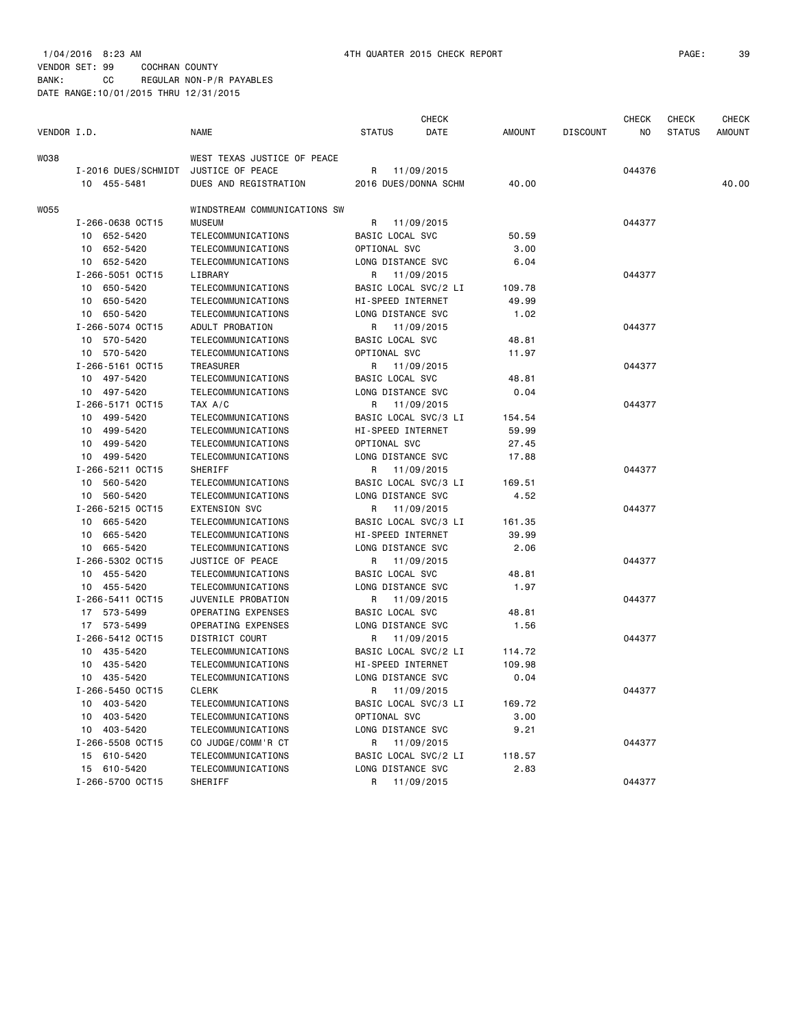1/04/2016 8:23 AM 4TH QUARTER 2015 CHECK REPORT

VENDOR SET: 99 COCHRAN COUNTY
BANK: CC REGULAR NON-P/R PAYABLES
DATE RANGE:10/01/2015 THRU 12/31/2015

| VENDOR I.D. | NAME | STATUS | CHECK DATE | AMOUNT | DISCOUNT | CHECK NO | CHECK STATUS | CHECK AMOUNT |
|---|---|---|---|---|---|---|---|---|
| W038 | WEST TEXAS JUSTICE OF PEACE | | | | | | | |
| I-2016 DUES/SCHMIDT | JUSTICE OF PEACE | R | 11/09/2015 | | | 044376 | | |
| 10 455-5481 | DUES AND REGISTRATION | 2016 DUES/DONNA SCHM | | 40.00 | | | | 40.00 |
| W055 | WINDSTREAM COMMUNICATIONS SW | | | | | | | |
| I-266-0638 OCT15 | MUSEUM | R | 11/09/2015 | | | 044377 | | |
| 10 652-5420 | TELECOMMUNICATIONS | BASIC LOCAL SVC | | 50.59 | | | | |
| 10 652-5420 | TELECOMMUNICATIONS | OPTIONAL SVC | | 3.00 | | | | |
| 10 652-5420 | TELECOMMUNICATIONS | LONG DISTANCE SVC | | 6.04 | | | | |
| I-266-5051 OCT15 | LIBRARY | R | 11/09/2015 | | | 044377 | | |
| 10 650-5420 | TELECOMMUNICATIONS | BASIC LOCAL SVC/2 LI | | 109.78 | | | | |
| 10 650-5420 | TELECOMMUNICATIONS | HI-SPEED INTERNET | | 49.99 | | | | |
| 10 650-5420 | TELECOMMUNICATIONS | LONG DISTANCE SVC | | 1.02 | | | | |
| I-266-5074 OCT15 | ADULT PROBATION | R | 11/09/2015 | | | 044377 | | |
| 10 570-5420 | TELECOMMUNICATIONS | BASIC LOCAL SVC | | 48.81 | | | | |
| 10 570-5420 | TELECOMMUNICATIONS | OPTIONAL SVC | | 11.97 | | | | |
| I-266-5161 OCT15 | TREASURER | R | 11/09/2015 | | | 044377 | | |
| 10 497-5420 | TELECOMMUNICATIONS | BASIC LOCAL SVC | | 48.81 | | | | |
| 10 497-5420 | TELECOMMUNICATIONS | LONG DISTANCE SVC | | 0.04 | | | | |
| I-266-5171 OCT15 | TAX A/C | R | 11/09/2015 | | | 044377 | | |
| 10 499-5420 | TELECOMMUNICATIONS | BASIC LOCAL SVC/3 LI | | 154.54 | | | | |
| 10 499-5420 | TELECOMMUNICATIONS | HI-SPEED INTERNET | | 59.99 | | | | |
| 10 499-5420 | TELECOMMUNICATIONS | OPTIONAL SVC | | 27.45 | | | | |
| 10 499-5420 | TELECOMMUNICATIONS | LONG DISTANCE SVC | | 17.88 | | | | |
| I-266-5211 OCT15 | SHERIFF | R | 11/09/2015 | | | 044377 | | |
| 10 560-5420 | TELECOMMUNICATIONS | BASIC LOCAL SVC/3 LI | | 169.51 | | | | |
| 10 560-5420 | TELECOMMUNICATIONS | LONG DISTANCE SVC | | 4.52 | | | | |
| I-266-5215 OCT15 | EXTENSION SVC | R | 11/09/2015 | | | 044377 | | |
| 10 665-5420 | TELECOMMUNICATIONS | BASIC LOCAL SVC/3 LI | | 161.35 | | | | |
| 10 665-5420 | TELECOMMUNICATIONS | HI-SPEED INTERNET | | 39.99 | | | | |
| 10 665-5420 | TELECOMMUNICATIONS | LONG DISTANCE SVC | | 2.06 | | | | |
| I-266-5302 OCT15 | JUSTICE OF PEACE | R | 11/09/2015 | | | 044377 | | |
| 10 455-5420 | TELECOMMUNICATIONS | BASIC LOCAL SVC | | 48.81 | | | | |
| 10 455-5420 | TELECOMMUNICATIONS | LONG DISTANCE SVC | | 1.97 | | | | |
| I-266-5411 OCT15 | JUVENILE PROBATION | R | 11/09/2015 | | | 044377 | | |
| 17 573-5499 | OPERATING EXPENSES | BASIC LOCAL SVC | | 48.81 | | | | |
| 17 573-5499 | OPERATING EXPENSES | LONG DISTANCE SVC | | 1.56 | | | | |
| I-266-5412 OCT15 | DISTRICT COURT | R | 11/09/2015 | | | 044377 | | |
| 10 435-5420 | TELECOMMUNICATIONS | BASIC LOCAL SVC/2 LI | | 114.72 | | | | |
| 10 435-5420 | TELECOMMUNICATIONS | HI-SPEED INTERNET | | 109.98 | | | | |
| 10 435-5420 | TELECOMMUNICATIONS | LONG DISTANCE SVC | | 0.04 | | | | |
| I-266-5450 OCT15 | CLERK | R | 11/09/2015 | | | 044377 | | |
| 10 403-5420 | TELECOMMUNICATIONS | BASIC LOCAL SVC/3 LI | | 169.72 | | | | |
| 10 403-5420 | TELECOMMUNICATIONS | OPTIONAL SVC | | 3.00 | | | | |
| 10 403-5420 | TELECOMMUNICATIONS | LONG DISTANCE SVC | | 9.21 | | | | |
| I-266-5508 OCT15 | CO JUDGE/COMM'R CT | R | 11/09/2015 | | | 044377 | | |
| 15 610-5420 | TELECOMMUNICATIONS | BASIC LOCAL SVC/2 LI | | 118.57 | | | | |
| 15 610-5420 | TELECOMMUNICATIONS | LONG DISTANCE SVC | | 2.83 | | | | |
| I-266-5700 OCT15 | SHERIFF | R | 11/09/2015 | | | 044377 | | |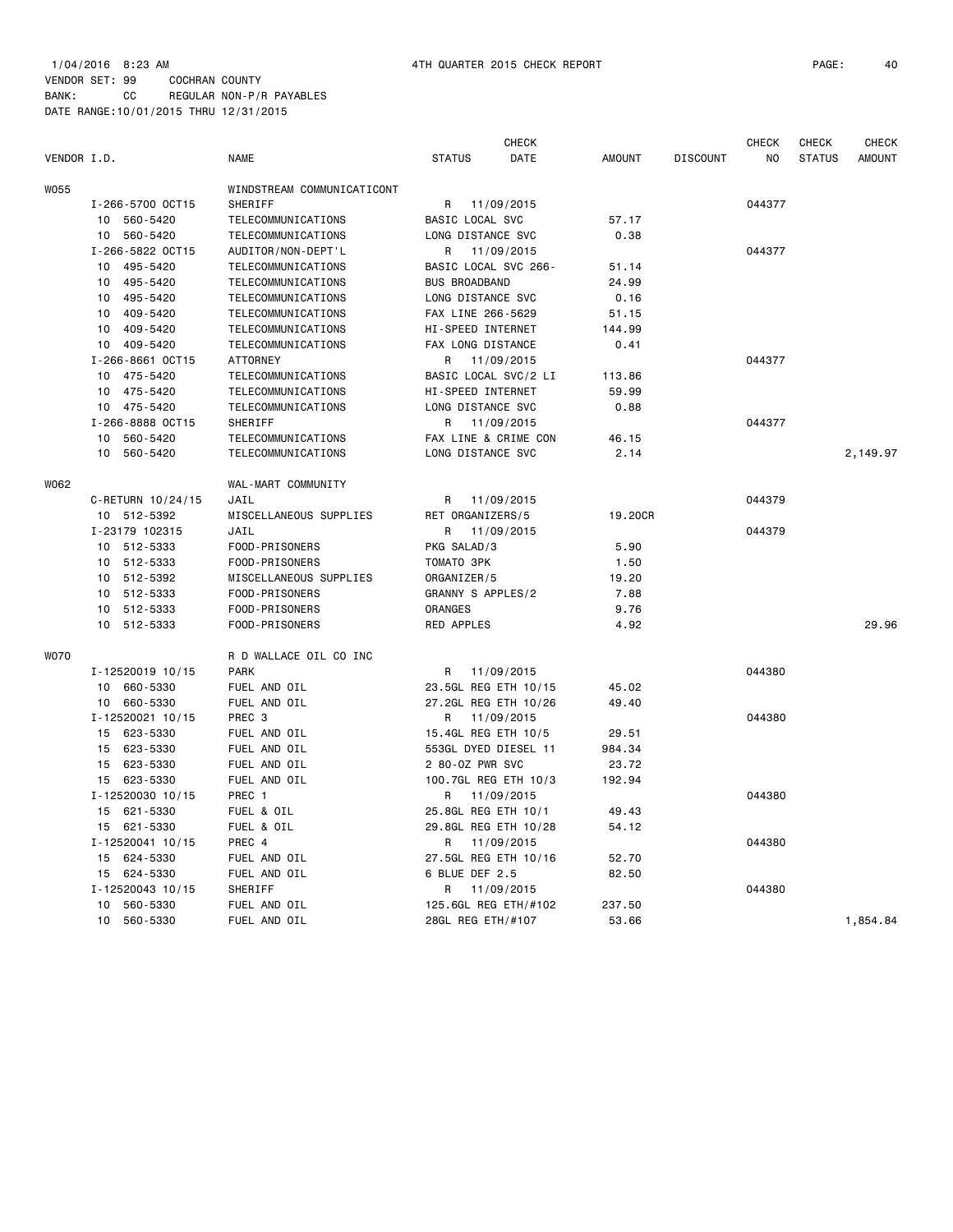1/04/2016 8:23 AM 4TH QUARTER 2015 CHECK REPORT
VENDOR SET: 99 COCHRAN COUNTY
BANK: CC REGULAR NON-P/R PAYABLES
DATE RANGE:10/01/2015 THRU 12/31/2015

| VENDOR I.D. | NAME | STATUS | CHECK DATE | AMOUNT | DISCOUNT | CHECK NO | CHECK STATUS | CHECK AMOUNT |
|---|---|---|---|---|---|---|---|---|
| W055 | WINDSTREAM COMMUNICATICONT | | | | | | | |
| I-266-5700 OCT15 | SHERIFF | R | 11/09/2015 | | | 044377 | | |
| 10 560-5420 | TELECOMMUNICATIONS | BASIC LOCAL SVC | | 57.17 | | | | |
| 10 560-5420 | TELECOMMUNICATIONS | LONG DISTANCE SVC | | 0.38 | | | | |
| I-266-5822 OCT15 | AUDITOR/NON-DEPT'L | R | 11/09/2015 | | | 044377 | | |
| 10 495-5420 | TELECOMMUNICATIONS | BASIC LOCAL SVC 266- | | 51.14 | | | | |
| 10 495-5420 | TELECOMMUNICATIONS | BUS BROADBAND | | 24.99 | | | | |
| 10 495-5420 | TELECOMMUNICATIONS | LONG DISTANCE SVC | | 0.16 | | | | |
| 10 409-5420 | TELECOMMUNICATIONS | FAX LINE 266-5629 | | 51.15 | | | | |
| 10 409-5420 | TELECOMMUNICATIONS | HI-SPEED INTERNET | | 144.99 | | | | |
| 10 409-5420 | TELECOMMUNICATIONS | FAX LONG DISTANCE | | 0.41 | | | | |
| I-266-8661 OCT15 | ATTORNEY | R | 11/09/2015 | | | 044377 | | |
| 10 475-5420 | TELECOMMUNICATIONS | BASIC LOCAL SVC/2 LI | | 113.86 | | | | |
| 10 475-5420 | TELECOMMUNICATIONS | HI-SPEED INTERNET | | 59.99 | | | | |
| 10 475-5420 | TELECOMMUNICATIONS | LONG DISTANCE SVC | | 0.88 | | | | |
| I-266-8888 OCT15 | SHERIFF | R | 11/09/2015 | | | 044377 | | |
| 10 560-5420 | TELECOMMUNICATIONS | FAX LINE & CRIME CON | | 46.15 | | | | |
| 10 560-5420 | TELECOMMUNICATIONS | LONG DISTANCE SVC | | 2.14 | | | | 2,149.97 |
| W062 | WAL-MART COMMUNITY | | | | | | | |
| C-RETURN 10/24/15 | JAIL | R | 11/09/2015 | | | 044379 | | |
| 10 512-5392 | MISCELLANEOUS SUPPLIES | RET ORGANIZERS/5 | | 19.20CR | | | | |
| I-23179 102315 | JAIL | R | 11/09/2015 | | | 044379 | | |
| 10 512-5333 | FOOD-PRISONERS | PKG SALAD/3 | | 5.90 | | | | |
| 10 512-5333 | FOOD-PRISONERS | TOMATO 3PK | | 1.50 | | | | |
| 10 512-5392 | MISCELLANEOUS SUPPLIES | ORGANIZER/5 | | 19.20 | | | | |
| 10 512-5333 | FOOD-PRISONERS | GRANNY S APPLES/2 | | 7.88 | | | | |
| 10 512-5333 | FOOD-PRISONERS | ORANGES | | 9.76 | | | | |
| 10 512-5333 | FOOD-PRISONERS | RED APPLES | | 4.92 | | | | 29.96 |
| W070 | R D WALLACE OIL CO INC | | | | | | | |
| I-12520019 10/15 | PARK | R | 11/09/2015 | | | 044380 | | |
| 10 660-5330 | FUEL AND OIL | 23.5GL REG ETH 10/15 | | 45.02 | | | | |
| 10 660-5330 | FUEL AND OIL | 27.2GL REG ETH 10/26 | | 49.40 | | | | |
| I-12520021 10/15 | PREC 3 | R | 11/09/2015 | | | 044380 | | |
| 15 623-5330 | FUEL AND OIL | 15.4GL REG ETH 10/5 | | 29.51 | | | | |
| 15 623-5330 | FUEL AND OIL | 553GL DYED DIESEL 11 | | 984.34 | | | | |
| 15 623-5330 | FUEL AND OIL | 2 80-OZ PWR SVC | | 23.72 | | | | |
| 15 623-5330 | FUEL AND OIL | 100.7GL REG ETH 10/3 | | 192.94 | | | | |
| I-12520030 10/15 | PREC 1 | R | 11/09/2015 | | | 044380 | | |
| 15 621-5330 | FUEL & OIL | 25.8GL REG ETH 10/1 | | 49.43 | | | | |
| 15 621-5330 | FUEL & OIL | 29.8GL REG ETH 10/28 | | 54.12 | | | | |
| I-12520041 10/15 | PREC 4 | R | 11/09/2015 | | | 044380 | | |
| 15 624-5330 | FUEL AND OIL | 27.5GL REG ETH 10/16 | | 52.70 | | | | |
| 15 624-5330 | FUEL AND OIL | 6 BLUE DEF 2.5 | | 82.50 | | | | |
| I-12520043 10/15 | SHERIFF | R | 11/09/2015 | | | 044380 | | |
| 10 560-5330 | FUEL AND OIL | 125.6GL REG ETH/#102 | | 237.50 | | | | |
| 10 560-5330 | FUEL AND OIL | 28GL REG ETH/#107 | | 53.66 | | | | 1,854.84 |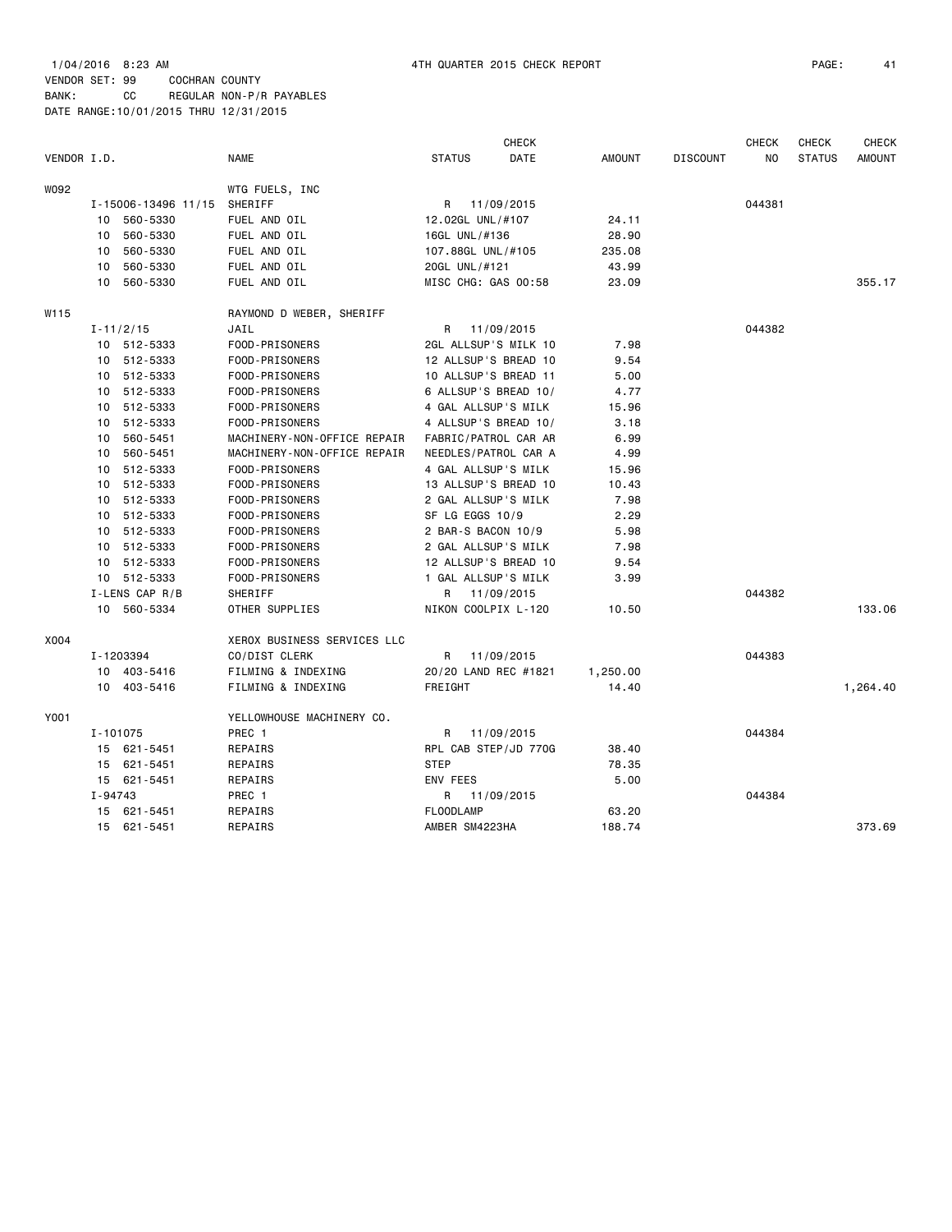1/04/2016 8:23 AM 4TH QUARTER 2015 CHECK REPORT PAGE: 41
VENDOR SET: 99 COCHRAN COUNTY
BANK: CC REGULAR NON-P/R PAYABLES
DATE RANGE:10/01/2015 THRU 12/31/2015

| VENDOR I.D. | | NAME | STATUS | CHECK DATE | AMOUNT | DISCOUNT | CHECK NO | CHECK STATUS | CHECK AMOUNT |
|---|---|---|---|---|---|---|---|---|---|
| W092 | | WTG FUELS, INC | | | | | | | |
| | I-15006-13496 11/15 | SHERIFF | R | 11/09/2015 | | | 044381 | | |
| | 10 560-5330 | FUEL AND OIL | 12.02GL UNL/#107 | | 24.11 | | | | |
| | 10 560-5330 | FUEL AND OIL | 16GL UNL/#136 | | 28.90 | | | | |
| | 10 560-5330 | FUEL AND OIL | 107.88GL UNL/#105 | | 235.08 | | | | |
| | 10 560-5330 | FUEL AND OIL | 20GL UNL/#121 | | 43.99 | | | | |
| | 10 560-5330 | FUEL AND OIL | MISC CHG: GAS 00:58 | | 23.09 | | | | 355.17 |
| W115 | | RAYMOND D WEBER, SHERIFF | | | | | | | |
| | I-11/2/15 | JAIL | R | 11/09/2015 | | | 044382 | | |
| | 10 512-5333 | FOOD-PRISONERS | 2GL ALLSUP'S MILK 10 | | 7.98 | | | | |
| | 10 512-5333 | FOOD-PRISONERS | 12 ALLSUP'S BREAD 10 | | 9.54 | | | | |
| | 10 512-5333 | FOOD-PRISONERS | 10 ALLSUP'S BREAD 11 | | 5.00 | | | | |
| | 10 512-5333 | FOOD-PRISONERS | 6 ALLSUP'S BREAD 10/ | | 4.77 | | | | |
| | 10 512-5333 | FOOD-PRISONERS | 4 GAL ALLSUP'S MILK | | 15.96 | | | | |
| | 10 512-5333 | FOOD-PRISONERS | 4 ALLSUP'S BREAD 10/ | | 3.18 | | | | |
| | 10 560-5451 | MACHINERY-NON-OFFICE REPAIR | FABRIC/PATROL CAR AR | | 6.99 | | | | |
| | 10 560-5451 | MACHINERY-NON-OFFICE REPAIR | NEEDLES/PATROL CAR A | | 4.99 | | | | |
| | 10 512-5333 | FOOD-PRISONERS | 4 GAL ALLSUP'S MILK | | 15.96 | | | | |
| | 10 512-5333 | FOOD-PRISONERS | 13 ALLSUP'S BREAD 10 | | 10.43 | | | | |
| | 10 512-5333 | FOOD-PRISONERS | 2 GAL ALLSUP'S MILK | | 7.98 | | | | |
| | 10 512-5333 | FOOD-PRISONERS | SF LG EGGS 10/9 | | 2.29 | | | | |
| | 10 512-5333 | FOOD-PRISONERS | 2 BAR-S BACON 10/9 | | 5.98 | | | | |
| | 10 512-5333 | FOOD-PRISONERS | 2 GAL ALLSUP'S MILK | | 7.98 | | | | |
| | 10 512-5333 | FOOD-PRISONERS | 12 ALLSUP'S BREAD 10 | | 9.54 | | | | |
| | 10 512-5333 | FOOD-PRISONERS | 1 GAL ALLSUP'S MILK | | 3.99 | | | | |
| | I-LENS CAP R/B | SHERIFF | R | 11/09/2015 | | | 044382 | | |
| | 10 560-5334 | OTHER SUPPLIES | NIKON COOLPIX L-120 | | 10.50 | | | | 133.06 |
| X004 | | XEROX BUSINESS SERVICES LLC | | | | | | | |
| | I-1203394 | CO/DIST CLERK | R | 11/09/2015 | | | 044383 | | |
| | 10 403-5416 | FILMING & INDEXING | 20/20 LAND REC #1821 | | 1,250.00 | | | | |
| | 10 403-5416 | FILMING & INDEXING | FREIGHT | | 14.40 | | | | 1,264.40 |
| Y001 | | YELLOWHOUSE MACHINERY CO. | | | | | | | |
| | I-101075 | PREC 1 | R | 11/09/2015 | | | 044384 | | |
| | 15 621-5451 | REPAIRS | RPL CAB STEP/JD 770G | | 38.40 | | | | |
| | 15 621-5451 | REPAIRS | STEP | | 78.35 | | | | |
| | 15 621-5451 | REPAIRS | ENV FEES | | 5.00 | | | | |
| | I-94743 | PREC 1 | R | 11/09/2015 | | | 044384 | | |
| | 15 621-5451 | REPAIRS | FLOODLAMP | | 63.20 | | | | |
| | 15 621-5451 | REPAIRS | AMBER SM4223HA | | 188.74 | | | | 373.69 |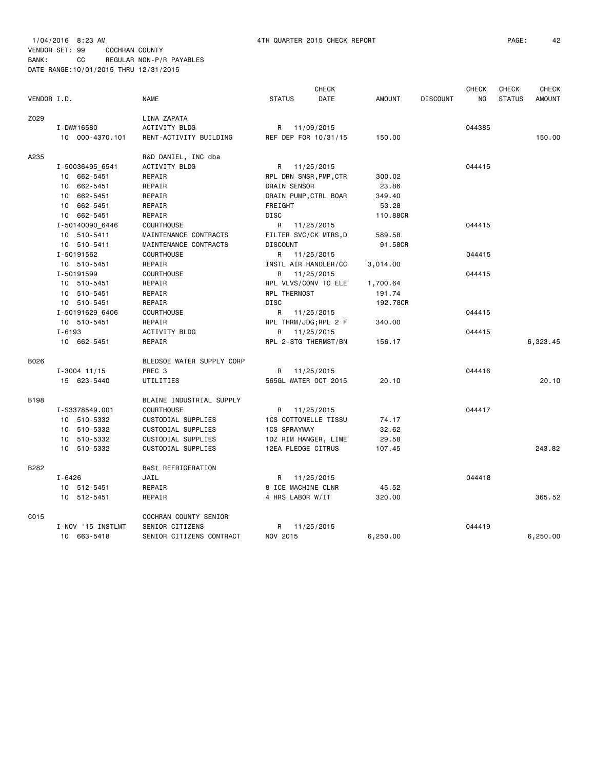1/04/2016 8:23 AM 4TH QUARTER 2015 CHECK REPORT

VENDOR SET: 99 COCHRAN COUNTY

BANK: CC REGULAR NON-P/R PAYABLES

DATE RANGE:10/01/2015 THRU 12/31/2015

| VENDOR I.D. | NAME | STATUS | CHECK DATE | AMOUNT | DISCOUNT | CHECK NO | CHECK STATUS | CHECK AMOUNT |
|---|---|---|---|---|---|---|---|---|
| Z029 | LINA ZAPATA | | | | | | | |
| I-DW#16580 | ACTIVITY BLDG | R | 11/09/2015 | | | 044385 | | |
| 10 000-4370.101 | RENT-ACTIVITY BUILDING | REF DEP FOR 10/31/15 | | 150.00 | | | | 150.00 |
| A235 | R&D DANIEL, INC dba | | | | | | | |
| I-50036495_6541 | ACTIVITY BLDG | R | 11/25/2015 | | | 044415 | | |
| 10 662-5451 | REPAIR | RPL DRN SNSR,PMP,CTR | | 300.02 | | | | |
| 10 662-5451 | REPAIR | DRAIN SENSOR | | 23.86 | | | | |
| 10 662-5451 | REPAIR | DRAIN PUMP,CTRL BOAR | | 349.40 | | | | |
| 10 662-5451 | REPAIR | FREIGHT | | 53.28 | | | | |
| 10 662-5451 | REPAIR | DISC | | 110.88CR | | | | |
| I-50140090_6446 | COURTHOUSE | R | 11/25/2015 | | | 044415 | | |
| 10 510-5411 | MAINTENANCE CONTRACTS | FILTER SVC/CK MTRS,D | | 589.58 | | | | |
| 10 510-5411 | MAINTENANCE CONTRACTS | DISCOUNT | | 91.58CR | | | | |
| I-50191562 | COURTHOUSE | R | 11/25/2015 | | | 044415 | | |
| 10 510-5451 | REPAIR | INSTL AIR HANDLER/CC | | 3,014.00 | | | | |
| I-50191599 | COURTHOUSE | R | 11/25/2015 | | | 044415 | | |
| 10 510-5451 | REPAIR | RPL VLVS/CONV TO ELE | | 1,700.64 | | | | |
| 10 510-5451 | REPAIR | RPL THERMOST | | 191.74 | | | | |
| 10 510-5451 | REPAIR | DISC | | 192.78CR | | | | |
| I-50191629_6406 | COURTHOUSE | R | 11/25/2015 | | | 044415 | | |
| 10 510-5451 | REPAIR | RPL THRM/JDG;RPL 2 F | | 340.00 | | | | |
| I-6193 | ACTIVITY BLDG | R | 11/25/2015 | | | 044415 | | |
| 10 662-5451 | REPAIR | RPL 2-STG THERMST/BN | | 156.17 | | | | 6,323.45 |
| B026 | BLEDSOE WATER SUPPLY CORP | | | | | | | |
| I-3004 11/15 | PREC 3 | R | 11/25/2015 | | | 044416 | | |
| 15 623-5440 | UTILITIES | 565GL WATER OCT 2015 | | 20.10 | | | | 20.10 |
| B198 | BLAINE INDUSTRIAL SUPPLY | | | | | | | |
| I-S3378549.001 | COURTHOUSE | R | 11/25/2015 | | | 044417 | | |
| 10 510-5332 | CUSTODIAL SUPPLIES | 1CS COTTONELLE TISSU | | 74.17 | | | | |
| 10 510-5332 | CUSTODIAL SUPPLIES | 1CS SPRAYWAY | | 32.62 | | | | |
| 10 510-5332 | CUSTODIAL SUPPLIES | 1DZ RIM HANGER, LIME | | 29.58 | | | | |
| 10 510-5332 | CUSTODIAL SUPPLIES | 12EA PLEDGE CITRUS | | 107.45 | | | | 243.82 |
| B282 | BeSt REFRIGERATION | | | | | | | |
| I-6426 | JAIL | R | 11/25/2015 | | | 044418 | | |
| 10 512-5451 | REPAIR | 8 ICE MACHINE CLNR | | 45.52 | | | | |
| 10 512-5451 | REPAIR | 4 HRS LABOR W/IT | | 320.00 | | | | 365.52 |
| C015 | COCHRAN COUNTY SENIOR | | | | | | | |
| I-NOV '15 INSTLMT | SENIOR CITIZENS | R | 11/25/2015 | | | 044419 | | |
| 10 663-5418 | SENIOR CITIZENS CONTRACT | NOV 2015 | | 6,250.00 | | | | 6,250.00 |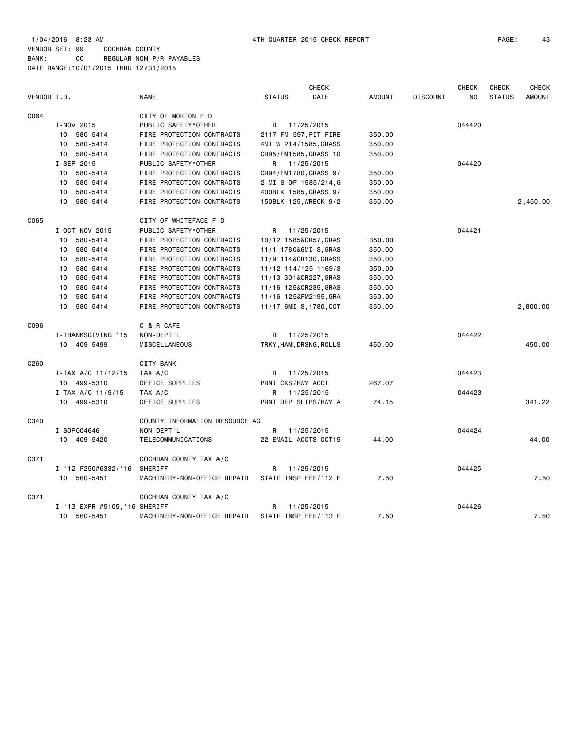1/04/2016 8:23 AM 4TH QUARTER 2015 CHECK REPORT

VENDOR SET: 99 COCHRAN COUNTY
BANK: CC REGULAR NON-P/R PAYABLES
DATE RANGE:10/01/2015 THRU 12/31/2015

| VENDOR I.D. | | NAME | STATUS | CHECK DATE | AMOUNT | DISCOUNT | CHECK NO | CHECK STATUS | CHECK AMOUNT |
|---|---|---|---|---|---|---|---|---|---|
| C064 | | CITY OF MORTON F D | | | | | | | |
| | I-NOV 2015 | PUBLIC SAFETY*OTHER | R | 11/25/2015 | | | 044420 | | |
| | 10 580-5414 | FIRE PROTECTION CONTRACTS | 2117 FM 597,PIT FIRE | | 350.00 | | | | |
| | 10 580-5414 | FIRE PROTECTION CONTRACTS | 4MI W 214/1585,GRASS | | 350.00 | | | | |
| | 10 580-5414 | FIRE PROTECTION CONTRACTS | CR95/FM1585,GRASS 10 | | 350.00 | | | | |
| | I-SEP 2015 | PUBLIC SAFETY*OTHER | R | 11/25/2015 | | | 044420 | | |
| | 10 580-5414 | FIRE PROTECTION CONTRACTS | CR94/FM1780,GRASS 9/ | | 350.00 | | | | |
| | 10 580-5414 | FIRE PROTECTION CONTRACTS | 2 MI S OF 1585/214,G | | 350.00 | | | | |
| | 10 580-5414 | FIRE PROTECTION CONTRACTS | 400BLK 1585,GRASS 9/ | | 350.00 | | | | |
| | 10 580-5414 | FIRE PROTECTION CONTRACTS | 150BLK 125,WRECK 9/2 | | 350.00 | | | | 2,450.00 |
| C065 | | CITY OF WHITEFACE F D | | | | | | | |
| | I-OCT-NOV 2015 | PUBLIC SAFETY*OTHER | R | 11/25/2015 | | | 044421 | | |
| | 10 580-5414 | FIRE PROTECTION CONTRACTS | 10/12 1585&CR57,GRAS | | 350.00 | | | | |
| | 10 580-5414 | FIRE PROTECTION CONTRACTS | 11/1 1780&6MI S,GRAS | | 350.00 | | | | |
| | 10 580-5414 | FIRE PROTECTION CONTRACTS | 11/9 114&CR130,GRASS | | 350.00 | | | | |
| | 10 580-5414 | FIRE PROTECTION CONTRACTS | 11/12 114/125-1169/3 | | 350.00 | | | | |
| | 10 580-5414 | FIRE PROTECTION CONTRACTS | 11/13 301&CR227,GRAS | | 350.00 | | | | |
| | 10 580-5414 | FIRE PROTECTION CONTRACTS | 11/16 125&CR235,GRAS | | 350.00 | | | | |
| | 10 580-5414 | FIRE PROTECTION CONTRACTS | 11/16 125&FM2195,GRA | | 350.00 | | | | |
| | 10 580-5414 | FIRE PROTECTION CONTRACTS | 11/17 6MI S,1780,COT | | 350.00 | | | | 2,800.00 |
| C096 | | C & R CAFE | | | | | | | |
| | I-THANKSGIVING '15 | NON-DEPT'L | R | 11/25/2015 | | | 044422 | | |
| | 10 409-5499 | MISCELLANEOUS | TRKY,HAM,DRSNG,ROLLS | | 450.00 | | | | 450.00 |
| C260 | | CITY BANK | | | | | | | |
| | I-TAX A/C 11/12/15 | TAX A/C | R | 11/25/2015 | | | 044423 | | |
| | 10 499-5310 | OFFICE SUPPLIES | PRNT CKS/HWY ACCT | | 267.07 | | | | |
| | I-TAX A/C 11/9/15 | TAX A/C | R | 11/25/2015 | | | 044423 | | |
| | 10 499-5310 | OFFICE SUPPLIES | PRNT DEP SLIPS/HWY A | | 74.15 | | | | 341.22 |
| C340 | | COUNTY INFORMATION RESOURCE AG | | | | | | | |
| | I-SOP004646 | NON-DEPT'L | R | 11/25/2015 | | | 044424 | | |
| | 10 409-5420 | TELECOMMUNICATIONS | 22 EMAIL ACCTS OCT15 | | 44.00 | | | | 44.00 |
| C371 | | COCHRAN COUNTY TAX A/C | | | | | | | |
| | I-'12 F250#6332/'16 | SHERIFF | R | 11/25/2015 | | | 044425 | | |
| | 10 560-5451 | MACHINERY-NON-OFFICE REPAIR | STATE INSP FEE/'12 F | | 7.50 | | | | 7.50 |
| C371 | | COCHRAN COUNTY TAX A/C | | | | | | | |
| | I-'13 EXPR #5105,'16 | SHERIFF | R | 11/25/2015 | | | 044426 | | |
| | 10 560-5451 | MACHINERY-NON-OFFICE REPAIR | STATE INSP FEE/'13 F | | 7.50 | | | | 7.50 |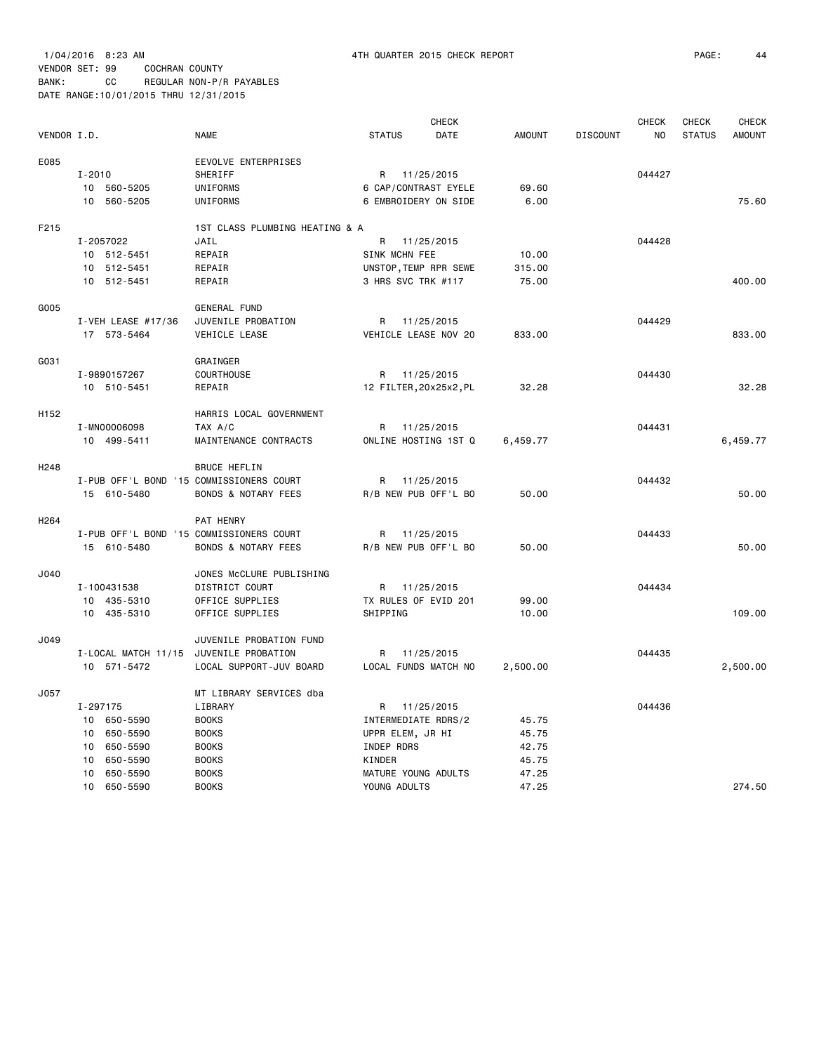1/04/2016 8:23 AM 4TH QUARTER 2015 CHECK REPORT

VENDOR SET: 99 COCHRAN COUNTY

BANK: CC REGULAR NON-P/R PAYABLES

DATE RANGE:10/01/2015 THRU 12/31/2015

| VENDOR I.D. | NAME | STATUS | CHECK DATE | AMOUNT | DISCOUNT | CHECK NO | CHECK STATUS | CHECK AMOUNT |
|---|---|---|---|---|---|---|---|---|
| E085 | EEVOLVE ENTERPRISES | | | | | | | |
| I-2010 | SHERIFF | R | 11/25/2015 | | | 044427 | | |
| 10 560-5205 | UNIFORMS | 6 CAP/CONTRAST EYELE | | 69.60 | | | | |
| 10 560-5205 | UNIFORMS | 6 EMBROIDERY ON SIDE | | 6.00 | | | | 75.60 |
| F215 | 1ST CLASS PLUMBING HEATING & A | | | | | | | |
| I-2057022 | JAIL | R | 11/25/2015 | | | 044428 | | |
| 10 512-5451 | REPAIR | SINK MCHN FEE | | 10.00 | | | | |
| 10 512-5451 | REPAIR | UNSTOP,TEMP RPR SEWE | | 315.00 | | | | |
| 10 512-5451 | REPAIR | 3 HRS SVC TRK #117 | | 75.00 | | | | 400.00 |
| G005 | GENERAL FUND | | | | | | | |
| I-VEH LEASE #17/36 | JUVENILE PROBATION | R | 11/25/2015 | | | 044429 | | |
| 17 573-5464 | VEHICLE LEASE | VEHICLE LEASE NOV 20 | | 833.00 | | | | 833.00 |
| G031 | GRAINGER | | | | | | | |
| I-9890157267 | COURTHOUSE | R | 11/25/2015 | | | 044430 | | |
| 10 510-5451 | REPAIR | 12 FILTER,20x25x2,PL | | 32.28 | | | | 32.28 |
| H152 | HARRIS LOCAL GOVERNMENT | | | | | | | |
| I-MN00006098 | TAX A/C | R | 11/25/2015 | | | 044431 | | |
| 10 499-5411 | MAINTENANCE CONTRACTS | ONLINE HOSTING 1ST Q | | 6,459.77 | | | | 6,459.77 |
| H248 | BRUCE HEFLIN | | | | | | | |
| I-PUB OFF'L BOND '15 | COMMISSIONERS COURT | R | 11/25/2015 | | | 044432 | | |
| 15 610-5480 | BONDS & NOTARY FEES | R/B NEW PUB OFF'L BO | | 50.00 | | | | 50.00 |
| H264 | PAT HENRY | | | | | | | |
| I-PUB OFF'L BOND '15 | COMMISSIONERS COURT | R | 11/25/2015 | | | 044433 | | |
| 15 610-5480 | BONDS & NOTARY FEES | R/B NEW PUB OFF'L BO | | 50.00 | | | | 50.00 |
| J040 | JONES McCLURE PUBLISHING | | | | | | | |
| I-100431538 | DISTRICT COURT | R | 11/25/2015 | | | 044434 | | |
| 10 435-5310 | OFFICE SUPPLIES | TX RULES OF EVID 201 | | 99.00 | | | | |
| 10 435-5310 | OFFICE SUPPLIES | SHIPPING | | 10.00 | | | | 109.00 |
| J049 | JUVENILE PROBATION FUND | | | | | | | |
| I-LOCAL MATCH 11/15 | JUVENILE PROBATION | R | 11/25/2015 | | | 044435 | | |
| 10 571-5472 | LOCAL SUPPORT-JUV BOARD | LOCAL FUNDS MATCH NO | | 2,500.00 | | | | 2,500.00 |
| J057 | MT LIBRARY SERVICES dba | | | | | | | |
| I-297175 | LIBRARY | R | 11/25/2015 | | | 044436 | | |
| 10 650-5590 | BOOKS | INTERMEDIATE RDRS/2 | | 45.75 | | | | |
| 10 650-5590 | BOOKS | UPPR ELEM, JR HI | | 45.75 | | | | |
| 10 650-5590 | BOOKS | INDEP RDRS | | 42.75 | | | | |
| 10 650-5590 | BOOKS | KINDER | | 45.75 | | | | |
| 10 650-5590 | BOOKS | MATURE YOUNG ADULTS | | 47.25 | | | | |
| 10 650-5590 | BOOKS | YOUNG ADULTS | | 47.25 | | | | 274.50 |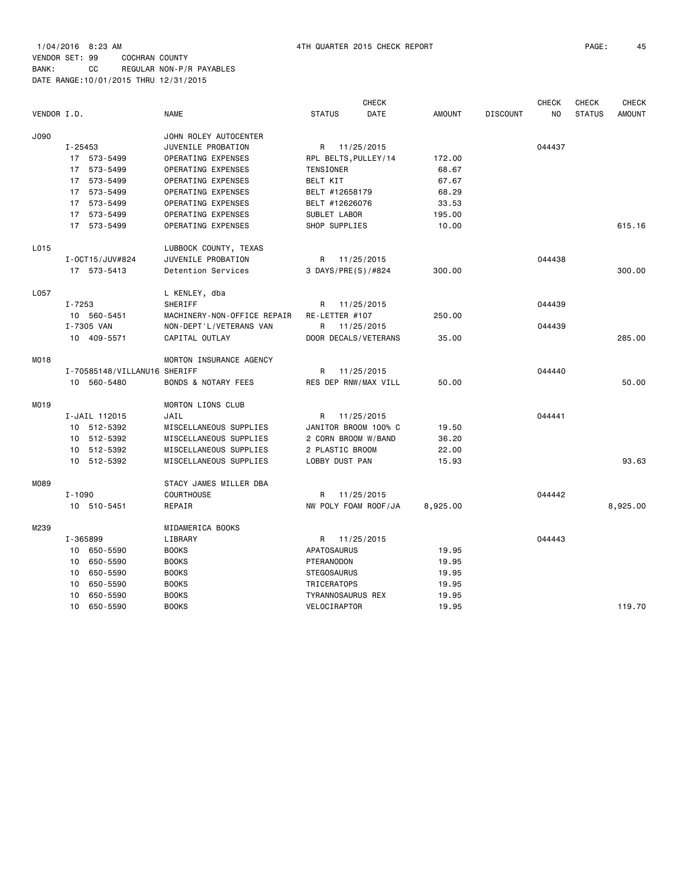1/04/2016 8:23 AM 4TH QUARTER 2015 CHECK REPORT

VENDOR SET: 99 COCHRAN COUNTY
BANK: CC REGULAR NON-P/R PAYABLES
DATE RANGE:10/01/2015 THRU 12/31/2015

| VENDOR I.D. | NAME | STATUS | CHECK DATE | AMOUNT | DISCOUNT | CHECK NO | CHECK STATUS | CHECK AMOUNT |
|---|---|---|---|---|---|---|---|---|
| J090 | JOHN ROLEY AUTOCENTER | | | | | | | |
| I-25453 | JUVENILE PROBATION | R | 11/25/2015 | | | 044437 | | |
| 17 573-5499 | OPERATING EXPENSES | RPL BELTS,PULLEY/14 | | 172.00 | | | | |
| 17 573-5499 | OPERATING EXPENSES | TENSIONER | | 68.67 | | | | |
| 17 573-5499 | OPERATING EXPENSES | BELT KIT | | 67.67 | | | | |
| 17 573-5499 | OPERATING EXPENSES | BELT #12658179 | | 68.29 | | | | |
| 17 573-5499 | OPERATING EXPENSES | BELT #12626076 | | 33.53 | | | | |
| 17 573-5499 | OPERATING EXPENSES | SUBLET LABOR | | 195.00 | | | | |
| 17 573-5499 | OPERATING EXPENSES | SHOP SUPPLIES | | 10.00 | | | | 615.16 |
| L015 | LUBBOCK COUNTY, TEXAS | | | | | | | |
| I-OCT15/JUV#824 | JUVENILE PROBATION | R | 11/25/2015 | | | 044438 | | |
| 17 573-5413 | Detention Services | 3 DAYS/PRE(S)/#824 | | 300.00 | | | | 300.00 |
| L057 | L KENLEY, dba | | | | | | | |
| I-7253 | SHERIFF | R | 11/25/2015 | | | 044439 | | |
| 10 560-5451 | MACHINERY-NON-OFFICE REPAIR | RE-LETTER #107 | | 250.00 | | | | |
| I-7305 VAN | NON-DEPT'L/VETERANS VAN | R | 11/25/2015 | | | 044439 | | |
| 10 409-5571 | CAPITAL OUTLAY | DOOR DECALS/VETERANS | | 35.00 | | | | 285.00 |
| M018 | MORTON INSURANCE AGENCY | | | | | | | |
| I-70585148/VILLANU16 | SHERIFF | R | 11/25/2015 | | | 044440 | | |
| 10 560-5480 | BONDS & NOTARY FEES | RES DEP RNW/MAX VILL | | 50.00 | | | | 50.00 |
| M019 | MORTON LIONS CLUB | | | | | | | |
| I-JAIL 112015 | JAIL | R | 11/25/2015 | | | 044441 | | |
| 10 512-5392 | MISCELLANEOUS SUPPLIES | JANITOR BROOM 100% C | | 19.50 | | | | |
| 10 512-5392 | MISCELLANEOUS SUPPLIES | 2 CORN BROOM W/BAND | | 36.20 | | | | |
| 10 512-5392 | MISCELLANEOUS SUPPLIES | 2 PLASTIC BROOM | | 22.00 | | | | |
| 10 512-5392 | MISCELLANEOUS SUPPLIES | LOBBY DUST PAN | | 15.93 | | | | 93.63 |
| M089 | STACY JAMES MILLER DBA | | | | | | | |
| I-1090 | COURTHOUSE | R | 11/25/2015 | | | 044442 | | |
| 10 510-5451 | REPAIR | NW POLY FOAM ROOF/JA | | 8,925.00 | | | | 8,925.00 |
| M239 | MIDAMERICA BOOKS | | | | | | | |
| I-365899 | LIBRARY | R | 11/25/2015 | | | 044443 | | |
| 10 650-5590 | BOOKS | APATOSAURUS | | 19.95 | | | | |
| 10 650-5590 | BOOKS | PTERANODON | | 19.95 | | | | |
| 10 650-5590 | BOOKS | STEGOSAURUS | | 19.95 | | | | |
| 10 650-5590 | BOOKS | TRICERATOPS | | 19.95 | | | | |
| 10 650-5590 | BOOKS | TYRANNOSAURUS REX | | 19.95 | | | | |
| 10 650-5590 | BOOKS | VELOCIRAPTOR | | 19.95 | | | | 119.70 |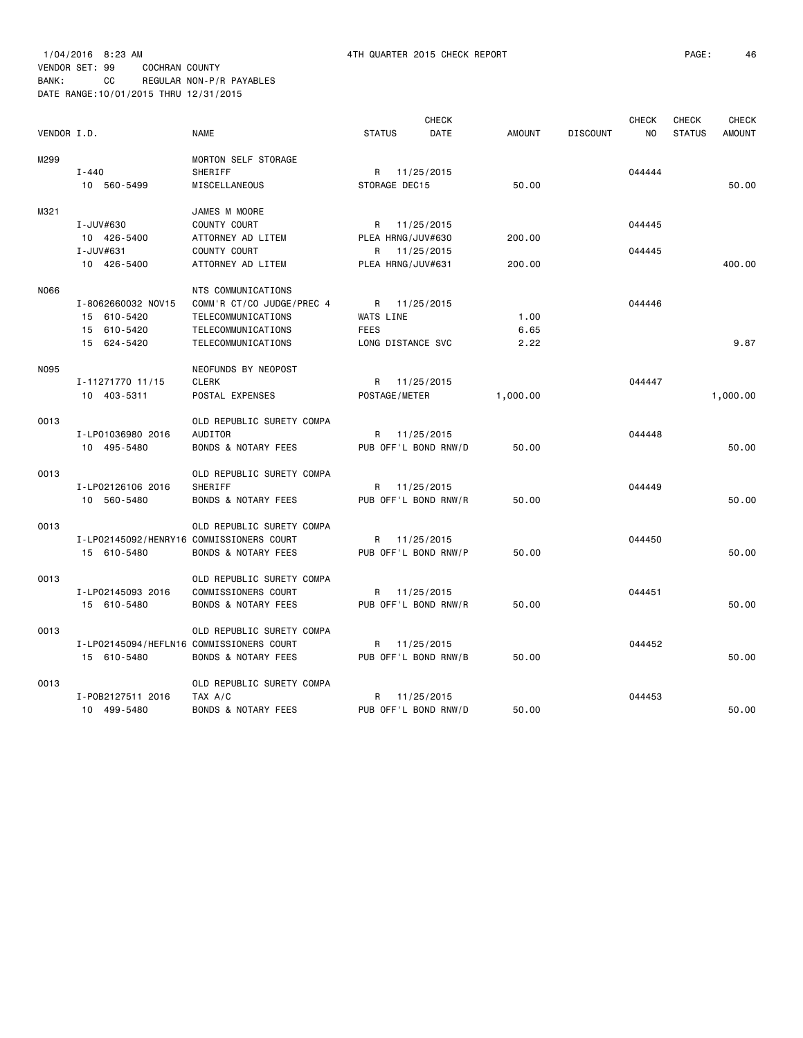1/04/2016 8:23 AM 4TH QUARTER 2015 CHECK REPORT

VENDOR SET: 99 COCHRAN COUNTY
BANK: CC REGULAR NON-P/R PAYABLES
DATE RANGE:10/01/2015 THRU 12/31/2015

| VENDOR I.D. | NAME | STATUS | CHECK DATE | AMOUNT | DISCOUNT | CHECK NO | CHECK STATUS | CHECK AMOUNT |
|---|---|---|---|---|---|---|---|---|
| M299 | MORTON SELF STORAGE | | | | | | | |
| I-440 | SHERIFF | R | 11/25/2015 | | | 044444 | | |
| 10 560-5499 | MISCELLANEOUS | STORAGE DEC15 | | 50.00 | | | | 50.00 |
| M321 | JAMES M MOORE | | | | | | | |
| I-JUV#630 | COUNTY COURT | R | 11/25/2015 | | | 044445 | | |
| 10 426-5400 | ATTORNEY AD LITEM | PLEA HRNG/JUV#630 | | 200.00 | | | | |
| I-JUV#631 | COUNTY COURT | R | 11/25/2015 | | | 044445 | | |
| 10 426-5400 | ATTORNEY AD LITEM | PLEA HRNG/JUV#631 | | 200.00 | | | | 400.00 |
| N066 | NTS COMMUNICATIONS | | | | | | | |
| I-8062660032 NOV15 | COMM'R CT/CO JUDGE/PREC 4 | R | 11/25/2015 | | | 044446 | | |
| 15 610-5420 | TELECOMMUNICATIONS | WATS LINE | | 1.00 | | | | |
| 15 610-5420 | TELECOMMUNICATIONS | FEES | | 6.65 | | | | |
| 15 624-5420 | TELECOMMUNICATIONS | LONG DISTANCE SVC | | 2.22 | | | | 9.87 |
| N095 | NEOFUNDS BY NEOPOST | | | | | | | |
| I-11271770 11/15 | CLERK | R | 11/25/2015 | | | 044447 | | |
| 10 403-5311 | POSTAL EXPENSES | POSTAGE/METER | | 1,000.00 | | | | 1,000.00 |
| O013 | OLD REPUBLIC SURETY COMPA | | | | | | | |
| I-LP01036980 2016 | AUDITOR | R | 11/25/2015 | | | 044448 | | |
| 10 495-5480 | BONDS & NOTARY FEES | PUB OFF'L BOND RNW/D | | 50.00 | | | | 50.00 |
| O013 | OLD REPUBLIC SURETY COMPA | | | | | | | |
| I-LP02126106 2016 | SHERIFF | R | 11/25/2015 | | | 044449 | | |
| 10 560-5480 | BONDS & NOTARY FEES | PUB OFF'L BOND RNW/R | | 50.00 | | | | 50.00 |
| O013 | OLD REPUBLIC SURETY COMPA | | | | | | | |
| I-LP02145092/HENRY16 | COMMISSIONERS COURT | R | 11/25/2015 | | | 044450 | | |
| 15 610-5480 | BONDS & NOTARY FEES | PUB OFF'L BOND RNW/P | | 50.00 | | | | 50.00 |
| O013 | OLD REPUBLIC SURETY COMPA | | | | | | | |
| I-LP02145093 2016 | COMMISSIONERS COURT | R | 11/25/2015 | | | 044451 | | |
| 15 610-5480 | BONDS & NOTARY FEES | PUB OFF'L BOND RNW/R | | 50.00 | | | | 50.00 |
| O013 | OLD REPUBLIC SURETY COMPA | | | | | | | |
| I-LP02145094/HEFLN16 | COMMISSIONERS COURT | R | 11/25/2015 | | | 044452 | | |
| 15 610-5480 | BONDS & NOTARY FEES | PUB OFF'L BOND RNW/B | | 50.00 | | | | 50.00 |
| O013 | OLD REPUBLIC SURETY COMPA | | | | | | | |
| I-POB2127511 2016 | TAX A/C | R | 11/25/2015 | | | 044453 | | |
| 10 499-5480 | BONDS & NOTARY FEES | PUB OFF'L BOND RNW/D | | 50.00 | | | | 50.00 |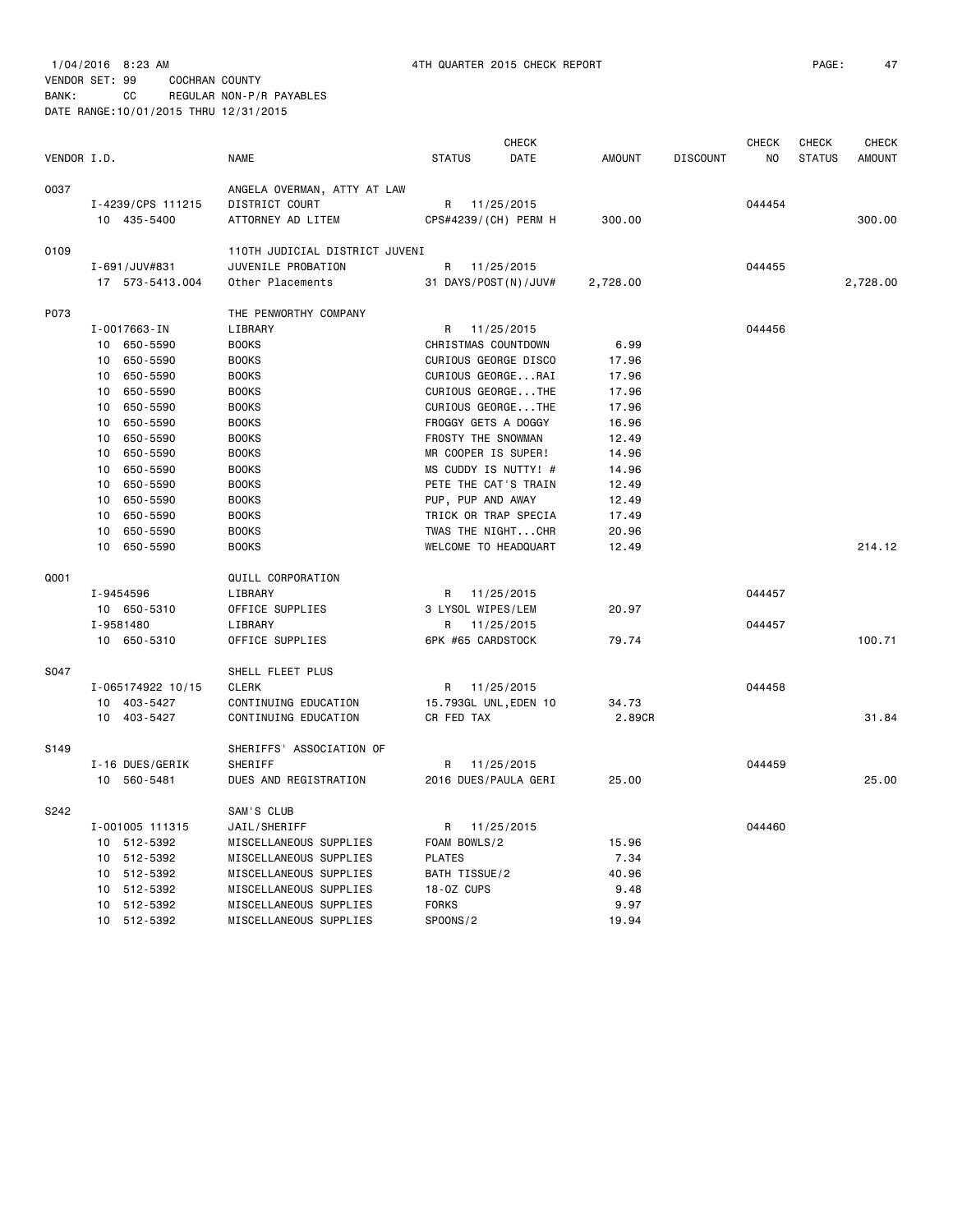1/04/2016 8:23 AM 4TH QUARTER 2015 CHECK REPORT

VENDOR SET: 99 COCHRAN COUNTY
BANK: CC REGULAR NON-P/R PAYABLES
DATE RANGE:10/01/2015 THRU 12/31/2015

| VENDOR I.D. | NAME | STATUS | CHECK DATE | AMOUNT | DISCOUNT | CHECK NO | CHECK STATUS | CHECK AMOUNT |
|---|---|---|---|---|---|---|---|---|
| 0037 | ANGELA OVERMAN, ATTY AT LAW | | | | | | | |
| I-4239/CPS 111215 | DISTRICT COURT | R | 11/25/2015 | | | 044454 | | |
| 10 435-5400 | ATTORNEY AD LITEM | CPS#4239/(CH) PERM H | | 300.00 | | | | 300.00 |
| 0109 | 110TH JUDICIAL DISTRICT JUVENI | | | | | | | |
| I-691/JUV#831 | JUVENILE PROBATION | R | 11/25/2015 | | | 044455 | | |
| 17 573-5413.004 | Other Placements | 31 DAYS/POST(N)/JUV# | | 2,728.00 | | | | 2,728.00 |
| P073 | THE PENWORTHY COMPANY | | | | | | | |
| I-0017663-IN | LIBRARY | R | 11/25/2015 | | | 044456 | | |
| 10 650-5590 | BOOKS | CHRISTMAS COUNTDOWN | | 6.99 | | | | |
| 10 650-5590 | BOOKS | CURIOUS GEORGE DISCO | | 17.96 | | | | |
| 10 650-5590 | BOOKS | CURIOUS GEORGE...RAI | | 17.96 | | | | |
| 10 650-5590 | BOOKS | CURIOUS GEORGE...THE | | 17.96 | | | | |
| 10 650-5590 | BOOKS | CURIOUS GEORGE...THE | | 17.96 | | | | |
| 10 650-5590 | BOOKS | FROGGY GETS A DOGGY | | 16.96 | | | | |
| 10 650-5590 | BOOKS | FROSTY THE SNOWMAN | | 12.49 | | | | |
| 10 650-5590 | BOOKS | MR COOPER IS SUPER! | | 14.96 | | | | |
| 10 650-5590 | BOOKS | MS CUDDY IS NUTTY! # | | 14.96 | | | | |
| 10 650-5590 | BOOKS | PETE THE CAT'S TRAIN | | 12.49 | | | | |
| 10 650-5590 | BOOKS | PUP, PUP AND AWAY | | 12.49 | | | | |
| 10 650-5590 | BOOKS | TRICK OR TRAP SPECIA | | 17.49 | | | | |
| 10 650-5590 | BOOKS | TWAS THE NIGHT...CHR | | 20.96 | | | | |
| 10 650-5590 | BOOKS | WELCOME TO HEADQUART | | 12.49 | | | | 214.12 |
| Q001 | QUILL CORPORATION | | | | | | | |
| I-9454596 | LIBRARY | R | 11/25/2015 | | | 044457 | | |
| 10 650-5310 | OFFICE SUPPLIES | 3 LYSOL WIPES/LEM | | 20.97 | | | | |
| I-9581480 | LIBRARY | R | 11/25/2015 | | | 044457 | | |
| 10 650-5310 | OFFICE SUPPLIES | 6PK #65 CARDSTOCK | | 79.74 | | | | 100.71 |
| S047 | SHELL FLEET PLUS | | | | | | | |
| I-065174922 10/15 | CLERK | R | 11/25/2015 | | | 044458 | | |
| 10 403-5427 | CONTINUING EDUCATION | 15.793GL UNL,EDEN 10 | | 34.73 | | | | |
| 10 403-5427 | CONTINUING EDUCATION | CR FED TAX | | 2.89CR | | | | 31.84 |
| S149 | SHERIFFS' ASSOCIATION OF | | | | | | | |
| I-16 DUES/GERIK | SHERIFF | R | 11/25/2015 | | | 044459 | | |
| 10 560-5481 | DUES AND REGISTRATION | 2016 DUES/PAULA GERI | | 25.00 | | | | 25.00 |
| S242 | SAM'S CLUB | | | | | | | |
| I-001005 111315 | JAIL/SHERIFF | R | 11/25/2015 | | | 044460 | | |
| 10 512-5392 | MISCELLANEOUS SUPPLIES | FOAM BOWLS/2 | | 15.96 | | | | |
| 10 512-5392 | MISCELLANEOUS SUPPLIES | PLATES | | 7.34 | | | | |
| 10 512-5392 | MISCELLANEOUS SUPPLIES | BATH TISSUE/2 | | 40.96 | | | | |
| 10 512-5392 | MISCELLANEOUS SUPPLIES | 18-OZ CUPS | | 9.48 | | | | |
| 10 512-5392 | MISCELLANEOUS SUPPLIES | FORKS | | 9.97 | | | | |
| 10 512-5392 | MISCELLANEOUS SUPPLIES | SPOONS/2 | | 19.94 | | | | |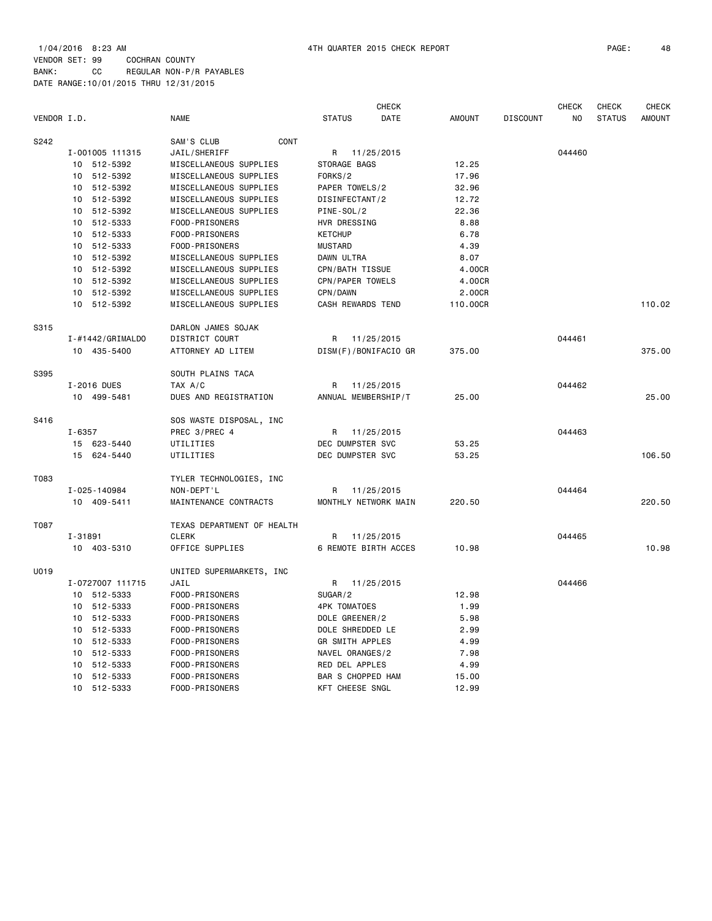1/04/2016 8:23 AM 4TH QUARTER 2015 CHECK REPORT

VENDOR SET: 99 COCHRAN COUNTY
BANK: CC REGULAR NON-P/R PAYABLES
DATE RANGE:10/01/2015 THRU 12/31/2015

| VENDOR I.D. | NAME | STATUS | CHECK DATE | AMOUNT | DISCOUNT | CHECK NO | CHECK STATUS | CHECK AMOUNT |
|---|---|---|---|---|---|---|---|---|
| S242 | SAM'S CLUB CONT | | | | | | | |
| I-001005 111315 | JAIL/SHERIFF | R | 11/25/2015 | | | 044460 | | |
| 10 512-5392 | MISCELLANEOUS SUPPLIES | STORAGE BAGS | | 12.25 | | | | |
| 10 512-5392 | MISCELLANEOUS SUPPLIES | FORKS/2 | | 17.96 | | | | |
| 10 512-5392 | MISCELLANEOUS SUPPLIES | PAPER TOWELS/2 | | 32.96 | | | | |
| 10 512-5392 | MISCELLANEOUS SUPPLIES | DISINFECTANT/2 | | 12.72 | | | | |
| 10 512-5392 | MISCELLANEOUS SUPPLIES | PINE-SOL/2 | | 22.36 | | | | |
| 10 512-5333 | FOOD-PRISONERS | HVR DRESSING | | 8.88 | | | | |
| 10 512-5333 | FOOD-PRISONERS | KETCHUP | | 6.78 | | | | |
| 10 512-5333 | FOOD-PRISONERS | MUSTARD | | 4.39 | | | | |
| 10 512-5392 | MISCELLANEOUS SUPPLIES | DAWN ULTRA | | 8.07 | | | | |
| 10 512-5392 | MISCELLANEOUS SUPPLIES | CPN/BATH TISSUE | | 4.00CR | | | | |
| 10 512-5392 | MISCELLANEOUS SUPPLIES | CPN/PAPER TOWELS | | 4.00CR | | | | |
| 10 512-5392 | MISCELLANEOUS SUPPLIES | CPN/DAWN | | 2.00CR | | | | |
| 10 512-5392 | MISCELLANEOUS SUPPLIES | CASH REWARDS TEND | | 110.00CR | | | | 110.02 |
| S315 | DARLON JAMES SOJAK | | | | | | | |
| I-#1442/GRIMALDO | DISTRICT COURT | R | 11/25/2015 | | | 044461 | | |
| 10 435-5400 | ATTORNEY AD LITEM | DISM(F)/BONIFACIO GR | | 375.00 | | | | 375.00 |
| S395 | SOUTH PLAINS TACA | | | | | | | |
| I-2016 DUES | TAX A/C | R | 11/25/2015 | | | 044462 | | |
| 10 499-5481 | DUES AND REGISTRATION | ANNUAL MEMBERSHIP/T | | 25.00 | | | | 25.00 |
| S416 | SOS WASTE DISPOSAL, INC | | | | | | | |
| I-6357 | PREC 3/PREC 4 | R | 11/25/2015 | | | 044463 | | |
| 15 623-5440 | UTILITIES | DEC DUMPSTER SVC | | 53.25 | | | | |
| 15 624-5440 | UTILITIES | DEC DUMPSTER SVC | | 53.25 | | | | 106.50 |
| T083 | TYLER TECHNOLOGIES, INC | | | | | | | |
| I-025-140984 | NON-DEPT'L | R | 11/25/2015 | | | 044464 | | |
| 10 409-5411 | MAINTENANCE CONTRACTS | MONTHLY NETWORK MAIN | | 220.50 | | | | 220.50 |
| T087 | TEXAS DEPARTMENT OF HEALTH | | | | | | | |
| I-31891 | CLERK | R | 11/25/2015 | | | 044465 | | |
| 10 403-5310 | OFFICE SUPPLIES | 6 REMOTE BIRTH ACCES | | 10.98 | | | | 10.98 |
| U019 | UNITED SUPERMARKETS, INC | | | | | | | |
| I-0727007 111715 | JAIL | R | 11/25/2015 | | | 044466 | | |
| 10 512-5333 | FOOD-PRISONERS | SUGAR/2 | | 12.98 | | | | |
| 10 512-5333 | FOOD-PRISONERS | 4PK TOMATOES | | 1.99 | | | | |
| 10 512-5333 | FOOD-PRISONERS | DOLE GREENER/2 | | 5.98 | | | | |
| 10 512-5333 | FOOD-PRISONERS | DOLE SHREDDED LE | | 2.99 | | | | |
| 10 512-5333 | FOOD-PRISONERS | GR SMITH APPLES | | 4.99 | | | | |
| 10 512-5333 | FOOD-PRISONERS | NAVEL ORANGES/2 | | 7.98 | | | | |
| 10 512-5333 | FOOD-PRISONERS | RED DEL APPLES | | 4.99 | | | | |
| 10 512-5333 | FOOD-PRISONERS | BAR S CHOPPED HAM | | 15.00 | | | | |
| 10 512-5333 | FOOD-PRISONERS | KFT CHEESE SNGL | | 12.99 | | | | |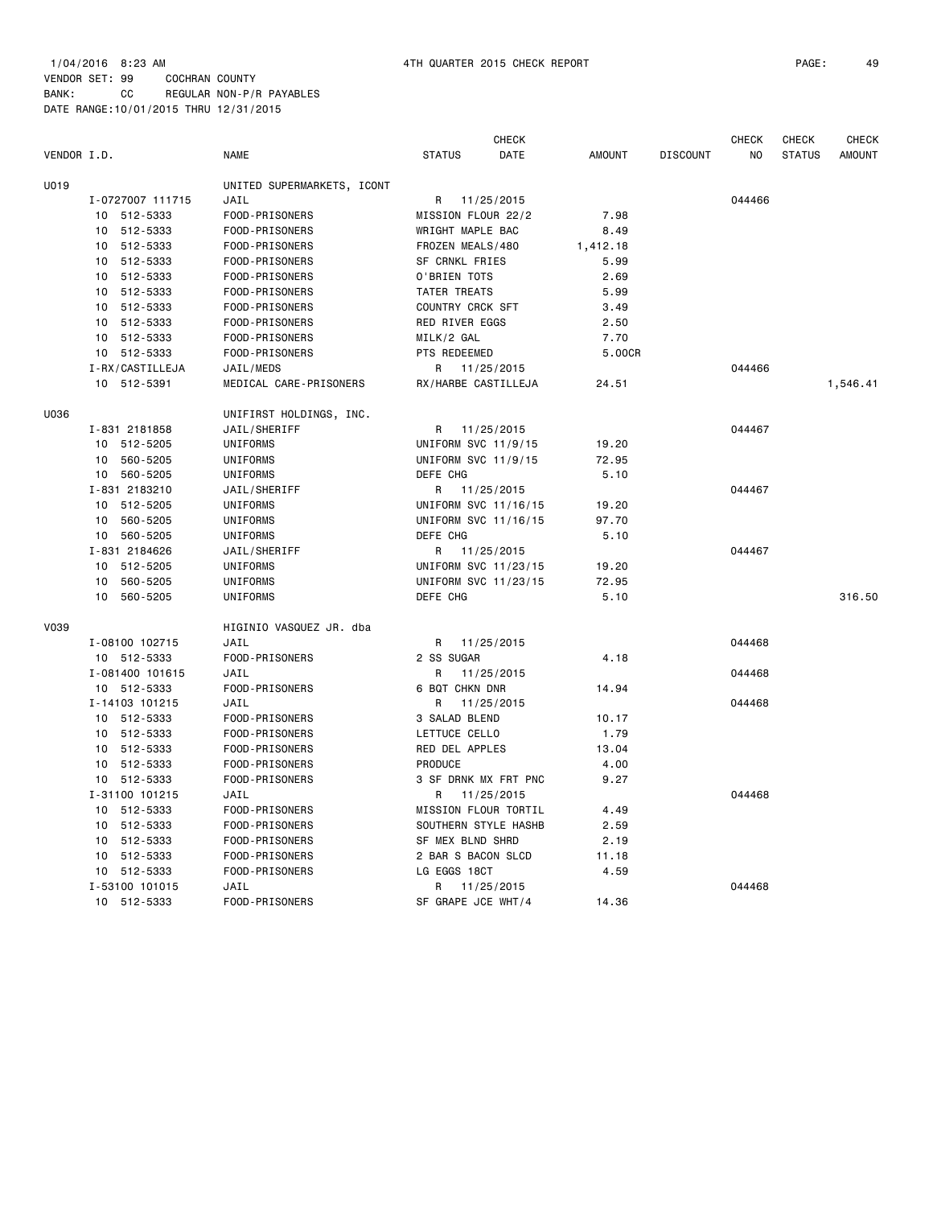1/04/2016 8:23 AM 4TH QUARTER 2015 CHECK REPORT

VENDOR SET: 99 COCHRAN COUNTY
BANK: CC REGULAR NON-P/R PAYABLES
DATE RANGE:10/01/2015 THRU 12/31/2015

| VENDOR I.D. | NAME | STATUS | CHECK DATE | AMOUNT | DISCOUNT | CHECK NO | CHECK STATUS | CHECK AMOUNT |
|---|---|---|---|---|---|---|---|---|
| U019 | UNITED SUPERMARKETS, ICONT | | | | | | | |
| I-0727007 111715 | JAIL | R | 11/25/2015 | | | 044466 | | |
| 10 512-5333 | FOOD-PRISONERS | MISSION FLOUR 22/2 | | 7.98 | | | | |
| 10 512-5333 | FOOD-PRISONERS | WRIGHT MAPLE BAC | | 8.49 | | | | |
| 10 512-5333 | FOOD-PRISONERS | FROZEN MEALS/480 | | 1,412.18 | | | | |
| 10 512-5333 | FOOD-PRISONERS | SF CRNKL FRIES | | 5.99 | | | | |
| 10 512-5333 | FOOD-PRISONERS | O'BRIEN TOTS | | 2.69 | | | | |
| 10 512-5333 | FOOD-PRISONERS | TATER TREATS | | 5.99 | | | | |
| 10 512-5333 | FOOD-PRISONERS | COUNTRY CRCK SFT | | 3.49 | | | | |
| 10 512-5333 | FOOD-PRISONERS | RED RIVER EGGS | | 2.50 | | | | |
| 10 512-5333 | FOOD-PRISONERS | MILK/2 GAL | | 7.70 | | | | |
| 10 512-5333 | FOOD-PRISONERS | PTS REDEEMED | | 5.00CR | | | | |
| I-RX/CASTILLEJA | JAIL/MEDS | R | 11/25/2015 | | | 044466 | | |
| 10 512-5391 | MEDICAL CARE-PRISONERS | RX/HARBE CASTILLEJA | | 24.51 | | | | 1,546.41 |
| U036 | UNIFIRST HOLDINGS, INC. | | | | | | | |
| I-831 2181858 | JAIL/SHERIFF | R | 11/25/2015 | | | 044467 | | |
| 10 512-5205 | UNIFORMS | UNIFORM SVC 11/9/15 | | 19.20 | | | | |
| 10 560-5205 | UNIFORMS | UNIFORM SVC 11/9/15 | | 72.95 | | | | |
| 10 560-5205 | UNIFORMS | DEFE CHG | | 5.10 | | | | |
| I-831 2183210 | JAIL/SHERIFF | R | 11/25/2015 | | | 044467 | | |
| 10 512-5205 | UNIFORMS | UNIFORM SVC 11/16/15 | | 19.20 | | | | |
| 10 560-5205 | UNIFORMS | UNIFORM SVC 11/16/15 | | 97.70 | | | | |
| 10 560-5205 | UNIFORMS | DEFE CHG | | 5.10 | | | | |
| I-831 2184626 | JAIL/SHERIFF | R | 11/25/2015 | | | 044467 | | |
| 10 512-5205 | UNIFORMS | UNIFORM SVC 11/23/15 | | 19.20 | | | | |
| 10 560-5205 | UNIFORMS | UNIFORM SVC 11/23/15 | | 72.95 | | | | |
| 10 560-5205 | UNIFORMS | DEFE CHG | | 5.10 | | | | 316.50 |
| V039 | HIGINIO VASQUEZ JR. dba | | | | | | | |
| I-08100 102715 | JAIL | R | 11/25/2015 | | | 044468 | | |
| 10 512-5333 | FOOD-PRISONERS | 2 SS SUGAR | | 4.18 | | | | |
| I-081400 101615 | JAIL | R | 11/25/2015 | | | 044468 | | |
| 10 512-5333 | FOOD-PRISONERS | 6 BQT CHKN DNR | | 14.94 | | | | |
| I-14103 101215 | JAIL | R | 11/25/2015 | | | 044468 | | |
| 10 512-5333 | FOOD-PRISONERS | 3 SALAD BLEND | | 10.17 | | | | |
| 10 512-5333 | FOOD-PRISONERS | LETTUCE CELLO | | 1.79 | | | | |
| 10 512-5333 | FOOD-PRISONERS | RED DEL APPLES | | 13.04 | | | | |
| 10 512-5333 | FOOD-PRISONERS | PRODUCE | | 4.00 | | | | |
| 10 512-5333 | FOOD-PRISONERS | 3 SF DRNK MX FRT PNC | | 9.27 | | | | |
| I-31100 101215 | JAIL | R | 11/25/2015 | | | 044468 | | |
| 10 512-5333 | FOOD-PRISONERS | MISSION FLOUR TORTIL | | 4.49 | | | | |
| 10 512-5333 | FOOD-PRISONERS | SOUTHERN STYLE HASHB | | 2.59 | | | | |
| 10 512-5333 | FOOD-PRISONERS | SF MEX BLND SHRD | | 2.19 | | | | |
| 10 512-5333 | FOOD-PRISONERS | 2 BAR S BACON SLCD | | 11.18 | | | | |
| 10 512-5333 | FOOD-PRISONERS | LG EGGS 18CT | | 4.59 | | | | |
| I-53100 101015 | JAIL | R | 11/25/2015 | | | 044468 | | |
| 10 512-5333 | FOOD-PRISONERS | SF GRAPE JCE WHT/4 | | 14.36 | | | | |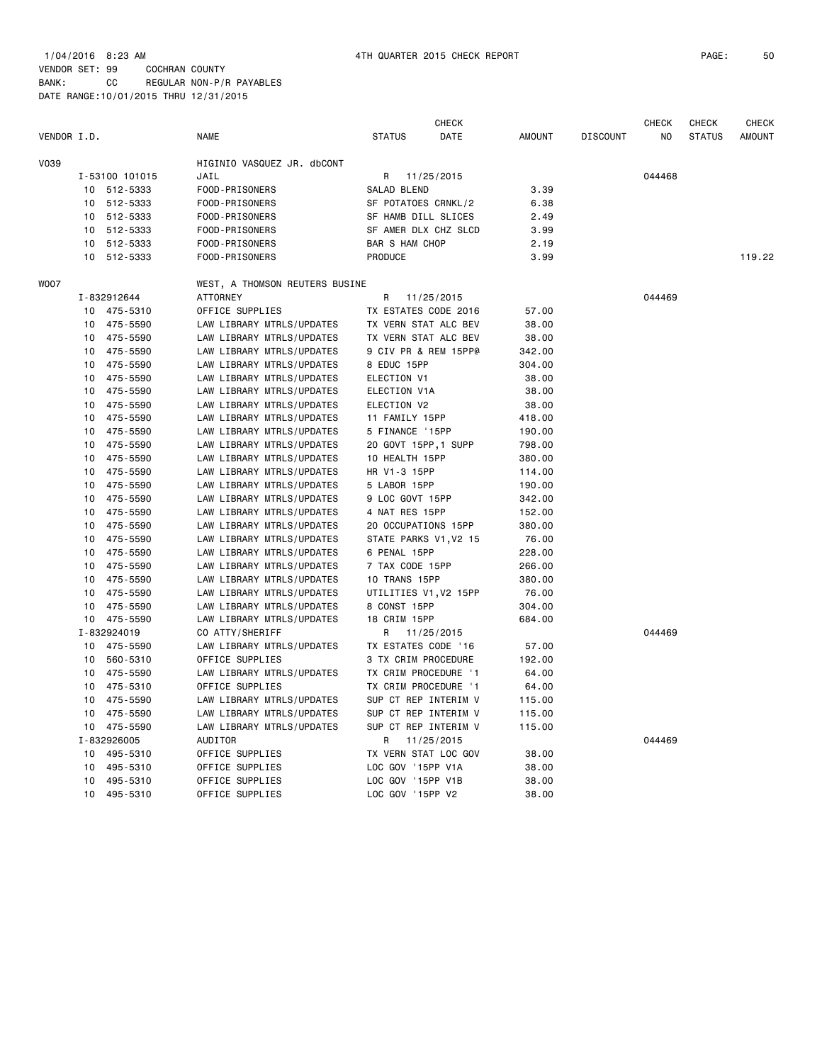1/04/2016 8:23 AM 4TH QUARTER 2015 CHECK REPORT

VENDOR SET: 99 COCHRAN COUNTY
BANK: CC REGULAR NON-P/R PAYABLES
DATE RANGE:10/01/2015 THRU 12/31/2015

| VENDOR I.D. | NAME | STATUS | CHECK DATE | AMOUNT | DISCOUNT | CHECK NO | CHECK STATUS | CHECK AMOUNT |
|---|---|---|---|---|---|---|---|---|
| V039 | HIGINIO VASQUEZ JR. dbCONT | | | | | | | |
| I-53100 101015 | JAIL | R | 11/25/2015 | | | 044468 | | |
| 10 512-5333 | FOOD-PRISONERS | SALAD BLEND | | 3.39 | | | | |
| 10 512-5333 | FOOD-PRISONERS | SF POTATOES CRNKL/2 | | 6.38 | | | | |
| 10 512-5333 | FOOD-PRISONERS | SF HAMB DILL SLICES | | 2.49 | | | | |
| 10 512-5333 | FOOD-PRISONERS | SF AMER DLX CHZ SLCD | | 3.99 | | | | |
| 10 512-5333 | FOOD-PRISONERS | BAR S HAM CHOP | | 2.19 | | | | |
| 10 512-5333 | FOOD-PRISONERS | PRODUCE | | 3.99 | | | | 119.22 |
| W007 | WEST, A THOMSON REUTERS BUSINE | | | | | | | |
| I-832912644 | ATTORNEY | R | 11/25/2015 | | | 044469 | | |
| 10 475-5310 | OFFICE SUPPLIES | TX ESTATES CODE 2016 | | 57.00 | | | | |
| 10 475-5590 | LAW LIBRARY MTRLS/UPDATES | TX VERN STAT ALC BEV | | 38.00 | | | | |
| 10 475-5590 | LAW LIBRARY MTRLS/UPDATES | TX VERN STAT ALC BEV | | 38.00 | | | | |
| 10 475-5590 | LAW LIBRARY MTRLS/UPDATES | 9 CIV PR & REM 15PP@ | | 342.00 | | | | |
| 10 475-5590 | LAW LIBRARY MTRLS/UPDATES | 8 EDUC 15PP | | 304.00 | | | | |
| 10 475-5590 | LAW LIBRARY MTRLS/UPDATES | ELECTION V1 | | 38.00 | | | | |
| 10 475-5590 | LAW LIBRARY MTRLS/UPDATES | ELECTION V1A | | 38.00 | | | | |
| 10 475-5590 | LAW LIBRARY MTRLS/UPDATES | ELECTION V2 | | 38.00 | | | | |
| 10 475-5590 | LAW LIBRARY MTRLS/UPDATES | 11 FAMILY 15PP | | 418.00 | | | | |
| 10 475-5590 | LAW LIBRARY MTRLS/UPDATES | 5 FINANCE '15PP | | 190.00 | | | | |
| 10 475-5590 | LAW LIBRARY MTRLS/UPDATES | 20 GOVT 15PP,1 SUPP | | 798.00 | | | | |
| 10 475-5590 | LAW LIBRARY MTRLS/UPDATES | 10 HEALTH 15PP | | 380.00 | | | | |
| 10 475-5590 | LAW LIBRARY MTRLS/UPDATES | HR V1-3 15PP | | 114.00 | | | | |
| 10 475-5590 | LAW LIBRARY MTRLS/UPDATES | 5 LABOR 15PP | | 190.00 | | | | |
| 10 475-5590 | LAW LIBRARY MTRLS/UPDATES | 9 LOC GOVT 15PP | | 342.00 | | | | |
| 10 475-5590 | LAW LIBRARY MTRLS/UPDATES | 4 NAT RES 15PP | | 152.00 | | | | |
| 10 475-5590 | LAW LIBRARY MTRLS/UPDATES | 20 OCCUPATIONS 15PP | | 380.00 | | | | |
| 10 475-5590 | LAW LIBRARY MTRLS/UPDATES | STATE PARKS V1,V2 15 | | 76.00 | | | | |
| 10 475-5590 | LAW LIBRARY MTRLS/UPDATES | 6 PENAL 15PP | | 228.00 | | | | |
| 10 475-5590 | LAW LIBRARY MTRLS/UPDATES | 7 TAX CODE 15PP | | 266.00 | | | | |
| 10 475-5590 | LAW LIBRARY MTRLS/UPDATES | 10 TRANS 15PP | | 380.00 | | | | |
| 10 475-5590 | LAW LIBRARY MTRLS/UPDATES | UTILITIES V1,V2 15PP | | 76.00 | | | | |
| 10 475-5590 | LAW LIBRARY MTRLS/UPDATES | 8 CONST 15PP | | 304.00 | | | | |
| 10 475-5590 | LAW LIBRARY MTRLS/UPDATES | 18 CRIM 15PP | | 684.00 | | | | |
| I-832924019 | CO ATTY/SHERIFF | R | 11/25/2015 | | | 044469 | | |
| 10 475-5590 | LAW LIBRARY MTRLS/UPDATES | TX ESTATES CODE '16 | | 57.00 | | | | |
| 10 560-5310 | OFFICE SUPPLIES | 3 TX CRIM PROCEDURE | | 192.00 | | | | |
| 10 475-5590 | LAW LIBRARY MTRLS/UPDATES | TX CRIM PROCEDURE '1 | | 64.00 | | | | |
| 10 475-5310 | OFFICE SUPPLIES | TX CRIM PROCEDURE '1 | | 64.00 | | | | |
| 10 475-5590 | LAW LIBRARY MTRLS/UPDATES | SUP CT REP INTERIM V | | 115.00 | | | | |
| 10 475-5590 | LAW LIBRARY MTRLS/UPDATES | SUP CT REP INTERIM V | | 115.00 | | | | |
| 10 475-5590 | LAW LIBRARY MTRLS/UPDATES | SUP CT REP INTERIM V | | 115.00 | | | | |
| I-832926005 | AUDITOR | R | 11/25/2015 | | | 044469 | | |
| 10 495-5310 | OFFICE SUPPLIES | TX VERN STAT LOC GOV | | 38.00 | | | | |
| 10 495-5310 | OFFICE SUPPLIES | LOC GOV '15PP V1A | | 38.00 | | | | |
| 10 495-5310 | OFFICE SUPPLIES | LOC GOV '15PP V1B | | 38.00 | | | | |
| 10 495-5310 | OFFICE SUPPLIES | LOC GOV '15PP V2 | | 38.00 | | | | |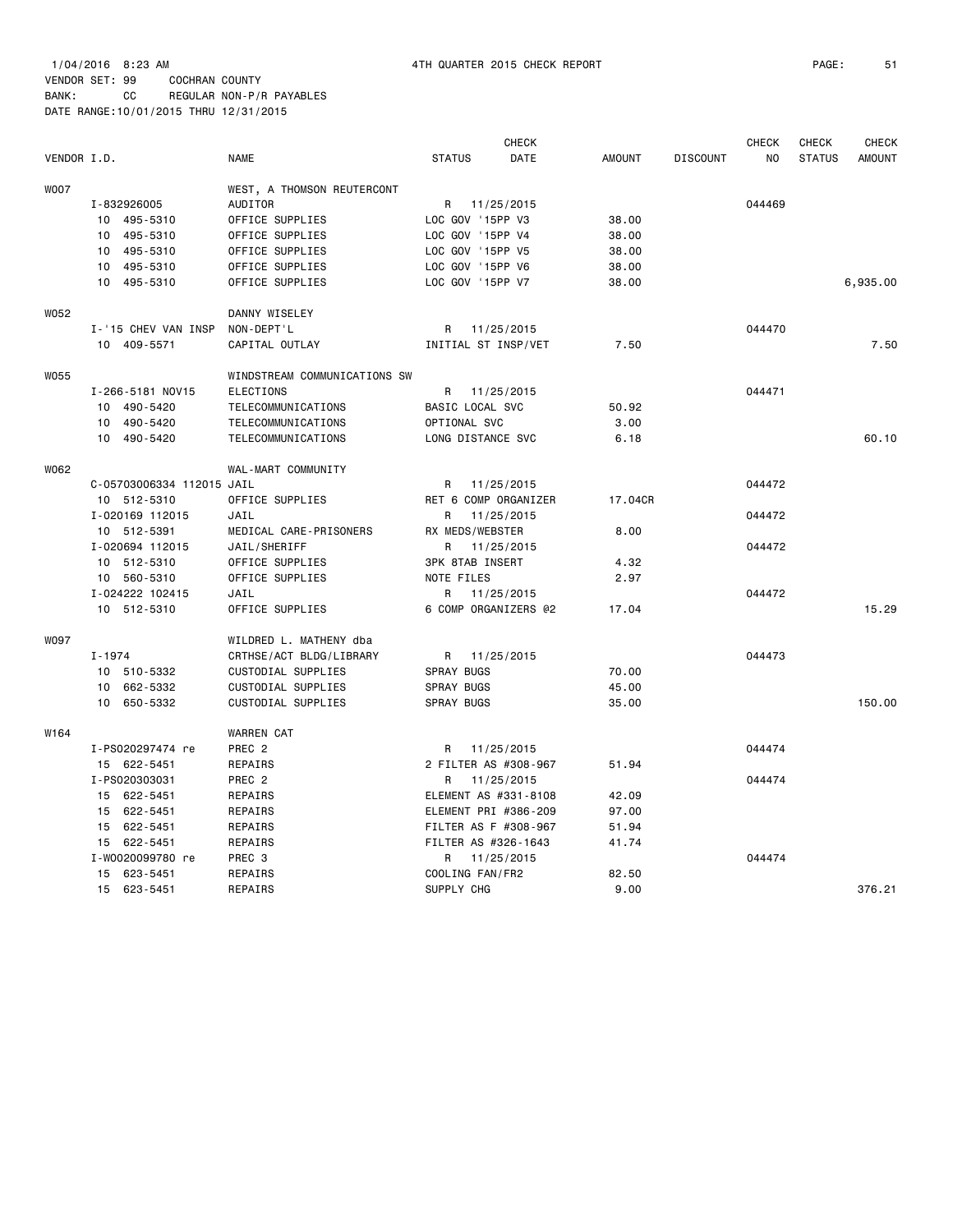1/04/2016 8:23 AM 4TH QUARTER 2015 CHECK REPORT
VENDOR SET: 99 COCHRAN COUNTY
BANK: CC REGULAR NON-P/R PAYABLES
DATE RANGE:10/01/2015 THRU 12/31/2015

| VENDOR I.D. | NAME | STATUS | CHECK DATE | AMOUNT | DISCOUNT | CHECK NO | CHECK STATUS | CHECK AMOUNT |
|---|---|---|---|---|---|---|---|---|
| W007 | WEST, A THOMSON REUTERCONT | | | | | | | |
| I-832926005 | AUDITOR | R | 11/25/2015 | | | 044469 | | |
| 10 495-5310 | OFFICE SUPPLIES | LOC GOV '15PP V3 | | 38.00 | | | | |
| 10 495-5310 | OFFICE SUPPLIES | LOC GOV '15PP V4 | | 38.00 | | | | |
| 10 495-5310 | OFFICE SUPPLIES | LOC GOV '15PP V5 | | 38.00 | | | | |
| 10 495-5310 | OFFICE SUPPLIES | LOC GOV '15PP V6 | | 38.00 | | | | |
| 10 495-5310 | OFFICE SUPPLIES | LOC GOV '15PP V7 | | 38.00 | | | | 6,935.00 |
| W052 | DANNY WISELEY | | | | | | | |
| I-'15 CHEV VAN INSP | NON-DEPT'L | R | 11/25/2015 | | | 044470 | | |
| 10 409-5571 | CAPITAL OUTLAY | INITIAL ST INSP/VET | | 7.50 | | | | 7.50 |
| W055 | WINDSTREAM COMMUNICATIONS SW | | | | | | | |
| I-266-5181 NOV15 | ELECTIONS | R | 11/25/2015 | | | 044471 | | |
| 10 490-5420 | TELECOMMUNICATIONS | BASIC LOCAL SVC | | 50.92 | | | | |
| 10 490-5420 | TELECOMMUNICATIONS | OPTIONAL SVC | | 3.00 | | | | |
| 10 490-5420 | TELECOMMUNICATIONS | LONG DISTANCE SVC | | 6.18 | | | | 60.10 |
| W062 | WAL-MART COMMUNITY | | | | | | | |
| C-05703006334 112015 | JAIL | R | 11/25/2015 | | | 044472 | | |
| 10 512-5310 | OFFICE SUPPLIES | RET 6 COMP ORGANIZER | | 17.04CR | | | | |
| I-020169 112015 | JAIL | R | 11/25/2015 | | | 044472 | | |
| 10 512-5391 | MEDICAL CARE-PRISONERS | RX MEDS/WEBSTER | | 8.00 | | | | |
| I-020694 112015 | JAIL/SHERIFF | R | 11/25/2015 | | | 044472 | | |
| 10 512-5310 | OFFICE SUPPLIES | 3PK 8TAB INSERT | | 4.32 | | | | |
| 10 560-5310 | OFFICE SUPPLIES | NOTE FILES | | 2.97 | | | | |
| I-024222 102415 | JAIL | R | 11/25/2015 | | | 044472 | | |
| 10 512-5310 | OFFICE SUPPLIES | 6 COMP ORGANIZERS @2 | | 17.04 | | | | 15.29 |
| W097 | WILDRED L. MATHENY dba | | | | | | | |
| I-1974 | CRTHSE/ACT BLDG/LIBRARY | R | 11/25/2015 | | | 044473 | | |
| 10 510-5332 | CUSTODIAL SUPPLIES | SPRAY BUGS | | 70.00 | | | | |
| 10 662-5332 | CUSTODIAL SUPPLIES | SPRAY BUGS | | 45.00 | | | | |
| 10 650-5332 | CUSTODIAL SUPPLIES | SPRAY BUGS | | 35.00 | | | | 150.00 |
| W164 | WARREN CAT | | | | | | | |
| I-PS020297474 re | PREC 2 | R | 11/25/2015 | | | 044474 | | |
| 15 622-5451 | REPAIRS | 2 FILTER AS #308-967 | | 51.94 | | | | |
| I-PS020303031 | PREC 2 | R | 11/25/2015 | | | 044474 | | |
| 15 622-5451 | REPAIRS | ELEMENT AS #331-8108 | | 42.09 | | | | |
| 15 622-5451 | REPAIRS | ELEMENT PRI #386-209 | | 97.00 | | | | |
| 15 622-5451 | REPAIRS | FILTER AS F #308-967 | | 51.94 | | | | |
| 15 622-5451 | REPAIRS | FILTER AS #326-1643 | | 41.74 | | | | |
| I-W0020099780 re | PREC 3 | R | 11/25/2015 | | | 044474 | | |
| 15 623-5451 | REPAIRS | COOLING FAN/FR2 | | 82.50 | | | | |
| 15 623-5451 | REPAIRS | SUPPLY CHG | | 9.00 | | | | 376.21 |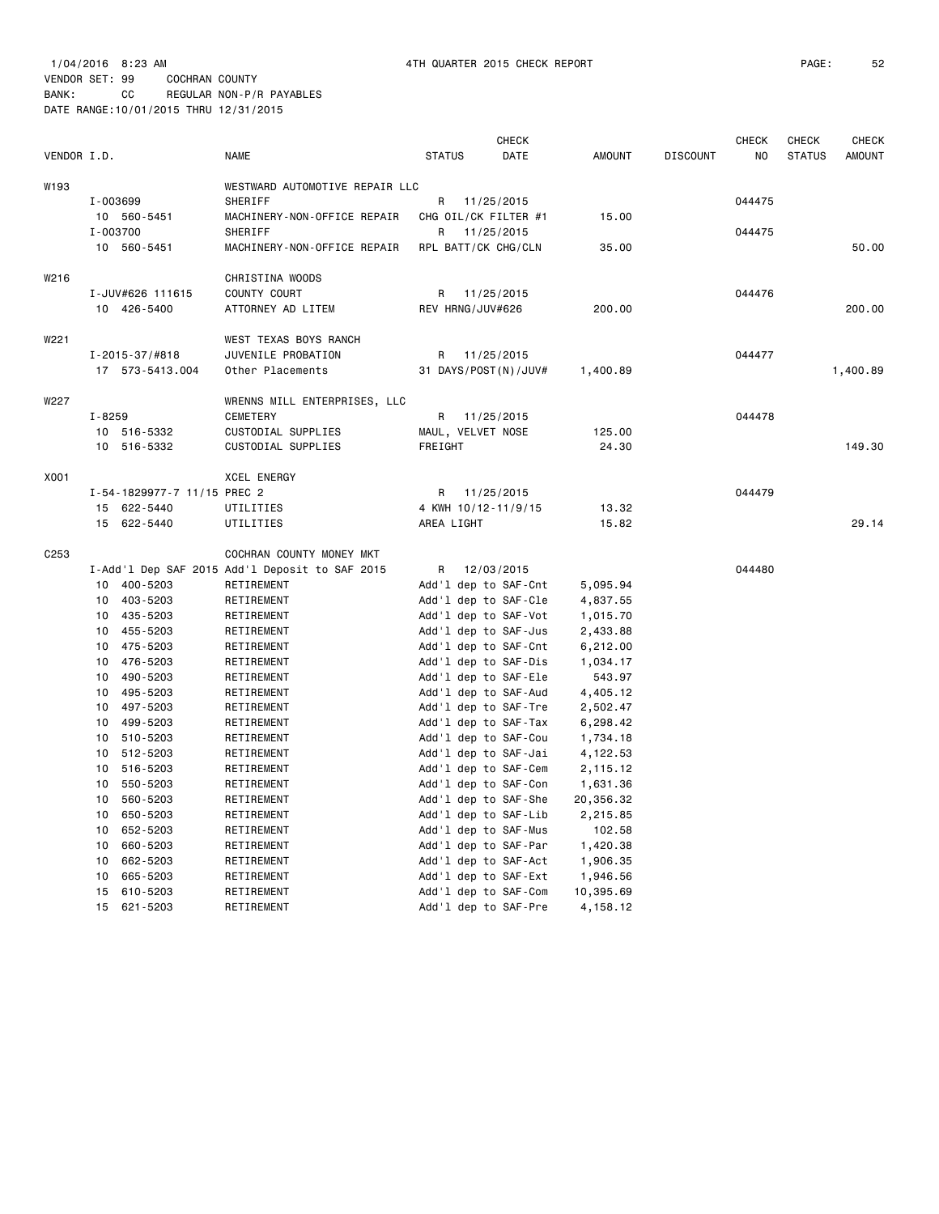1/04/2016 8:23 AM 4TH QUARTER 2015 CHECK REPORT

VENDOR SET: 99 COCHRAN COUNTY
BANK: CC REGULAR NON-P/R PAYABLES
DATE RANGE:10/01/2015 THRU 12/31/2015

| VENDOR I.D. | NAME | STATUS | CHECK DATE | AMOUNT | DISCOUNT | CHECK NO | CHECK STATUS | CHECK AMOUNT |
|---|---|---|---|---|---|---|---|---|
| W193 | WESTWARD AUTOMOTIVE REPAIR LLC | | | | | | | |
| I-003699 | SHERIFF | R | 11/25/2015 | | | 044475 | | |
| 10 560-5451 | MACHINERY-NON-OFFICE REPAIR | CHG OIL/CK FILTER #1 | | 15.00 | | | | |
| I-003700 | SHERIFF | R | 11/25/2015 | | | 044475 | | |
| 10 560-5451 | MACHINERY-NON-OFFICE REPAIR | RPL BATT/CK CHG/CLN | | 35.00 | | | | 50.00 |
| W216 | CHRISTINA WOODS | | | | | | | |
| I-JUV#626 111615 | COUNTY COURT | R | 11/25/2015 | | | 044476 | | |
| 10 426-5400 | ATTORNEY AD LITEM | REV HRNG/JUV#626 | | 200.00 | | | | 200.00 |
| W221 | WEST TEXAS BOYS RANCH | | | | | | | |
| I-2015-37/#818 | JUVENILE PROBATION | R | 11/25/2015 | | | 044477 | | |
| 17 573-5413.004 | Other Placements | 31 DAYS/POST(N)/JUV# | | 1,400.89 | | | | 1,400.89 |
| W227 | WRENNS MILL ENTERPRISES, LLC | | | | | | | |
| I-8259 | CEMETERY | R | 11/25/2015 | | | 044478 | | |
| 10 516-5332 | CUSTODIAL SUPPLIES | MAUL, VELVET NOSE | | 125.00 | | | | |
| 10 516-5332 | CUSTODIAL SUPPLIES | FREIGHT | | 24.30 | | | | 149.30 |
| X001 | XCEL ENERGY | | | | | | | |
| I-54-1829977-7 11/15 PREC 2 | | R | 11/25/2015 | | | 044479 | | |
| 15 622-5440 | UTILITIES | 4 KWH 10/12-11/9/15 | | 13.32 | | | | |
| 15 622-5440 | UTILITIES | AREA LIGHT | | 15.82 | | | | 29.14 |
| C253 | COCHRAN COUNTY MONEY MKT | | | | | | | |
| I-Add'l Dep SAF 2015 | Add'l Deposit to SAF 2015 | R | 12/03/2015 | | | 044480 | | |
| 10 400-5203 | RETIREMENT | Add'l dep to SAF-Cnt | | 5,095.94 | | | | |
| 10 403-5203 | RETIREMENT | Add'l dep to SAF-Cle | | 4,837.55 | | | | |
| 10 435-5203 | RETIREMENT | Add'l dep to SAF-Vot | | 1,015.70 | | | | |
| 10 455-5203 | RETIREMENT | Add'l dep to SAF-Jus | | 2,433.88 | | | | |
| 10 475-5203 | RETIREMENT | Add'l dep to SAF-Cnt | | 6,212.00 | | | | |
| 10 476-5203 | RETIREMENT | Add'l dep to SAF-Dis | | 1,034.17 | | | | |
| 10 490-5203 | RETIREMENT | Add'l dep to SAF-Ele | | 543.97 | | | | |
| 10 495-5203 | RETIREMENT | Add'l dep to SAF-Aud | | 4,405.12 | | | | |
| 10 497-5203 | RETIREMENT | Add'l dep to SAF-Tre | | 2,502.47 | | | | |
| 10 499-5203 | RETIREMENT | Add'l dep to SAF-Tax | | 6,298.42 | | | | |
| 10 510-5203 | RETIREMENT | Add'l dep to SAF-Cou | | 1,734.18 | | | | |
| 10 512-5203 | RETIREMENT | Add'l dep to SAF-Jai | | 4,122.53 | | | | |
| 10 516-5203 | RETIREMENT | Add'l dep to SAF-Cem | | 2,115.12 | | | | |
| 10 550-5203 | RETIREMENT | Add'l dep to SAF-Con | | 1,631.36 | | | | |
| 10 560-5203 | RETIREMENT | Add'l dep to SAF-She | | 20,356.32 | | | | |
| 10 650-5203 | RETIREMENT | Add'l dep to SAF-Lib | | 2,215.85 | | | | |
| 10 652-5203 | RETIREMENT | Add'l dep to SAF-Mus | | 102.58 | | | | |
| 10 660-5203 | RETIREMENT | Add'l dep to SAF-Par | | 1,420.38 | | | | |
| 10 662-5203 | RETIREMENT | Add'l dep to SAF-Act | | 1,906.35 | | | | |
| 10 665-5203 | RETIREMENT | Add'l dep to SAF-Ext | | 1,946.56 | | | | |
| 15 610-5203 | RETIREMENT | Add'l dep to SAF-Com | | 10,395.69 | | | | |
| 15 621-5203 | RETIREMENT | Add'l dep to SAF-Pre | | 4,158.12 | | | | |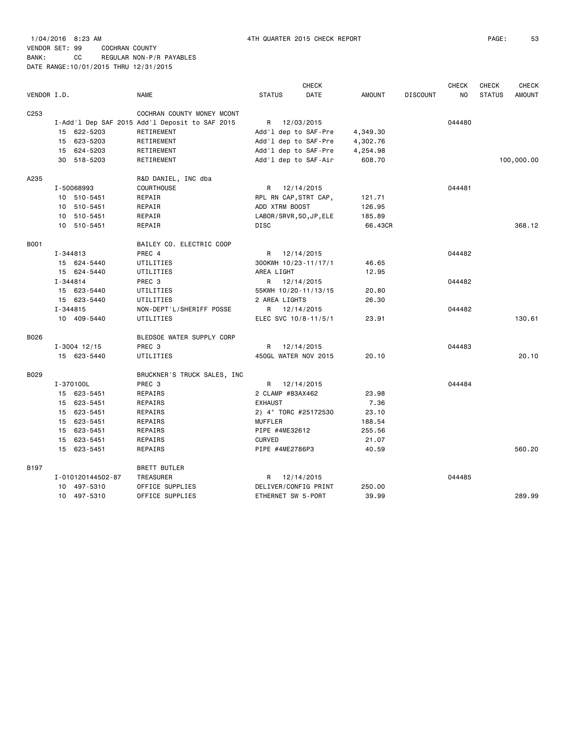1/04/2016 8:23 AM 4TH QUARTER 2015 CHECK REPORT

VENDOR SET: 99 COCHRAN COUNTY

BANK: CC REGULAR NON-P/R PAYABLES

DATE RANGE:10/01/2015 THRU 12/31/2015

| VENDOR I.D. | NAME | STATUS | CHECK DATE | AMOUNT | DISCOUNT | CHECK NO | CHECK STATUS | CHECK AMOUNT |
|---|---|---|---|---|---|---|---|---|
| C253 | COCHRAN COUNTY MONEY MCONT | | | | | | | |
| I-Add'l Dep SAF 2015 | Add'l Deposit to SAF 2015 | R | 12/03/2015 | | | 044480 | | |
| 15 622-5203 | RETIREMENT | Add'l dep to SAF-Pre | | 4,349.30 | | | | |
| 15 623-5203 | RETIREMENT | Add'l dep to SAF-Pre | | 4,302.76 | | | | |
| 15 624-5203 | RETIREMENT | Add'l dep to SAF-Pre | | 4,254.98 | | | | |
| 30 518-5203 | RETIREMENT | Add'l dep to SAF-Air | | 608.70 | | | | 100,000.00 |
| A235 | R&D DANIEL, INC dba | | | | | | | |
| I-50068993 | COURTHOUSE | R | 12/14/2015 | | | 044481 | | |
| 10 510-5451 | REPAIR | RPL RN CAP,STRT CAP, | | 121.71 | | | | |
| 10 510-5451 | REPAIR | ADD XTRM BOOST | | 126.95 | | | | |
| 10 510-5451 | REPAIR | LABOR/SRVR,SO,JP,ELE | | 185.89 | | | | |
| 10 510-5451 | REPAIR | DISC | | 66.43CR | | | | 368.12 |
| B001 | BAILEY CO. ELECTRIC COOP | | | | | | | |
| I-344813 | PREC 4 | R | 12/14/2015 | | | 044482 | | |
| 15 624-5440 | UTILITIES | 300KWH 10/23-11/17/1 | | 46.65 | | | | |
| 15 624-5440 | UTILITIES | AREA LIGHT | | 12.95 | | | | |
| I-344814 | PREC 3 | R | 12/14/2015 | | | 044482 | | |
| 15 623-5440 | UTILITIES | 55KWH 10/20-11/13/15 | | 20.80 | | | | |
| 15 623-5440 | UTILITIES | 2 AREA LIGHTS | | 26.30 | | | | |
| I-344815 | NON-DEPT'L/SHERIFF POSSE | R | 12/14/2015 | | | 044482 | | |
| 10 409-5440 | UTILITIES | ELEC SVC 10/8-11/5/1 | | 23.91 | | | | 130.61 |
| B026 | BLEDSOE WATER SUPPLY CORP | | | | | | | |
| I-3004 12/15 | PREC 3 | R | 12/14/2015 | | | 044483 | | |
| 15 623-5440 | UTILITIES | 450GL WATER NOV 2015 | | 20.10 | | | | 20.10 |
| B029 | BRUCKNER'S TRUCK SALES, INC | | | | | | | |
| I-370100L | PREC 3 | R | 12/14/2015 | | | 044484 | | |
| 15 623-5451 | REPAIRS | 2 CLAMP #83AX462 | | 23.98 | | | | |
| 15 623-5451 | REPAIRS | EXHAUST | | 7.36 | | | | |
| 15 623-5451 | REPAIRS | 2) 4" TORC #25172530 | | 23.10 | | | | |
| 15 623-5451 | REPAIRS | MUFFLER | | 188.54 | | | | |
| 15 623-5451 | REPAIRS | PIPE #4ME32612 | | 255.56 | | | | |
| 15 623-5451 | REPAIRS | CURVED | | 21.07 | | | | |
| 15 623-5451 | REPAIRS | PIPE #4ME2786P3 | | 40.59 | | | | 560.20 |
| B197 | BRETT BUTLER | | | | | | | |
| I-010120144502-87 | TREASURER | R | 12/14/2015 | | | 044485 | | |
| 10 497-5310 | OFFICE SUPPLIES | DELIVER/CONFIG PRINT | | 250.00 | | | | |
| 10 497-5310 | OFFICE SUPPLIES | ETHERNET SW 5-PORT | | 39.99 | | | | 289.99 |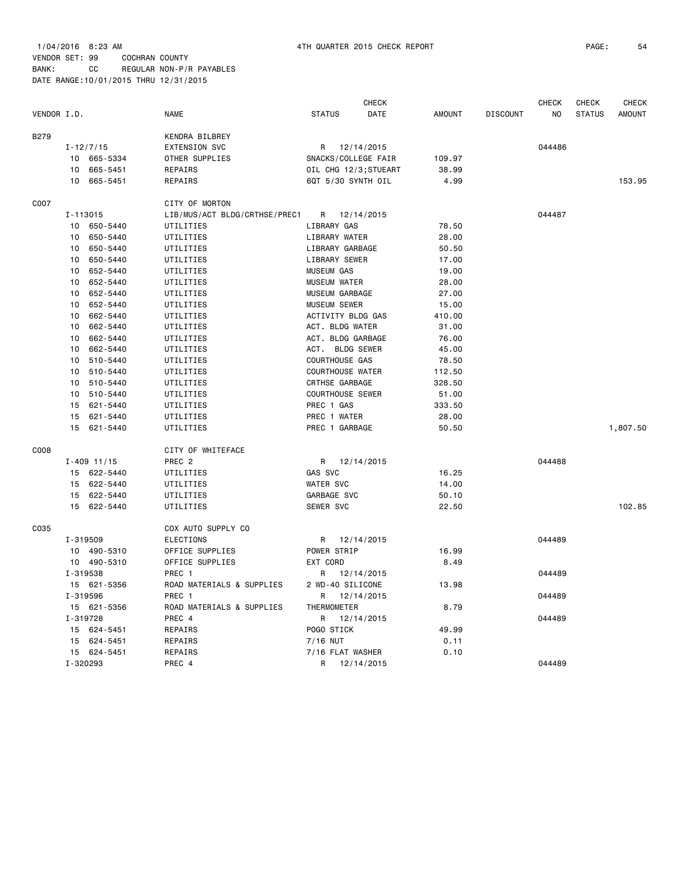1/04/2016 8:23 AM 4TH QUARTER 2015 CHECK REPORT

VENDOR SET: 99 COCHRAN COUNTY

BANK: CC REGULAR NON-P/R PAYABLES

DATE RANGE:10/01/2015 THRU 12/31/2015

| VENDOR I.D. | | NAME | STATUS | CHECK DATE | AMOUNT | DISCOUNT | CHECK NO | CHECK STATUS | CHECK AMOUNT |
|---|---|---|---|---|---|---|---|---|---|
| B279 | | KENDRA BILBREY | | | | | | | |
| | I-12/7/15 | EXTENSION SVC | R | 12/14/2015 | | | 044486 | | |
| | 10 665-5334 | OTHER SUPPLIES | SNACKS/COLLEGE FAIR | | 109.97 | | | | |
| | 10 665-5451 | REPAIRS | OIL CHG 12/3;STUEART | | 38.99 | | | | |
| | 10 665-5451 | REPAIRS | 6QT 5/30 SYNTH OIL | | 4.99 | | | | 153.95 |
| C007 | | CITY OF MORTON | | | | | | | |
| | I-113015 | LIB/MUS/ACT BLDG/CRTHSE/PREC1 | R | 12/14/2015 | | | 044487 | | |
| | 10 650-5440 | UTILITIES | LIBRARY GAS | | 78.50 | | | | |
| | 10 650-5440 | UTILITIES | LIBRARY WATER | | 28.00 | | | | |
| | 10 650-5440 | UTILITIES | LIBRARY GARBAGE | | 50.50 | | | | |
| | 10 650-5440 | UTILITIES | LIBRARY SEWER | | 17.00 | | | | |
| | 10 652-5440 | UTILITIES | MUSEUM GAS | | 19.00 | | | | |
| | 10 652-5440 | UTILITIES | MUSEUM WATER | | 28.00 | | | | |
| | 10 652-5440 | UTILITIES | MUSEUM GARBAGE | | 27.00 | | | | |
| | 10 652-5440 | UTILITIES | MUSEUM SEWER | | 15.00 | | | | |
| | 10 662-5440 | UTILITIES | ACTIVITY BLDG GAS | | 410.00 | | | | |
| | 10 662-5440 | UTILITIES | ACT. BLDG WATER | | 31.00 | | | | |
| | 10 662-5440 | UTILITIES | ACT. BLDG GARBAGE | | 76.00 | | | | |
| | 10 662-5440 | UTILITIES | ACT. BLDG SEWER | | 45.00 | | | | |
| | 10 510-5440 | UTILITIES | COURTHOUSE GAS | | 78.50 | | | | |
| | 10 510-5440 | UTILITIES | COURTHOUSE WATER | | 112.50 | | | | |
| | 10 510-5440 | UTILITIES | CRTHSE GARBAGE | | 328.50 | | | | |
| | 10 510-5440 | UTILITIES | COURTHOUSE SEWER | | 51.00 | | | | |
| | 15 621-5440 | UTILITIES | PREC 1 GAS | | 333.50 | | | | |
| | 15 621-5440 | UTILITIES | PREC 1 WATER | | 28.00 | | | | |
| | 15 621-5440 | UTILITIES | PREC 1 GARBAGE | | 50.50 | | | | 1,807.50 |
| C008 | | CITY OF WHITEFACE | | | | | | | |
| | I-409 11/15 | PREC 2 | R | 12/14/2015 | | | 044488 | | |
| | 15 622-5440 | UTILITIES | GAS SVC | | 16.25 | | | | |
| | 15 622-5440 | UTILITIES | WATER SVC | | 14.00 | | | | |
| | 15 622-5440 | UTILITIES | GARBAGE SVC | | 50.10 | | | | |
| | 15 622-5440 | UTILITIES | SEWER SVC | | 22.50 | | | | 102.85 |
| C035 | | COX AUTO SUPPLY CO | | | | | | | |
| | I-319509 | ELECTIONS | R | 12/14/2015 | | | 044489 | | |
| | 10 490-5310 | OFFICE SUPPLIES | POWER STRIP | | 16.99 | | | | |
| | 10 490-5310 | OFFICE SUPPLIES | EXT CORD | | 8.49 | | | | |
| | I-319538 | PREC 1 | R | 12/14/2015 | | | 044489 | | |
| | 15 621-5356 | ROAD MATERIALS & SUPPLIES | 2 WD-40 SILICONE | | 13.98 | | | | |
| | I-319596 | PREC 1 | R | 12/14/2015 | | | 044489 | | |
| | 15 621-5356 | ROAD MATERIALS & SUPPLIES | THERMOMETER | | 8.79 | | | | |
| | I-319728 | PREC 4 | R | 12/14/2015 | | | 044489 | | |
| | 15 624-5451 | REPAIRS | POGO STICK | | 49.99 | | | | |
| | 15 624-5451 | REPAIRS | 7/16 NUT | | 0.11 | | | | |
| | 15 624-5451 | REPAIRS | 7/16 FLAT WASHER | | 0.10 | | | | |
| | I-320293 | PREC 4 | R | 12/14/2015 | | | 044489 | | |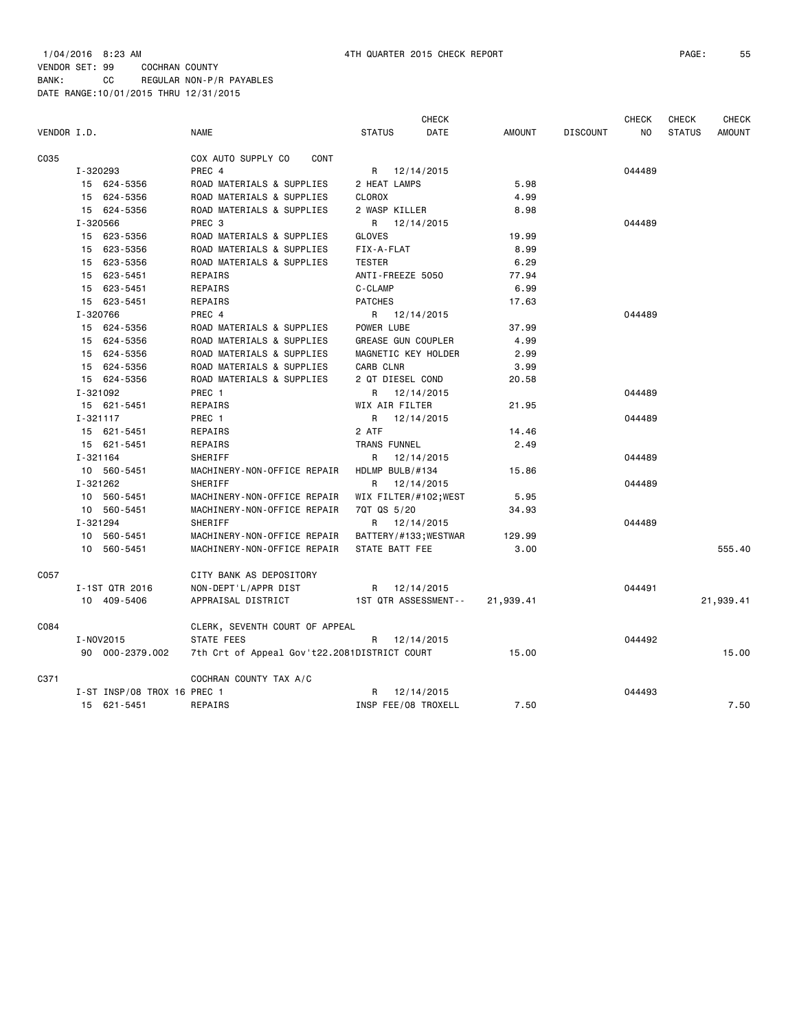1/04/2016 8:23 AM 4TH QUARTER 2015 CHECK REPORT

VENDOR SET: 99 COCHRAN COUNTY
BANK: CC REGULAR NON-P/R PAYABLES
DATE RANGE:10/01/2015 THRU 12/31/2015

| VENDOR I.D. | NAME | STATUS | CHECK DATE | AMOUNT | DISCOUNT | CHECK NO | CHECK STATUS | CHECK AMOUNT |
|---|---|---|---|---|---|---|---|---|
| C035 | COX AUTO SUPPLY CO CONT | | | | | | | |
| I-320293 | PREC 4 | R | 12/14/2015 | | | 044489 | | |
| 15 624-5356 | ROAD MATERIALS & SUPPLIES | 2 HEAT LAMPS | | 5.98 | | | | |
| 15 624-5356 | ROAD MATERIALS & SUPPLIES | CLOROX | | 4.99 | | | | |
| 15 624-5356 | ROAD MATERIALS & SUPPLIES | 2 WASP KILLER | | 8.98 | | | | |
| I-320566 | PREC 3 | R | 12/14/2015 | | | 044489 | | |
| 15 623-5356 | ROAD MATERIALS & SUPPLIES | GLOVES | | 19.99 | | | | |
| 15 623-5356 | ROAD MATERIALS & SUPPLIES | FIX-A-FLAT | | 8.99 | | | | |
| 15 623-5356 | ROAD MATERIALS & SUPPLIES | TESTER | | 6.29 | | | | |
| 15 623-5451 | REPAIRS | ANTI-FREEZE 5050 | | 77.94 | | | | |
| 15 623-5451 | REPAIRS | C-CLAMP | | 6.99 | | | | |
| 15 623-5451 | REPAIRS | PATCHES | | 17.63 | | | | |
| I-320766 | PREC 4 | R | 12/14/2015 | | | 044489 | | |
| 15 624-5356 | ROAD MATERIALS & SUPPLIES | POWER LUBE | | 37.99 | | | | |
| 15 624-5356 | ROAD MATERIALS & SUPPLIES | GREASE GUN COUPLER | | 4.99 | | | | |
| 15 624-5356 | ROAD MATERIALS & SUPPLIES | MAGNETIC KEY HOLDER | | 2.99 | | | | |
| 15 624-5356 | ROAD MATERIALS & SUPPLIES | CARB CLNR | | 3.99 | | | | |
| 15 624-5356 | ROAD MATERIALS & SUPPLIES | 2 QT DIESEL COND | | 20.58 | | | | |
| I-321092 | PREC 1 | R | 12/14/2015 | | | 044489 | | |
| 15 621-5451 | REPAIRS | WIX AIR FILTER | | 21.95 | | | | |
| I-321117 | PREC 1 | R | 12/14/2015 | | | 044489 | | |
| 15 621-5451 | REPAIRS | 2 ATF | | 14.46 | | | | |
| 15 621-5451 | REPAIRS | TRANS FUNNEL | | 2.49 | | | | |
| I-321164 | SHERIFF | R | 12/14/2015 | | | 044489 | | |
| 10 560-5451 | MACHINERY-NON-OFFICE REPAIR | HDLMP BULB/#134 | | 15.86 | | | | |
| I-321262 | SHERIFF | R | 12/14/2015 | | | 044489 | | |
| 10 560-5451 | MACHINERY-NON-OFFICE REPAIR | WIX FILTER/#102;WEST | | 5.95 | | | | |
| 10 560-5451 | MACHINERY-NON-OFFICE REPAIR | 7QT QS 5/20 | | 34.93 | | | | |
| I-321294 | SHERIFF | R | 12/14/2015 | | | 044489 | | |
| 10 560-5451 | MACHINERY-NON-OFFICE REPAIR | BATTERY/#133;WESTWAR | | 129.99 | | | | |
| 10 560-5451 | MACHINERY-NON-OFFICE REPAIR | STATE BATT FEE | | 3.00 | | | | 555.40 |
| C057 | CITY BANK AS DEPOSITORY | | | | | | | |
| I-1ST QTR 2016 | NON-DEPT'L/APPR DIST | R | 12/14/2015 | | | 044491 | | |
| 10 409-5406 | APPRAISAL DISTRICT | 1ST QTR ASSESSMENT-- | | 21,939.41 | | | | 21,939.41 |
| C084 | CLERK, SEVENTH COURT OF APPEAL | | | | | | | |
| I-NOV2015 | STATE FEES | R | 12/14/2015 | | | 044492 | | |
| 90 000-2379.002 | 7th Crt of Appeal Gov't22.2081 | DISTRICT COURT | | 15.00 | | | | 15.00 |
| C371 | COCHRAN COUNTY TAX A/C | | | | | | | |
| I-ST INSP/08 TROX 16 | PREC 1 | R | 12/14/2015 | | | 044493 | | |
| 15 621-5451 | REPAIRS | INSP FEE/08 TROXELL | | 7.50 | | | | 7.50 |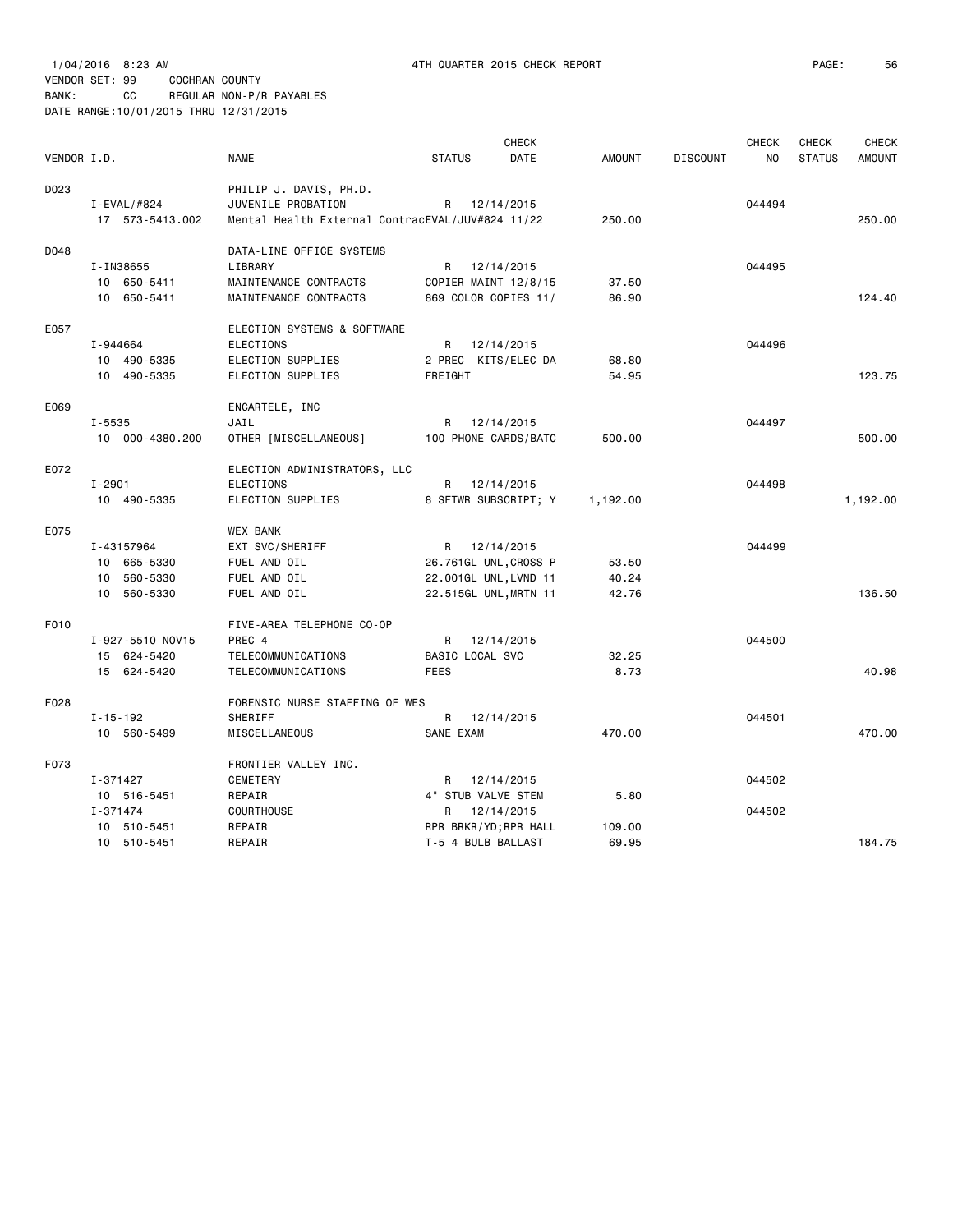1/04/2016 8:23 AM 4TH QUARTER 2015 CHECK REPORT

VENDOR SET: 99 COCHRAN COUNTY
BANK: CC REGULAR NON-P/R PAYABLES
DATE RANGE:10/01/2015 THRU 12/31/2015

| VENDOR I.D. | NAME | STATUS | CHECK DATE | AMOUNT | DISCOUNT | CHECK NO | CHECK STATUS | CHECK AMOUNT |
|---|---|---|---|---|---|---|---|---|
| D023 | PHILIP J. DAVIS, PH.D. | | | | | | | |
| I-EVAL/#824 | JUVENILE PROBATION | R | 12/14/2015 | | | 044494 | | |
| 17 573-5413.002 | Mental Health External ContracEVAL/JUV#824 11/22 | | | 250.00 | | | | 250.00 |
| D048 | DATA-LINE OFFICE SYSTEMS | | | | | | | |
| I-IN38655 | LIBRARY | R | 12/14/2015 | | | 044495 | | |
| 10 650-5411 | MAINTENANCE CONTRACTS | COPIER MAINT 12/8/15 | | 37.50 | | | | |
| 10 650-5411 | MAINTENANCE CONTRACTS | 869 COLOR COPIES 11/ | | 86.90 | | | | 124.40 |
| E057 | ELECTION SYSTEMS & SOFTWARE | | | | | | | |
| I-944664 | ELECTIONS | R | 12/14/2015 | | | 044496 | | |
| 10 490-5335 | ELECTION SUPPLIES | 2 PREC KITS/ELEC DA | | 68.80 | | | | |
| 10 490-5335 | ELECTION SUPPLIES | FREIGHT | | 54.95 | | | | 123.75 |
| E069 | ENCARTELE, INC | | | | | | | |
| I-5535 | JAIL | R | 12/14/2015 | | | 044497 | | |
| 10 000-4380.200 | OTHER [MISCELLANEOUS] | 100 PHONE CARDS/BATC | | 500.00 | | | | 500.00 |
| E072 | ELECTION ADMINISTRATORS, LLC | | | | | | | |
| I-2901 | ELECTIONS | R | 12/14/2015 | | | 044498 | | |
| 10 490-5335 | ELECTION SUPPLIES | 8 SFTWR SUBSCRIPT; Y | | 1,192.00 | | | | 1,192.00 |
| E075 | WEX BANK | | | | | | | |
| I-43157964 | EXT SVC/SHERIFF | R | 12/14/2015 | | | 044499 | | |
| 10 665-5330 | FUEL AND OIL | 26.761GL UNL,CROSS P | | 53.50 | | | | |
| 10 560-5330 | FUEL AND OIL | 22.001GL UNL,LVND 11 | | 40.24 | | | | |
| 10 560-5330 | FUEL AND OIL | 22.515GL UNL,MRTN 11 | | 42.76 | | | | 136.50 |
| F010 | FIVE-AREA TELEPHONE CO-OP | | | | | | | |
| I-927-5510 NOV15 | PREC 4 | R | 12/14/2015 | | | 044500 | | |
| 15 624-5420 | TELECOMMUNICATIONS | BASIC LOCAL SVC | | 32.25 | | | | |
| 15 624-5420 | TELECOMMUNICATIONS | FEES | | 8.73 | | | | 40.98 |
| F028 | FORENSIC NURSE STAFFING OF WES | | | | | | | |
| I-15-192 | SHERIFF | R | 12/14/2015 | | | 044501 | | |
| 10 560-5499 | MISCELLANEOUS | SANE EXAM | | 470.00 | | | | 470.00 |
| F073 | FRONTIER VALLEY INC. | | | | | | | |
| I-371427 | CEMETERY | R | 12/14/2015 | | | 044502 | | |
| 10 516-5451 | REPAIR | 4" STUB VALVE STEM | | 5.80 | | | | |
| I-371474 | COURTHOUSE | R | 12/14/2015 | | | 044502 | | |
| 10 510-5451 | REPAIR | RPR BRKR/YD;RPR HALL | | 109.00 | | | | |
| 10 510-5451 | REPAIR | T-5 4 BULB BALLAST | | 69.95 | | | | 184.75 |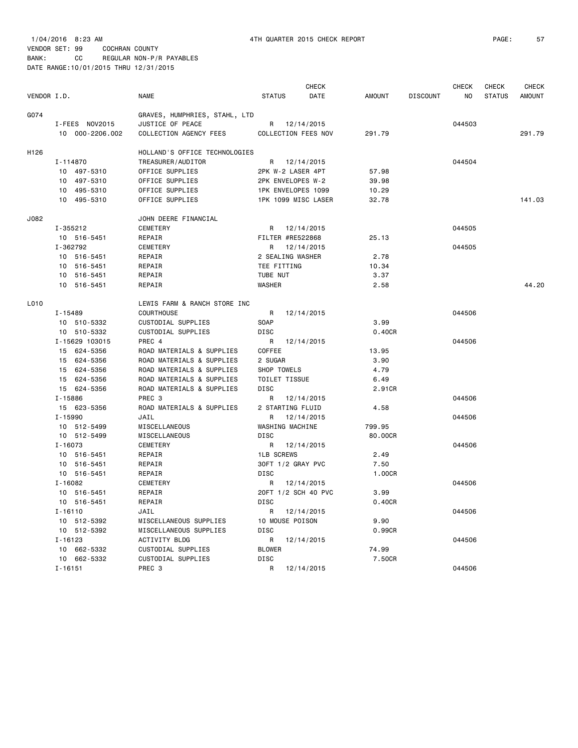1/04/2016 8:23 AM 4TH QUARTER 2015 CHECK REPORT

VENDOR SET: 99 COCHRAN COUNTY

BANK: CC REGULAR NON-P/R PAYABLES

DATE RANGE:10/01/2015 THRU 12/31/2015

| VENDOR I.D. | NAME | STATUS | CHECK DATE | AMOUNT | DISCOUNT | CHECK NO | CHECK STATUS | CHECK AMOUNT |
|---|---|---|---|---|---|---|---|---|
| G074 | GRAVES, HUMPHRIES, STAHL, LTD | | | | | | | |
| I-FEES NOV2015 | JUSTICE OF PEACE | R | 12/14/2015 | | | 044503 | | |
| 10 000-2206.002 | COLLECTION AGENCY FEES | COLLECTION FEES NOV | | 291.79 | | | | 291.79 |
| H126 | HOLLAND'S OFFICE TECHNOLOGIES | | | | | | | |
| I-114870 | TREASURER/AUDITOR | R | 12/14/2015 | | | 044504 | | |
| 10 497-5310 | OFFICE SUPPLIES | 2PK W-2 LASER 4PT | | 57.98 | | | | |
| 10 497-5310 | OFFICE SUPPLIES | 2PK ENVELOPES W-2 | | 39.98 | | | | |
| 10 495-5310 | OFFICE SUPPLIES | 1PK ENVELOPES 1099 | | 10.29 | | | | |
| 10 495-5310 | OFFICE SUPPLIES | 1PK 1099 MISC LASER | | 32.78 | | | | 141.03 |
| J082 | JOHN DEERE FINANCIAL | | | | | | | |
| I-355212 | CEMETERY | R | 12/14/2015 | | | 044505 | | |
| 10 516-5451 | REPAIR | FILTER #RE522868 | | 25.13 | | | | |
| I-362792 | CEMETERY | R | 12/14/2015 | | | 044505 | | |
| 10 516-5451 | REPAIR | 2 SEALING WASHER | | 2.78 | | | | |
| 10 516-5451 | REPAIR | TEE FITTING | | 10.34 | | | | |
| 10 516-5451 | REPAIR | TUBE NUT | | 3.37 | | | | |
| 10 516-5451 | REPAIR | WASHER | | 2.58 | | | | 44.20 |
| L010 | LEWIS FARM & RANCH STORE INC | | | | | | | |
| I-15489 | COURTHOUSE | R | 12/14/2015 | | | 044506 | | |
| 10 510-5332 | CUSTODIAL SUPPLIES | SOAP | | 3.99 | | | | |
| 10 510-5332 | CUSTODIAL SUPPLIES | DISC | | 0.40CR | | | | |
| I-15629 103015 | PREC 4 | R | 12/14/2015 | | | 044506 | | |
| 15 624-5356 | ROAD MATERIALS & SUPPLIES | COFFEE | | 13.95 | | | | |
| 15 624-5356 | ROAD MATERIALS & SUPPLIES | 2 SUGAR | | 3.90 | | | | |
| 15 624-5356 | ROAD MATERIALS & SUPPLIES | SHOP TOWELS | | 4.79 | | | | |
| 15 624-5356 | ROAD MATERIALS & SUPPLIES | TOILET TISSUE | | 6.49 | | | | |
| 15 624-5356 | ROAD MATERIALS & SUPPLIES | DISC | | 2.91CR | | | | |
| I-15886 | PREC 3 | R | 12/14/2015 | | | 044506 | | |
| 15 623-5356 | ROAD MATERIALS & SUPPLIES | 2 STARTING FLUID | | 4.58 | | | | |
| I-15990 | JAIL | R | 12/14/2015 | | | 044506 | | |
| 10 512-5499 | MISCELLANEOUS | WASHING MACHINE | | 799.95 | | | | |
| 10 512-5499 | MISCELLANEOUS | DISC | | 80.00CR | | | | |
| I-16073 | CEMETERY | R | 12/14/2015 | | | 044506 | | |
| 10 516-5451 | REPAIR | 1LB SCREWS | | 2.49 | | | | |
| 10 516-5451 | REPAIR | 30FT 1/2 GRAY PVC | | 7.50 | | | | |
| 10 516-5451 | REPAIR | DISC | | 1.00CR | | | | |
| I-16082 | CEMETERY | R | 12/14/2015 | | | 044506 | | |
| 10 516-5451 | REPAIR | 20FT 1/2 SCH 40 PVC | | 3.99 | | | | |
| 10 516-5451 | REPAIR | DISC | | 0.40CR | | | | |
| I-16110 | JAIL | R | 12/14/2015 | | | 044506 | | |
| 10 512-5392 | MISCELLANEOUS SUPPLIES | 10 MOUSE POISON | | 9.90 | | | | |
| 10 512-5392 | MISCELLANEOUS SUPPLIES | DISC | | 0.99CR | | | | |
| I-16123 | ACTIVITY BLDG | R | 12/14/2015 | | | 044506 | | |
| 10 662-5332 | CUSTODIAL SUPPLIES | BLOWER | | 74.99 | | | | |
| 10 662-5332 | CUSTODIAL SUPPLIES | DISC | | 7.50CR | | | | |
| I-16151 | PREC 3 | R | 12/14/2015 | | | 044506 | | |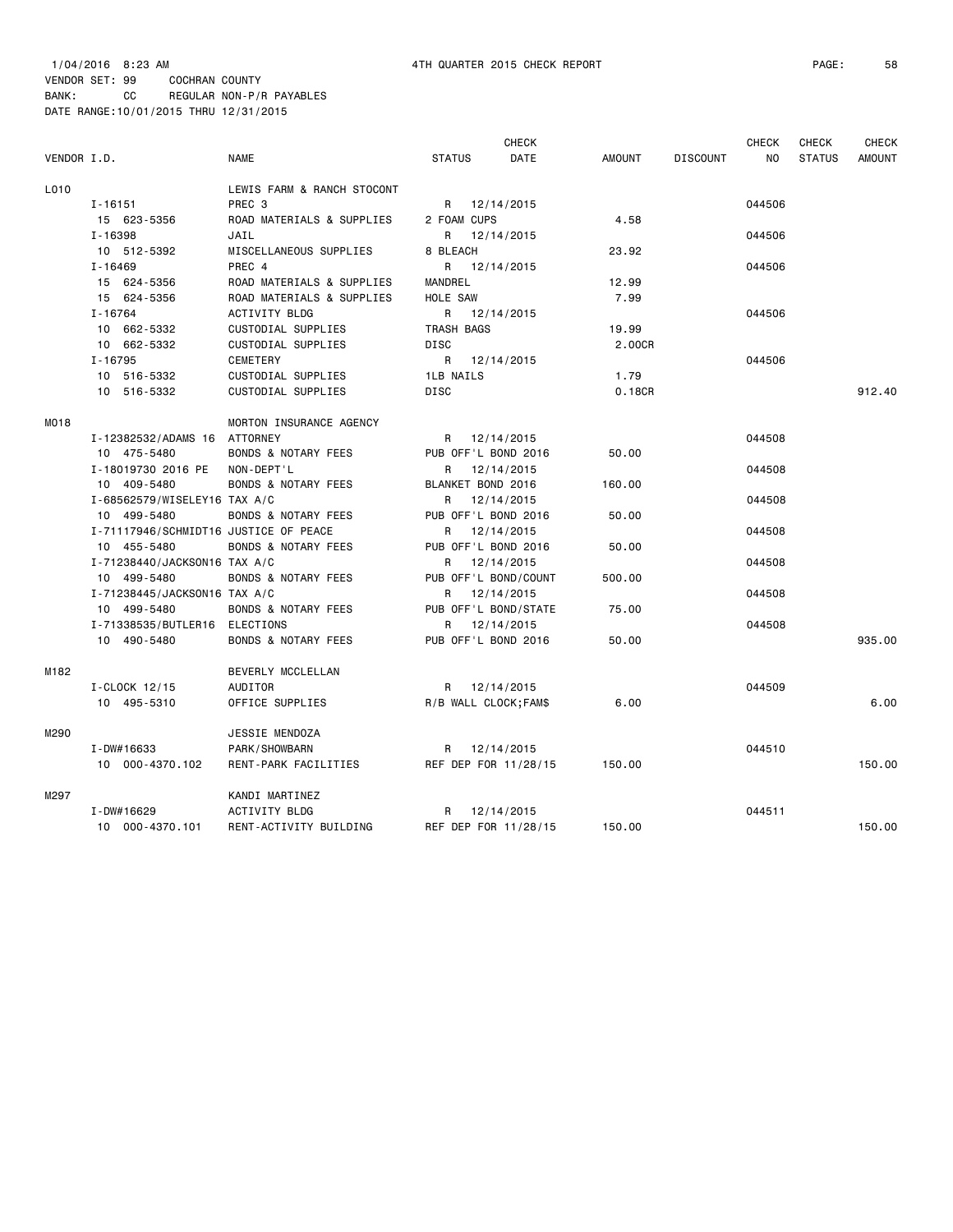1/04/2016 8:23 AM 4TH QUARTER 2015 CHECK REPORT

VENDOR SET: 99 COCHRAN COUNTY
BANK: CC REGULAR NON-P/R PAYABLES
DATE RANGE:10/01/2015 THRU 12/31/2015

| VENDOR I.D. | NAME | STATUS | CHECK DATE | AMOUNT | DISCOUNT | CHECK NO | CHECK STATUS | CHECK AMOUNT |
|---|---|---|---|---|---|---|---|---|
| L010 | LEWIS FARM & RANCH STOCONT | | | | | | | |
| I-16151 | PREC 3 | R | 12/14/2015 | | | 044506 | | |
| 15 623-5356 | ROAD MATERIALS & SUPPLIES | 2 FOAM CUPS | | 4.58 | | | | |
| I-16398 | JAIL | R | 12/14/2015 | | | 044506 | | |
| 10 512-5392 | MISCELLANEOUS SUPPLIES | 8 BLEACH | | 23.92 | | | | |
| I-16469 | PREC 4 | R | 12/14/2015 | | | 044506 | | |
| 15 624-5356 | ROAD MATERIALS & SUPPLIES | MANDREL | | 12.99 | | | | |
| 15 624-5356 | ROAD MATERIALS & SUPPLIES | HOLE SAW | | 7.99 | | | | |
| I-16764 | ACTIVITY BLDG | R | 12/14/2015 | | | 044506 | | |
| 10 662-5332 | CUSTODIAL SUPPLIES | TRASH BAGS | | 19.99 | | | | |
| 10 662-5332 | CUSTODIAL SUPPLIES | DISC | | 2.00CR | | | | |
| I-16795 | CEMETERY | R | 12/14/2015 | | | 044506 | | |
| 10 516-5332 | CUSTODIAL SUPPLIES | 1LB NAILS | | 1.79 | | | | |
| 10 516-5332 | CUSTODIAL SUPPLIES | DISC | | 0.18CR | | | | 912.40 |
| M018 | MORTON INSURANCE AGENCY | | | | | | | |
| I-12382532/ADAMS 16 | ATTORNEY | R | 12/14/2015 | | | 044508 | | |
| 10 475-5480 | BONDS & NOTARY FEES | PUB OFF'L BOND 2016 | | 50.00 | | | | |
| I-18019730 2016 PE | NON-DEPT'L | R | 12/14/2015 | | | 044508 | | |
| 10 409-5480 | BONDS & NOTARY FEES | BLANKET BOND 2016 | | 160.00 | | | | |
| I-68562579/WISELEY16 | TAX A/C | R | 12/14/2015 | | | 044508 | | |
| 10 499-5480 | BONDS & NOTARY FEES | PUB OFF'L BOND 2016 | | 50.00 | | | | |
| I-71117946/SCHMIDT16 | JUSTICE OF PEACE | R | 12/14/2015 | | | 044508 | | |
| 10 455-5480 | BONDS & NOTARY FEES | PUB OFF'L BOND 2016 | | 50.00 | | | | |
| I-71238440/JACKSON16 | TAX A/C | R | 12/14/2015 | | | 044508 | | |
| 10 499-5480 | BONDS & NOTARY FEES | PUB OFF'L BOND/COUNT | | 500.00 | | | | |
| I-71238445/JACKSON16 | TAX A/C | R | 12/14/2015 | | | 044508 | | |
| 10 499-5480 | BONDS & NOTARY FEES | PUB OFF'L BOND/STATE | | 75.00 | | | | |
| I-71338535/BUTLER16 | ELECTIONS | R | 12/14/2015 | | | 044508 | | |
| 10 490-5480 | BONDS & NOTARY FEES | PUB OFF'L BOND 2016 | | 50.00 | | | | 935.00 |
| M182 | BEVERLY MCCLELLAN | | | | | | | |
| I-CLOCK 12/15 | AUDITOR | R | 12/14/2015 | | | 044509 | | |
| 10 495-5310 | OFFICE SUPPLIES | R/B WALL CLOCK;FAM$ | | 6.00 | | | | 6.00 |
| M290 | JESSIE MENDOZA | | | | | | | |
| I-DW#16633 | PARK/SHOWBARN | R | 12/14/2015 | | | 044510 | | |
| 10 000-4370.102 | RENT-PARK FACILITIES | REF DEP FOR 11/28/15 | | 150.00 | | | | 150.00 |
| M297 | KANDI MARTINEZ | | | | | | | |
| I-DW#16629 | ACTIVITY BLDG | R | 12/14/2015 | | | 044511 | | |
| 10 000-4370.101 | RENT-ACTIVITY BUILDING | REF DEP FOR 11/28/15 | | 150.00 | | | | 150.00 |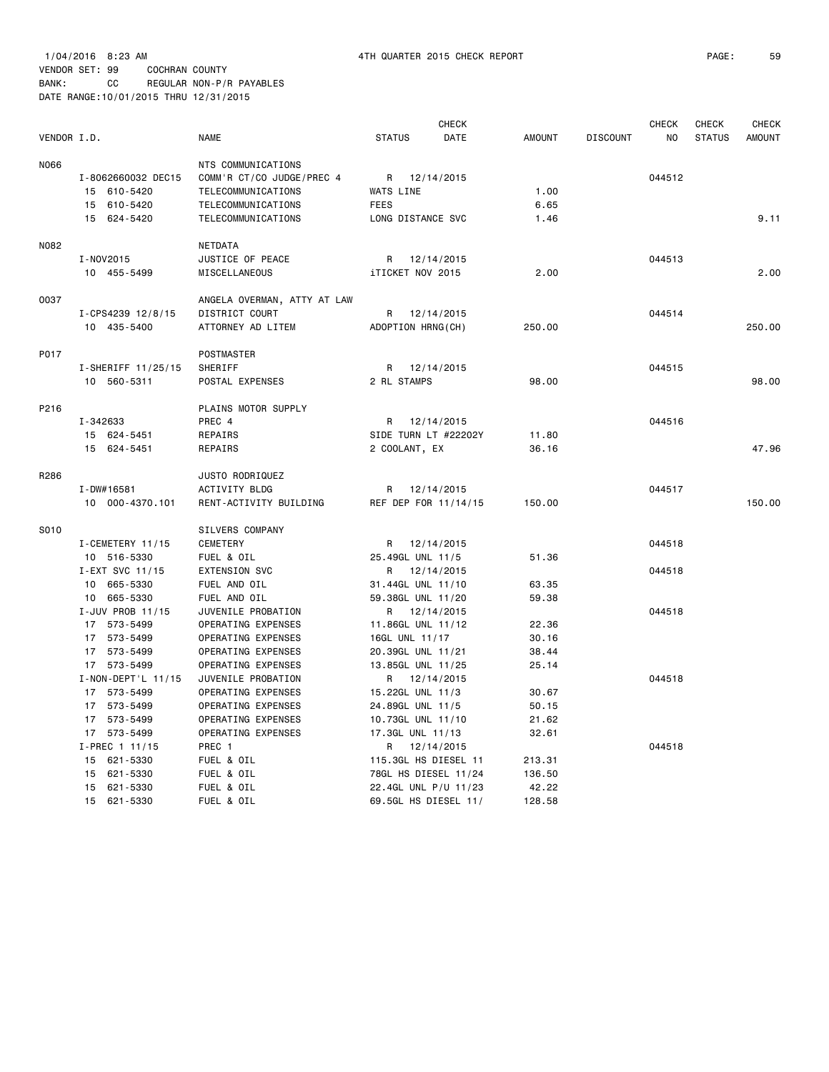1/04/2016 8:23 AM 4TH QUARTER 2015 CHECK REPORT

VENDOR SET: 99 COCHRAN COUNTY
BANK: CC REGULAR NON-P/R PAYABLES
DATE RANGE:10/01/2015 THRU 12/31/2015

| VENDOR I.D. | NAME | STATUS | CHECK DATE | AMOUNT | DISCOUNT | CHECK NO | CHECK STATUS | CHECK AMOUNT |
|---|---|---|---|---|---|---|---|---|
| N066 | NTS COMMUNICATIONS | | | | | | | |
| I-8062660032 DEC15 | COMM'R CT/CO JUDGE/PREC 4 | R | 12/14/2015 | | | 044512 | | |
| 15 610-5420 | TELECOMMUNICATIONS | WATS LINE | | 1.00 | | | | |
| 15 610-5420 | TELECOMMUNICATIONS | FEES | | 6.65 | | | | |
| 15 624-5420 | TELECOMMUNICATIONS | LONG DISTANCE SVC | | 1.46 | | | | 9.11 |
| N082 | NETDATA | | | | | | | |
| I-NOV2015 | JUSTICE OF PEACE | R | 12/14/2015 | | | 044513 | | |
| 10 455-5499 | MISCELLANEOUS | iTICKET NOV 2015 | | 2.00 | | | | 2.00 |
| O037 | ANGELA OVERMAN, ATTY AT LAW | | | | | | | |
| I-CPS4239 12/8/15 | DISTRICT COURT | R | 12/14/2015 | | | 044514 | | |
| 10 435-5400 | ATTORNEY AD LITEM | ADOPTION HRNG(CH) | | 250.00 | | | | 250.00 |
| P017 | POSTMASTER | | | | | | | |
| I-SHERIFF 11/25/15 | SHERIFF | R | 12/14/2015 | | | 044515 | | |
| 10 560-5311 | POSTAL EXPENSES | 2 RL STAMPS | | 98.00 | | | | 98.00 |
| P216 | PLAINS MOTOR SUPPLY | | | | | | | |
| I-342633 | PREC 4 | R | 12/14/2015 | | | 044516 | | |
| 15 624-5451 | REPAIRS | SIDE TURN LT #22202Y | | 11.80 | | | | |
| 15 624-5451 | REPAIRS | 2 COOLANT, EX | | 36.16 | | | | 47.96 |
| R286 | JUSTO RODRIQUEZ | | | | | | | |
| I-DW#16581 | ACTIVITY BLDG | R | 12/14/2015 | | | 044517 | | |
| 10 000-4370.101 | RENT-ACTIVITY BUILDING | REF DEP FOR 11/14/15 | | 150.00 | | | | 150.00 |
| S010 | SILVERS COMPANY | | | | | | | |
| I-CEMETERY 11/15 | CEMETERY | R | 12/14/2015 | | | 044518 | | |
| 10 516-5330 | FUEL & OIL | 25.49GL UNL 11/5 | | 51.36 | | | | |
| I-EXT SVC 11/15 | EXTENSION SVC | R | 12/14/2015 | | | 044518 | | |
| 10 665-5330 | FUEL AND OIL | 31.44GL UNL 11/10 | | 63.35 | | | | |
| 10 665-5330 | FUEL AND OIL | 59.38GL UNL 11/20 | | 59.38 | | | | |
| I-JUV PROB 11/15 | JUVENILE PROBATION | R | 12/14/2015 | | | 044518 | | |
| 17 573-5499 | OPERATING EXPENSES | 11.86GL UNL 11/12 | | 22.36 | | | | |
| 17 573-5499 | OPERATING EXPENSES | 16GL UNL 11/17 | | 30.16 | | | | |
| 17 573-5499 | OPERATING EXPENSES | 20.39GL UNL 11/21 | | 38.44 | | | | |
| 17 573-5499 | OPERATING EXPENSES | 13.85GL UNL 11/25 | | 25.14 | | | | |
| I-NON-DEPT'L 11/15 | JUVENILE PROBATION | R | 12/14/2015 | | | 044518 | | |
| 17 573-5499 | OPERATING EXPENSES | 15.22GL UNL 11/3 | | 30.67 | | | | |
| 17 573-5499 | OPERATING EXPENSES | 24.89GL UNL 11/5 | | 50.15 | | | | |
| 17 573-5499 | OPERATING EXPENSES | 10.73GL UNL 11/10 | | 21.62 | | | | |
| 17 573-5499 | OPERATING EXPENSES | 17.3GL UNL 11/13 | | 32.61 | | | | |
| I-PREC 1 11/15 | PREC 1 | R | 12/14/2015 | | | 044518 | | |
| 15 621-5330 | FUEL & OIL | 115.3GL HS DIESEL 11 | | 213.31 | | | | |
| 15 621-5330 | FUEL & OIL | 78GL HS DIESEL 11/24 | | 136.50 | | | | |
| 15 621-5330 | FUEL & OIL | 22.4GL UNL P/U 11/23 | | 42.22 | | | | |
| 15 621-5330 | FUEL & OIL | 69.5GL HS DIESEL 11/ | | 128.58 | | | | |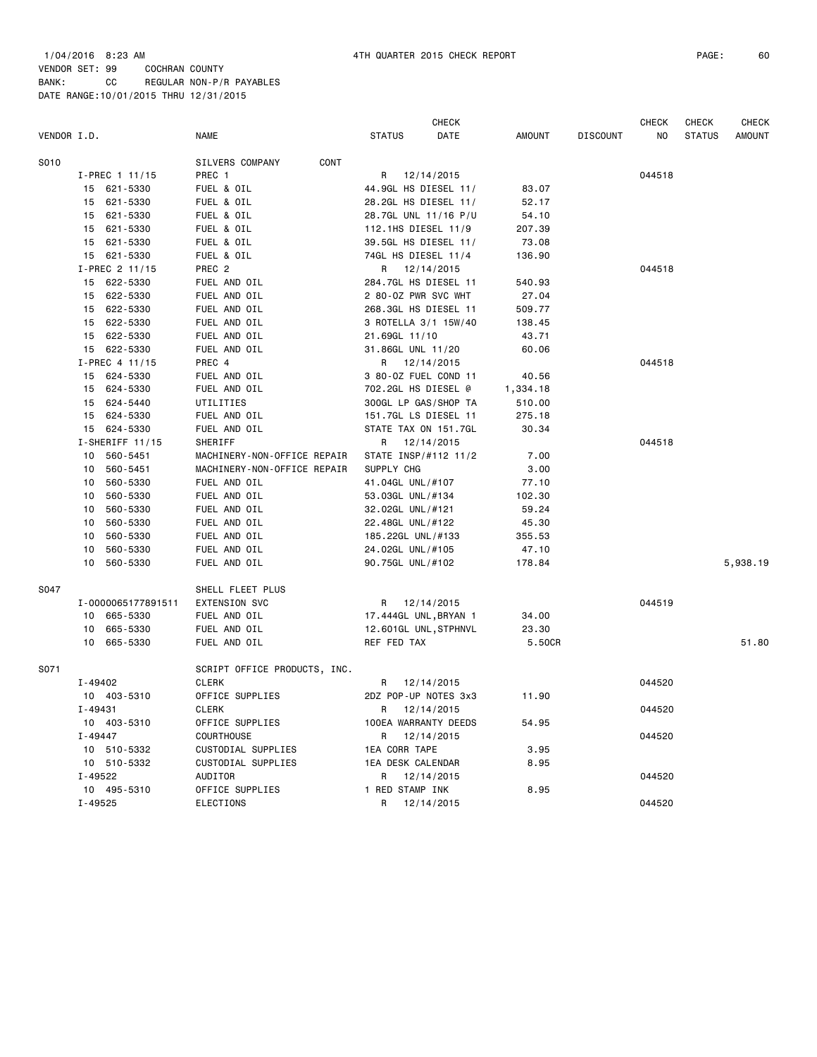1/04/2016 8:23 AM 4TH QUARTER 2015 CHECK REPORT

VENDOR SET: 99 COCHRAN COUNTY
BANK: CC REGULAR NON-P/R PAYABLES
DATE RANGE:10/01/2015 THRU 12/31/2015

| VENDOR I.D. | NAME | STATUS | CHECK DATE | AMOUNT | DISCOUNT | CHECK NO | CHECK STATUS | CHECK AMOUNT |
|---|---|---|---|---|---|---|---|---|
| S010 | SILVERS COMPANY CONT | | | | | | | |
| I-PREC 1 11/15 | PREC 1 | R | 12/14/2015 | | | 044518 | | |
| 15 621-5330 | FUEL & OIL | 44.9GL HS DIESEL 11/ | | 83.07 | | | | |
| 15 621-5330 | FUEL & OIL | 28.2GL HS DIESEL 11/ | | 52.17 | | | | |
| 15 621-5330 | FUEL & OIL | 28.7GL UNL 11/16 P/U | | 54.10 | | | | |
| 15 621-5330 | FUEL & OIL | 112.1HS DIESEL 11/9 | | 207.39 | | | | |
| 15 621-5330 | FUEL & OIL | 39.5GL HS DIESEL 11/ | | 73.08 | | | | |
| 15 621-5330 | FUEL & OIL | 74GL HS DIESEL 11/4 | | 136.90 | | | | |
| I-PREC 2 11/15 | PREC 2 | R | 12/14/2015 | | | 044518 | | |
| 15 622-5330 | FUEL AND OIL | 284.7GL HS DIESEL 11 | | 540.93 | | | | |
| 15 622-5330 | FUEL AND OIL | 2 80-OZ PWR SVC WHT | | 27.04 | | | | |
| 15 622-5330 | FUEL AND OIL | 268.3GL HS DIESEL 11 | | 509.77 | | | | |
| 15 622-5330 | FUEL AND OIL | 3 ROTELLA 3/1 15W/40 | | 138.45 | | | | |
| 15 622-5330 | FUEL AND OIL | 21.69GL 11/10 | | 43.71 | | | | |
| 15 622-5330 | FUEL AND OIL | 31.86GL UNL 11/20 | | 60.06 | | | | |
| I-PREC 4 11/15 | PREC 4 | R | 12/14/2015 | | | 044518 | | |
| 15 624-5330 | FUEL AND OIL | 3 80-OZ FUEL COND 11 | | 40.56 | | | | |
| 15 624-5330 | FUEL AND OIL | 702.2GL HS DIESEL @ | | 1,334.18 | | | | |
| 15 624-5440 | UTILITIES | 300GL LP GAS/SHOP TA | | 510.00 | | | | |
| 15 624-5330 | FUEL AND OIL | 151.7GL LS DIESEL 11 | | 275.18 | | | | |
| 15 624-5330 | FUEL AND OIL | STATE TAX ON 151.7GL | | 30.34 | | | | |
| I-SHERIFF 11/15 | SHERIFF | R | 12/14/2015 | | | 044518 | | |
| 10 560-5451 | MACHINERY-NON-OFFICE REPAIR | STATE INSP/#112 11/2 | | 7.00 | | | | |
| 10 560-5451 | MACHINERY-NON-OFFICE REPAIR | SUPPLY CHG | | 3.00 | | | | |
| 10 560-5330 | FUEL AND OIL | 41.04GL UNL/#107 | | 77.10 | | | | |
| 10 560-5330 | FUEL AND OIL | 53.03GL UNL/#134 | | 102.30 | | | | |
| 10 560-5330 | FUEL AND OIL | 32.02GL UNL/#121 | | 59.24 | | | | |
| 10 560-5330 | FUEL AND OIL | 22.48GL UNL/#122 | | 45.30 | | | | |
| 10 560-5330 | FUEL AND OIL | 185.22GL UNL/#133 | | 355.53 | | | | |
| 10 560-5330 | FUEL AND OIL | 24.02GL UNL/#105 | | 47.10 | | | | |
| 10 560-5330 | FUEL AND OIL | 90.75GL UNL/#102 | | 178.84 | | | | 5,938.19 |
| S047 | SHELL FLEET PLUS | | | | | | | |
| I-0000065177891511 | EXTENSION SVC | R | 12/14/2015 | | | 044519 | | |
| 10 665-5330 | FUEL AND OIL | 17.444GL UNL,BRYAN 1 | | 34.00 | | | | |
| 10 665-5330 | FUEL AND OIL | 12.601GL UNL,STPHNVL | | 23.30 | | | | |
| 10 665-5330 | FUEL AND OIL | REF FED TAX | | 5.50CR | | | | 51.80 |
| S071 | SCRIPT OFFICE PRODUCTS, INC. | | | | | | | |
| I-49402 | CLERK | R | 12/14/2015 | | | 044520 | | |
| 10 403-5310 | OFFICE SUPPLIES | 2DZ POP-UP NOTES 3x3 | | 11.90 | | | | |
| I-49431 | CLERK | R | 12/14/2015 | | | 044520 | | |
| 10 403-5310 | OFFICE SUPPLIES | 100EA WARRANTY DEEDS | | 54.95 | | | | |
| I-49447 | COURTHOUSE | R | 12/14/2015 | | | 044520 | | |
| 10 510-5332 | CUSTODIAL SUPPLIES | 1EA CORR TAPE | | 3.95 | | | | |
| 10 510-5332 | CUSTODIAL SUPPLIES | 1EA DESK CALENDAR | | 8.95 | | | | |
| I-49522 | AUDITOR | R | 12/14/2015 | | | 044520 | | |
| 10 495-5310 | OFFICE SUPPLIES | 1 RED STAMP INK | | 8.95 | | | | |
| I-49525 | ELECTIONS | R | 12/14/2015 | | | 044520 | | |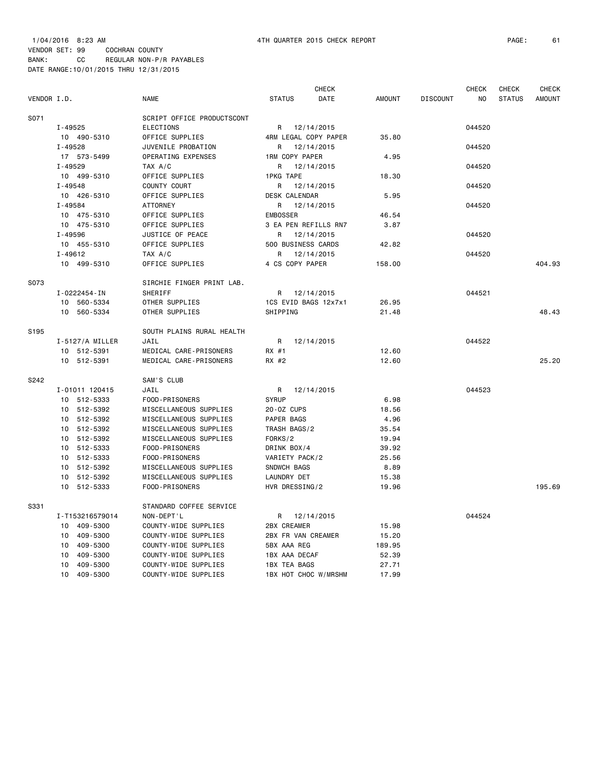1/04/2016 8:23 AM 4TH QUARTER 2015 CHECK REPORT

VENDOR SET: 99 COCHRAN COUNTY
BANK: CC REGULAR NON-P/R PAYABLES
DATE RANGE:10/01/2015 THRU 12/31/2015

| VENDOR I.D. | NAME | STATUS | CHECK DATE | AMOUNT | DISCOUNT | CHECK NO | CHECK STATUS | CHECK AMOUNT |
|---|---|---|---|---|---|---|---|---|
| S071 | SCRIPT OFFICE PRODUCTSCONT | | | | | | | |
| I-49525 | ELECTIONS | R | 12/14/2015 | | | 044520 | | |
| 10 490-5310 | OFFICE SUPPLIES | 4RM LEGAL COPY PAPER | | 35.80 | | | | |
| I-49528 | JUVENILE PROBATION | R | 12/14/2015 | | | 044520 | | |
| 17 573-5499 | OPERATING EXPENSES | 1RM COPY PAPER | | 4.95 | | | | |
| I-49529 | TAX A/C | R | 12/14/2015 | | | 044520 | | |
| 10 499-5310 | OFFICE SUPPLIES | 1PKG TAPE | | 18.30 | | | | |
| I-49548 | COUNTY COURT | R | 12/14/2015 | | | 044520 | | |
| 10 426-5310 | OFFICE SUPPLIES | DESK CALENDAR | | 5.95 | | | | |
| I-49584 | ATTORNEY | R | 12/14/2015 | | | 044520 | | |
| 10 475-5310 | OFFICE SUPPLIES | EMBOSSER | | 46.54 | | | | |
| 10 475-5310 | OFFICE SUPPLIES | 3 EA PEN REFILLS RN7 | | 3.87 | | | | |
| I-49596 | JUSTICE OF PEACE | R | 12/14/2015 | | | 044520 | | |
| 10 455-5310 | OFFICE SUPPLIES | 500 BUSINESS CARDS | | 42.82 | | | | |
| I-49612 | TAX A/C | R | 12/14/2015 | | | 044520 | | |
| 10 499-5310 | OFFICE SUPPLIES | 4 CS COPY PAPER | | 158.00 | | | | 404.93 |
| S073 | SIRCHIE FINGER PRINT LAB. | | | | | | | |
| I-0222454-IN | SHERIFF | R | 12/14/2015 | | | 044521 | | |
| 10 560-5334 | OTHER SUPPLIES | 1CS EVID BAGS 12x7x1 | | 26.95 | | | | |
| 10 560-5334 | OTHER SUPPLIES | SHIPPING | | 21.48 | | | | 48.43 |
| S195 | SOUTH PLAINS RURAL HEALTH | | | | | | | |
| I-5127/A MILLER | JAIL | R | 12/14/2015 | | | 044522 | | |
| 10 512-5391 | MEDICAL CARE-PRISONERS | RX #1 | | 12.60 | | | | |
| 10 512-5391 | MEDICAL CARE-PRISONERS | RX #2 | | 12.60 | | | | 25.20 |
| S242 | SAM'S CLUB | | | | | | | |
| I-01011 120415 | JAIL | R | 12/14/2015 | | | 044523 | | |
| 10 512-5333 | FOOD-PRISONERS | SYRUP | | 6.98 | | | | |
| 10 512-5392 | MISCELLANEOUS SUPPLIES | 20-OZ CUPS | | 18.56 | | | | |
| 10 512-5392 | MISCELLANEOUS SUPPLIES | PAPER BAGS | | 4.96 | | | | |
| 10 512-5392 | MISCELLANEOUS SUPPLIES | TRASH BAGS/2 | | 35.54 | | | | |
| 10 512-5392 | MISCELLANEOUS SUPPLIES | FORKS/2 | | 19.94 | | | | |
| 10 512-5333 | FOOD-PRISONERS | DRINK BOX/4 | | 39.92 | | | | |
| 10 512-5333 | FOOD-PRISONERS | VARIETY PACK/2 | | 25.56 | | | | |
| 10 512-5392 | MISCELLANEOUS SUPPLIES | SNDWCH BAGS | | 8.89 | | | | |
| 10 512-5392 | MISCELLANEOUS SUPPLIES | LAUNDRY DET | | 15.38 | | | | |
| 10 512-5333 | FOOD-PRISONERS | HVR DRESSING/2 | | 19.96 | | | | 195.69 |
| S331 | STANDARD COFFEE SERVICE | | | | | | | |
| I-T153216579014 | NON-DEPT'L | R | 12/14/2015 | | | 044524 | | |
| 10 409-5300 | COUNTY-WIDE SUPPLIES | 2BX CREAMER | | 15.98 | | | | |
| 10 409-5300 | COUNTY-WIDE SUPPLIES | 2BX FR VAN CREAMER | | 15.20 | | | | |
| 10 409-5300 | COUNTY-WIDE SUPPLIES | 5BX AAA REG | | 189.95 | | | | |
| 10 409-5300 | COUNTY-WIDE SUPPLIES | 1BX AAA DECAF | | 52.39 | | | | |
| 10 409-5300 | COUNTY-WIDE SUPPLIES | 1BX TEA BAGS | | 27.71 | | | | |
| 10 409-5300 | COUNTY-WIDE SUPPLIES | 1BX HOT CHOC W/MRSHM | | 17.99 | | | | |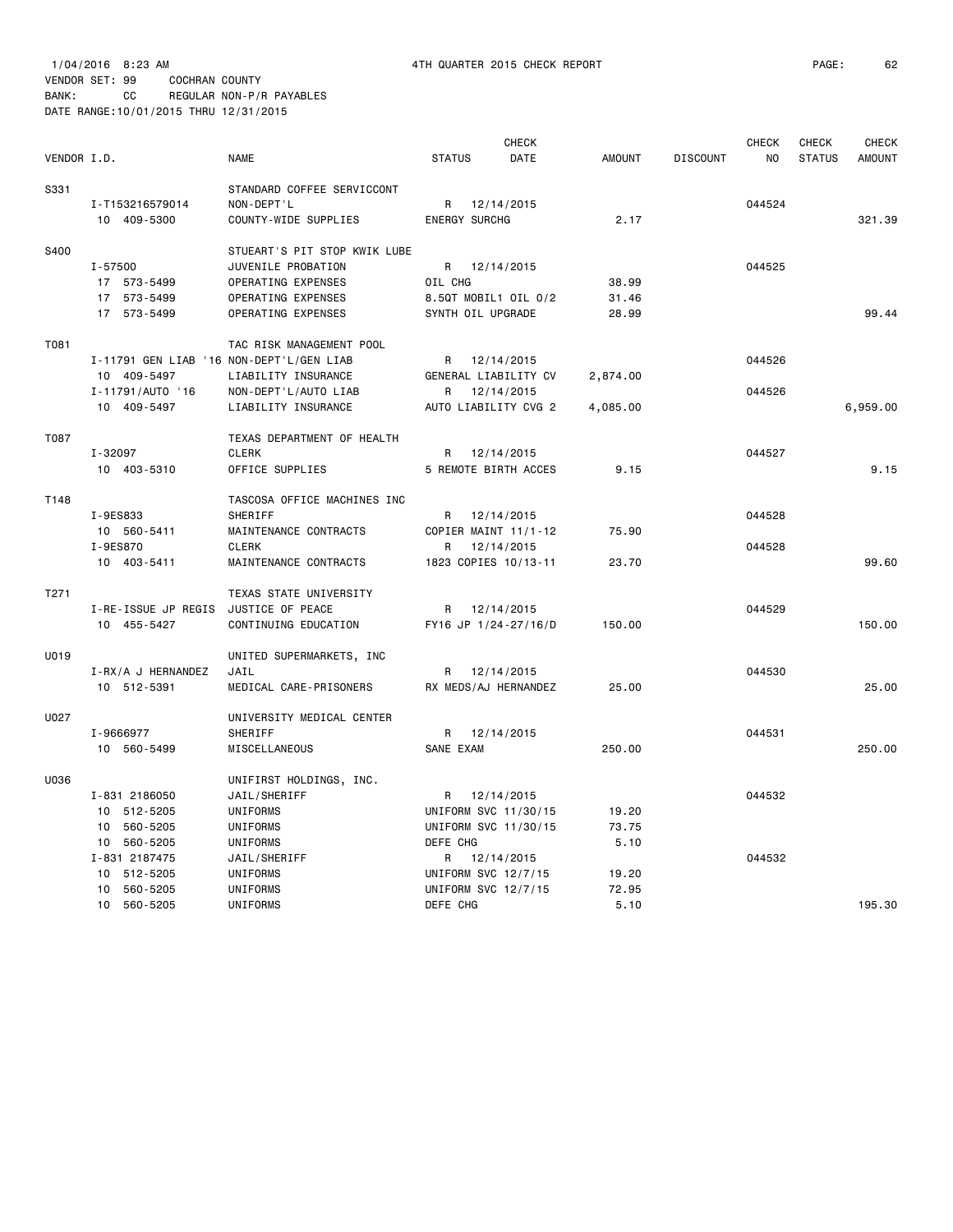1/04/2016 8:23 AM 4TH QUARTER 2015 CHECK REPORT

VENDOR SET: 99 COCHRAN COUNTY
BANK: CC REGULAR NON-P/R PAYABLES
DATE RANGE:10/01/2015 THRU 12/31/2015

| VENDOR I.D. | NAME | STATUS | CHECK DATE | AMOUNT | DISCOUNT | CHECK NO | CHECK STATUS | CHECK AMOUNT |
|---|---|---|---|---|---|---|---|---|
| S331 | STANDARD COFFEE SERVICCONT | | | | | | | |
| I-T153216579014 | NON-DEPT'L | R | 12/14/2015 | | | 044524 | | |
| 10 409-5300 | COUNTY-WIDE SUPPLIES | ENERGY SURCHG | | 2.17 | | | | 321.39 |
| S400 | STUEART'S PIT STOP KWIK LUBE | | | | | | | |
| I-57500 | JUVENILE PROBATION | R | 12/14/2015 | | | 044525 | | |
| 17 573-5499 | OPERATING EXPENSES | OIL CHG | | 38.99 | | | | |
| 17 573-5499 | OPERATING EXPENSES | 8.5QT MOBIL1 OIL 0/2 | | 31.46 | | | | |
| 17 573-5499 | OPERATING EXPENSES | SYNTH OIL UPGRADE | | 28.99 | | | | 99.44 |
| T081 | TAC RISK MANAGEMENT POOL | | | | | | | |
| I-11791 GEN LIAB '16 | NON-DEPT'L/GEN LIAB | R | 12/14/2015 | | | 044526 | | |
| 10 409-5497 | LIABILITY INSURANCE | GENERAL LIABILITY CV | | 2,874.00 | | | | |
| I-11791/AUTO '16 | NON-DEPT'L/AUTO LIAB | R | 12/14/2015 | | | 044526 | | |
| 10 409-5497 | LIABILITY INSURANCE | AUTO LIABILITY CVG 2 | | 4,085.00 | | | | 6,959.00 |
| T087 | TEXAS DEPARTMENT OF HEALTH | | | | | | | |
| I-32097 | CLERK | R | 12/14/2015 | | | 044527 | | |
| 10 403-5310 | OFFICE SUPPLIES | 5 REMOTE BIRTH ACCES | | 9.15 | | | | 9.15 |
| T148 | TASCOSA OFFICE MACHINES INC | | | | | | | |
| I-9ES833 | SHERIFF | R | 12/14/2015 | | | 044528 | | |
| 10 560-5411 | MAINTENANCE CONTRACTS | COPIER MAINT 11/1-12 | | 75.90 | | | | |
| I-9ES870 | CLERK | R | 12/14/2015 | | | 044528 | | |
| 10 403-5411 | MAINTENANCE CONTRACTS | 1823 COPIES 10/13-11 | | 23.70 | | | | 99.60 |
| T271 | TEXAS STATE UNIVERSITY | | | | | | | |
| I-RE-ISSUE JP REGIS | JUSTICE OF PEACE | R | 12/14/2015 | | | 044529 | | |
| 10 455-5427 | CONTINUING EDUCATION | FY16 JP 1/24-27/16/D | | 150.00 | | | | 150.00 |
| U019 | UNITED SUPERMARKETS, INC | | | | | | | |
| I-RX/A J HERNANDEZ | JAIL | R | 12/14/2015 | | | 044530 | | |
| 10 512-5391 | MEDICAL CARE-PRISONERS | RX MEDS/AJ HERNANDEZ | | 25.00 | | | | 25.00 |
| U027 | UNIVERSITY MEDICAL CENTER | | | | | | | |
| I-9666977 | SHERIFF | R | 12/14/2015 | | | 044531 | | |
| 10 560-5499 | MISCELLANEOUS | SANE EXAM | | 250.00 | | | | 250.00 |
| U036 | UNIFIRST HOLDINGS, INC. | | | | | | | |
| I-831 2186050 | JAIL/SHERIFF | R | 12/14/2015 | | | 044532 | | |
| 10 512-5205 | UNIFORMS | UNIFORM SVC 11/30/15 | | 19.20 | | | | |
| 10 560-5205 | UNIFORMS | UNIFORM SVC 11/30/15 | | 73.75 | | | | |
| 10 560-5205 | UNIFORMS | DEFE CHG | | 5.10 | | | | |
| I-831 2187475 | JAIL/SHERIFF | R | 12/14/2015 | | | 044532 | | |
| 10 512-5205 | UNIFORMS | UNIFORM SVC 12/7/15 | | 19.20 | | | | |
| 10 560-5205 | UNIFORMS | UNIFORM SVC 12/7/15 | | 72.95 | | | | |
| 10 560-5205 | UNIFORMS | DEFE CHG | | 5.10 | | | | 195.30 |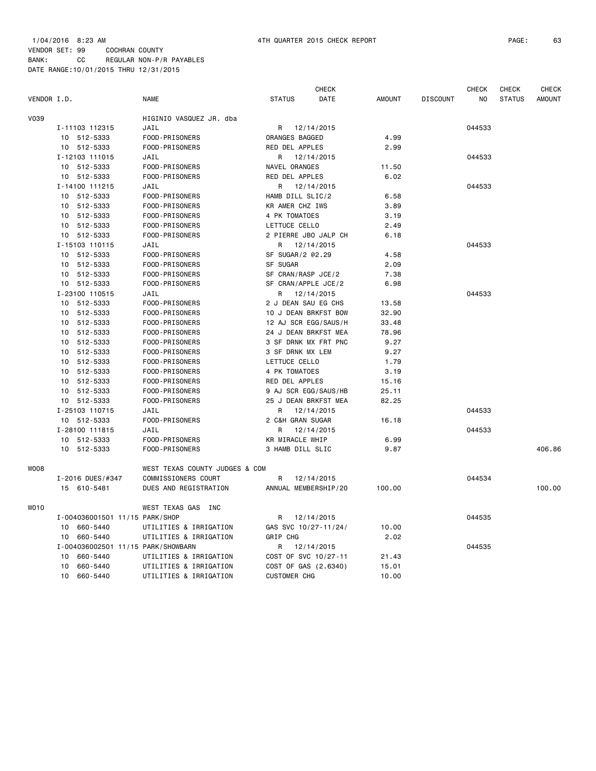1/04/2016 8:23 AM 4TH QUARTER 2015 CHECK REPORT

VENDOR SET: 99 COCHRAN COUNTY
BANK: CC REGULAR NON-P/R PAYABLES
DATE RANGE:10/01/2015 THRU 12/31/2015

| VENDOR I.D. | NAME | STATUS | CHECK DATE | AMOUNT | DISCOUNT | CHECK NO | CHECK STATUS | CHECK AMOUNT |
|---|---|---|---|---|---|---|---|---|
| V039 | HIGINIO VASQUEZ JR. dba | | | | | | | |
| I-11103 112315 | JAIL | R | 12/14/2015 | | | 044533 | | |
| 10 512-5333 | FOOD-PRISONERS | ORANGES BAGGED | | 4.99 | | | | |
| 10 512-5333 | FOOD-PRISONERS | RED DEL APPLES | | 2.99 | | | | |
| I-12103 111015 | JAIL | R | 12/14/2015 | | | 044533 | | |
| 10 512-5333 | FOOD-PRISONERS | NAVEL ORANGES | | 11.50 | | | | |
| 10 512-5333 | FOOD-PRISONERS | RED DEL APPLES | | 6.02 | | | | |
| I-14100 111215 | JAIL | R | 12/14/2015 | | | 044533 | | |
| 10 512-5333 | FOOD-PRISONERS | HAMB DILL SLIC/2 | | 6.58 | | | | |
| 10 512-5333 | FOOD-PRISONERS | KR AMER CHZ IWS | | 3.89 | | | | |
| 10 512-5333 | FOOD-PRISONERS | 4 PK TOMATOES | | 3.19 | | | | |
| 10 512-5333 | FOOD-PRISONERS | LETTUCE CELLO | | 2.49 | | | | |
| 10 512-5333 | FOOD-PRISONERS | 2 PIERRE JBO JALP CH | | 6.18 | | | | |
| I-15103 110115 | JAIL | R | 12/14/2015 | | | 044533 | | |
| 10 512-5333 | FOOD-PRISONERS | SF SUGAR/2 @2.29 | | 4.58 | | | | |
| 10 512-5333 | FOOD-PRISONERS | SF SUGAR | | 2.09 | | | | |
| 10 512-5333 | FOOD-PRISONERS | SF CRAN/RASP JCE/2 | | 7.38 | | | | |
| 10 512-5333 | FOOD-PRISONERS | SF CRAN/APPLE JCE/2 | | 6.98 | | | | |
| I-23100 110515 | JAIL | R | 12/14/2015 | | | 044533 | | |
| 10 512-5333 | FOOD-PRISONERS | 2 J DEAN SAU EG CHS | | 13.58 | | | | |
| 10 512-5333 | FOOD-PRISONERS | 10 J DEAN BRKFST BOW | | 32.90 | | | | |
| 10 512-5333 | FOOD-PRISONERS | 12 AJ SCR EGG/SAUS/H | | 33.48 | | | | |
| 10 512-5333 | FOOD-PRISONERS | 24 J DEAN BRKFST MEA | | 78.96 | | | | |
| 10 512-5333 | FOOD-PRISONERS | 3 SF DRNK MX FRT PNC | | 9.27 | | | | |
| 10 512-5333 | FOOD-PRISONERS | 3 SF DRNK MX LEM | | 9.27 | | | | |
| 10 512-5333 | FOOD-PRISONERS | LETTUCE CELLO | | 1.79 | | | | |
| 10 512-5333 | FOOD-PRISONERS | 4 PK TOMATOES | | 3.19 | | | | |
| 10 512-5333 | FOOD-PRISONERS | RED DEL APPLES | | 15.16 | | | | |
| 10 512-5333 | FOOD-PRISONERS | 9 AJ SCR EGG/SAUS/HB | | 25.11 | | | | |
| 10 512-5333 | FOOD-PRISONERS | 25 J DEAN BRKFST MEA | | 82.25 | | | | |
| I-25103 110715 | JAIL | R | 12/14/2015 | | | 044533 | | |
| 10 512-5333 | FOOD-PRISONERS | 2 C&H GRAN SUGAR | | 16.18 | | | | |
| I-28100 111815 | JAIL | R | 12/14/2015 | | | 044533 | | |
| 10 512-5333 | FOOD-PRISONERS | KR MIRACLE WHIP | | 6.99 | | | | |
| 10 512-5333 | FOOD-PRISONERS | 3 HAMB DILL SLIC | | 9.87 | | | | 406.86 |
| W008 | WEST TEXAS COUNTY JUDGES & COM | | | | | | | |
| I-2016 DUES/#347 | COMMISSIONERS COURT | R | 12/14/2015 | | | 044534 | | |
| 15 610-5481 | DUES AND REGISTRATION | ANNUAL MEMBERSHIP/20 | | 100.00 | | | | 100.00 |
| W010 | WEST TEXAS GAS INC | | | | | | | |
| I-004036001501 11/15 PARK/SHOP | | R | 12/14/2015 | | | 044535 | | |
| 10 660-5440 | UTILITIES & IRRIGATION | GAS SVC 10/27-11/24/ | | 10.00 | | | | |
| 10 660-5440 | UTILITIES & IRRIGATION | GRIP CHG | | 2.02 | | | | |
| I-004036002501 11/15 PARK/SHOWBARN | | R | 12/14/2015 | | | 044535 | | |
| 10 660-5440 | UTILITIES & IRRIGATION | COST OF SVC 10/27-11 | | 21.43 | | | | |
| 10 660-5440 | UTILITIES & IRRIGATION | COST OF GAS (2.6340) | | 15.01 | | | | |
| 10 660-5440 | UTILITIES & IRRIGATION | CUSTOMER CHG | | 10.00 | | | | |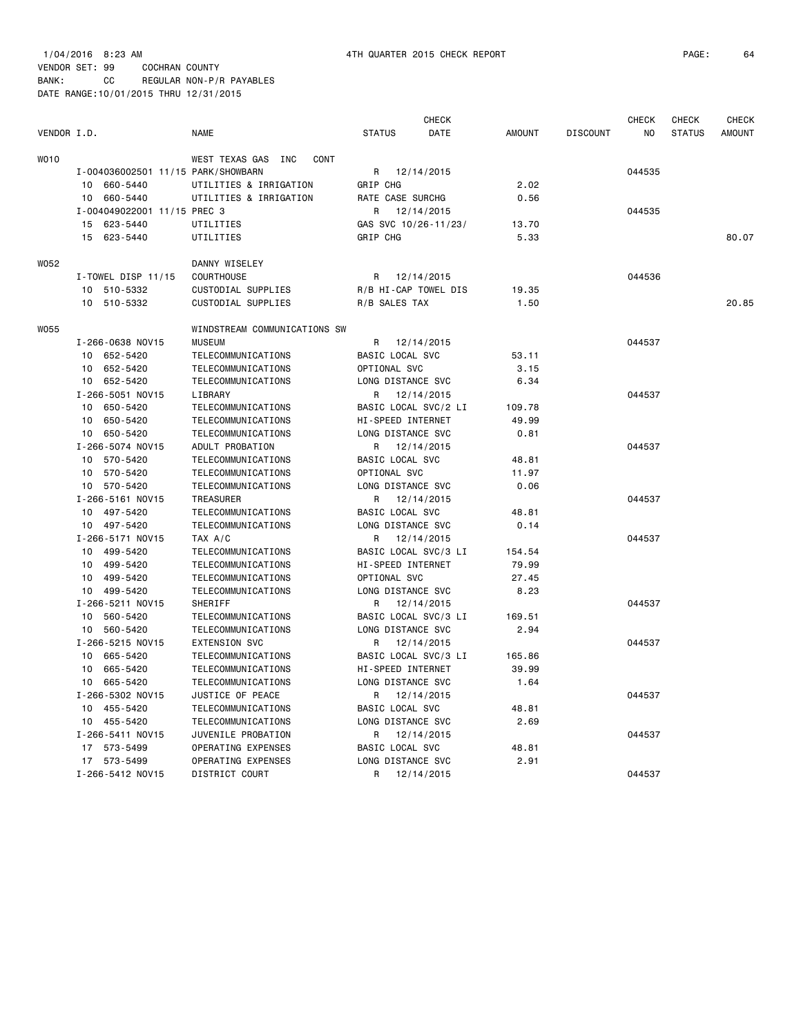1/04/2016 8:23 AM 4TH QUARTER 2015 CHECK REPORT

VENDOR SET: 99 COCHRAN COUNTY
BANK: CC REGULAR NON-P/R PAYABLES
DATE RANGE:10/01/2015 THRU 12/31/2015

| VENDOR I.D. | NAME | STATUS | CHECK DATE | AMOUNT | DISCOUNT | CHECK NO | CHECK STATUS | CHECK AMOUNT |
|---|---|---|---|---|---|---|---|---|
| W010 | WEST TEXAS GAS INC CONT | | | | | | | |
| I-004036002501 11/15 | PARK/SHOWBARN | R | 12/14/2015 | | | 044535 | | |
| 10 660-5440 | UTILITIES & IRRIGATION | GRIP CHG | | 2.02 | | | | |
| 10 660-5440 | UTILITIES & IRRIGATION | RATE CASE SURCHG | | 0.56 | | | | |
| I-004049022001 11/15 | PREC 3 | R | 12/14/2015 | | | 044535 | | |
| 15 623-5440 | UTILITIES | GAS SVC 10/26-11/23/ | | 13.70 | | | | |
| 15 623-5440 | UTILITIES | GRIP CHG | | 5.33 | | | | 80.07 |
| W052 | DANNY WISELEY | | | | | | | |
| I-TOWEL DISP 11/15 | COURTHOUSE | R | 12/14/2015 | | | 044536 | | |
| 10 510-5332 | CUSTODIAL SUPPLIES | R/B HI-CAP TOWEL DIS | | 19.35 | | | | |
| 10 510-5332 | CUSTODIAL SUPPLIES | R/B SALES TAX | | 1.50 | | | | 20.85 |
| W055 | WINDSTREAM COMMUNICATIONS SW | | | | | | | |
| I-266-0638 NOV15 | MUSEUM | R | 12/14/2015 | | | 044537 | | |
| 10 652-5420 | TELECOMMUNICATIONS | BASIC LOCAL SVC | | 53.11 | | | | |
| 10 652-5420 | TELECOMMUNICATIONS | OPTIONAL SVC | | 3.15 | | | | |
| 10 652-5420 | TELECOMMUNICATIONS | LONG DISTANCE SVC | | 6.34 | | | | |
| I-266-5051 NOV15 | LIBRARY | R | 12/14/2015 | | | 044537 | | |
| 10 650-5420 | TELECOMMUNICATIONS | BASIC LOCAL SVC/2 LI | | 109.78 | | | | |
| 10 650-5420 | TELECOMMUNICATIONS | HI-SPEED INTERNET | | 49.99 | | | | |
| 10 650-5420 | TELECOMMUNICATIONS | LONG DISTANCE SVC | | 0.81 | | | | |
| I-266-5074 NOV15 | ADULT PROBATION | R | 12/14/2015 | | | 044537 | | |
| 10 570-5420 | TELECOMMUNICATIONS | BASIC LOCAL SVC | | 48.81 | | | | |
| 10 570-5420 | TELECOMMUNICATIONS | OPTIONAL SVC | | 11.97 | | | | |
| 10 570-5420 | TELECOMMUNICATIONS | LONG DISTANCE SVC | | 0.06 | | | | |
| I-266-5161 NOV15 | TREASURER | R | 12/14/2015 | | | 044537 | | |
| 10 497-5420 | TELECOMMUNICATIONS | BASIC LOCAL SVC | | 48.81 | | | | |
| 10 497-5420 | TELECOMMUNICATIONS | LONG DISTANCE SVC | | 0.14 | | | | |
| I-266-5171 NOV15 | TAX A/C | R | 12/14/2015 | | | 044537 | | |
| 10 499-5420 | TELECOMMUNICATIONS | BASIC LOCAL SVC/3 LI | | 154.54 | | | | |
| 10 499-5420 | TELECOMMUNICATIONS | HI-SPEED INTERNET | | 79.99 | | | | |
| 10 499-5420 | TELECOMMUNICATIONS | OPTIONAL SVC | | 27.45 | | | | |
| 10 499-5420 | TELECOMMUNICATIONS | LONG DISTANCE SVC | | 8.23 | | | | |
| I-266-5211 NOV15 | SHERIFF | R | 12/14/2015 | | | 044537 | | |
| 10 560-5420 | TELECOMMUNICATIONS | BASIC LOCAL SVC/3 LI | | 169.51 | | | | |
| 10 560-5420 | TELECOMMUNICATIONS | LONG DISTANCE SVC | | 2.94 | | | | |
| I-266-5215 NOV15 | EXTENSION SVC | R | 12/14/2015 | | | 044537 | | |
| 10 665-5420 | TELECOMMUNICATIONS | BASIC LOCAL SVC/3 LI | | 165.86 | | | | |
| 10 665-5420 | TELECOMMUNICATIONS | HI-SPEED INTERNET | | 39.99 | | | | |
| 10 665-5420 | TELECOMMUNICATIONS | LONG DISTANCE SVC | | 1.64 | | | | |
| I-266-5302 NOV15 | JUSTICE OF PEACE | R | 12/14/2015 | | | 044537 | | |
| 10 455-5420 | TELECOMMUNICATIONS | BASIC LOCAL SVC | | 48.81 | | | | |
| 10 455-5420 | TELECOMMUNICATIONS | LONG DISTANCE SVC | | 2.69 | | | | |
| I-266-5411 NOV15 | JUVENILE PROBATION | R | 12/14/2015 | | | 044537 | | |
| 17 573-5499 | OPERATING EXPENSES | BASIC LOCAL SVC | | 48.81 | | | | |
| 17 573-5499 | OPERATING EXPENSES | LONG DISTANCE SVC | | 2.91 | | | | |
| I-266-5412 NOV15 | DISTRICT COURT | R | 12/14/2015 | | | 044537 | | |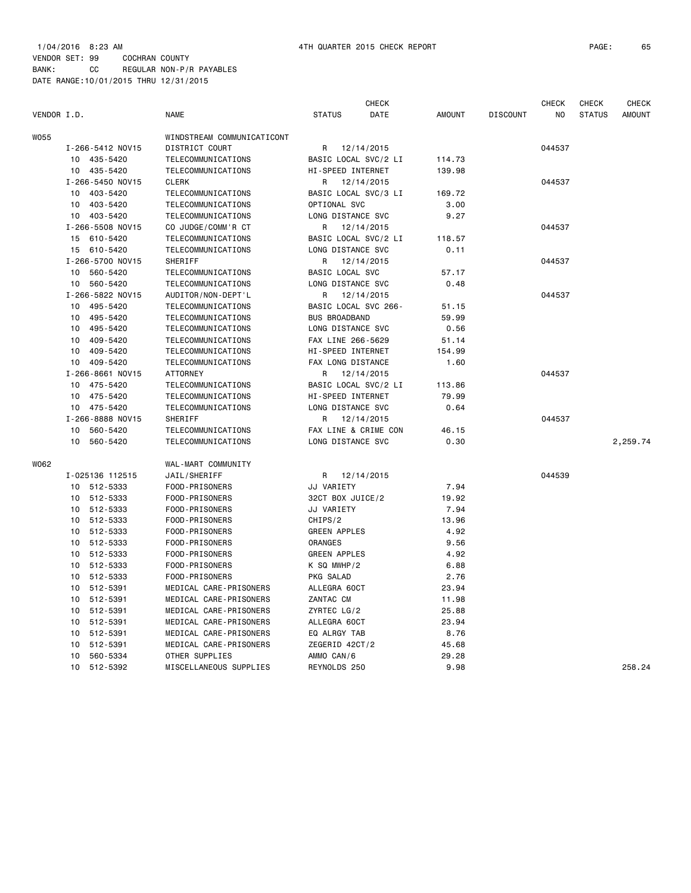1/04/2016 8:23 AM 4TH QUARTER 2015 CHECK REPORT

VENDOR SET: 99 COCHRAN COUNTY
BANK: CC REGULAR NON-P/R PAYABLES
DATE RANGE:10/01/2015 THRU 12/31/2015

| VENDOR I.D. | NAME | STATUS | CHECK DATE | AMOUNT | DISCOUNT | CHECK NO | CHECK STATUS | CHECK AMOUNT |
|---|---|---|---|---|---|---|---|---|
| W055 | WINDSTREAM COMMUNICATICONT | | | | | | | |
| I-266-5412 NOV15 | DISTRICT COURT | R | 12/14/2015 | | | 044537 | | |
| 10 435-5420 | TELECOMMUNICATIONS | BASIC LOCAL SVC/2 LI | | 114.73 | | | | |
| 10 435-5420 | TELECOMMUNICATIONS | HI-SPEED INTERNET | | 139.98 | | | | |
| I-266-5450 NOV15 | CLERK | R | 12/14/2015 | | | 044537 | | |
| 10 403-5420 | TELECOMMUNICATIONS | BASIC LOCAL SVC/3 LI | | 169.72 | | | | |
| 10 403-5420 | TELECOMMUNICATIONS | OPTIONAL SVC | | 3.00 | | | | |
| 10 403-5420 | TELECOMMUNICATIONS | LONG DISTANCE SVC | | 9.27 | | | | |
| I-266-5508 NOV15 | CO JUDGE/COMM'R CT | R | 12/14/2015 | | | 044537 | | |
| 15 610-5420 | TELECOMMUNICATIONS | BASIC LOCAL SVC/2 LI | | 118.57 | | | | |
| 15 610-5420 | TELECOMMUNICATIONS | LONG DISTANCE SVC | | 0.11 | | | | |
| I-266-5700 NOV15 | SHERIFF | R | 12/14/2015 | | | 044537 | | |
| 10 560-5420 | TELECOMMUNICATIONS | BASIC LOCAL SVC | | 57.17 | | | | |
| 10 560-5420 | TELECOMMUNICATIONS | LONG DISTANCE SVC | | 0.48 | | | | |
| I-266-5822 NOV15 | AUDITOR/NON-DEPT'L | R | 12/14/2015 | | | 044537 | | |
| 10 495-5420 | TELECOMMUNICATIONS | BASIC LOCAL SVC 266- | | 51.15 | | | | |
| 10 495-5420 | TELECOMMUNICATIONS | BUS BROADBAND | | 59.99 | | | | |
| 10 495-5420 | TELECOMMUNICATIONS | LONG DISTANCE SVC | | 0.56 | | | | |
| 10 409-5420 | TELECOMMUNICATIONS | FAX LINE 266-5629 | | 51.14 | | | | |
| 10 409-5420 | TELECOMMUNICATIONS | HI-SPEED INTERNET | | 154.99 | | | | |
| 10 409-5420 | TELECOMMUNICATIONS | FAX LONG DISTANCE | | 1.60 | | | | |
| I-266-8661 NOV15 | ATTORNEY | R | 12/14/2015 | | | 044537 | | |
| 10 475-5420 | TELECOMMUNICATIONS | BASIC LOCAL SVC/2 LI | | 113.86 | | | | |
| 10 475-5420 | TELECOMMUNICATIONS | HI-SPEED INTERNET | | 79.99 | | | | |
| 10 475-5420 | TELECOMMUNICATIONS | LONG DISTANCE SVC | | 0.64 | | | | |
| I-266-8888 NOV15 | SHERIFF | R | 12/14/2015 | | | 044537 | | |
| 10 560-5420 | TELECOMMUNICATIONS | FAX LINE & CRIME CON | | 46.15 | | | | |
| 10 560-5420 | TELECOMMUNICATIONS | LONG DISTANCE SVC | | 0.30 | | | | 2,259.74 |
| W062 | WAL-MART COMMUNITY | | | | | | | |
| I-025136 112515 | JAIL/SHERIFF | R | 12/14/2015 | | | 044539 | | |
| 10 512-5333 | FOOD-PRISONERS | JJ VARIETY | | 7.94 | | | | |
| 10 512-5333 | FOOD-PRISONERS | 32CT BOX JUICE/2 | | 19.92 | | | | |
| 10 512-5333 | FOOD-PRISONERS | JJ VARIETY | | 7.94 | | | | |
| 10 512-5333 | FOOD-PRISONERS | CHIPS/2 | | 13.96 | | | | |
| 10 512-5333 | FOOD-PRISONERS | GREEN APPLES | | 4.92 | | | | |
| 10 512-5333 | FOOD-PRISONERS | ORANGES | | 9.56 | | | | |
| 10 512-5333 | FOOD-PRISONERS | GREEN APPLES | | 4.92 | | | | |
| 10 512-5333 | FOOD-PRISONERS | K SQ MWHP/2 | | 6.88 | | | | |
| 10 512-5333 | FOOD-PRISONERS | PKG SALAD | | 2.76 | | | | |
| 10 512-5391 | MEDICAL CARE-PRISONERS | ALLEGRA 60CT | | 23.94 | | | | |
| 10 512-5391 | MEDICAL CARE-PRISONERS | ZANTAC CM | | 11.98 | | | | |
| 10 512-5391 | MEDICAL CARE-PRISONERS | ZYRTEC LG/2 | | 25.88 | | | | |
| 10 512-5391 | MEDICAL CARE-PRISONERS | ALLEGRA 60CT | | 23.94 | | | | |
| 10 512-5391 | MEDICAL CARE-PRISONERS | EQ ALRGY TAB | | 8.76 | | | | |
| 10 512-5391 | MEDICAL CARE-PRISONERS | ZEGERID 42CT/2 | | 45.68 | | | | |
| 10 560-5334 | OTHER SUPPLIES | AMMO CAN/6 | | 29.28 | | | | |
| 10 512-5392 | MISCELLANEOUS SUPPLIES | REYNOLDS 250 | | 9.98 | | | | 258.24 |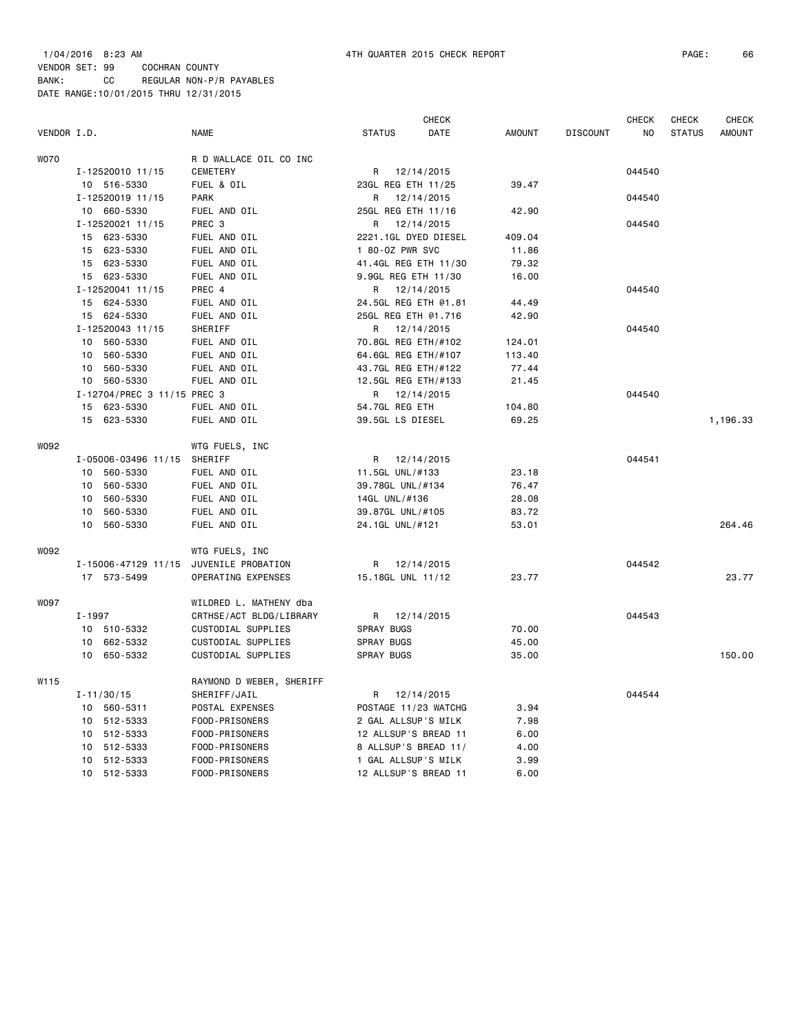1/04/2016 8:23 AM 4TH QUARTER 2015 CHECK REPORT

VENDOR SET: 99 COCHRAN COUNTY
BANK: CC REGULAR NON-P/R PAYABLES
DATE RANGE:10/01/2015 THRU 12/31/2015

| VENDOR I.D. | NAME | STATUS | CHECK DATE | AMOUNT | DISCOUNT | CHECK NO | CHECK STATUS | CHECK AMOUNT |
|---|---|---|---|---|---|---|---|---|
| W070 | R D WALLACE OIL CO INC | | | | | | | |
| I-12520010 11/15 | CEMETERY | R | 12/14/2015 | | | 044540 | | |
| 10 516-5330 | FUEL & OIL | 23GL REG ETH 11/25 | | 39.47 | | | | |
| I-12520019 11/15 | PARK | R | 12/14/2015 | | | 044540 | | |
| 10 660-5330 | FUEL AND OIL | 25GL REG ETH 11/16 | | 42.90 | | | | |
| I-12520021 11/15 | PREC 3 | R | 12/14/2015 | | | 044540 | | |
| 15 623-5330 | FUEL AND OIL | 2221.1GL DYED DIESEL | | 409.04 | | | | |
| 15 623-5330 | FUEL AND OIL | 1 80-OZ PWR SVC | | 11.86 | | | | |
| 15 623-5330 | FUEL AND OIL | 41.4GL REG ETH 11/30 | | 79.32 | | | | |
| 15 623-5330 | FUEL AND OIL | 9.9GL REG ETH 11/30 | | 16.00 | | | | |
| I-12520041 11/15 | PREC 4 | R | 12/14/2015 | | | 044540 | | |
| 15 624-5330 | FUEL AND OIL | 24.5GL REG ETH @1.81 | | 44.49 | | | | |
| 15 624-5330 | FUEL AND OIL | 25GL REG ETH @1.716 | | 42.90 | | | | |
| I-12520043 11/15 | SHERIFF | R | 12/14/2015 | | | 044540 | | |
| 10 560-5330 | FUEL AND OIL | 70.8GL REG ETH/#102 | | 124.01 | | | | |
| 10 560-5330 | FUEL AND OIL | 64.6GL REG ETH/#107 | | 113.40 | | | | |
| 10 560-5330 | FUEL AND OIL | 43.7GL REG ETH/#122 | | 77.44 | | | | |
| 10 560-5330 | FUEL AND OIL | 12.5GL REG ETH/#133 | | 21.45 | | | | |
| I-12704/PREC 3 11/15 | PREC 3 | R | 12/14/2015 | | | 044540 | | |
| 15 623-5330 | FUEL AND OIL | 54.7GL REG ETH | | 104.80 | | | | |
| 15 623-5330 | FUEL AND OIL | 39.5GL LS DIESEL | | 69.25 | | | | 1,196.33 |
| W092 | WTG FUELS, INC | | | | | | | |
| I-05006-03496 11/15 | SHERIFF | R | 12/14/2015 | | | 044541 | | |
| 10 560-5330 | FUEL AND OIL | 11.5GL UNL/#133 | | 23.18 | | | | |
| 10 560-5330 | FUEL AND OIL | 39.78GL UNL/#134 | | 76.47 | | | | |
| 10 560-5330 | FUEL AND OIL | 14GL UNL/#136 | | 28.08 | | | | |
| 10 560-5330 | FUEL AND OIL | 39.87GL UNL/#105 | | 83.72 | | | | |
| 10 560-5330 | FUEL AND OIL | 24.1GL UNL/#121 | | 53.01 | | | | 264.46 |
| W092 | WTG FUELS, INC | | | | | | | |
| I-15006-47129 11/15 | JUVENILE PROBATION | R | 12/14/2015 | | | 044542 | | |
| 17 573-5499 | OPERATING EXPENSES | 15.18GL UNL 11/12 | | 23.77 | | | | 23.77 |
| W097 | WILDRED L. MATHENY dba | | | | | | | |
| I-1997 | CRTHSE/ACT BLDG/LIBRARY | R | 12/14/2015 | | | 044543 | | |
| 10 510-5332 | CUSTODIAL SUPPLIES | SPRAY BUGS | | 70.00 | | | | |
| 10 662-5332 | CUSTODIAL SUPPLIES | SPRAY BUGS | | 45.00 | | | | |
| 10 650-5332 | CUSTODIAL SUPPLIES | SPRAY BUGS | | 35.00 | | | | 150.00 |
| W115 | RAYMOND D WEBER, SHERIFF | | | | | | | |
| I-11/30/15 | SHERIFF/JAIL | R | 12/14/2015 | | | 044544 | | |
| 10 560-5311 | POSTAL EXPENSES | POSTAGE 11/23 WATCHG | | 3.94 | | | | |
| 10 512-5333 | FOOD-PRISONERS | 2 GAL ALLSUP'S MILK | | 7.98 | | | | |
| 10 512-5333 | FOOD-PRISONERS | 12 ALLSUP'S BREAD 11 | | 6.00 | | | | |
| 10 512-5333 | FOOD-PRISONERS | 8 ALLSUP'S BREAD 11/ | | 4.00 | | | | |
| 10 512-5333 | FOOD-PRISONERS | 1 GAL ALLSUP'S MILK | | 3.99 | | | | |
| 10 512-5333 | FOOD-PRISONERS | 12 ALLSUP'S BREAD 11 | | 6.00 | | | | |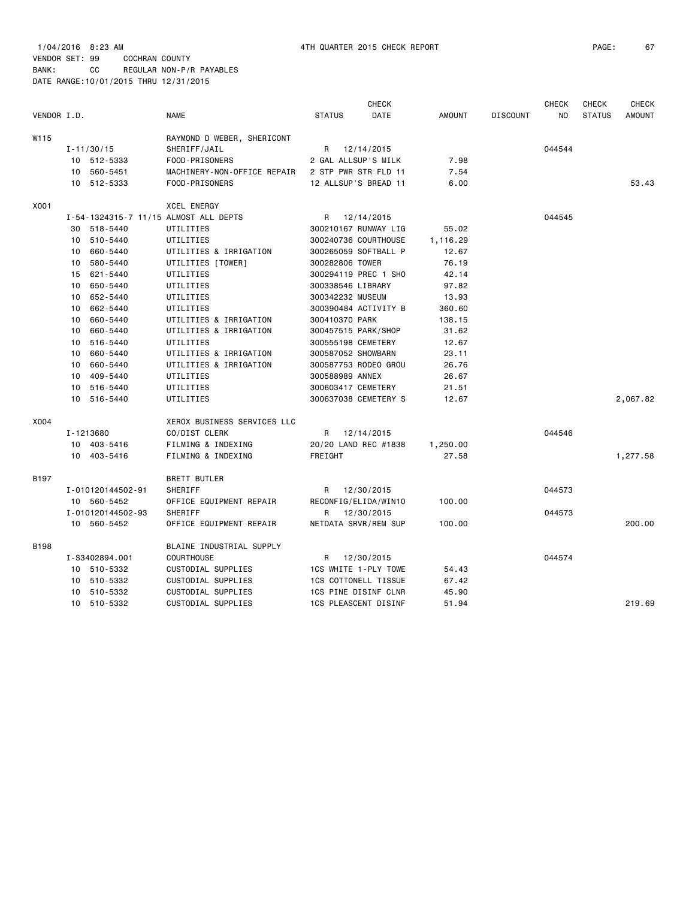1/04/2016 8:23 AM 4TH QUARTER 2015 CHECK REPORT

VENDOR SET: 99 COCHRAN COUNTY
BANK: CC REGULAR NON-P/R PAYABLES
DATE RANGE:10/01/2015 THRU 12/31/2015

| VENDOR I.D. | | NAME | STATUS | CHECK DATE | AMOUNT | DISCOUNT | CHECK NO | CHECK STATUS | CHECK AMOUNT |
|---|---|---|---|---|---|---|---|---|---|
| W115 | | RAYMOND D WEBER, SHERICONT | | | | | | | |
| | I-11/30/15 | SHERIFF/JAIL | R | 12/14/2015 | | | 044544 | | |
| | 10 512-5333 | FOOD-PRISONERS | 2 GAL ALLSUP'S MILK | | 7.98 | | | | |
| | 10 560-5451 | MACHINERY-NON-OFFICE REPAIR | 2 STP PWR STR FLD 11 | | 7.54 | | | | |
| | 10 512-5333 | FOOD-PRISONERS | 12 ALLSUP'S BREAD 11 | | 6.00 | | | | 53.43 |
| X001 | | XCEL ENERGY | | | | | | | |
| | I-54-1324315-7 11/15 | ALMOST ALL DEPTS | R | 12/14/2015 | | | 044545 | | |
| | 30 518-5440 | UTILITIES | 300210167 RUNWAY LIG | | 55.02 | | | | |
| | 10 510-5440 | UTILITIES | 300240736 COURTHOUSE | | 1,116.29 | | | | |
| | 10 660-5440 | UTILITIES & IRRIGATION | 300265059 SOFTBALL P | | 12.67 | | | | |
| | 10 580-5440 | UTILITIES [TOWER] | 300282806 TOWER | | 76.19 | | | | |
| | 15 621-5440 | UTILITIES | 300294119 PREC 1 SHO | | 42.14 | | | | |
| | 10 650-5440 | UTILITIES | 300338546 LIBRARY | | 97.82 | | | | |
| | 10 652-5440 | UTILITIES | 300342232 MUSEUM | | 13.93 | | | | |
| | 10 662-5440 | UTILITIES | 300390484 ACTIVITY B | | 360.60 | | | | |
| | 10 660-5440 | UTILITIES & IRRIGATION | 300410370 PARK | | 138.15 | | | | |
| | 10 660-5440 | UTILITIES & IRRIGATION | 300457515 PARK/SHOP | | 31.62 | | | | |
| | 10 516-5440 | UTILITIES | 300555198 CEMETERY | | 12.67 | | | | |
| | 10 660-5440 | UTILITIES & IRRIGATION | 300587052 SHOWBARN | | 23.11 | | | | |
| | 10 660-5440 | UTILITIES & IRRIGATION | 300587753 RODEO GROU | | 26.76 | | | | |
| | 10 409-5440 | UTILITIES | 300588989 ANNEX | | 26.67 | | | | |
| | 10 516-5440 | UTILITIES | 300603417 CEMETERY | | 21.51 | | | | |
| | 10 516-5440 | UTILITIES | 300637038 CEMETERY S | | 12.67 | | | | 2,067.82 |
| X004 | | XEROX BUSINESS SERVICES LLC | | | | | | | |
| | I-1213680 | CO/DIST CLERK | R | 12/14/2015 | | | 044546 | | |
| | 10 403-5416 | FILMING & INDEXING | 20/20 LAND REC #1838 | | 1,250.00 | | | | |
| | 10 403-5416 | FILMING & INDEXING | FREIGHT | | 27.58 | | | | 1,277.58 |
| B197 | | BRETT BUTLER | | | | | | | |
| | I-010120144502-91 | SHERIFF | R | 12/30/2015 | | | 044573 | | |
| | 10 560-5452 | OFFICE EQUIPMENT REPAIR | RECONFIG/ELIDA/WIN10 | | 100.00 | | | | |
| | I-010120144502-93 | SHERIFF | R | 12/30/2015 | | | 044573 | | |
| | 10 560-5452 | OFFICE EQUIPMENT REPAIR | NETDATA SRVR/REM SUP | | 100.00 | | | | 200.00 |
| B198 | | BLAINE INDUSTRIAL SUPPLY | | | | | | | |
| | I-S3402894.001 | COURTHOUSE | R | 12/30/2015 | | | 044574 | | |
| | 10 510-5332 | CUSTODIAL SUPPLIES | 1CS WHITE 1-PLY TOWE | | 54.43 | | | | |
| | 10 510-5332 | CUSTODIAL SUPPLIES | 1CS COTTONELL TISSUE | | 67.42 | | | | |
| | 10 510-5332 | CUSTODIAL SUPPLIES | 1CS PINE DISINF CLNR | | 45.90 | | | | |
| | 10 510-5332 | CUSTODIAL SUPPLIES | 1CS PLEASCENT DISINF | | 51.94 | | | | 219.69 |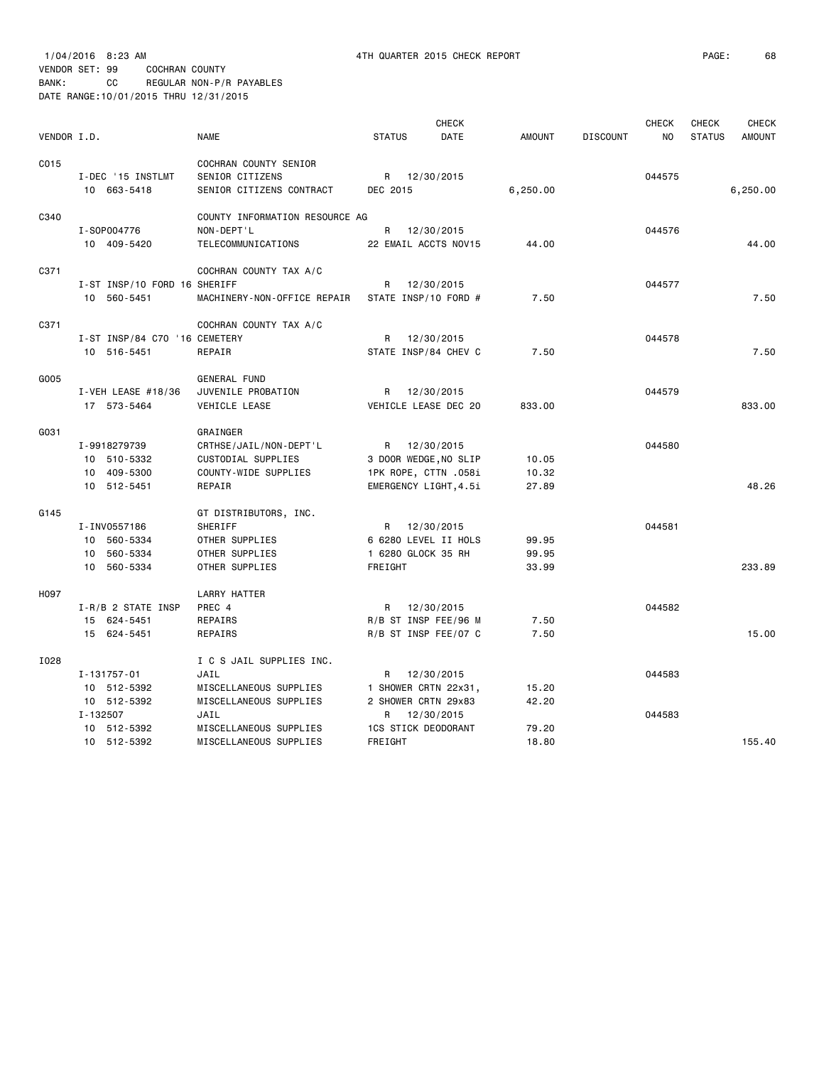1/04/2016 8:23 AM 4TH QUARTER 2015 CHECK REPORT

VENDOR SET: 99 COCHRAN COUNTY

BANK: CC REGULAR NON-P/R PAYABLES

DATE RANGE:10/01/2015 THRU 12/31/2015

| VENDOR I.D. | NAME | STATUS | CHECK DATE | AMOUNT | DISCOUNT | CHECK NO | CHECK STATUS | CHECK AMOUNT |
|---|---|---|---|---|---|---|---|---|
| C015 | COCHRAN COUNTY SENIOR | | | | | | | |
| I-DEC '15 INSTLMT | SENIOR CITIZENS | R | 12/30/2015 | | | 044575 | | |
| 10 663-5418 | SENIOR CITIZENS CONTRACT | DEC 2015 | | 6,250.00 | | | | 6,250.00 |
| C340 | COUNTY INFORMATION RESOURCE AG | | | | | | | |
| I-SOP004776 | NON-DEPT'L | R | 12/30/2015 | | | 044576 | | |
| 10 409-5420 | TELECOMMUNICATIONS | 22 EMAIL ACCTS NOV15 | | 44.00 | | | | 44.00 |
| C371 | COCHRAN COUNTY TAX A/C | | | | | | | |
| I-ST INSP/10 FORD 16 | SHERIFF | R | 12/30/2015 | | | 044577 | | |
| 10 560-5451 | MACHINERY-NON-OFFICE REPAIR | STATE INSP/10 FORD # | | 7.50 | | | | 7.50 |
| C371 | COCHRAN COUNTY TAX A/C | | | | | | | |
| I-ST INSP/84 C70 '16 | CEMETERY | R | 12/30/2015 | | | 044578 | | |
| 10 516-5451 | REPAIR | STATE INSP/84 CHEV C | | 7.50 | | | | 7.50 |
| G005 | GENERAL FUND | | | | | | | |
| I-VEH LEASE #18/36 | JUVENILE PROBATION | R | 12/30/2015 | | | 044579 | | |
| 17 573-5464 | VEHICLE LEASE | VEHICLE LEASE DEC 20 | | 833.00 | | | | 833.00 |
| G031 | GRAINGER | | | | | | | |
| I-9918279739 | CRTHSE/JAIL/NON-DEPT'L | R | 12/30/2015 | | | 044580 | | |
| 10 510-5332 | CUSTODIAL SUPPLIES | 3 DOOR WEDGE,NO SLIP | | 10.05 | | | | |
| 10 409-5300 | COUNTY-WIDE SUPPLIES | 1PK ROPE, CTTN .058i | | 10.32 | | | | |
| 10 512-5451 | REPAIR | EMERGENCY LIGHT,4.5i | | 27.89 | | | | 48.26 |
| G145 | GT DISTRIBUTORS, INC. | | | | | | | |
| I-INV0557186 | SHERIFF | R | 12/30/2015 | | | 044581 | | |
| 10 560-5334 | OTHER SUPPLIES | 6 6280 LEVEL II HOLS | | 99.95 | | | | |
| 10 560-5334 | OTHER SUPPLIES | 1 6280 GLOCK 35 RH | | 99.95 | | | | |
| 10 560-5334 | OTHER SUPPLIES | FREIGHT | | 33.99 | | | | 233.89 |
| H097 | LARRY HATTER | | | | | | | |
| I-R/B 2 STATE INSP | PREC 4 | R | 12/30/2015 | | | 044582 | | |
| 15 624-5451 | REPAIRS | R/B ST INSP FEE/96 M | | 7.50 | | | | |
| 15 624-5451 | REPAIRS | R/B ST INSP FEE/07 C | | 7.50 | | | | 15.00 |
| I028 | I C S JAIL SUPPLIES INC. | | | | | | | |
| I-131757-01 | JAIL | R | 12/30/2015 | | | 044583 | | |
| 10 512-5392 | MISCELLANEOUS SUPPLIES | 1 SHOWER CRTN 22x31, | | 15.20 | | | | |
| 10 512-5392 | MISCELLANEOUS SUPPLIES | 2 SHOWER CRTN 29x83 | | 42.20 | | | | |
| I-132507 | JAIL | R | 12/30/2015 | | | 044583 | | |
| 10 512-5392 | MISCELLANEOUS SUPPLIES | 1CS STICK DEODORANT | | 79.20 | | | | |
| 10 512-5392 | MISCELLANEOUS SUPPLIES | FREIGHT | | 18.80 | | | | 155.40 |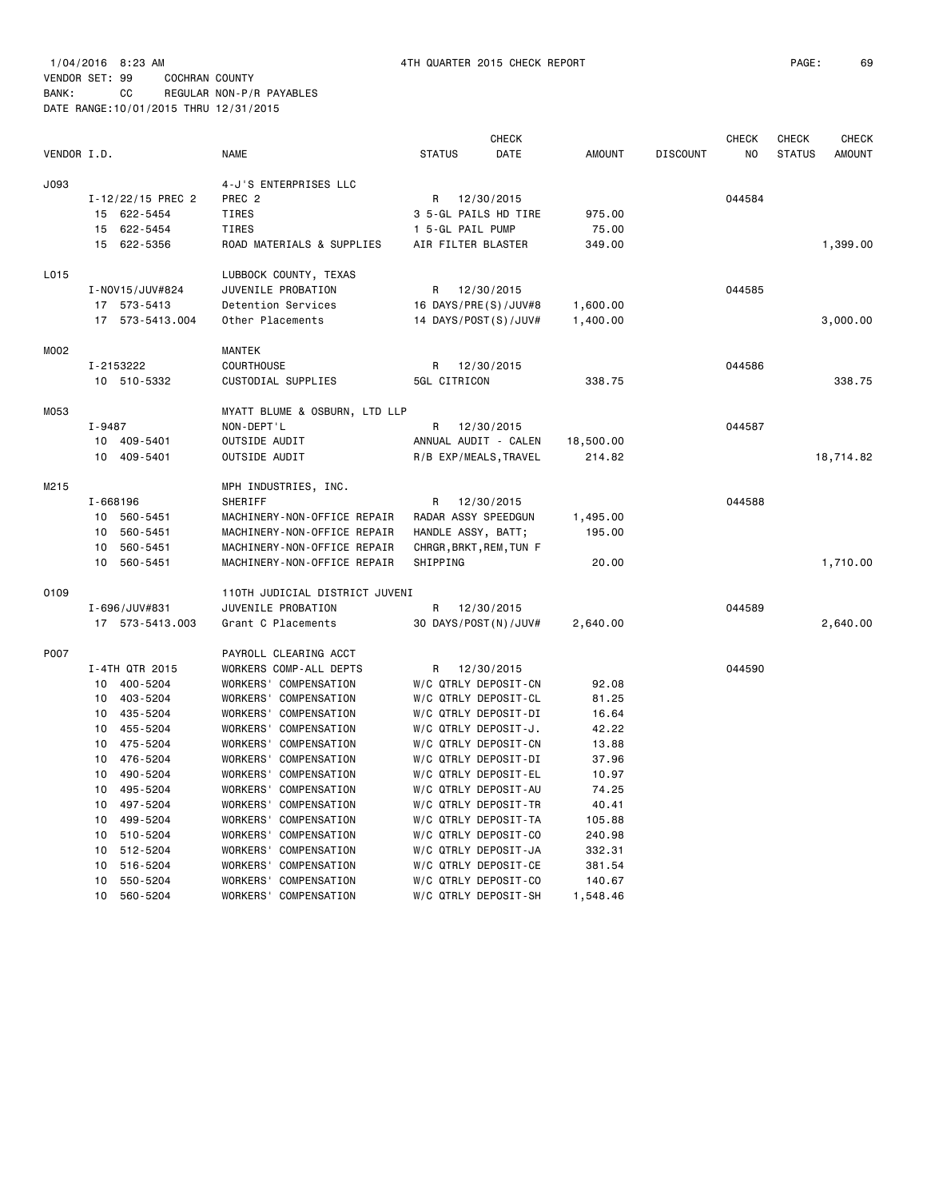1/04/2016 8:23 AM 4TH QUARTER 2015 CHECK REPORT

VENDOR SET: 99 COCHRAN COUNTY

BANK: CC REGULAR NON-P/R PAYABLES

DATE RANGE:10/01/2015 THRU 12/31/2015

| VENDOR I.D. | NAME | STATUS | CHECK DATE | AMOUNT | DISCOUNT | CHECK NO | CHECK STATUS | CHECK AMOUNT |
|---|---|---|---|---|---|---|---|---|
| J093 | 4-J'S ENTERPRISES LLC | | | | | | | |
| I-12/22/15 PREC 2 | PREC 2 | R | 12/30/2015 | | | 044584 | | |
| 15 622-5454 | TIRES | 3 5-GL PAILS HD TIRE | | 975.00 | | | | |
| 15 622-5454 | TIRES | 1 5-GL PAIL PUMP | | 75.00 | | | | |
| 15 622-5356 | ROAD MATERIALS & SUPPLIES | AIR FILTER BLASTER | | 349.00 | | | | 1,399.00 |
| L015 | LUBBOCK COUNTY, TEXAS | | | | | | | |
| I-NOV15/JUV#824 | JUVENILE PROBATION | R | 12/30/2015 | | | 044585 | | |
| 17 573-5413 | Detention Services | 16 DAYS/PRE(S)/JUV#8 | | 1,600.00 | | | | |
| 17 573-5413.004 | Other Placements | 14 DAYS/POST(S)/JUV# | | 1,400.00 | | | | 3,000.00 |
| M002 | MANTEK | | | | | | | |
| I-2153222 | COURTHOUSE | R | 12/30/2015 | | | 044586 | | |
| 10 510-5332 | CUSTODIAL SUPPLIES | 5GL CITRICON | | 338.75 | | | | 338.75 |
| M053 | MYATT BLUME & OSBURN, LTD LLP | | | | | | | |
| I-9487 | NON-DEPT'L | R | 12/30/2015 | | | 044587 | | |
| 10 409-5401 | OUTSIDE AUDIT | ANNUAL AUDIT - CALEN | | 18,500.00 | | | | |
| 10 409-5401 | OUTSIDE AUDIT | R/B EXP/MEALS,TRAVEL | | 214.82 | | | | 18,714.82 |
| M215 | MPH INDUSTRIES, INC. | | | | | | | |
| I-668196 | SHERIFF | R | 12/30/2015 | | | 044588 | | |
| 10 560-5451 | MACHINERY-NON-OFFICE REPAIR | RADAR ASSY SPEEDGUN | | 1,495.00 | | | | |
| 10 560-5451 | MACHINERY-NON-OFFICE REPAIR | HANDLE ASSY, BATT; | | 195.00 | | | | |
| 10 560-5451 | MACHINERY-NON-OFFICE REPAIR | CHRGR,BRKT,REM,TUN F | | | | | | |
| 10 560-5451 | MACHINERY-NON-OFFICE REPAIR | SHIPPING | | 20.00 | | | | 1,710.00 |
| O109 | 110TH JUDICIAL DISTRICT JUVENI | | | | | | | |
| I-696/JUV#831 | JUVENILE PROBATION | R | 12/30/2015 | | | 044589 | | |
| 17 573-5413.003 | Grant C Placements | 30 DAYS/POST(N)/JUV# | | 2,640.00 | | | | 2,640.00 |
| P007 | PAYROLL CLEARING ACCT | | | | | | | |
| I-4TH QTR 2015 | WORKERS COMP-ALL DEPTS | R | 12/30/2015 | | | 044590 | | |
| 10 400-5204 | WORKERS' COMPENSATION | W/C QTRLY DEPOSIT-CN | | 92.08 | | | | |
| 10 403-5204 | WORKERS' COMPENSATION | W/C QTRLY DEPOSIT-CL | | 81.25 | | | | |
| 10 435-5204 | WORKERS' COMPENSATION | W/C QTRLY DEPOSIT-DI | | 16.64 | | | | |
| 10 455-5204 | WORKERS' COMPENSATION | W/C QTRLY DEPOSIT-J. | | 42.22 | | | | |
| 10 475-5204 | WORKERS' COMPENSATION | W/C QTRLY DEPOSIT-CN | | 13.88 | | | | |
| 10 476-5204 | WORKERS' COMPENSATION | W/C QTRLY DEPOSIT-DI | | 37.96 | | | | |
| 10 490-5204 | WORKERS' COMPENSATION | W/C QTRLY DEPOSIT-EL | | 10.97 | | | | |
| 10 495-5204 | WORKERS' COMPENSATION | W/C QTRLY DEPOSIT-AU | | 74.25 | | | | |
| 10 497-5204 | WORKERS' COMPENSATION | W/C QTRLY DEPOSIT-TR | | 40.41 | | | | |
| 10 499-5204 | WORKERS' COMPENSATION | W/C QTRLY DEPOSIT-TA | | 105.88 | | | | |
| 10 510-5204 | WORKERS' COMPENSATION | W/C QTRLY DEPOSIT-CO | | 240.98 | | | | |
| 10 512-5204 | WORKERS' COMPENSATION | W/C QTRLY DEPOSIT-JA | | 332.31 | | | | |
| 10 516-5204 | WORKERS' COMPENSATION | W/C QTRLY DEPOSIT-CE | | 381.54 | | | | |
| 10 550-5204 | WORKERS' COMPENSATION | W/C QTRLY DEPOSIT-CO | | 140.67 | | | | |
| 10 560-5204 | WORKERS' COMPENSATION | W/C QTRLY DEPOSIT-SH | | 1,548.46 | | | | |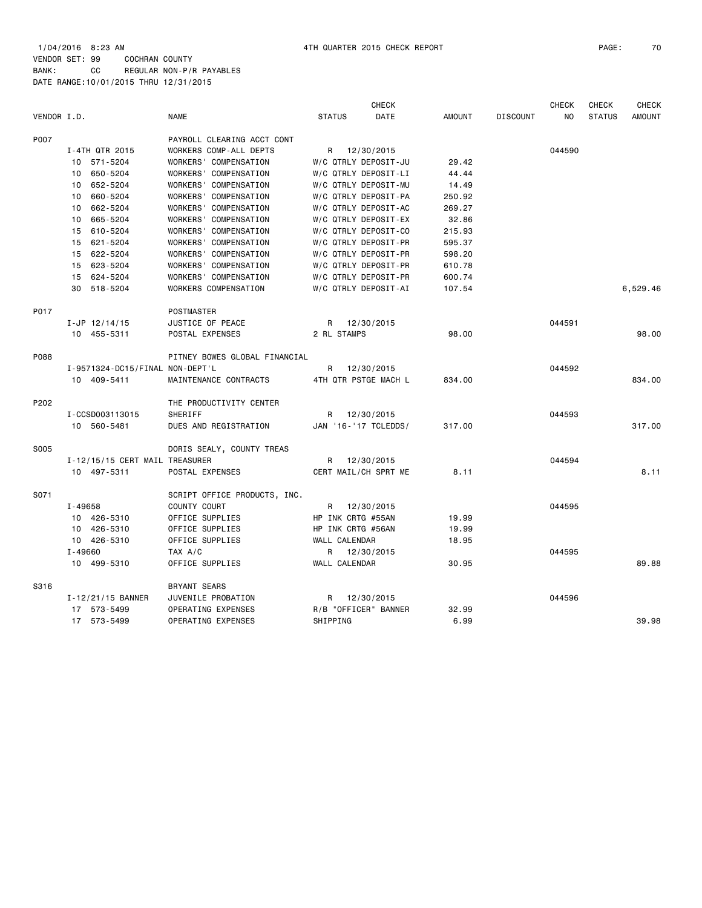1/04/2016 8:23 AM 4TH QUARTER 2015 CHECK REPORT
VENDOR SET: 99 COCHRAN COUNTY
BANK: CC REGULAR NON-P/R PAYABLES
DATE RANGE:10/01/2015 THRU 12/31/2015

| VENDOR I.D. | NAME | STATUS | CHECK DATE | AMOUNT | DISCOUNT | CHECK NO | CHECK STATUS | CHECK AMOUNT |
|---|---|---|---|---|---|---|---|---|
| P007 | PAYROLL CLEARING ACCT CONT | | | | | | | |
| I-4TH QTR 2015 | WORKERS COMP-ALL DEPTS | R | 12/30/2015 | | | 044590 | | |
| 10 571-5204 | WORKERS' COMPENSATION | W/C QTRLY DEPOSIT-JU | | 29.42 | | | | |
| 10 650-5204 | WORKERS' COMPENSATION | W/C QTRLY DEPOSIT-LI | | 44.44 | | | | |
| 10 652-5204 | WORKERS' COMPENSATION | W/C QTRLY DEPOSIT-MU | | 14.49 | | | | |
| 10 660-5204 | WORKERS' COMPENSATION | W/C QTRLY DEPOSIT-PA | | 250.92 | | | | |
| 10 662-5204 | WORKERS' COMPENSATION | W/C QTRLY DEPOSIT-AC | | 269.27 | | | | |
| 10 665-5204 | WORKERS' COMPENSATION | W/C QTRLY DEPOSIT-EX | | 32.86 | | | | |
| 15 610-5204 | WORKERS' COMPENSATION | W/C QTRLY DEPOSIT-CO | | 215.93 | | | | |
| 15 621-5204 | WORKERS' COMPENSATION | W/C QTRLY DEPOSIT-PR | | 595.37 | | | | |
| 15 622-5204 | WORKERS' COMPENSATION | W/C QTRLY DEPOSIT-PR | | 598.20 | | | | |
| 15 623-5204 | WORKERS' COMPENSATION | W/C QTRLY DEPOSIT-PR | | 610.78 | | | | |
| 15 624-5204 | WORKERS' COMPENSATION | W/C QTRLY DEPOSIT-PR | | 600.74 | | | | |
| 30 518-5204 | WORKERS COMPENSATION | W/C QTRLY DEPOSIT-AI | | 107.54 | | | | 6,529.46 |
| P017 | POSTMASTER | | | | | | | |
| I-JP 12/14/15 | JUSTICE OF PEACE | R | 12/30/2015 | | | 044591 | | |
| 10 455-5311 | POSTAL EXPENSES | 2 RL STAMPS | | 98.00 | | | | 98.00 |
| P088 | PITNEY BOWES GLOBAL FINANCIAL | | | | | | | |
| I-9571324-DC15/FINAL | NON-DEPT'L | R | 12/30/2015 | | | 044592 | | |
| 10 409-5411 | MAINTENANCE CONTRACTS | 4TH QTR PSTGE MACH L | | 834.00 | | | | 834.00 |
| P202 | THE PRODUCTIVITY CENTER | | | | | | | |
| I-CCSD003113015 | SHERIFF | R | 12/30/2015 | | | 044593 | | |
| 10 560-5481 | DUES AND REGISTRATION | JAN '16-'17 TCLEDDS/ | | 317.00 | | | | 317.00 |
| S005 | DORIS SEALY, COUNTY TREAS | | | | | | | |
| I-12/15/15 CERT MAIL | TREASURER | R | 12/30/2015 | | | 044594 | | |
| 10 497-5311 | POSTAL EXPENSES | CERT MAIL/CH SPRT ME | | 8.11 | | | | 8.11 |
| S071 | SCRIPT OFFICE PRODUCTS, INC. | | | | | | | |
| I-49658 | COUNTY COURT | R | 12/30/2015 | | | 044595 | | |
| 10 426-5310 | OFFICE SUPPLIES | HP INK CRTG #55AN | | 19.99 | | | | |
| 10 426-5310 | OFFICE SUPPLIES | HP INK CRTG #56AN | | 19.99 | | | | |
| 10 426-5310 | OFFICE SUPPLIES | WALL CALENDAR | | 18.95 | | | | |
| I-49660 | TAX A/C | R | 12/30/2015 | | | 044595 | | |
| 10 499-5310 | OFFICE SUPPLIES | WALL CALENDAR | | 30.95 | | | | 89.88 |
| S316 | BRYANT SEARS | | | | | | | |
| I-12/21/15 BANNER | JUVENILE PROBATION | R | 12/30/2015 | | | 044596 | | |
| 17 573-5499 | OPERATING EXPENSES | R/B "OFFICER" BANNER | | 32.99 | | | | |
| 17 573-5499 | OPERATING EXPENSES | SHIPPING | | 6.99 | | | | 39.98 |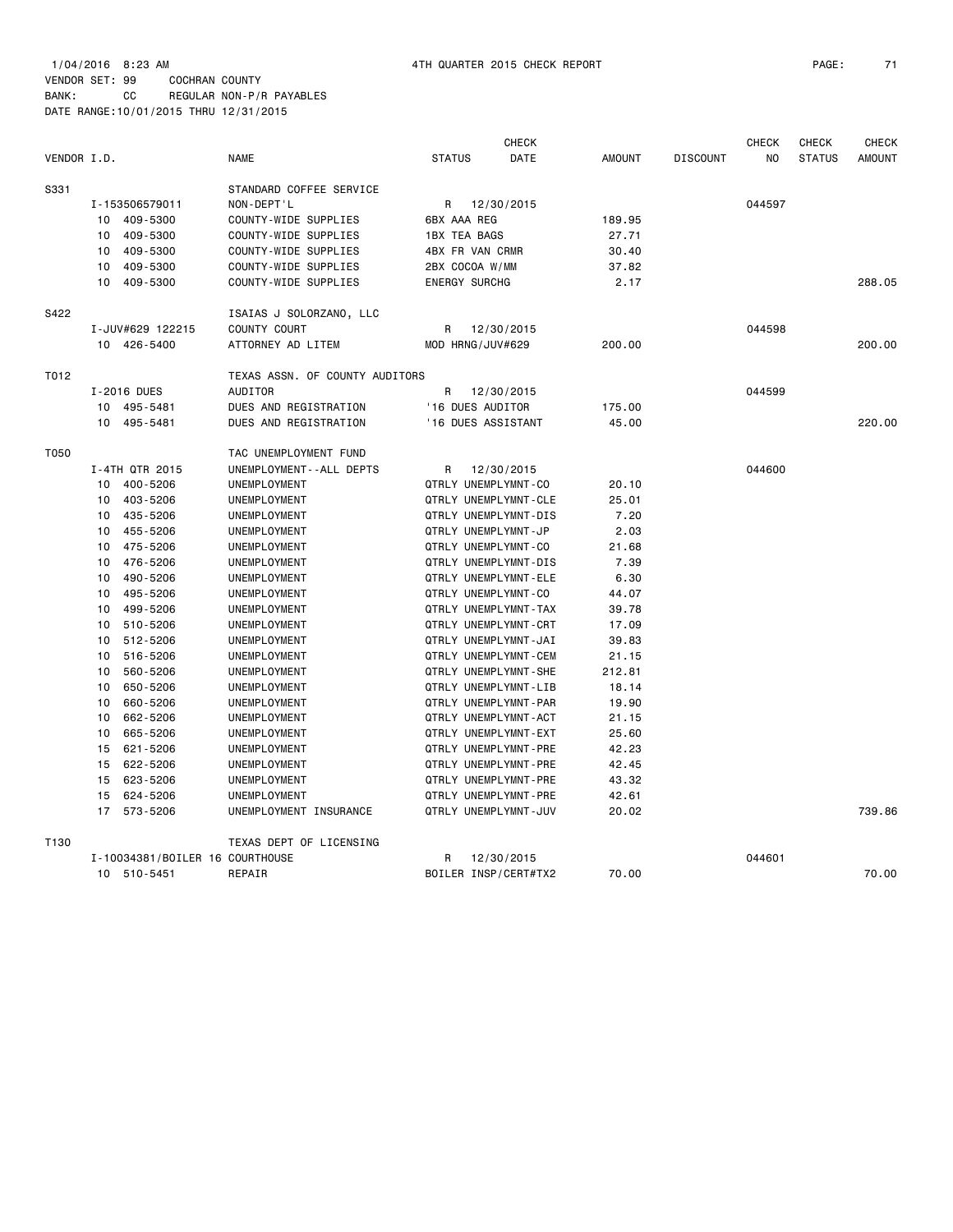1/04/2016 8:23 AM 4TH QUARTER 2015 CHECK REPORT

VENDOR SET: 99 COCHRAN COUNTY
BANK: CC REGULAR NON-P/R PAYABLES
DATE RANGE:10/01/2015 THRU 12/31/2015

| VENDOR I.D. | NAME | STATUS | CHECK DATE | AMOUNT | DISCOUNT | CHECK NO | CHECK STATUS | CHECK AMOUNT |
|---|---|---|---|---|---|---|---|---|
| S331 | STANDARD COFFEE SERVICE | | | | | | | |
| I-153506579011 | NON-DEPT'L | R | 12/30/2015 | | | 044597 | | |
| 10 409-5300 | COUNTY-WIDE SUPPLIES | 6BX AAA REG | | 189.95 | | | | |
| 10 409-5300 | COUNTY-WIDE SUPPLIES | 1BX TEA BAGS | | 27.71 | | | | |
| 10 409-5300 | COUNTY-WIDE SUPPLIES | 4BX FR VAN CRMR | | 30.40 | | | | |
| 10 409-5300 | COUNTY-WIDE SUPPLIES | 2BX COCOA W/MM | | 37.82 | | | | |
| 10 409-5300 | COUNTY-WIDE SUPPLIES | ENERGY SURCHG | | 2.17 | | | | 288.05 |
| S422 | ISAIAS J SOLORZANO, LLC | | | | | | | |
| I-JUV#629 122215 | COUNTY COURT | R | 12/30/2015 | | | 044598 | | |
| 10 426-5400 | ATTORNEY AD LITEM | MOD HRNG/JUV#629 | | 200.00 | | | | 200.00 |
| T012 | TEXAS ASSN. OF COUNTY AUDITORS | | | | | | | |
| I-2016 DUES | AUDITOR | R | 12/30/2015 | | | 044599 | | |
| 10 495-5481 | DUES AND REGISTRATION | '16 DUES AUDITOR | | 175.00 | | | | |
| 10 495-5481 | DUES AND REGISTRATION | '16 DUES ASSISTANT | | 45.00 | | | | 220.00 |
| T050 | TAC UNEMPLOYMENT FUND | | | | | | | |
| I-4TH QTR 2015 | UNEMPLOYMENT--ALL DEPTS | R | 12/30/2015 | | | 044600 | | |
| 10 400-5206 | UNEMPLOYMENT | QTRLY UNEMPLYMNT-CO | | 20.10 | | | | |
| 10 403-5206 | UNEMPLOYMENT | QTRLY UNEMPLYMNT-CLE | | 25.01 | | | | |
| 10 435-5206 | UNEMPLOYMENT | QTRLY UNEMPLYMNT-DIS | | 7.20 | | | | |
| 10 455-5206 | UNEMPLOYMENT | QTRLY UNEMPLYMNT-JP | | 2.03 | | | | |
| 10 475-5206 | UNEMPLOYMENT | QTRLY UNEMPLYMNT-CO | | 21.68 | | | | |
| 10 476-5206 | UNEMPLOYMENT | QTRLY UNEMPLYMNT-DIS | | 7.39 | | | | |
| 10 490-5206 | UNEMPLOYMENT | QTRLY UNEMPLYMNT-ELE | | 6.30 | | | | |
| 10 495-5206 | UNEMPLOYMENT | QTRLY UNEMPLYMNT-CO | | 44.07 | | | | |
| 10 499-5206 | UNEMPLOYMENT | QTRLY UNEMPLYMNT-TAX | | 39.78 | | | | |
| 10 510-5206 | UNEMPLOYMENT | QTRLY UNEMPLYMNT-CRT | | 17.09 | | | | |
| 10 512-5206 | UNEMPLOYMENT | QTRLY UNEMPLYMNT-JAI | | 39.83 | | | | |
| 10 516-5206 | UNEMPLOYMENT | QTRLY UNEMPLYMNT-CEM | | 21.15 | | | | |
| 10 560-5206 | UNEMPLOYMENT | QTRLY UNEMPLYMNT-SHE | | 212.81 | | | | |
| 10 650-5206 | UNEMPLOYMENT | QTRLY UNEMPLYMNT-LIB | | 18.14 | | | | |
| 10 660-5206 | UNEMPLOYMENT | QTRLY UNEMPLYMNT-PAR | | 19.90 | | | | |
| 10 662-5206 | UNEMPLOYMENT | QTRLY UNEMPLYMNT-ACT | | 21.15 | | | | |
| 10 665-5206 | UNEMPLOYMENT | QTRLY UNEMPLYMNT-EXT | | 25.60 | | | | |
| 15 621-5206 | UNEMPLOYMENT | QTRLY UNEMPLYMNT-PRE | | 42.23 | | | | |
| 15 622-5206 | UNEMPLOYMENT | QTRLY UNEMPLYMNT-PRE | | 42.45 | | | | |
| 15 623-5206 | UNEMPLOYMENT | QTRLY UNEMPLYMNT-PRE | | 43.32 | | | | |
| 15 624-5206 | UNEMPLOYMENT | QTRLY UNEMPLYMNT-PRE | | 42.61 | | | | |
| 17 573-5206 | UNEMPLOYMENT INSURANCE | QTRLY UNEMPLYMNT-JUV | | 20.02 | | | | 739.86 |
| T130 | TEXAS DEPT OF LICENSING | | | | | | | |
| I-10034381/BOILER 16 COURTHOUSE | | R | 12/30/2015 | | | 044601 | | |
| 10 510-5451 | REPAIR | BOILER INSP/CERT#TX2 | | 70.00 | | | | 70.00 |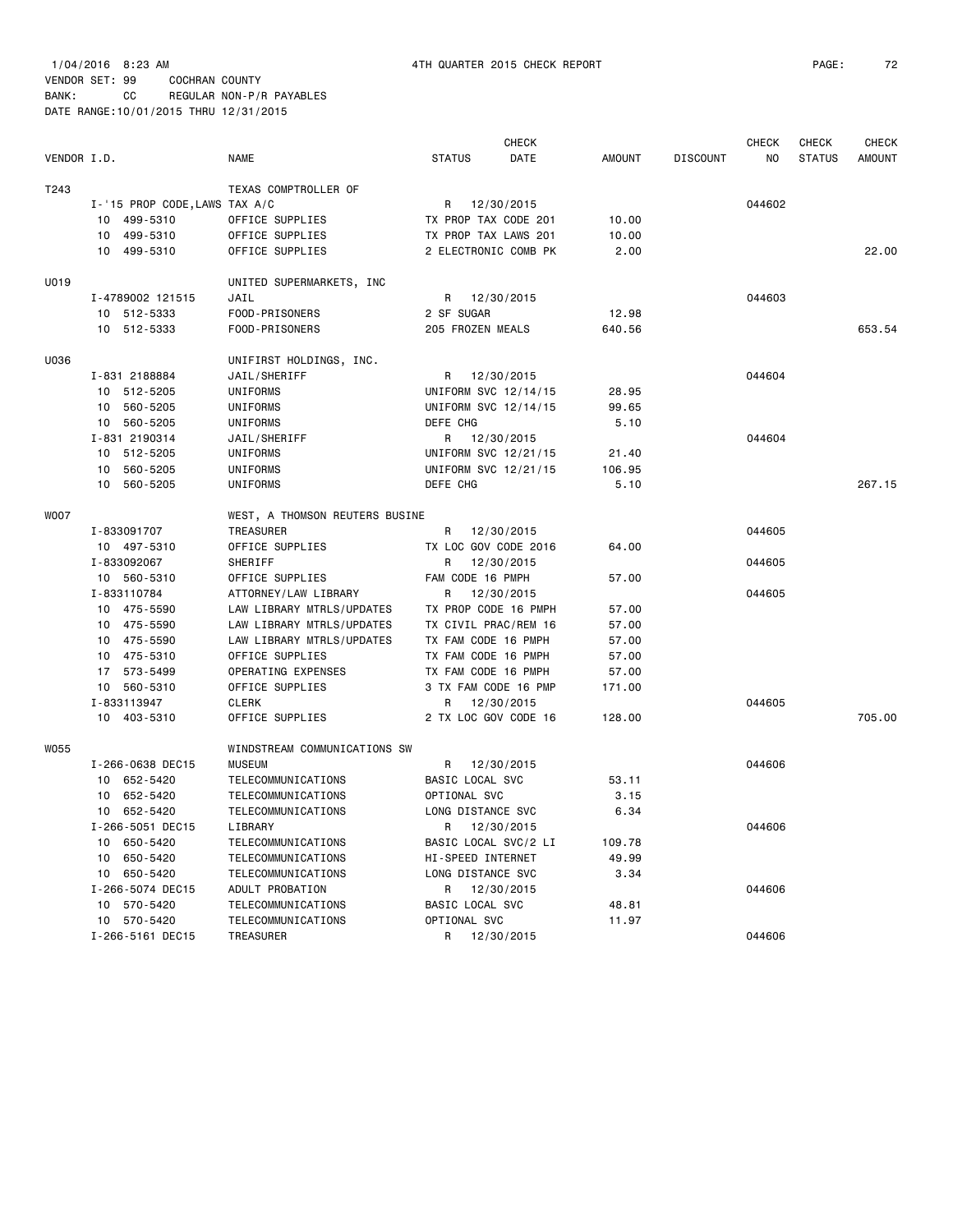1/04/2016 8:23 AM 4TH QUARTER 2015 CHECK REPORT

VENDOR SET: 99 COCHRAN COUNTY
BANK: CC REGULAR NON-P/R PAYABLES
DATE RANGE:10/01/2015 THRU 12/31/2015

| VENDOR I.D. | | NAME | STATUS | CHECK DATE | AMOUNT | DISCOUNT | CHECK NO | CHECK STATUS | CHECK AMOUNT |
|---|---|---|---|---|---|---|---|---|---|
| T243 | | TEXAS COMPTROLLER OF | | | | | | | |
| | I-'15 PROP CODE,LAWS TAX A/C | | R | 12/30/2015 | | | 044602 | | |
| | 10 499-5310 | OFFICE SUPPLIES | TX PROP TAX CODE 201 | | 10.00 | | | | |
| | 10 499-5310 | OFFICE SUPPLIES | TX PROP TAX LAWS 201 | | 10.00 | | | | |
| | 10 499-5310 | OFFICE SUPPLIES | 2 ELECTRONIC COMB PK | | 2.00 | | | | 22.00 |
| U019 | | UNITED SUPERMARKETS, INC | | | | | | | |
| | I-4789002 121515 | JAIL | R | 12/30/2015 | | | 044603 | | |
| | 10 512-5333 | FOOD-PRISONERS | 2 SF SUGAR | | 12.98 | | | | |
| | 10 512-5333 | FOOD-PRISONERS | 205 FROZEN MEALS | | 640.56 | | | | 653.54 |
| U036 | | UNIFIRST HOLDINGS, INC. | | | | | | | |
| | I-831 2188884 | JAIL/SHERIFF | R | 12/30/2015 | | | 044604 | | |
| | 10 512-5205 | UNIFORMS | UNIFORM SVC 12/14/15 | | 28.95 | | | | |
| | 10 560-5205 | UNIFORMS | UNIFORM SVC 12/14/15 | | 99.65 | | | | |
| | 10 560-5205 | UNIFORMS | DEFE CHG | | 5.10 | | | | |
| | I-831 2190314 | JAIL/SHERIFF | R | 12/30/2015 | | | 044604 | | |
| | 10 512-5205 | UNIFORMS | UNIFORM SVC 12/21/15 | | 21.40 | | | | |
| | 10 560-5205 | UNIFORMS | UNIFORM SVC 12/21/15 | | 106.95 | | | | |
| | 10 560-5205 | UNIFORMS | DEFE CHG | | 5.10 | | | | 267.15 |
| W007 | | WEST, A THOMSON REUTERS BUSINE | | | | | | | |
| | I-833091707 | TREASURER | R | 12/30/2015 | | | 044605 | | |
| | 10 497-5310 | OFFICE SUPPLIES | TX LOC GOV CODE 2016 | | 64.00 | | | | |
| | I-833092067 | SHERIFF | R | 12/30/2015 | | | 044605 | | |
| | 10 560-5310 | OFFICE SUPPLIES | FAM CODE 16 PMPH | | 57.00 | | | | |
| | I-833110784 | ATTORNEY/LAW LIBRARY | R | 12/30/2015 | | | 044605 | | |
| | 10 475-5590 | LAW LIBRARY MTRLS/UPDATES | TX PROP CODE 16 PMPH | | 57.00 | | | | |
| | 10 475-5590 | LAW LIBRARY MTRLS/UPDATES | TX CIVIL PRAC/REM 16 | | 57.00 | | | | |
| | 10 475-5590 | LAW LIBRARY MTRLS/UPDATES | TX FAM CODE 16 PMPH | | 57.00 | | | | |
| | 10 475-5310 | OFFICE SUPPLIES | TX FAM CODE 16 PMPH | | 57.00 | | | | |
| | 17 573-5499 | OPERATING EXPENSES | TX FAM CODE 16 PMPH | | 57.00 | | | | |
| | 10 560-5310 | OFFICE SUPPLIES | 3 TX FAM CODE 16 PMP | | 171.00 | | | | |
| | I-833113947 | CLERK | R | 12/30/2015 | | | 044605 | | |
| | 10 403-5310 | OFFICE SUPPLIES | 2 TX LOC GOV CODE 16 | | 128.00 | | | | 705.00 |
| W055 | | WINDSTREAM COMMUNICATIONS SW | | | | | | | |
| | I-266-0638 DEC15 | MUSEUM | R | 12/30/2015 | | | 044606 | | |
| | 10 652-5420 | TELECOMMUNICATIONS | BASIC LOCAL SVC | | 53.11 | | | | |
| | 10 652-5420 | TELECOMMUNICATIONS | OPTIONAL SVC | | 3.15 | | | | |
| | 10 652-5420 | TELECOMMUNICATIONS | LONG DISTANCE SVC | | 6.34 | | | | |
| | I-266-5051 DEC15 | LIBRARY | R | 12/30/2015 | | | 044606 | | |
| | 10 650-5420 | TELECOMMUNICATIONS | BASIC LOCAL SVC/2 LI | | 109.78 | | | | |
| | 10 650-5420 | TELECOMMUNICATIONS | HI-SPEED INTERNET | | 49.99 | | | | |
| | 10 650-5420 | TELECOMMUNICATIONS | LONG DISTANCE SVC | | 3.34 | | | | |
| | I-266-5074 DEC15 | ADULT PROBATION | R | 12/30/2015 | | | 044606 | | |
| | 10 570-5420 | TELECOMMUNICATIONS | BASIC LOCAL SVC | | 48.81 | | | | |
| | 10 570-5420 | TELECOMMUNICATIONS | OPTIONAL SVC | | 11.97 | | | | |
| | I-266-5161 DEC15 | TREASURER | R | 12/30/2015 | | | 044606 | | |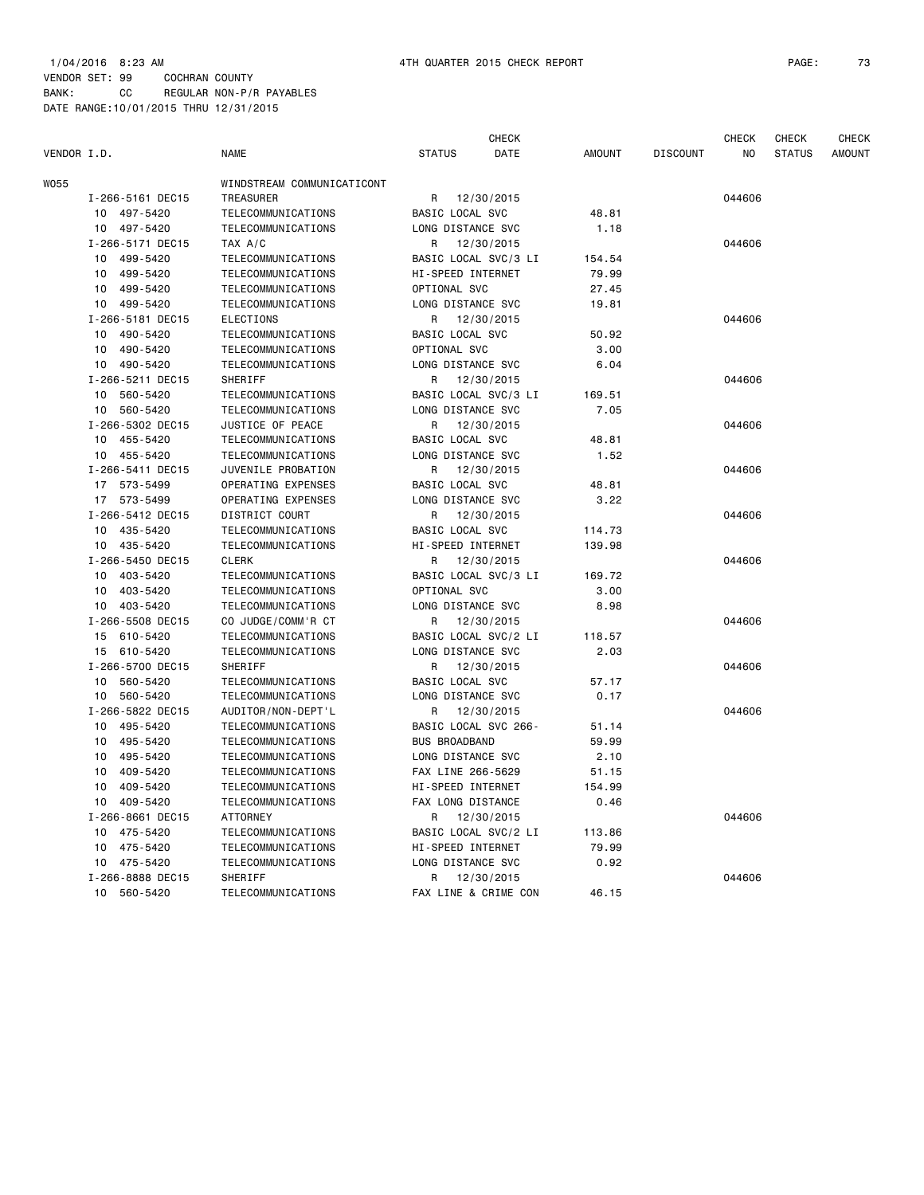1/04/2016 8:23 AM 4TH QUARTER 2015 CHECK REPORT

VENDOR SET: 99 COCHRAN COUNTY
BANK: CC REGULAR NON-P/R PAYABLES
DATE RANGE:10/01/2015 THRU 12/31/2015

| VENDOR I.D. | NAME | STATUS | CHECK DATE | AMOUNT | DISCOUNT | CHECK NO | CHECK STATUS | CHECK AMOUNT |
|---|---|---|---|---|---|---|---|---|
| W055 | WINDSTREAM COMMUNICATICONT | | | | | | | |
| I-266-5161 DEC15 | TREASURER | R | 12/30/2015 | | | 044606 | | |
| 10 497-5420 | TELECOMMUNICATIONS | BASIC LOCAL SVC | | 48.81 | | | | |
| 10 497-5420 | TELECOMMUNICATIONS | LONG DISTANCE SVC | | 1.18 | | | | |
| I-266-5171 DEC15 | TAX A/C | R | 12/30/2015 | | | 044606 | | |
| 10 499-5420 | TELECOMMUNICATIONS | BASIC LOCAL SVC/3 LI | | 154.54 | | | | |
| 10 499-5420 | TELECOMMUNICATIONS | HI-SPEED INTERNET | | 79.99 | | | | |
| 10 499-5420 | TELECOMMUNICATIONS | OPTIONAL SVC | | 27.45 | | | | |
| 10 499-5420 | TELECOMMUNICATIONS | LONG DISTANCE SVC | | 19.81 | | | | |
| I-266-5181 DEC15 | ELECTIONS | R | 12/30/2015 | | | 044606 | | |
| 10 490-5420 | TELECOMMUNICATIONS | BASIC LOCAL SVC | | 50.92 | | | | |
| 10 490-5420 | TELECOMMUNICATIONS | OPTIONAL SVC | | 3.00 | | | | |
| 10 490-5420 | TELECOMMUNICATIONS | LONG DISTANCE SVC | | 6.04 | | | | |
| I-266-5211 DEC15 | SHERIFF | R | 12/30/2015 | | | 044606 | | |
| 10 560-5420 | TELECOMMUNICATIONS | BASIC LOCAL SVC/3 LI | | 169.51 | | | | |
| 10 560-5420 | TELECOMMUNICATIONS | LONG DISTANCE SVC | | 7.05 | | | | |
| I-266-5302 DEC15 | JUSTICE OF PEACE | R | 12/30/2015 | | | 044606 | | |
| 10 455-5420 | TELECOMMUNICATIONS | BASIC LOCAL SVC | | 48.81 | | | | |
| 10 455-5420 | TELECOMMUNICATIONS | LONG DISTANCE SVC | | 1.52 | | | | |
| I-266-5411 DEC15 | JUVENILE PROBATION | R | 12/30/2015 | | | 044606 | | |
| 17 573-5499 | OPERATING EXPENSES | BASIC LOCAL SVC | | 48.81 | | | | |
| 17 573-5499 | OPERATING EXPENSES | LONG DISTANCE SVC | | 3.22 | | | | |
| I-266-5412 DEC15 | DISTRICT COURT | R | 12/30/2015 | | | 044606 | | |
| 10 435-5420 | TELECOMMUNICATIONS | BASIC LOCAL SVC | | 114.73 | | | | |
| 10 435-5420 | TELECOMMUNICATIONS | HI-SPEED INTERNET | | 139.98 | | | | |
| I-266-5450 DEC15 | CLERK | R | 12/30/2015 | | | 044606 | | |
| 10 403-5420 | TELECOMMUNICATIONS | BASIC LOCAL SVC/3 LI | | 169.72 | | | | |
| 10 403-5420 | TELECOMMUNICATIONS | OPTIONAL SVC | | 3.00 | | | | |
| 10 403-5420 | TELECOMMUNICATIONS | LONG DISTANCE SVC | | 8.98 | | | | |
| I-266-5508 DEC15 | CO JUDGE/COMM'R CT | R | 12/30/2015 | | | 044606 | | |
| 15 610-5420 | TELECOMMUNICATIONS | BASIC LOCAL SVC/2 LI | | 118.57 | | | | |
| 15 610-5420 | TELECOMMUNICATIONS | LONG DISTANCE SVC | | 2.03 | | | | |
| I-266-5700 DEC15 | SHERIFF | R | 12/30/2015 | | | 044606 | | |
| 10 560-5420 | TELECOMMUNICATIONS | BASIC LOCAL SVC | | 57.17 | | | | |
| 10 560-5420 | TELECOMMUNICATIONS | LONG DISTANCE SVC | | 0.17 | | | | |
| I-266-5822 DEC15 | AUDITOR/NON-DEPT'L | R | 12/30/2015 | | | 044606 | | |
| 10 495-5420 | TELECOMMUNICATIONS | BASIC LOCAL SVC 266- | | 51.14 | | | | |
| 10 495-5420 | TELECOMMUNICATIONS | BUS BROADBAND | | 59.99 | | | | |
| 10 495-5420 | TELECOMMUNICATIONS | LONG DISTANCE SVC | | 2.10 | | | | |
| 10 409-5420 | TELECOMMUNICATIONS | FAX LINE 266-5629 | | 51.15 | | | | |
| 10 409-5420 | TELECOMMUNICATIONS | HI-SPEED INTERNET | | 154.99 | | | | |
| 10 409-5420 | TELECOMMUNICATIONS | FAX LONG DISTANCE | | 0.46 | | | | |
| I-266-8661 DEC15 | ATTORNEY | R | 12/30/2015 | | | 044606 | | |
| 10 475-5420 | TELECOMMUNICATIONS | BASIC LOCAL SVC/2 LI | | 113.86 | | | | |
| 10 475-5420 | TELECOMMUNICATIONS | HI-SPEED INTERNET | | 79.99 | | | | |
| 10 475-5420 | TELECOMMUNICATIONS | LONG DISTANCE SVC | | 0.92 | | | | |
| I-266-8888 DEC15 | SHERIFF | R | 12/30/2015 | | | 044606 | | |
| 10 560-5420 | TELECOMMUNICATIONS | FAX LINE & CRIME CON | | 46.15 | | | | |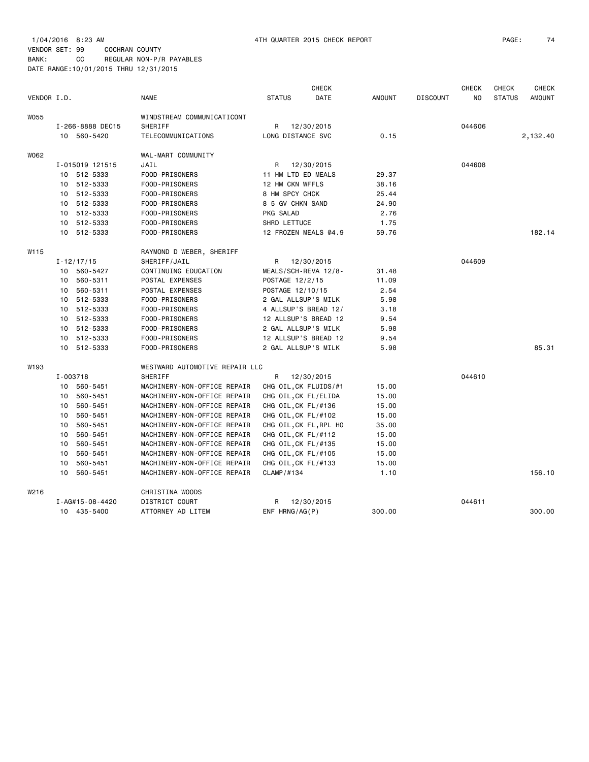1/04/2016 8:23 AM 4TH QUARTER 2015 CHECK REPORT

VENDOR SET: 99 COCHRAN COUNTY
BANK: CC REGULAR NON-P/R PAYABLES
DATE RANGE:10/01/2015 THRU 12/31/2015

| VENDOR I.D. | NAME | STATUS | CHECK DATE | AMOUNT | DISCOUNT | CHECK NO | CHECK STATUS | CHECK AMOUNT |
|---|---|---|---|---|---|---|---|---|
| W055 | WINDSTREAM COMMUNICATICONT | | | | | | | |
| I-266-8888 DEC15 | SHERIFF | R | 12/30/2015 | | | 044606 | | |
| 10 560-5420 | TELECOMMUNICATIONS | LONG DISTANCE SVC | | 0.15 | | | | 2,132.40 |
| W062 | WAL-MART COMMUNITY | | | | | | | |
| I-015019 121515 | JAIL | R | 12/30/2015 | | | 044608 | | |
| 10 512-5333 | FOOD-PRISONERS | 11 HM LTD ED MEALS | | 29.37 | | | | |
| 10 512-5333 | FOOD-PRISONERS | 12 HM CKN WFFLS | | 38.16 | | | | |
| 10 512-5333 | FOOD-PRISONERS | 8 HM SPCY CHCK | | 25.44 | | | | |
| 10 512-5333 | FOOD-PRISONERS | 8 5 GV CHKN SAND | | 24.90 | | | | |
| 10 512-5333 | FOOD-PRISONERS | PKG SALAD | | 2.76 | | | | |
| 10 512-5333 | FOOD-PRISONERS | SHRD LETTUCE | | 1.75 | | | | |
| 10 512-5333 | FOOD-PRISONERS | 12 FROZEN MEALS @4.9 | | 59.76 | | | | 182.14 |
| W115 | RAYMOND D WEBER, SHERIFF | | | | | | | |
| I-12/17/15 | SHERIFF/JAIL | R | 12/30/2015 | | | 044609 | | |
| 10 560-5427 | CONTINUING EDUCATION | MEALS/SCH-REVA 12/8- | | 31.48 | | | | |
| 10 560-5311 | POSTAL EXPENSES | POSTAGE 12/2/15 | | 11.09 | | | | |
| 10 560-5311 | POSTAL EXPENSES | POSTAGE 12/10/15 | | 2.54 | | | | |
| 10 512-5333 | FOOD-PRISONERS | 2 GAL ALLSUP'S MILK | | 5.98 | | | | |
| 10 512-5333 | FOOD-PRISONERS | 4 ALLSUP'S BREAD 12/ | | 3.18 | | | | |
| 10 512-5333 | FOOD-PRISONERS | 12 ALLSUP'S BREAD 12 | | 9.54 | | | | |
| 10 512-5333 | FOOD-PRISONERS | 2 GAL ALLSUP'S MILK | | 5.98 | | | | |
| 10 512-5333 | FOOD-PRISONERS | 12 ALLSUP'S BREAD 12 | | 9.54 | | | | |
| 10 512-5333 | FOOD-PRISONERS | 2 GAL ALLSUP'S MILK | | 5.98 | | | | 85.31 |
| W193 | WESTWARD AUTOMOTIVE REPAIR LLC | | | | | | | |
| I-003718 | SHERIFF | R | 12/30/2015 | | | 044610 | | |
| 10 560-5451 | MACHINERY-NON-OFFICE REPAIR | CHG OIL,CK FLUIDS/#1 | | 15.00 | | | | |
| 10 560-5451 | MACHINERY-NON-OFFICE REPAIR | CHG OIL,CK FL/ELIDA | | 15.00 | | | | |
| 10 560-5451 | MACHINERY-NON-OFFICE REPAIR | CHG OIL,CK FL/#136 | | 15.00 | | | | |
| 10 560-5451 | MACHINERY-NON-OFFICE REPAIR | CHG OIL,CK FL/#102 | | 15.00 | | | | |
| 10 560-5451 | MACHINERY-NON-OFFICE REPAIR | CHG OIL,CK FL,RPL HO | | 35.00 | | | | |
| 10 560-5451 | MACHINERY-NON-OFFICE REPAIR | CHG OIL,CK FL/#112 | | 15.00 | | | | |
| 10 560-5451 | MACHINERY-NON-OFFICE REPAIR | CHG OIL,CK FL/#135 | | 15.00 | | | | |
| 10 560-5451 | MACHINERY-NON-OFFICE REPAIR | CHG OIL,CK FL/#105 | | 15.00 | | | | |
| 10 560-5451 | MACHINERY-NON-OFFICE REPAIR | CHG OIL,CK FL/#133 | | 15.00 | | | | |
| 10 560-5451 | MACHINERY-NON-OFFICE REPAIR | CLAMP/#134 | | 1.10 | | | | 156.10 |
| W216 | CHRISTINA WOODS | | | | | | | |
| I-AG#15-08-4420 | DISTRICT COURT | R | 12/30/2015 | | | 044611 | | |
| 10 435-5400 | ATTORNEY AD LITEM | ENF HRNG/AG(P) | | 300.00 | | | | 300.00 |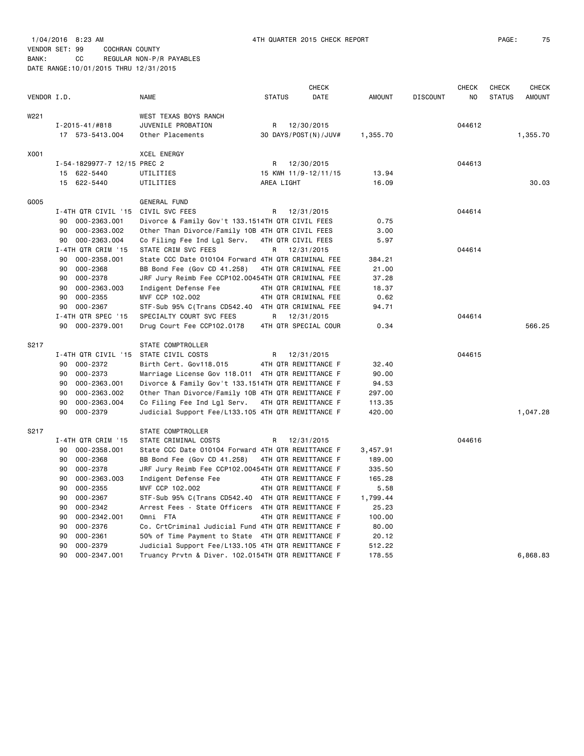1/04/2016 8:23 AM 4TH QUARTER 2015 CHECK REPORT

VENDOR SET: 99 COCHRAN COUNTY
BANK: CC REGULAR NON-P/R PAYABLES
DATE RANGE:10/01/2015 THRU 12/31/2015

| VENDOR I.D. | | NAME | STATUS | CHECK DATE | AMOUNT | DISCOUNT | CHECK NO | CHECK STATUS | CHECK AMOUNT |
|---|---|---|---|---|---|---|---|---|---|
| W221 | | WEST TEXAS BOYS RANCH | | | | | | | |
| | I-2015-41/#818 | JUVENILE PROBATION | R | 12/30/2015 | | | 044612 | | |
| | 17 573-5413.004 | Other Placements | 30 DAYS/POST(N)/JUV# | | 1,355.70 | | | | 1,355.70 |
| X001 | | XCEL ENERGY | | | | | | | |
| | I-54-1829977-7 12/15 PREC 2 | | R | 12/30/2015 | | | 044613 | | |
| | 15 622-5440 | UTILITIES | 15 KWH 11/9-12/11/15 | | 13.94 | | | | |
| | 15 622-5440 | UTILITIES | AREA LIGHT | | 16.09 | | | | 30.03 |
| G005 | | GENERAL FUND | | | | | | | |
| | I-4TH QTR CIVIL '15 | CIVIL SVC FEES | R | 12/31/2015 | | | 044614 | | |
| | 90 000-2363.001 | Divorce & Family Gov't 133.151 | 4TH QTR CIVIL FEES | | 0.75 | | | | |
| | 90 000-2363.002 | Other Than Divorce/Family 10B | 4TH QTR CIVIL FEES | | 3.00 | | | | |
| | 90 000-2363.004 | Co Filing Fee Ind Lgl Serv. | 4TH QTR CIVIL FEES | | 5.97 | | | | |
| | I-4TH QTR CRIM '15 | STATE CRIM SVC FEES | R | 12/31/2015 | | | 044614 | | |
| | 90 000-2358.001 | State CCC Date 010104 Forward | 4TH QTR CRIMINAL FEE | | 384.21 | | | | |
| | 90 000-2368 | BB Bond Fee (Gov CD 41.258) | 4TH QTR CRIMINAL FEE | | 21.00 | | | | |
| | 90 000-2378 | JRF Jury Reimb Fee CCP102.0045 | 4TH QTR CRIMINAL FEE | | 37.28 | | | | |
| | 90 000-2363.003 | Indigent Defense Fee | 4TH QTR CRIMINAL FEE | | 18.37 | | | | |
| | 90 000-2355 | MVF CCP 102.002 | 4TH QTR CRIMINAL FEE | | 0.62 | | | | |
| | 90 000-2367 | STF-Sub 95% C(Trans CD542.40 | 4TH QTR CRIMINAL FEE | | 94.71 | | | | |
| | I-4TH QTR SPEC '15 | SPECIALTY COURT SVC FEES | R | 12/31/2015 | | | 044614 | | |
| | 90 000-2379.001 | Drug Court Fee CCP102.0178 | 4TH QTR SPECIAL COUR | | 0.34 | | | | 566.25 |
| S217 | | STATE COMPTROLLER | | | | | | | |
| | I-4TH QTR CIVIL '15 | STATE CIVIL COSTS | R | 12/31/2015 | | | 044615 | | |
| | 90 000-2372 | Birth Cert. Gov118.015 | 4TH QTR REMITTANCE F | | 32.40 | | | | |
| | 90 000-2373 | Marriage License Gov 118.011 | 4TH QTR REMITTANCE F | | 90.00 | | | | |
| | 90 000-2363.001 | Divorce & Family Gov't 133.151 | 4TH QTR REMITTANCE F | | 94.53 | | | | |
| | 90 000-2363.002 | Other Than Divorce/Family 10B | 4TH QTR REMITTANCE F | | 297.00 | | | | |
| | 90 000-2363.004 | Co Filing Fee Ind Lgl Serv. | 4TH QTR REMITTANCE F | | 113.35 | | | | |
| | 90 000-2379 | Judicial Support Fee/L133.105 | 4TH QTR REMITTANCE F | | 420.00 | | | | 1,047.28 |
| S217 | | STATE COMPTROLLER | | | | | | | |
| | I-4TH QTR CRIM '15 | STATE CRIMINAL COSTS | R | 12/31/2015 | | | 044616 | | |
| | 90 000-2358.001 | State CCC Date 010104 Forward | 4TH QTR REMITTANCE F | | 3,457.91 | | | | |
| | 90 000-2368 | BB Bond Fee (Gov CD 41.258) | 4TH QTR REMITTANCE F | | 189.00 | | | | |
| | 90 000-2378 | JRF Jury Reimb Fee CCP102.0045 | 4TH QTR REMITTANCE F | | 335.50 | | | | |
| | 90 000-2363.003 | Indigent Defense Fee | 4TH QTR REMITTANCE F | | 165.28 | | | | |
| | 90 000-2355 | MVF CCP 102.002 | 4TH QTR REMITTANCE F | | 5.58 | | | | |
| | 90 000-2367 | STF-Sub 95% C(Trans CD542.40 | 4TH QTR REMITTANCE F | | 1,799.44 | | | | |
| | 90 000-2342 | Arrest Fees - State Officers | 4TH QTR REMITTANCE F | | 25.23 | | | | |
| | 90 000-2342.001 | Omni FTA | 4TH QTR REMITTANCE F | | 100.00 | | | | |
| | 90 000-2376 | Co. CrtCriminal Judicial Fund | 4TH QTR REMITTANCE F | | 80.00 | | | | |
| | 90 000-2361 | 50% of Time Payment to State | 4TH QTR REMITTANCE F | | 20.12 | | | | |
| | 90 000-2379 | Judicial Support Fee/L133.105 | 4TH QTR REMITTANCE F | | 512.22 | | | | |
| | 90 000-2347.001 | Truancy Prvtn & Diver. 102.015 | 4TH QTR REMITTANCE F | | 178.55 | | | | 6,868.83 |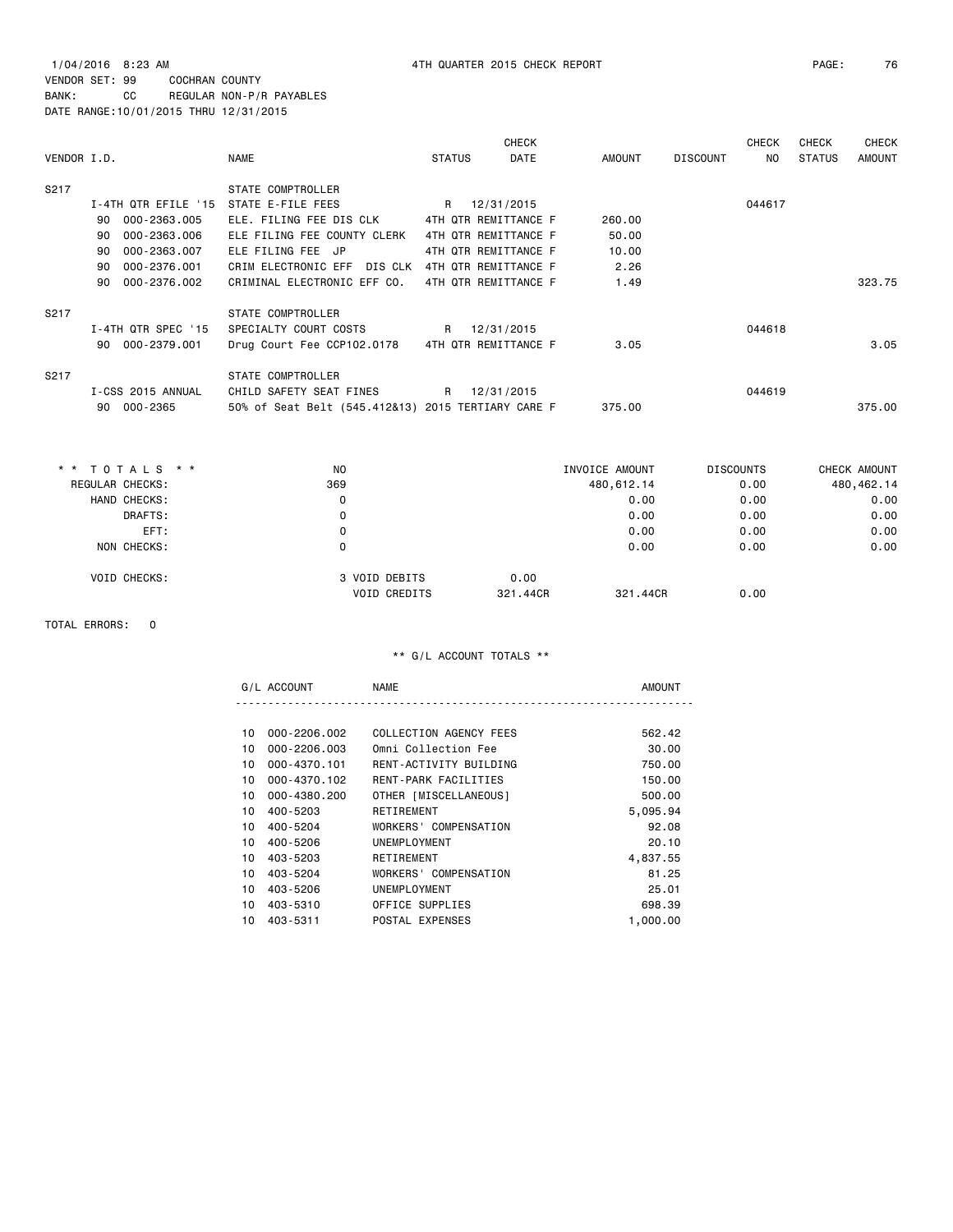1/04/2016 8:23 AM 4TH QUARTER 2015 CHECK REPORT

VENDOR SET: 99 COCHRAN COUNTY
BANK: CC REGULAR NON-P/R PAYABLES
DATE RANGE:10/01/2015 THRU 12/31/2015

| VENDOR I.D. | NAME | STATUS | CHECK DATE | AMOUNT | DISCOUNT | CHECK NO | CHECK STATUS | CHECK AMOUNT |
|---|---|---|---|---|---|---|---|---|
| S217 | STATE COMPTROLLER | | | | | | | |
| I-4TH QTR EFILE '15 | STATE E-FILE FEES | R | 12/31/2015 | | | 044617 | | |
| 90 000-2363.005 | ELE. FILING FEE DIS CLK | 4TH QTR REMITTANCE F | | 260.00 | | | | |
| 90 000-2363.006 | ELE FILING FEE COUNTY CLERK | 4TH QTR REMITTANCE F | | 50.00 | | | | |
| 90 000-2363.007 | ELE FILING FEE JP | 4TH QTR REMITTANCE F | | 10.00 | | | | |
| 90 000-2376.001 | CRIM ELECTRONIC EFF DIS CLK | 4TH QTR REMITTANCE F | | 2.26 | | | | |
| 90 000-2376.002 | CRIMINAL ELECTRONIC EFF CO. | 4TH QTR REMITTANCE F | | 1.49 | | | | 323.75 |
| S217 | STATE COMPTROLLER | | | | | | | |
| I-4TH QTR SPEC '15 | SPECIALTY COURT COSTS | R | 12/31/2015 | | | 044618 | | |
| 90 000-2379.001 | Drug Court Fee CCP102.0178 | 4TH QTR REMITTANCE F | | 3.05 | | | | 3.05 |
| S217 | STATE COMPTROLLER | | | | | | | |
| I-CSS 2015 ANNUAL | CHILD SAFETY SEAT FINES | R | 12/31/2015 | | | 044619 | | |
| 90 000-2365 | 50% of Seat Belt (545.412&13) | 2015 TERTIARY CARE F | | 375.00 | | | | 375.00 |

| * * TOTALS * * | NO | | INVOICE AMOUNT | DISCOUNTS | CHECK AMOUNT |
|---|---|---|---|---|---|
| REGULAR CHECKS: | 369 | | 480,612.14 | 0.00 | 480,462.14 |
| HAND CHECKS: | 0 | | 0.00 | 0.00 | 0.00 |
| DRAFTS: | 0 | | 0.00 | 0.00 | 0.00 |
| EFT: | 0 | | 0.00 | 0.00 | 0.00 |
| NON CHECKS: | 0 | | 0.00 | 0.00 | 0.00 |
| VOID CHECKS: | 3 VOID DEBITS | 0.00 | | | |
| | VOID CREDITS | 321.44CR | 321.44CR | 0.00 | |

TOTAL ERRORS: 0

** G/L ACCOUNT TOTALS **

| G/L ACCOUNT | NAME | AMOUNT |
|---|---|---|
| 10 000-2206.002 | COLLECTION AGENCY FEES | 562.42 |
| 10 000-2206.003 | Omni Collection Fee | 30.00 |
| 10 000-4370.101 | RENT-ACTIVITY BUILDING | 750.00 |
| 10 000-4370.102 | RENT-PARK FACILITIES | 150.00 |
| 10 000-4380.200 | OTHER [MISCELLANEOUS] | 500.00 |
| 10 400-5203 | RETIREMENT | 5,095.94 |
| 10 400-5204 | WORKERS' COMPENSATION | 92.08 |
| 10 400-5206 | UNEMPLOYMENT | 20.10 |
| 10 403-5203 | RETIREMENT | 4,837.55 |
| 10 403-5204 | WORKERS' COMPENSATION | 81.25 |
| 10 403-5206 | UNEMPLOYMENT | 25.01 |
| 10 403-5310 | OFFICE SUPPLIES | 698.39 |
| 10 403-5311 | POSTAL EXPENSES | 1,000.00 |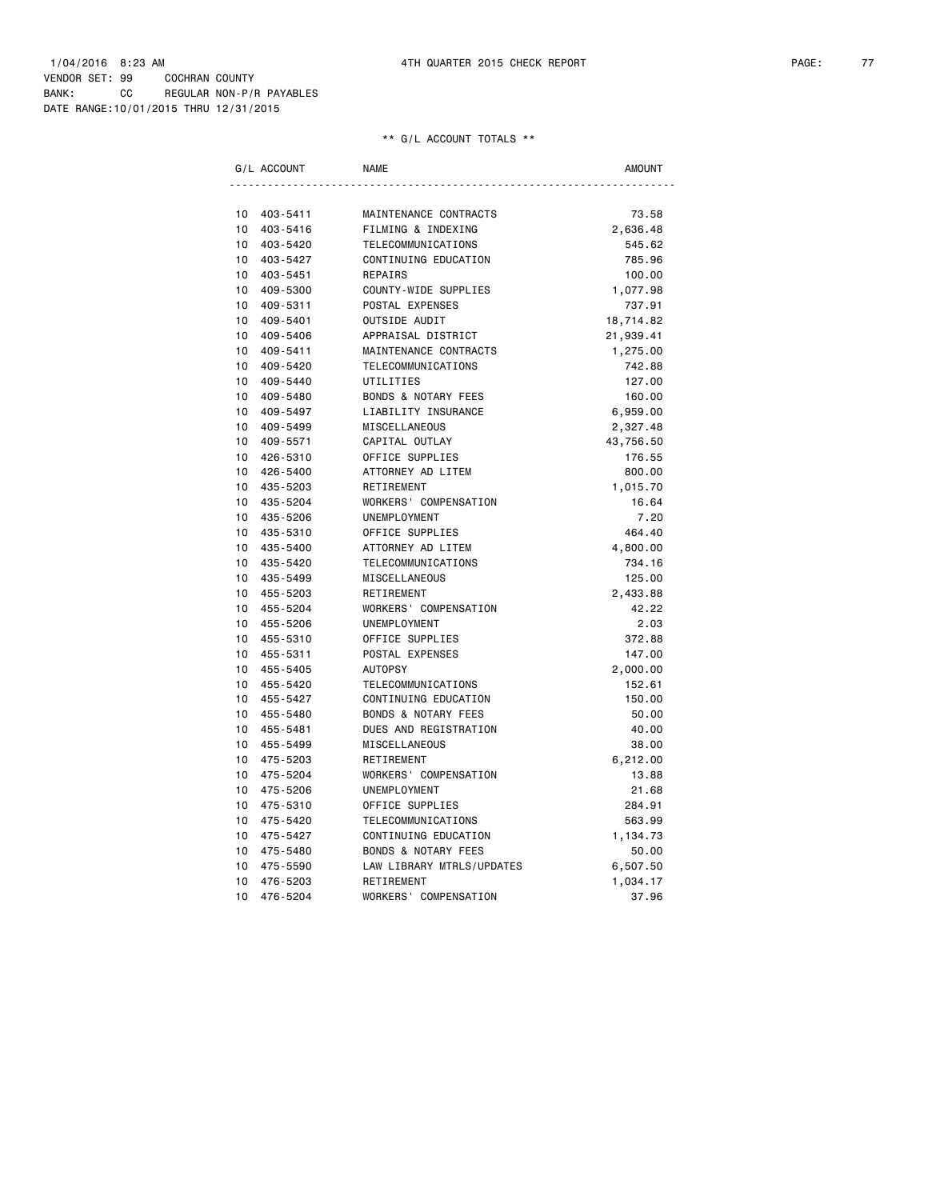1/04/2016 8:23 AM 4TH QUARTER 2015 CHECK REPORT

VENDOR SET: 99 COCHRAN COUNTY
BANK: CC REGULAR NON-P/R PAYABLES
DATE RANGE:10/01/2015 THRU 12/31/2015

** G/L ACCOUNT TOTALS **

| G/L ACCOUNT | | NAME | AMOUNT |
|---|---|---|---|
| 10 | 403-5411 | MAINTENANCE CONTRACTS | 73.58 |
| 10 | 403-5416 | FILMING & INDEXING | 2,636.48 |
| 10 | 403-5420 | TELECOMMUNICATIONS | 545.62 |
| 10 | 403-5427 | CONTINUING EDUCATION | 785.96 |
| 10 | 403-5451 | REPAIRS | 100.00 |
| 10 | 409-5300 | COUNTY-WIDE SUPPLIES | 1,077.98 |
| 10 | 409-5311 | POSTAL EXPENSES | 737.91 |
| 10 | 409-5401 | OUTSIDE AUDIT | 18,714.82 |
| 10 | 409-5406 | APPRAISAL DISTRICT | 21,939.41 |
| 10 | 409-5411 | MAINTENANCE CONTRACTS | 1,275.00 |
| 10 | 409-5420 | TELECOMMUNICATIONS | 742.88 |
| 10 | 409-5440 | UTILITIES | 127.00 |
| 10 | 409-5480 | BONDS & NOTARY FEES | 160.00 |
| 10 | 409-5497 | LIABILITY INSURANCE | 6,959.00 |
| 10 | 409-5499 | MISCELLANEOUS | 2,327.48 |
| 10 | 409-5571 | CAPITAL OUTLAY | 43,756.50 |
| 10 | 426-5310 | OFFICE SUPPLIES | 176.55 |
| 10 | 426-5400 | ATTORNEY AD LITEM | 800.00 |
| 10 | 435-5203 | RETIREMENT | 1,015.70 |
| 10 | 435-5204 | WORKERS' COMPENSATION | 16.64 |
| 10 | 435-5206 | UNEMPLOYMENT | 7.20 |
| 10 | 435-5310 | OFFICE SUPPLIES | 464.40 |
| 10 | 435-5400 | ATTORNEY AD LITEM | 4,800.00 |
| 10 | 435-5420 | TELECOMMUNICATIONS | 734.16 |
| 10 | 435-5499 | MISCELLANEOUS | 125.00 |
| 10 | 455-5203 | RETIREMENT | 2,433.88 |
| 10 | 455-5204 | WORKERS' COMPENSATION | 42.22 |
| 10 | 455-5206 | UNEMPLOYMENT | 2.03 |
| 10 | 455-5310 | OFFICE SUPPLIES | 372.88 |
| 10 | 455-5311 | POSTAL EXPENSES | 147.00 |
| 10 | 455-5405 | AUTOPSY | 2,000.00 |
| 10 | 455-5420 | TELECOMMUNICATIONS | 152.61 |
| 10 | 455-5427 | CONTINUING EDUCATION | 150.00 |
| 10 | 455-5480 | BONDS & NOTARY FEES | 50.00 |
| 10 | 455-5481 | DUES AND REGISTRATION | 40.00 |
| 10 | 455-5499 | MISCELLANEOUS | 38.00 |
| 10 | 475-5203 | RETIREMENT | 6,212.00 |
| 10 | 475-5204 | WORKERS' COMPENSATION | 13.88 |
| 10 | 475-5206 | UNEMPLOYMENT | 21.68 |
| 10 | 475-5310 | OFFICE SUPPLIES | 284.91 |
| 10 | 475-5420 | TELECOMMUNICATIONS | 563.99 |
| 10 | 475-5427 | CONTINUING EDUCATION | 1,134.73 |
| 10 | 475-5480 | BONDS & NOTARY FEES | 50.00 |
| 10 | 475-5590 | LAW LIBRARY MTRLS/UPDATES | 6,507.50 |
| 10 | 476-5203 | RETIREMENT | 1,034.17 |
| 10 | 476-5204 | WORKERS' COMPENSATION | 37.96 |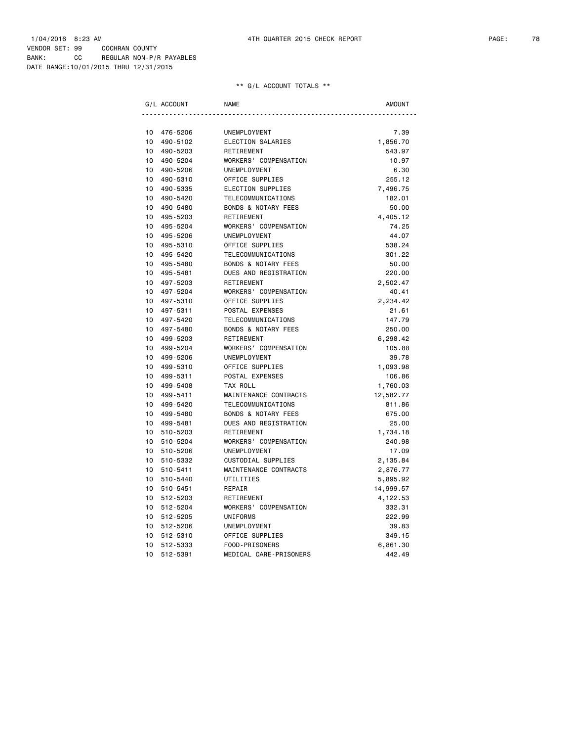1/04/2016 8:23 AM 4TH QUARTER 2015 CHECK REPORT

VENDOR SET: 99 COCHRAN COUNTY
BANK: CC REGULAR NON-P/R PAYABLES
DATE RANGE:10/01/2015 THRU 12/31/2015

** G/L ACCOUNT TOTALS **

| G/L ACCOUNT | | NAME | AMOUNT |
|---|---|---|---|
| 10 | 476-5206 | UNEMPLOYMENT | 7.39 |
| 10 | 490-5102 | ELECTION SALARIES | 1,856.70 |
| 10 | 490-5203 | RETIREMENT | 543.97 |
| 10 | 490-5204 | WORKERS' COMPENSATION | 10.97 |
| 10 | 490-5206 | UNEMPLOYMENT | 6.30 |
| 10 | 490-5310 | OFFICE SUPPLIES | 255.12 |
| 10 | 490-5335 | ELECTION SUPPLIES | 7,496.75 |
| 10 | 490-5420 | TELECOMMUNICATIONS | 182.01 |
| 10 | 490-5480 | BONDS & NOTARY FEES | 50.00 |
| 10 | 495-5203 | RETIREMENT | 4,405.12 |
| 10 | 495-5204 | WORKERS' COMPENSATION | 74.25 |
| 10 | 495-5206 | UNEMPLOYMENT | 44.07 |
| 10 | 495-5310 | OFFICE SUPPLIES | 538.24 |
| 10 | 495-5420 | TELECOMMUNICATIONS | 301.22 |
| 10 | 495-5480 | BONDS & NOTARY FEES | 50.00 |
| 10 | 495-5481 | DUES AND REGISTRATION | 220.00 |
| 10 | 497-5203 | RETIREMENT | 2,502.47 |
| 10 | 497-5204 | WORKERS' COMPENSATION | 40.41 |
| 10 | 497-5310 | OFFICE SUPPLIES | 2,234.42 |
| 10 | 497-5311 | POSTAL EXPENSES | 21.61 |
| 10 | 497-5420 | TELECOMMUNICATIONS | 147.79 |
| 10 | 497-5480 | BONDS & NOTARY FEES | 250.00 |
| 10 | 499-5203 | RETIREMENT | 6,298.42 |
| 10 | 499-5204 | WORKERS' COMPENSATION | 105.88 |
| 10 | 499-5206 | UNEMPLOYMENT | 39.78 |
| 10 | 499-5310 | OFFICE SUPPLIES | 1,093.98 |
| 10 | 499-5311 | POSTAL EXPENSES | 106.86 |
| 10 | 499-5408 | TAX ROLL | 1,760.03 |
| 10 | 499-5411 | MAINTENANCE CONTRACTS | 12,582.77 |
| 10 | 499-5420 | TELECOMMUNICATIONS | 811.86 |
| 10 | 499-5480 | BONDS & NOTARY FEES | 675.00 |
| 10 | 499-5481 | DUES AND REGISTRATION | 25.00 |
| 10 | 510-5203 | RETIREMENT | 1,734.18 |
| 10 | 510-5204 | WORKERS' COMPENSATION | 240.98 |
| 10 | 510-5206 | UNEMPLOYMENT | 17.09 |
| 10 | 510-5332 | CUSTODIAL SUPPLIES | 2,135.84 |
| 10 | 510-5411 | MAINTENANCE CONTRACTS | 2,876.77 |
| 10 | 510-5440 | UTILITIES | 5,895.92 |
| 10 | 510-5451 | REPAIR | 14,999.57 |
| 10 | 512-5203 | RETIREMENT | 4,122.53 |
| 10 | 512-5204 | WORKERS' COMPENSATION | 332.31 |
| 10 | 512-5205 | UNIFORMS | 222.99 |
| 10 | 512-5206 | UNEMPLOYMENT | 39.83 |
| 10 | 512-5310 | OFFICE SUPPLIES | 349.15 |
| 10 | 512-5333 | FOOD-PRISONERS | 6,861.30 |
| 10 | 512-5391 | MEDICAL CARE-PRISONERS | 442.49 |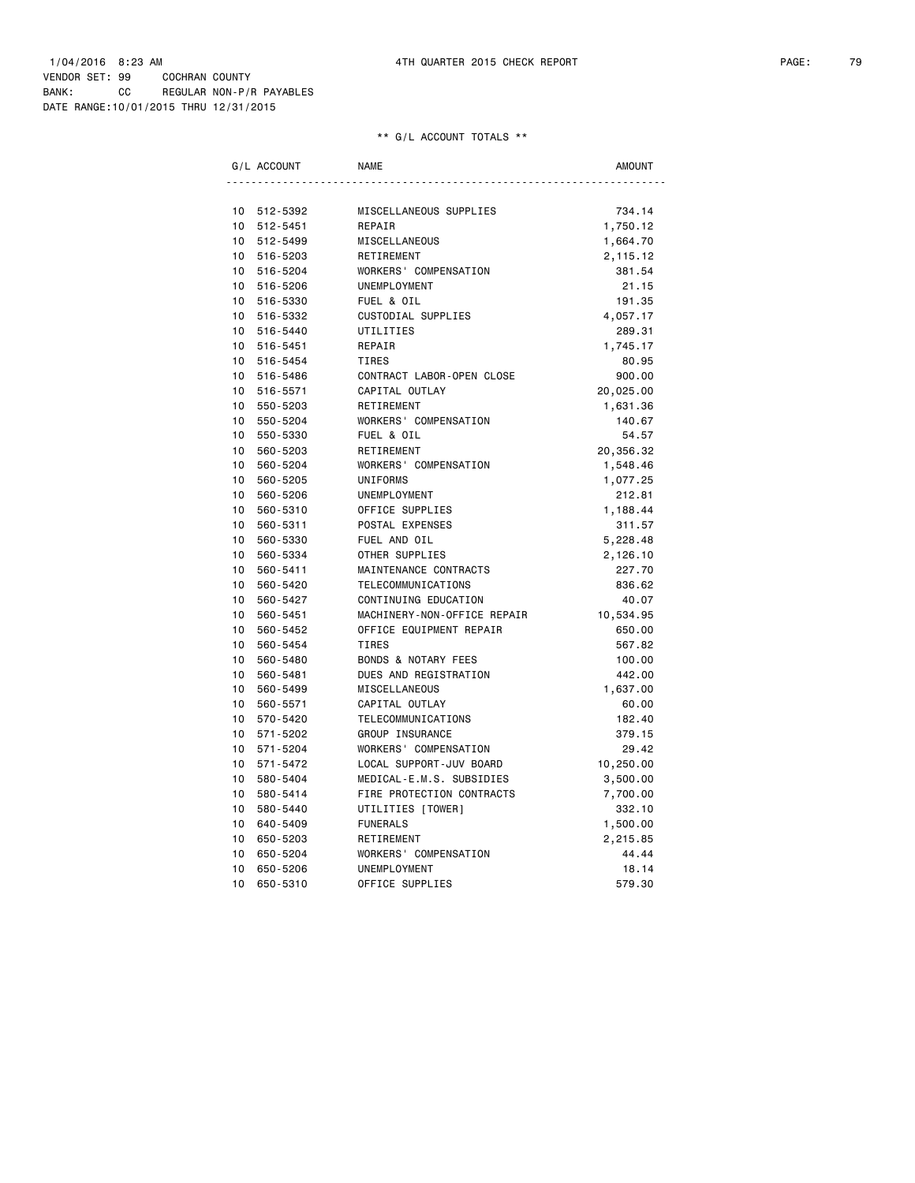1/04/2016 8:23 AM 4TH QUARTER 2015 CHECK REPORT

VENDOR SET: 99 COCHRAN COUNTY
BANK: CC REGULAR NON-P/R PAYABLES
DATE RANGE:10/01/2015 THRU 12/31/2015

** G/L ACCOUNT TOTALS **

| G/L ACCOUNT | | NAME | AMOUNT |
|---|---|---|---|
| 10 | 512-5392 | MISCELLANEOUS SUPPLIES | 734.14 |
| 10 | 512-5451 | REPAIR | 1,750.12 |
| 10 | 512-5499 | MISCELLANEOUS | 1,664.70 |
| 10 | 516-5203 | RETIREMENT | 2,115.12 |
| 10 | 516-5204 | WORKERS' COMPENSATION | 381.54 |
| 10 | 516-5206 | UNEMPLOYMENT | 21.15 |
| 10 | 516-5330 | FUEL & OIL | 191.35 |
| 10 | 516-5332 | CUSTODIAL SUPPLIES | 4,057.17 |
| 10 | 516-5440 | UTILITIES | 289.31 |
| 10 | 516-5451 | REPAIR | 1,745.17 |
| 10 | 516-5454 | TIRES | 80.95 |
| 10 | 516-5486 | CONTRACT LABOR-OPEN CLOSE | 900.00 |
| 10 | 516-5571 | CAPITAL OUTLAY | 20,025.00 |
| 10 | 550-5203 | RETIREMENT | 1,631.36 |
| 10 | 550-5204 | WORKERS' COMPENSATION | 140.67 |
| 10 | 550-5330 | FUEL & OIL | 54.57 |
| 10 | 560-5203 | RETIREMENT | 20,356.32 |
| 10 | 560-5204 | WORKERS' COMPENSATION | 1,548.46 |
| 10 | 560-5205 | UNIFORMS | 1,077.25 |
| 10 | 560-5206 | UNEMPLOYMENT | 212.81 |
| 10 | 560-5310 | OFFICE SUPPLIES | 1,188.44 |
| 10 | 560-5311 | POSTAL EXPENSES | 311.57 |
| 10 | 560-5330 | FUEL AND OIL | 5,228.48 |
| 10 | 560-5334 | OTHER SUPPLIES | 2,126.10 |
| 10 | 560-5411 | MAINTENANCE CONTRACTS | 227.70 |
| 10 | 560-5420 | TELECOMMUNICATIONS | 836.62 |
| 10 | 560-5427 | CONTINUING EDUCATION | 40.07 |
| 10 | 560-5451 | MACHINERY-NON-OFFICE REPAIR | 10,534.95 |
| 10 | 560-5452 | OFFICE EQUIPMENT REPAIR | 650.00 |
| 10 | 560-5454 | TIRES | 567.82 |
| 10 | 560-5480 | BONDS & NOTARY FEES | 100.00 |
| 10 | 560-5481 | DUES AND REGISTRATION | 442.00 |
| 10 | 560-5499 | MISCELLANEOUS | 1,637.00 |
| 10 | 560-5571 | CAPITAL OUTLAY | 60.00 |
| 10 | 570-5420 | TELECOMMUNICATIONS | 182.40 |
| 10 | 571-5202 | GROUP INSURANCE | 379.15 |
| 10 | 571-5204 | WORKERS' COMPENSATION | 29.42 |
| 10 | 571-5472 | LOCAL SUPPORT-JUV BOARD | 10,250.00 |
| 10 | 580-5404 | MEDICAL-E.M.S. SUBSIDIES | 3,500.00 |
| 10 | 580-5414 | FIRE PROTECTION CONTRACTS | 7,700.00 |
| 10 | 580-5440 | UTILITIES [TOWER] | 332.10 |
| 10 | 640-5409 | FUNERALS | 1,500.00 |
| 10 | 650-5203 | RETIREMENT | 2,215.85 |
| 10 | 650-5204 | WORKERS' COMPENSATION | 44.44 |
| 10 | 650-5206 | UNEMPLOYMENT | 18.14 |
| 10 | 650-5310 | OFFICE SUPPLIES | 579.30 |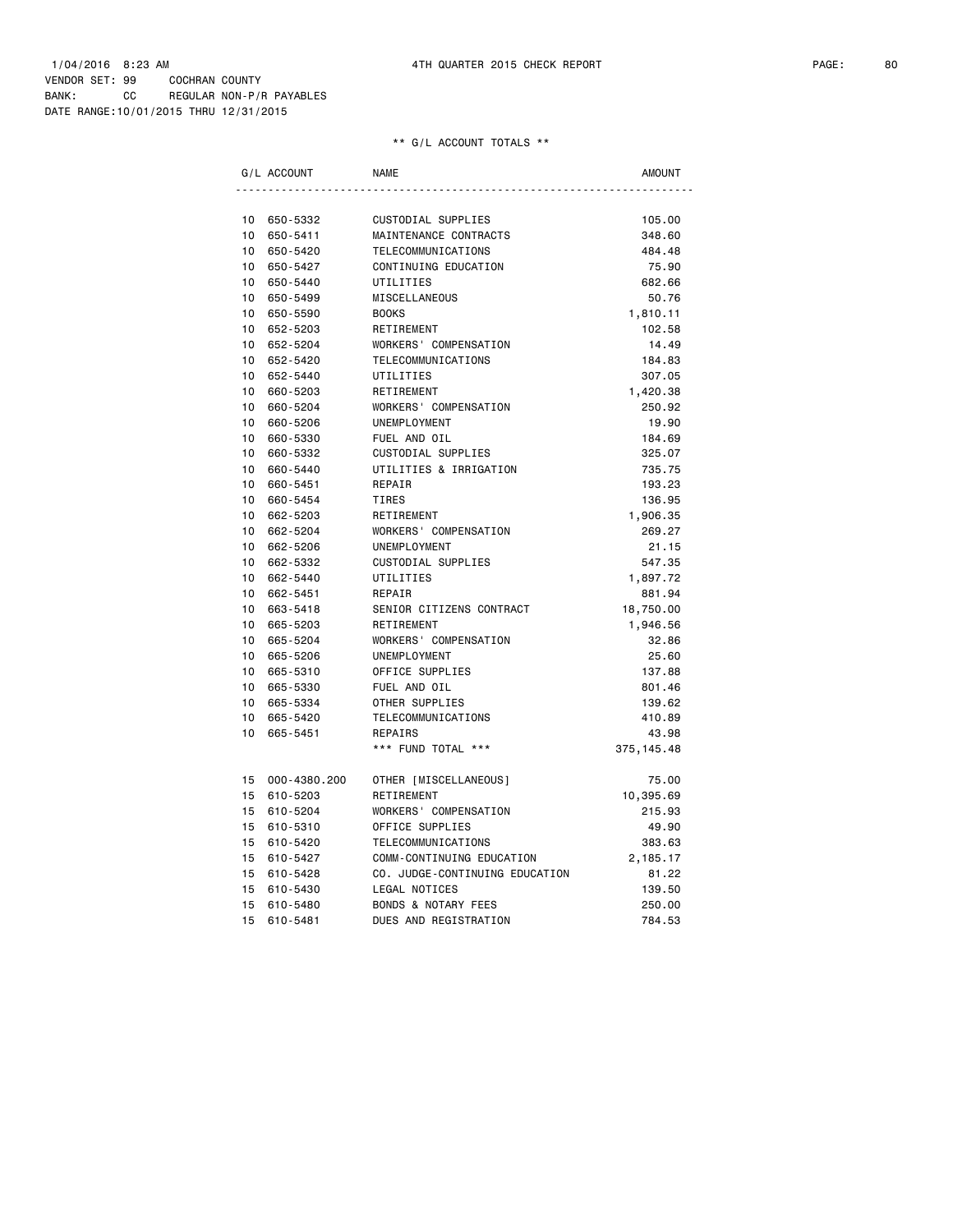1/04/2016 8:23 AM 4TH QUARTER 2015 CHECK REPORT

VENDOR SET: 99 COCHRAN COUNTY
BANK: CC REGULAR NON-P/R PAYABLES
DATE RANGE:10/01/2015 THRU 12/31/2015

** G/L ACCOUNT TOTALS **

| G/L ACCOUNT | | NAME | AMOUNT |
|---|---|---|---|
| 10 | 650-5332 | CUSTODIAL SUPPLIES | 105.00 |
| 10 | 650-5411 | MAINTENANCE CONTRACTS | 348.60 |
| 10 | 650-5420 | TELECOMMUNICATIONS | 484.48 |
| 10 | 650-5427 | CONTINUING EDUCATION | 75.90 |
| 10 | 650-5440 | UTILITIES | 682.66 |
| 10 | 650-5499 | MISCELLANEOUS | 50.76 |
| 10 | 650-5590 | BOOKS | 1,810.11 |
| 10 | 652-5203 | RETIREMENT | 102.58 |
| 10 | 652-5204 | WORKERS' COMPENSATION | 14.49 |
| 10 | 652-5420 | TELECOMMUNICATIONS | 184.83 |
| 10 | 652-5440 | UTILITIES | 307.05 |
| 10 | 660-5203 | RETIREMENT | 1,420.38 |
| 10 | 660-5204 | WORKERS' COMPENSATION | 250.92 |
| 10 | 660-5206 | UNEMPLOYMENT | 19.90 |
| 10 | 660-5330 | FUEL AND OIL | 184.69 |
| 10 | 660-5332 | CUSTODIAL SUPPLIES | 325.07 |
| 10 | 660-5440 | UTILITIES & IRRIGATION | 735.75 |
| 10 | 660-5451 | REPAIR | 193.23 |
| 10 | 660-5454 | TIRES | 136.95 |
| 10 | 662-5203 | RETIREMENT | 1,906.35 |
| 10 | 662-5204 | WORKERS' COMPENSATION | 269.27 |
| 10 | 662-5206 | UNEMPLOYMENT | 21.15 |
| 10 | 662-5332 | CUSTODIAL SUPPLIES | 547.35 |
| 10 | 662-5440 | UTILITIES | 1,897.72 |
| 10 | 662-5451 | REPAIR | 881.94 |
| 10 | 663-5418 | SENIOR CITIZENS CONTRACT | 18,750.00 |
| 10 | 665-5203 | RETIREMENT | 1,946.56 |
| 10 | 665-5204 | WORKERS' COMPENSATION | 32.86 |
| 10 | 665-5206 | UNEMPLOYMENT | 25.60 |
| 10 | 665-5310 | OFFICE SUPPLIES | 137.88 |
| 10 | 665-5330 | FUEL AND OIL | 801.46 |
| 10 | 665-5334 | OTHER SUPPLIES | 139.62 |
| 10 | 665-5420 | TELECOMMUNICATIONS | 410.89 |
| 10 | 665-5451 | REPAIRS | 43.98 |
| | | *** FUND TOTAL *** | 375,145.48 |
| 15 | 000-4380.200 | OTHER [MISCELLANEOUS] | 75.00 |
| 15 | 610-5203 | RETIREMENT | 10,395.69 |
| 15 | 610-5204 | WORKERS' COMPENSATION | 215.93 |
| 15 | 610-5310 | OFFICE SUPPLIES | 49.90 |
| 15 | 610-5420 | TELECOMMUNICATIONS | 383.63 |
| 15 | 610-5427 | COMM-CONTINUING EDUCATION | 2,185.17 |
| 15 | 610-5428 | CO. JUDGE-CONTINUING EDUCATION | 81.22 |
| 15 | 610-5430 | LEGAL NOTICES | 139.50 |
| 15 | 610-5480 | BONDS & NOTARY FEES | 250.00 |
| 15 | 610-5481 | DUES AND REGISTRATION | 784.53 |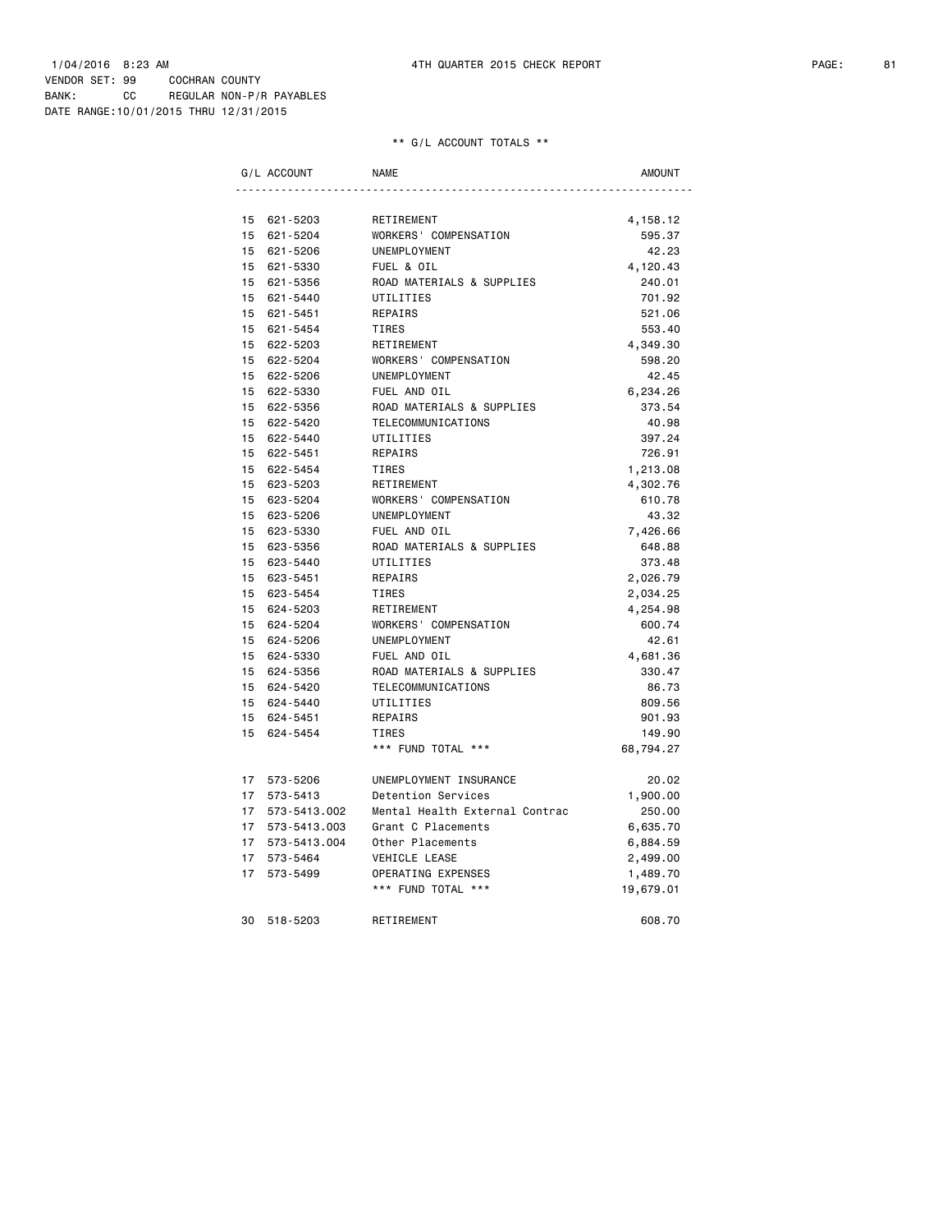1/04/2016 8:23 AM — 4TH QUARTER 2015 CHECK REPORT

VENDOR SET: 99 COCHRAN COUNTY
BANK: CC REGULAR NON-P/R PAYABLES
DATE RANGE:10/01/2015 THRU 12/31/2015

** G/L ACCOUNT TOTALS **

| G/L ACCOUNT | | NAME | AMOUNT |
|---|---|---|---|
| 15 | 621-5203 | RETIREMENT | 4,158.12 |
| 15 | 621-5204 | WORKERS' COMPENSATION | 595.37 |
| 15 | 621-5206 | UNEMPLOYMENT | 42.23 |
| 15 | 621-5330 | FUEL & OIL | 4,120.43 |
| 15 | 621-5356 | ROAD MATERIALS & SUPPLIES | 240.01 |
| 15 | 621-5440 | UTILITIES | 701.92 |
| 15 | 621-5451 | REPAIRS | 521.06 |
| 15 | 621-5454 | TIRES | 553.40 |
| 15 | 622-5203 | RETIREMENT | 4,349.30 |
| 15 | 622-5204 | WORKERS' COMPENSATION | 598.20 |
| 15 | 622-5206 | UNEMPLOYMENT | 42.45 |
| 15 | 622-5330 | FUEL AND OIL | 6,234.26 |
| 15 | 622-5356 | ROAD MATERIALS & SUPPLIES | 373.54 |
| 15 | 622-5420 | TELECOMMUNICATIONS | 40.98 |
| 15 | 622-5440 | UTILITIES | 397.24 |
| 15 | 622-5451 | REPAIRS | 726.91 |
| 15 | 622-5454 | TIRES | 1,213.08 |
| 15 | 623-5203 | RETIREMENT | 4,302.76 |
| 15 | 623-5204 | WORKERS' COMPENSATION | 610.78 |
| 15 | 623-5206 | UNEMPLOYMENT | 43.32 |
| 15 | 623-5330 | FUEL AND OIL | 7,426.66 |
| 15 | 623-5356 | ROAD MATERIALS & SUPPLIES | 648.88 |
| 15 | 623-5440 | UTILITIES | 373.48 |
| 15 | 623-5451 | REPAIRS | 2,026.79 |
| 15 | 623-5454 | TIRES | 2,034.25 |
| 15 | 624-5203 | RETIREMENT | 4,254.98 |
| 15 | 624-5204 | WORKERS' COMPENSATION | 600.74 |
| 15 | 624-5206 | UNEMPLOYMENT | 42.61 |
| 15 | 624-5330 | FUEL AND OIL | 4,681.36 |
| 15 | 624-5356 | ROAD MATERIALS & SUPPLIES | 330.47 |
| 15 | 624-5420 | TELECOMMUNICATIONS | 86.73 |
| 15 | 624-5440 | UTILITIES | 809.56 |
| 15 | 624-5451 | REPAIRS | 901.93 |
| 15 | 624-5454 | TIRES | 149.90 |
| | | *** FUND TOTAL *** | 68,794.27 |
| 17 | 573-5206 | UNEMPLOYMENT INSURANCE | 20.02 |
| 17 | 573-5413 | Detention Services | 1,900.00 |
| 17 | 573-5413.002 | Mental Health External Contrac | 250.00 |
| 17 | 573-5413.003 | Grant C Placements | 6,635.70 |
| 17 | 573-5413.004 | Other Placements | 6,884.59 |
| 17 | 573-5464 | VEHICLE LEASE | 2,499.00 |
| 17 | 573-5499 | OPERATING EXPENSES | 1,489.70 |
| | | *** FUND TOTAL *** | 19,679.01 |
| 30 | 518-5203 | RETIREMENT | 608.70 |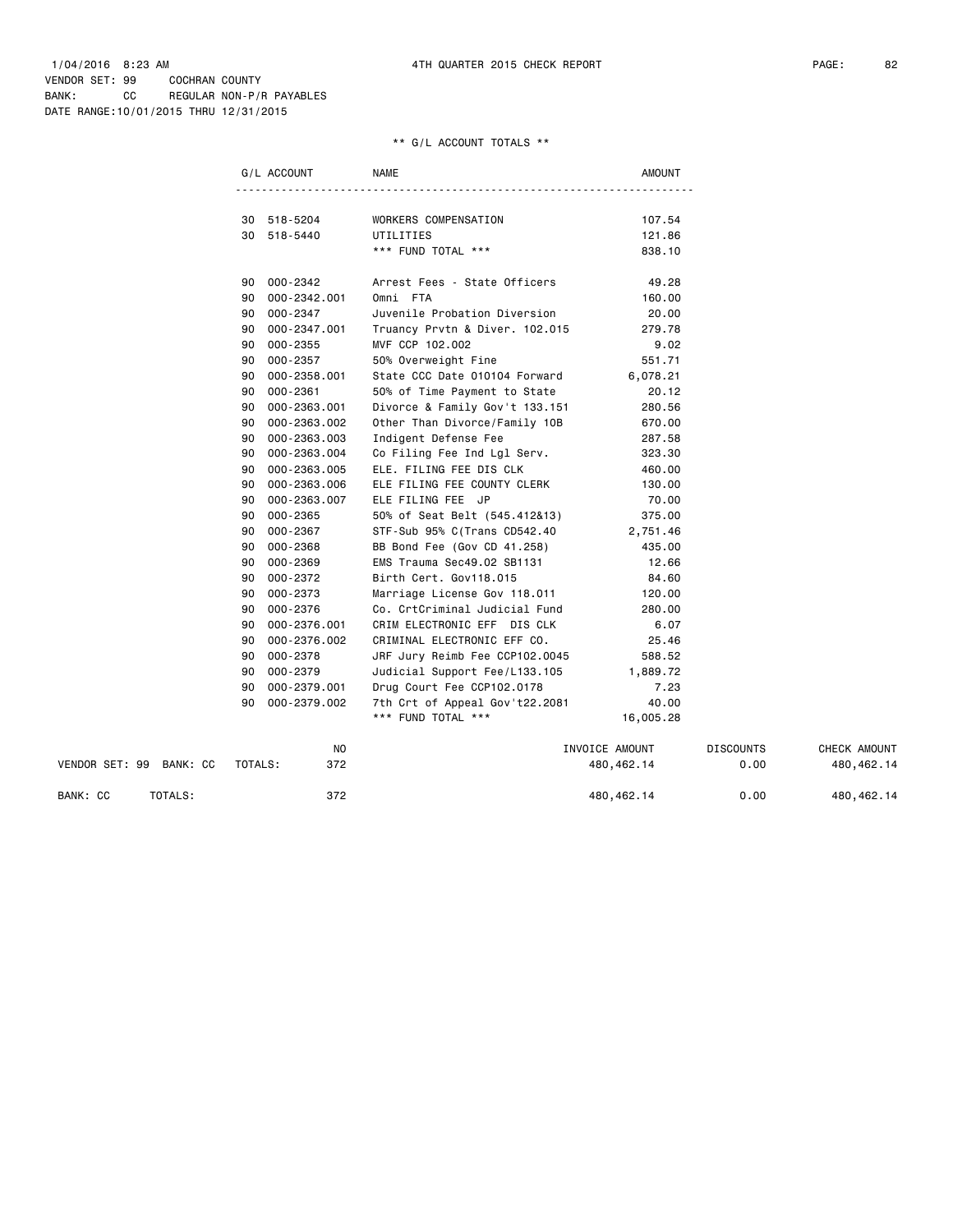1/04/2016 8:23 AM  4TH QUARTER 2015 CHECK REPORT

VENDOR SET: 99  COCHRAN COUNTY
BANK: CC  REGULAR NON-P/R PAYABLES
DATE RANGE:10/01/2015 THRU 12/31/2015

** G/L ACCOUNT TOTALS **

| G/L ACCOUNT | | NAME | AMOUNT |
|---|---|---|---|
| 30 | 518-5204 | WORKERS COMPENSATION | 107.54 |
| 30 | 518-5440 | UTILITIES | 121.86 |
| | | *** FUND TOTAL *** | 838.10 |
| 90 | 000-2342 | Arrest Fees - State Officers | 49.28 |
| 90 | 000-2342.001 | Omni FTA | 160.00 |
| 90 | 000-2347 | Juvenile Probation Diversion | 20.00 |
| 90 | 000-2347.001 | Truancy Prvtn & Diver. 102.015 | 279.78 |
| 90 | 000-2355 | MVF CCP 102.002 | 9.02 |
| 90 | 000-2357 | 50% Overweight Fine | 551.71 |
| 90 | 000-2358.001 | State CCC Date 010104 Forward | 6,078.21 |
| 90 | 000-2361 | 50% of Time Payment to State | 20.12 |
| 90 | 000-2363.001 | Divorce & Family Gov't 133.151 | 280.56 |
| 90 | 000-2363.002 | Other Than Divorce/Family 10B | 670.00 |
| 90 | 000-2363.003 | Indigent Defense Fee | 287.58 |
| 90 | 000-2363.004 | Co Filing Fee Ind Lgl Serv. | 323.30 |
| 90 | 000-2363.005 | ELE. FILING FEE DIS CLK | 460.00 |
| 90 | 000-2363.006 | ELE FILING FEE COUNTY CLERK | 130.00 |
| 90 | 000-2363.007 | ELE FILING FEE JP | 70.00 |
| 90 | 000-2365 | 50% of Seat Belt (545.412&13) | 375.00 |
| 90 | 000-2367 | STF-Sub 95% C(Trans CD542.40 | 2,751.46 |
| 90 | 000-2368 | BB Bond Fee (Gov CD 41.258) | 435.00 |
| 90 | 000-2369 | EMS Trauma Sec49.02 SB1131 | 12.66 |
| 90 | 000-2372 | Birth Cert. Gov118.015 | 84.60 |
| 90 | 000-2373 | Marriage License Gov 118.011 | 120.00 |
| 90 | 000-2376 | Co. CrtCriminal Judicial Fund | 280.00 |
| 90 | 000-2376.001 | CRIM ELECTRONIC EFF DIS CLK | 6.07 |
| 90 | 000-2376.002 | CRIMINAL ELECTRONIC EFF CO. | 25.46 |
| 90 | 000-2378 | JRF Jury Reimb Fee CCP102.0045 | 588.52 |
| 90 | 000-2379 | Judicial Support Fee/L133.105 | 1,889.72 |
| 90 | 000-2379.001 | Drug Court Fee CCP102.0178 | 7.23 |
| 90 | 000-2379.002 | 7th Crt of Appeal Gov't22.2081 | 40.00 |
| | | *** FUND TOTAL *** | 16,005.28 |

| | | NO | INVOICE AMOUNT | DISCOUNTS | CHECK AMOUNT |
|---|---|---|---|---|---|
| VENDOR SET: 99 BANK: CC | TOTALS: | 372 | 480,462.14 | 0.00 | 480,462.14 |
| BANK: CC | TOTALS: | 372 | 480,462.14 | 0.00 | 480,462.14 |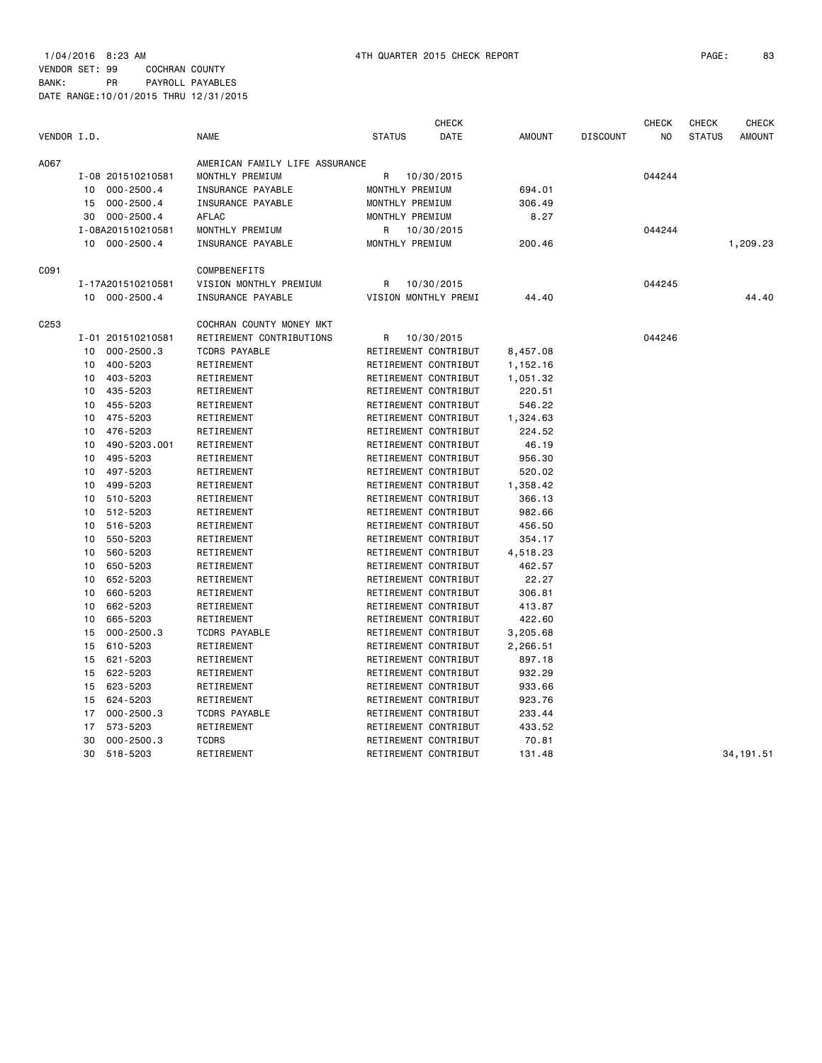1/04/2016 8:23 AM 4TH QUARTER 2015 CHECK REPORT

VENDOR SET: 99 COCHRAN COUNTY
BANK: PR PAYROLL PAYABLES
DATE RANGE:10/01/2015 THRU 12/31/2015

| VENDOR I.D. | | NAME | STATUS | CHECK DATE | AMOUNT | DISCOUNT | CHECK NO | CHECK STATUS | CHECK AMOUNT |
|---|---|---|---|---|---|---|---|---|---|
| A067 | | AMERICAN FAMILY LIFE ASSURANCE | | | | | | | |
| | I-08 201510210581 | MONTHLY PREMIUM | R | 10/30/2015 | | | 044244 | | |
| | 10 000-2500.4 | INSURANCE PAYABLE | MONTHLY PREMIUM | | 694.01 | | | | |
| | 15 000-2500.4 | INSURANCE PAYABLE | MONTHLY PREMIUM | | 306.49 | | | | |
| | 30 000-2500.4 | AFLAC | MONTHLY PREMIUM | | 8.27 | | | | |
| | I-08A201510210581 | MONTHLY PREMIUM | R | 10/30/2015 | | | 044244 | | |
| | 10 000-2500.4 | INSURANCE PAYABLE | MONTHLY PREMIUM | | 200.46 | | | | 1,209.23 |
| C091 | | COMPBENEFITS | | | | | | | |
| | I-17A201510210581 | VISION MONTHLY PREMIUM | R | 10/30/2015 | | | 044245 | | |
| | 10 000-2500.4 | INSURANCE PAYABLE | VISION MONTHLY PREMI | | 44.40 | | | | 44.40 |
| C253 | | COCHRAN COUNTY MONEY MKT | | | | | | | |
| | I-01 201510210581 | RETIREMENT CONTRIBUTIONS | R | 10/30/2015 | | | 044246 | | |
| | 10 000-2500.3 | TCDRS PAYABLE | RETIREMENT CONTRIBUT | | 8,457.08 | | | | |
| | 10 400-5203 | RETIREMENT | RETIREMENT CONTRIBUT | | 1,152.16 | | | | |
| | 10 403-5203 | RETIREMENT | RETIREMENT CONTRIBUT | | 1,051.32 | | | | |
| | 10 435-5203 | RETIREMENT | RETIREMENT CONTRIBUT | | 220.51 | | | | |
| | 10 455-5203 | RETIREMENT | RETIREMENT CONTRIBUT | | 546.22 | | | | |
| | 10 475-5203 | RETIREMENT | RETIREMENT CONTRIBUT | | 1,324.63 | | | | |
| | 10 476-5203 | RETIREMENT | RETIREMENT CONTRIBUT | | 224.52 | | | | |
| | 10 490-5203.001 | RETIREMENT | RETIREMENT CONTRIBUT | | 46.19 | | | | |
| | 10 495-5203 | RETIREMENT | RETIREMENT CONTRIBUT | | 956.30 | | | | |
| | 10 497-5203 | RETIREMENT | RETIREMENT CONTRIBUT | | 520.02 | | | | |
| | 10 499-5203 | RETIREMENT | RETIREMENT CONTRIBUT | | 1,358.42 | | | | |
| | 10 510-5203 | RETIREMENT | RETIREMENT CONTRIBUT | | 366.13 | | | | |
| | 10 512-5203 | RETIREMENT | RETIREMENT CONTRIBUT | | 982.66 | | | | |
| | 10 516-5203 | RETIREMENT | RETIREMENT CONTRIBUT | | 456.50 | | | | |
| | 10 550-5203 | RETIREMENT | RETIREMENT CONTRIBUT | | 354.17 | | | | |
| | 10 560-5203 | RETIREMENT | RETIREMENT CONTRIBUT | | 4,518.23 | | | | |
| | 10 650-5203 | RETIREMENT | RETIREMENT CONTRIBUT | | 462.57 | | | | |
| | 10 652-5203 | RETIREMENT | RETIREMENT CONTRIBUT | | 22.27 | | | | |
| | 10 660-5203 | RETIREMENT | RETIREMENT CONTRIBUT | | 306.81 | | | | |
| | 10 662-5203 | RETIREMENT | RETIREMENT CONTRIBUT | | 413.87 | | | | |
| | 10 665-5203 | RETIREMENT | RETIREMENT CONTRIBUT | | 422.60 | | | | |
| | 15 000-2500.3 | TCDRS PAYABLE | RETIREMENT CONTRIBUT | | 3,205.68 | | | | |
| | 15 610-5203 | RETIREMENT | RETIREMENT CONTRIBUT | | 2,266.51 | | | | |
| | 15 621-5203 | RETIREMENT | RETIREMENT CONTRIBUT | | 897.18 | | | | |
| | 15 622-5203 | RETIREMENT | RETIREMENT CONTRIBUT | | 932.29 | | | | |
| | 15 623-5203 | RETIREMENT | RETIREMENT CONTRIBUT | | 933.66 | | | | |
| | 15 624-5203 | RETIREMENT | RETIREMENT CONTRIBUT | | 923.76 | | | | |
| | 17 000-2500.3 | TCDRS PAYABLE | RETIREMENT CONTRIBUT | | 233.44 | | | | |
| | 17 573-5203 | RETIREMENT | RETIREMENT CONTRIBUT | | 433.52 | | | | |
| | 30 000-2500.3 | TCDRS | RETIREMENT CONTRIBUT | | 70.81 | | | | |
| | 30 518-5203 | RETIREMENT | RETIREMENT CONTRIBUT | | 131.48 | | | | 34,191.51 |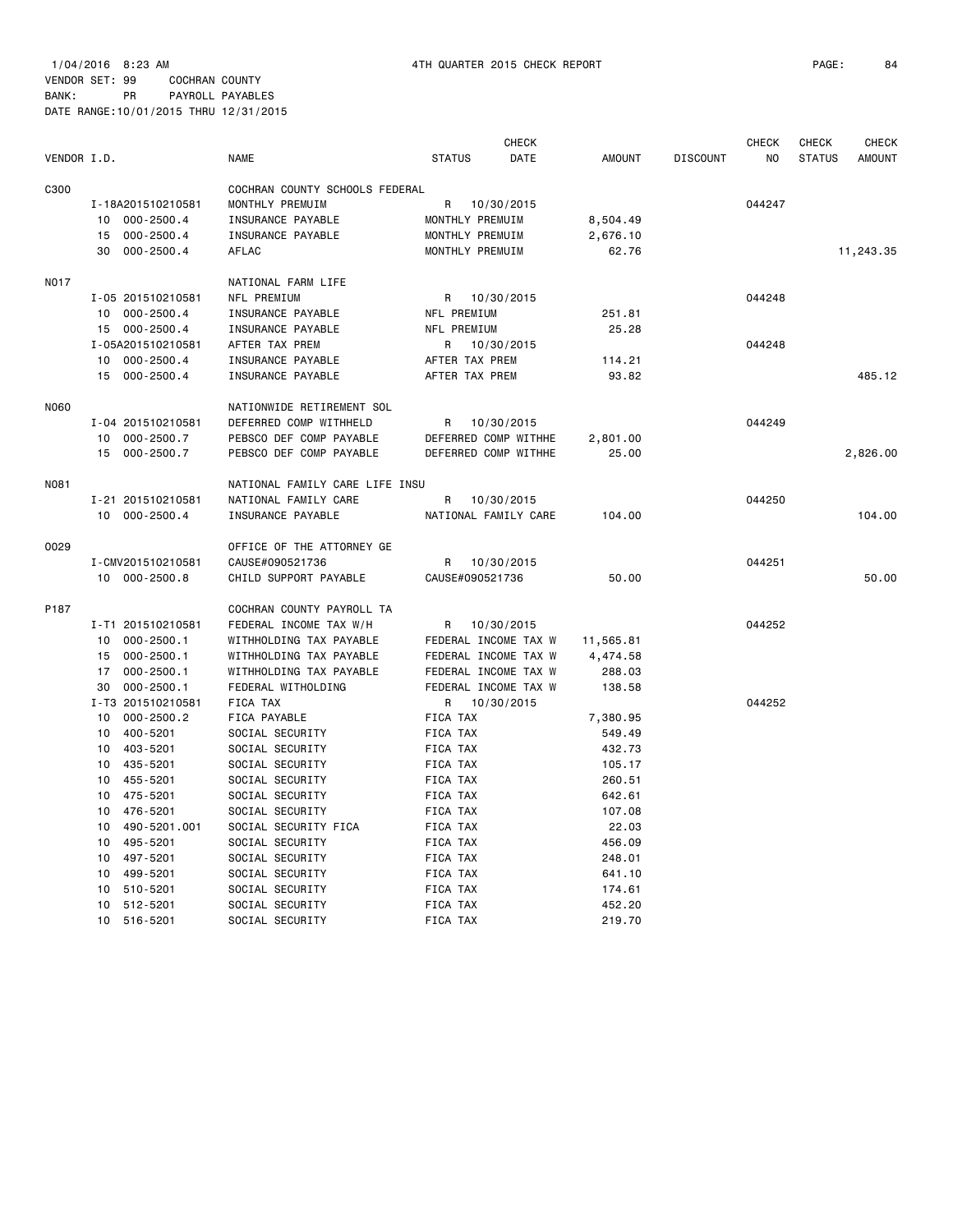1/04/2016 8:23 AM 4TH QUARTER 2015 CHECK REPORT

VENDOR SET: 99 COCHRAN COUNTY
BANK: PR PAYROLL PAYABLES
DATE RANGE:10/01/2015 THRU 12/31/2015

| VENDOR I.D. | | NAME | STATUS | CHECK DATE | AMOUNT | DISCOUNT | CHECK NO | CHECK STATUS | CHECK AMOUNT |
|---|---|---|---|---|---|---|---|---|---|
| C300 | | COCHRAN COUNTY SCHOOLS FEDERAL | | | | | | | |
| | I-18A201510210581 | MONTHLY PREMUIM | R | 10/30/2015 | | | 044247 | | |
| | 10 000-2500.4 | INSURANCE PAYABLE | MONTHLY PREMUIM | | 8,504.49 | | | | |
| | 15 000-2500.4 | INSURANCE PAYABLE | MONTHLY PREMUIM | | 2,676.10 | | | | |
| | 30 000-2500.4 | AFLAC | MONTHLY PREMUIM | | 62.76 | | | | 11,243.35 |
| N017 | | NATIONAL FARM LIFE | | | | | | | |
| | I-05 201510210581 | NFL PREMIUM | R | 10/30/2015 | | | 044248 | | |
| | 10 000-2500.4 | INSURANCE PAYABLE | NFL PREMIUM | | 251.81 | | | | |
| | 15 000-2500.4 | INSURANCE PAYABLE | NFL PREMIUM | | 25.28 | | | | |
| | I-05A201510210581 | AFTER TAX PREM | R | 10/30/2015 | | | 044248 | | |
| | 10 000-2500.4 | INSURANCE PAYABLE | AFTER TAX PREM | | 114.21 | | | | |
| | 15 000-2500.4 | INSURANCE PAYABLE | AFTER TAX PREM | | 93.82 | | | | 485.12 |
| N060 | | NATIONWIDE RETIREMENT SOL | | | | | | | |
| | I-04 201510210581 | DEFERRED COMP WITHHELD | R | 10/30/2015 | | | 044249 | | |
| | 10 000-2500.7 | PEBSCO DEF COMP PAYABLE | DEFERRED COMP WITHHE | | 2,801.00 | | | | |
| | 15 000-2500.7 | PEBSCO DEF COMP PAYABLE | DEFERRED COMP WITHHE | | 25.00 | | | | 2,826.00 |
| N081 | | NATIONAL FAMILY CARE LIFE INSU | | | | | | | |
| | I-21 201510210581 | NATIONAL FAMILY CARE | R | 10/30/2015 | | | 044250 | | |
| | 10 000-2500.4 | INSURANCE PAYABLE | NATIONAL FAMILY CARE | | 104.00 | | | | 104.00 |
| O029 | | OFFICE OF THE ATTORNEY GE | | | | | | | |
| | I-CMV201510210581 | CAUSE#090521736 | R | 10/30/2015 | | | 044251 | | |
| | 10 000-2500.8 | CHILD SUPPORT PAYABLE | CAUSE#090521736 | | 50.00 | | | | 50.00 |
| P187 | | COCHRAN COUNTY PAYROLL TA | | | | | | | |
| | I-T1 201510210581 | FEDERAL INCOME TAX W/H | R | 10/30/2015 | | | 044252 | | |
| | 10 000-2500.1 | WITHHOLDING TAX PAYABLE | FEDERAL INCOME TAX W | | 11,565.81 | | | | |
| | 15 000-2500.1 | WITHHOLDING TAX PAYABLE | FEDERAL INCOME TAX W | | 4,474.58 | | | | |
| | 17 000-2500.1 | WITHHOLDING TAX PAYABLE | FEDERAL INCOME TAX W | | 288.03 | | | | |
| | 30 000-2500.1 | FEDERAL WITHOLDING | FEDERAL INCOME TAX W | | 138.58 | | | | |
| | I-T3 201510210581 | FICA TAX | R | 10/30/2015 | | | 044252 | | |
| | 10 000-2500.2 | FICA PAYABLE | FICA TAX | | 7,380.95 | | | | |
| | 10 400-5201 | SOCIAL SECURITY | FICA TAX | | 549.49 | | | | |
| | 10 403-5201 | SOCIAL SECURITY | FICA TAX | | 432.73 | | | | |
| | 10 435-5201 | SOCIAL SECURITY | FICA TAX | | 105.17 | | | | |
| | 10 455-5201 | SOCIAL SECURITY | FICA TAX | | 260.51 | | | | |
| | 10 475-5201 | SOCIAL SECURITY | FICA TAX | | 642.61 | | | | |
| | 10 476-5201 | SOCIAL SECURITY | FICA TAX | | 107.08 | | | | |
| | 10 490-5201.001 | SOCIAL SECURITY FICA | FICA TAX | | 22.03 | | | | |
| | 10 495-5201 | SOCIAL SECURITY | FICA TAX | | 456.09 | | | | |
| | 10 497-5201 | SOCIAL SECURITY | FICA TAX | | 248.01 | | | | |
| | 10 499-5201 | SOCIAL SECURITY | FICA TAX | | 641.10 | | | | |
| | 10 510-5201 | SOCIAL SECURITY | FICA TAX | | 174.61 | | | | |
| | 10 512-5201 | SOCIAL SECURITY | FICA TAX | | 452.20 | | | | |
| | 10 516-5201 | SOCIAL SECURITY | FICA TAX | | 219.70 | | | | |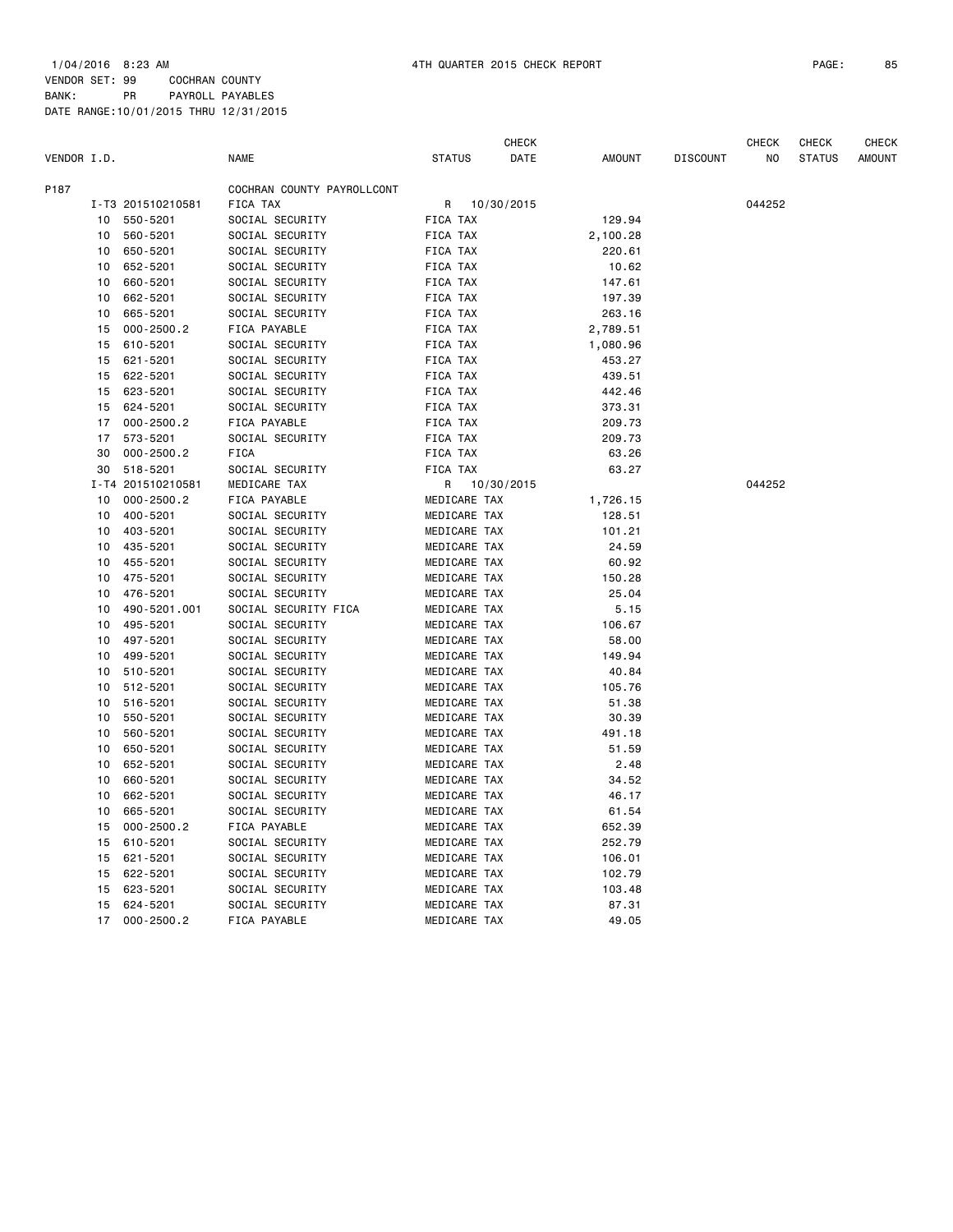1/04/2016 8:23 AM 4TH QUARTER 2015 CHECK REPORT

VENDOR SET: 99 COCHRAN COUNTY
BANK: PR PAYROLL PAYABLES
DATE RANGE:10/01/2015 THRU 12/31/2015

| VENDOR I.D. | | NAME | STATUS | CHECK DATE | AMOUNT | DISCOUNT | CHECK NO | CHECK STATUS | CHECK AMOUNT |
|---|---|---|---|---|---|---|---|---|---|
| P187 | | COCHRAN COUNTY PAYROLLCONT | | | | | | | |
| I-T3 | 201510210581 | FICA TAX | R | 10/30/2015 | | | 044252 | | |
| 10 | 550-5201 | SOCIAL SECURITY | FICA TAX | | 129.94 | | | | |
| 10 | 560-5201 | SOCIAL SECURITY | FICA TAX | | 2,100.28 | | | | |
| 10 | 650-5201 | SOCIAL SECURITY | FICA TAX | | 220.61 | | | | |
| 10 | 652-5201 | SOCIAL SECURITY | FICA TAX | | 10.62 | | | | |
| 10 | 660-5201 | SOCIAL SECURITY | FICA TAX | | 147.61 | | | | |
| 10 | 662-5201 | SOCIAL SECURITY | FICA TAX | | 197.39 | | | | |
| 10 | 665-5201 | SOCIAL SECURITY | FICA TAX | | 263.16 | | | | |
| 15 | 000-2500.2 | FICA PAYABLE | FICA TAX | | 2,789.51 | | | | |
| 15 | 610-5201 | SOCIAL SECURITY | FICA TAX | | 1,080.96 | | | | |
| 15 | 621-5201 | SOCIAL SECURITY | FICA TAX | | 453.27 | | | | |
| 15 | 622-5201 | SOCIAL SECURITY | FICA TAX | | 439.51 | | | | |
| 15 | 623-5201 | SOCIAL SECURITY | FICA TAX | | 442.46 | | | | |
| 15 | 624-5201 | SOCIAL SECURITY | FICA TAX | | 373.31 | | | | |
| 17 | 000-2500.2 | FICA PAYABLE | FICA TAX | | 209.73 | | | | |
| 17 | 573-5201 | SOCIAL SECURITY | FICA TAX | | 209.73 | | | | |
| 30 | 000-2500.2 | FICA | FICA TAX | | 63.26 | | | | |
| 30 | 518-5201 | SOCIAL SECURITY | FICA TAX | | 63.27 | | | | |
| I-T4 | 201510210581 | MEDICARE TAX | R | 10/30/2015 | | | 044252 | | |
| 10 | 000-2500.2 | FICA PAYABLE | MEDICARE TAX | | 1,726.15 | | | | |
| 10 | 400-5201 | SOCIAL SECURITY | MEDICARE TAX | | 128.51 | | | | |
| 10 | 403-5201 | SOCIAL SECURITY | MEDICARE TAX | | 101.21 | | | | |
| 10 | 435-5201 | SOCIAL SECURITY | MEDICARE TAX | | 24.59 | | | | |
| 10 | 455-5201 | SOCIAL SECURITY | MEDICARE TAX | | 60.92 | | | | |
| 10 | 475-5201 | SOCIAL SECURITY | MEDICARE TAX | | 150.28 | | | | |
| 10 | 476-5201 | SOCIAL SECURITY | MEDICARE TAX | | 25.04 | | | | |
| 10 | 490-5201.001 | SOCIAL SECURITY FICA | MEDICARE TAX | | 5.15 | | | | |
| 10 | 495-5201 | SOCIAL SECURITY | MEDICARE TAX | | 106.67 | | | | |
| 10 | 497-5201 | SOCIAL SECURITY | MEDICARE TAX | | 58.00 | | | | |
| 10 | 499-5201 | SOCIAL SECURITY | MEDICARE TAX | | 149.94 | | | | |
| 10 | 510-5201 | SOCIAL SECURITY | MEDICARE TAX | | 40.84 | | | | |
| 10 | 512-5201 | SOCIAL SECURITY | MEDICARE TAX | | 105.76 | | | | |
| 10 | 516-5201 | SOCIAL SECURITY | MEDICARE TAX | | 51.38 | | | | |
| 10 | 550-5201 | SOCIAL SECURITY | MEDICARE TAX | | 30.39 | | | | |
| 10 | 560-5201 | SOCIAL SECURITY | MEDICARE TAX | | 491.18 | | | | |
| 10 | 650-5201 | SOCIAL SECURITY | MEDICARE TAX | | 51.59 | | | | |
| 10 | 652-5201 | SOCIAL SECURITY | MEDICARE TAX | | 2.48 | | | | |
| 10 | 660-5201 | SOCIAL SECURITY | MEDICARE TAX | | 34.52 | | | | |
| 10 | 662-5201 | SOCIAL SECURITY | MEDICARE TAX | | 46.17 | | | | |
| 10 | 665-5201 | SOCIAL SECURITY | MEDICARE TAX | | 61.54 | | | | |
| 15 | 000-2500.2 | FICA PAYABLE | MEDICARE TAX | | 652.39 | | | | |
| 15 | 610-5201 | SOCIAL SECURITY | MEDICARE TAX | | 252.79 | | | | |
| 15 | 621-5201 | SOCIAL SECURITY | MEDICARE TAX | | 106.01 | | | | |
| 15 | 622-5201 | SOCIAL SECURITY | MEDICARE TAX | | 102.79 | | | | |
| 15 | 623-5201 | SOCIAL SECURITY | MEDICARE TAX | | 103.48 | | | | |
| 15 | 624-5201 | SOCIAL SECURITY | MEDICARE TAX | | 87.31 | | | | |
| 17 | 000-2500.2 | FICA PAYABLE | MEDICARE TAX | | 49.05 | | | | |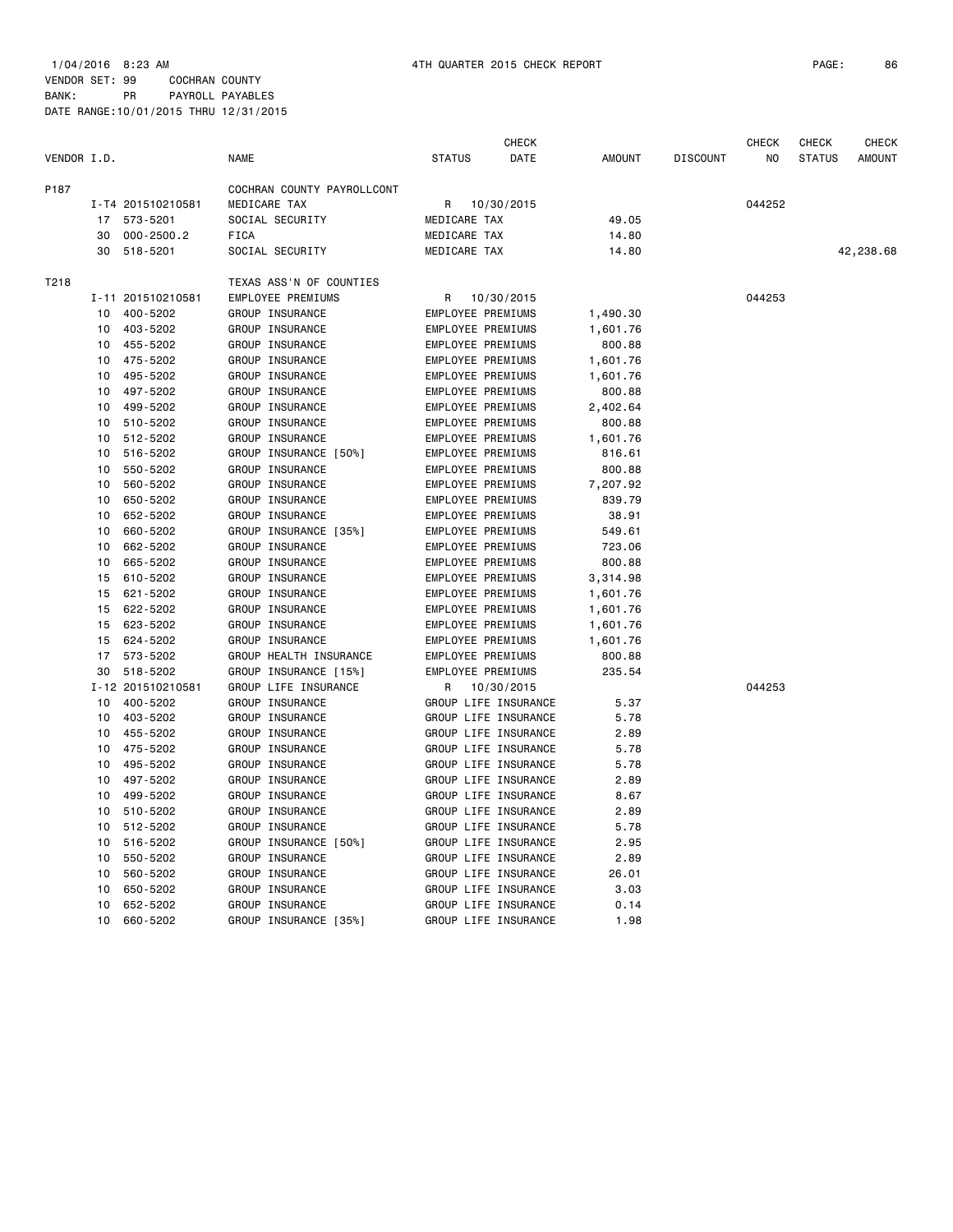1/04/2016 8:23 AM 4TH QUARTER 2015 CHECK REPORT

VENDOR SET: 99 COCHRAN COUNTY
BANK: PR PAYROLL PAYABLES
DATE RANGE:10/01/2015 THRU 12/31/2015

| VENDOR I.D. | | NAME | STATUS | CHECK DATE | AMOUNT | DISCOUNT | CHECK NO | CHECK STATUS | CHECK AMOUNT |
|---|---|---|---|---|---|---|---|---|---|
| P187 | | COCHRAN COUNTY PAYROLLCONT | | | | | | | |
| | I-T4 201510210581 | MEDICARE TAX | R | 10/30/2015 | | | 044252 | | |
| | 17 573-5201 | SOCIAL SECURITY | MEDICARE TAX | | 49.05 | | | | |
| | 30 000-2500.2 | FICA | MEDICARE TAX | | 14.80 | | | | |
| | 30 518-5201 | SOCIAL SECURITY | MEDICARE TAX | | 14.80 | | | | 42,238.68 |
| T218 | | TEXAS ASS'N OF COUNTIES | | | | | | | |
| | I-11 201510210581 | EMPLOYEE PREMIUMS | R | 10/30/2015 | | | 044253 | | |
| | 10 400-5202 | GROUP INSURANCE | EMPLOYEE PREMIUMS | | 1,490.30 | | | | |
| | 10 403-5202 | GROUP INSURANCE | EMPLOYEE PREMIUMS | | 1,601.76 | | | | |
| | 10 455-5202 | GROUP INSURANCE | EMPLOYEE PREMIUMS | | 800.88 | | | | |
| | 10 475-5202 | GROUP INSURANCE | EMPLOYEE PREMIUMS | | 1,601.76 | | | | |
| | 10 495-5202 | GROUP INSURANCE | EMPLOYEE PREMIUMS | | 1,601.76 | | | | |
| | 10 497-5202 | GROUP INSURANCE | EMPLOYEE PREMIUMS | | 800.88 | | | | |
| | 10 499-5202 | GROUP INSURANCE | EMPLOYEE PREMIUMS | | 2,402.64 | | | | |
| | 10 510-5202 | GROUP INSURANCE | EMPLOYEE PREMIUMS | | 800.88 | | | | |
| | 10 512-5202 | GROUP INSURANCE | EMPLOYEE PREMIUMS | | 1,601.76 | | | | |
| | 10 516-5202 | GROUP INSURANCE [50%] | EMPLOYEE PREMIUMS | | 816.61 | | | | |
| | 10 550-5202 | GROUP INSURANCE | EMPLOYEE PREMIUMS | | 800.88 | | | | |
| | 10 560-5202 | GROUP INSURANCE | EMPLOYEE PREMIUMS | | 7,207.92 | | | | |
| | 10 650-5202 | GROUP INSURANCE | EMPLOYEE PREMIUMS | | 839.79 | | | | |
| | 10 652-5202 | GROUP INSURANCE | EMPLOYEE PREMIUMS | | 38.91 | | | | |
| | 10 660-5202 | GROUP INSURANCE [35%] | EMPLOYEE PREMIUMS | | 549.61 | | | | |
| | 10 662-5202 | GROUP INSURANCE | EMPLOYEE PREMIUMS | | 723.06 | | | | |
| | 10 665-5202 | GROUP INSURANCE | EMPLOYEE PREMIUMS | | 800.88 | | | | |
| | 15 610-5202 | GROUP INSURANCE | EMPLOYEE PREMIUMS | | 3,314.98 | | | | |
| | 15 621-5202 | GROUP INSURANCE | EMPLOYEE PREMIUMS | | 1,601.76 | | | | |
| | 15 622-5202 | GROUP INSURANCE | EMPLOYEE PREMIUMS | | 1,601.76 | | | | |
| | 15 623-5202 | GROUP INSURANCE | EMPLOYEE PREMIUMS | | 1,601.76 | | | | |
| | 15 624-5202 | GROUP INSURANCE | EMPLOYEE PREMIUMS | | 1,601.76 | | | | |
| | 17 573-5202 | GROUP HEALTH INSURANCE | EMPLOYEE PREMIUMS | | 800.88 | | | | |
| | 30 518-5202 | GROUP INSURANCE [15%] | EMPLOYEE PREMIUMS | | 235.54 | | | | |
| | I-12 201510210581 | GROUP LIFE INSURANCE | R | 10/30/2015 | | | 044253 | | |
| | 10 400-5202 | GROUP INSURANCE | GROUP LIFE INSURANCE | | 5.37 | | | | |
| | 10 403-5202 | GROUP INSURANCE | GROUP LIFE INSURANCE | | 5.78 | | | | |
| | 10 455-5202 | GROUP INSURANCE | GROUP LIFE INSURANCE | | 2.89 | | | | |
| | 10 475-5202 | GROUP INSURANCE | GROUP LIFE INSURANCE | | 5.78 | | | | |
| | 10 495-5202 | GROUP INSURANCE | GROUP LIFE INSURANCE | | 5.78 | | | | |
| | 10 497-5202 | GROUP INSURANCE | GROUP LIFE INSURANCE | | 2.89 | | | | |
| | 10 499-5202 | GROUP INSURANCE | GROUP LIFE INSURANCE | | 8.67 | | | | |
| | 10 510-5202 | GROUP INSURANCE | GROUP LIFE INSURANCE | | 2.89 | | | | |
| | 10 512-5202 | GROUP INSURANCE | GROUP LIFE INSURANCE | | 5.78 | | | | |
| | 10 516-5202 | GROUP INSURANCE [50%] | GROUP LIFE INSURANCE | | 2.95 | | | | |
| | 10 550-5202 | GROUP INSURANCE | GROUP LIFE INSURANCE | | 2.89 | | | | |
| | 10 560-5202 | GROUP INSURANCE | GROUP LIFE INSURANCE | | 26.01 | | | | |
| | 10 650-5202 | GROUP INSURANCE | GROUP LIFE INSURANCE | | 3.03 | | | | |
| | 10 652-5202 | GROUP INSURANCE | GROUP LIFE INSURANCE | | 0.14 | | | | |
| | 10 660-5202 | GROUP INSURANCE [35%] | GROUP LIFE INSURANCE | | 1.98 | | | | |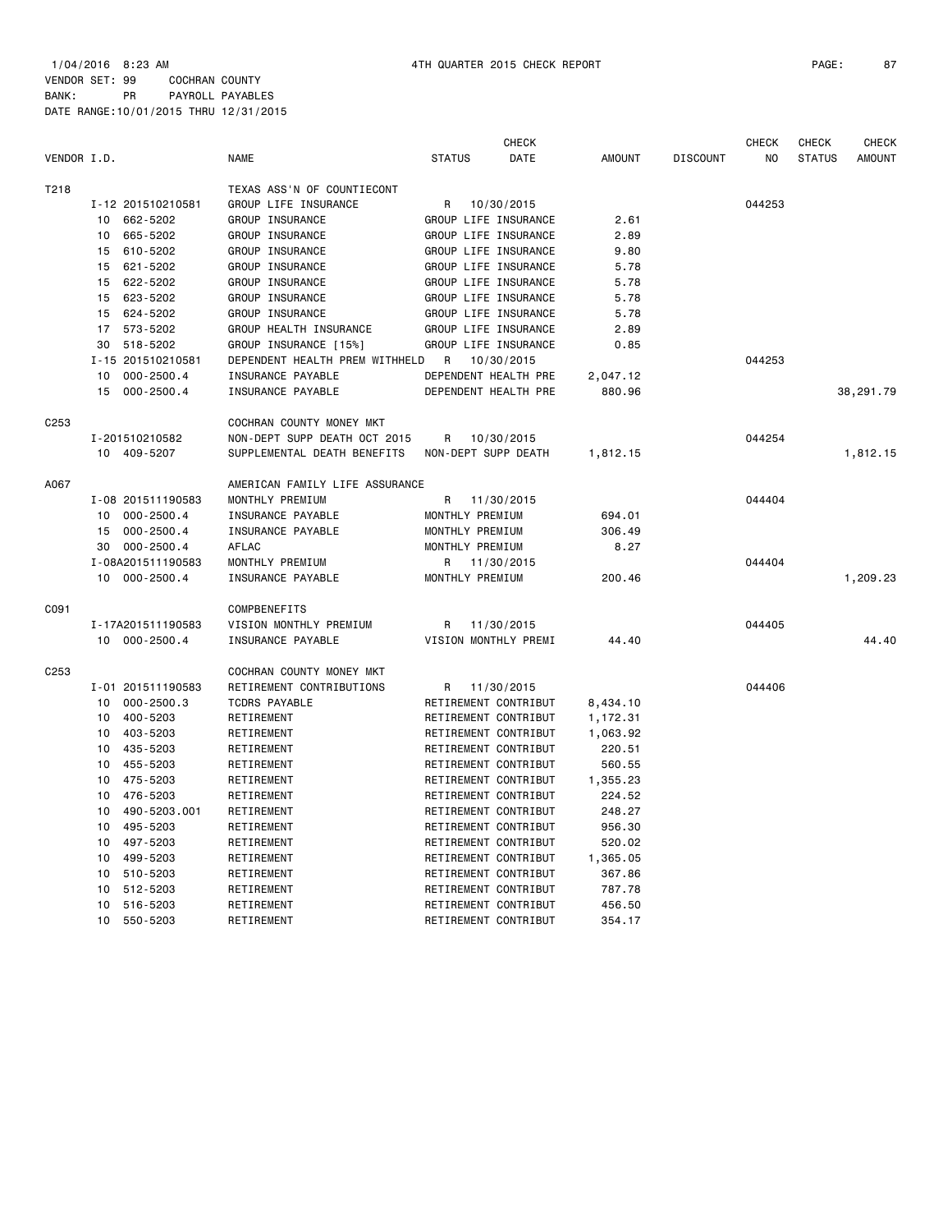1/04/2016 8:23 AM 4TH QUARTER 2015 CHECK REPORT

VENDOR SET: 99 COCHRAN COUNTY
BANK: PR PAYROLL PAYABLES
DATE RANGE:10/01/2015 THRU 12/31/2015

| VENDOR I.D. | | NAME | STATUS | CHECK DATE | AMOUNT | DISCOUNT | CHECK NO | CHECK STATUS | CHECK AMOUNT |
|---|---|---|---|---|---|---|---|---|---|
| T218 | | TEXAS ASS'N OF COUNTIECONT | | | | | | | |
| | I-12 201510210581 | GROUP LIFE INSURANCE | R | 10/30/2015 | | | 044253 | | |
| | 10 662-5202 | GROUP INSURANCE | GROUP LIFE INSURANCE | | 2.61 | | | | |
| | 10 665-5202 | GROUP INSURANCE | GROUP LIFE INSURANCE | | 2.89 | | | | |
| | 15 610-5202 | GROUP INSURANCE | GROUP LIFE INSURANCE | | 9.80 | | | | |
| | 15 621-5202 | GROUP INSURANCE | GROUP LIFE INSURANCE | | 5.78 | | | | |
| | 15 622-5202 | GROUP INSURANCE | GROUP LIFE INSURANCE | | 5.78 | | | | |
| | 15 623-5202 | GROUP INSURANCE | GROUP LIFE INSURANCE | | 5.78 | | | | |
| | 15 624-5202 | GROUP INSURANCE | GROUP LIFE INSURANCE | | 5.78 | | | | |
| | 17 573-5202 | GROUP HEALTH INSURANCE | GROUP LIFE INSURANCE | | 2.89 | | | | |
| | 30 518-5202 | GROUP INSURANCE [15%] | GROUP LIFE INSURANCE | | 0.85 | | | | |
| | I-15 201510210581 | DEPENDENT HEALTH PREM WITHHELD | R | 10/30/2015 | | | 044253 | | |
| | 10 000-2500.4 | INSURANCE PAYABLE | DEPENDENT HEALTH PRE | | 2,047.12 | | | | |
| | 15 000-2500.4 | INSURANCE PAYABLE | DEPENDENT HEALTH PRE | | 880.96 | | | | 38,291.79 |
| C253 | | COCHRAN COUNTY MONEY MKT | | | | | | | |
| | I-201510210582 | NON-DEPT SUPP DEATH OCT 2015 | R | 10/30/2015 | | | 044254 | | |
| | 10 409-5207 | SUPPLEMENTAL DEATH BENEFITS | NON-DEPT SUPP DEATH | | 1,812.15 | | | | 1,812.15 |
| A067 | | AMERICAN FAMILY LIFE ASSURANCE | | | | | | | |
| | I-08 201511190583 | MONTHLY PREMIUM | R | 11/30/2015 | | | 044404 | | |
| | 10 000-2500.4 | INSURANCE PAYABLE | MONTHLY PREMIUM | | 694.01 | | | | |
| | 15 000-2500.4 | INSURANCE PAYABLE | MONTHLY PREMIUM | | 306.49 | | | | |
| | 30 000-2500.4 | AFLAC | MONTHLY PREMIUM | | 8.27 | | | | |
| | I-08A201511190583 | MONTHLY PREMIUM | R | 11/30/2015 | | | 044404 | | |
| | 10 000-2500.4 | INSURANCE PAYABLE | MONTHLY PREMIUM | | 200.46 | | | | 1,209.23 |
| C091 | | COMPBENEFITS | | | | | | | |
| | I-17A201511190583 | VISION MONTHLY PREMIUM | R | 11/30/2015 | | | 044405 | | |
| | 10 000-2500.4 | INSURANCE PAYABLE | VISION MONTHLY PREMI | | 44.40 | | | | 44.40 |
| C253 | | COCHRAN COUNTY MONEY MKT | | | | | | | |
| | I-01 201511190583 | RETIREMENT CONTRIBUTIONS | R | 11/30/2015 | | | 044406 | | |
| | 10 000-2500.3 | TCDRS PAYABLE | RETIREMENT CONTRIBUT | | 8,434.10 | | | | |
| | 10 400-5203 | RETIREMENT | RETIREMENT CONTRIBUT | | 1,172.31 | | | | |
| | 10 403-5203 | RETIREMENT | RETIREMENT CONTRIBUT | | 1,063.92 | | | | |
| | 10 435-5203 | RETIREMENT | RETIREMENT CONTRIBUT | | 220.51 | | | | |
| | 10 455-5203 | RETIREMENT | RETIREMENT CONTRIBUT | | 560.55 | | | | |
| | 10 475-5203 | RETIREMENT | RETIREMENT CONTRIBUT | | 1,355.23 | | | | |
| | 10 476-5203 | RETIREMENT | RETIREMENT CONTRIBUT | | 224.52 | | | | |
| | 10 490-5203.001 | RETIREMENT | RETIREMENT CONTRIBUT | | 248.27 | | | | |
| | 10 495-5203 | RETIREMENT | RETIREMENT CONTRIBUT | | 956.30 | | | | |
| | 10 497-5203 | RETIREMENT | RETIREMENT CONTRIBUT | | 520.02 | | | | |
| | 10 499-5203 | RETIREMENT | RETIREMENT CONTRIBUT | | 1,365.05 | | | | |
| | 10 510-5203 | RETIREMENT | RETIREMENT CONTRIBUT | | 367.86 | | | | |
| | 10 512-5203 | RETIREMENT | RETIREMENT CONTRIBUT | | 787.78 | | | | |
| | 10 516-5203 | RETIREMENT | RETIREMENT CONTRIBUT | | 456.50 | | | | |
| | 10 550-5203 | RETIREMENT | RETIREMENT CONTRIBUT | | 354.17 | | | | |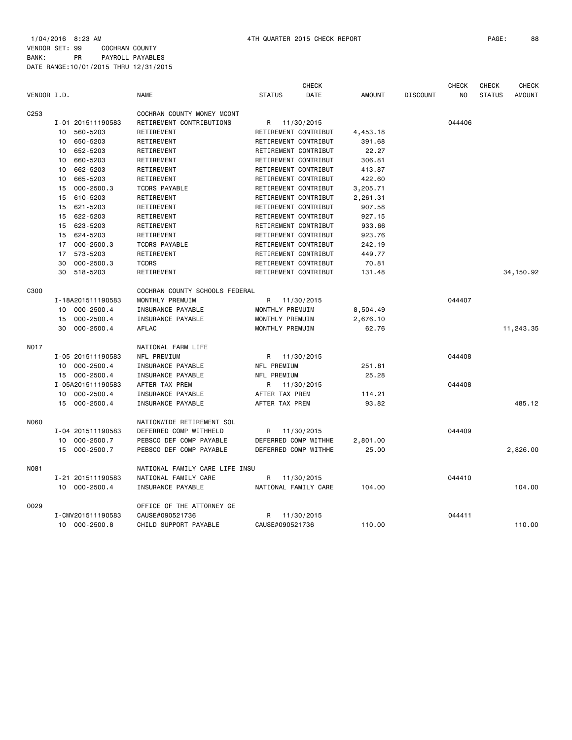1/04/2016 8:23 AM 4TH QUARTER 2015 CHECK REPORT

VENDOR SET: 99 COCHRAN COUNTY
BANK: PR PAYROLL PAYABLES
DATE RANGE:10/01/2015 THRU 12/31/2015

| VENDOR I.D. | | NAME | STATUS | CHECK DATE | AMOUNT | DISCOUNT | CHECK NO | CHECK STATUS | CHECK AMOUNT |
|---|---|---|---|---|---|---|---|---|---|
| C253 | | COCHRAN COUNTY MONEY MCONT | | | | | | | |
| | I-01 201511190583 | RETIREMENT CONTRIBUTIONS | R | 11/30/2015 | | | 044406 | | |
| | 10 560-5203 | RETIREMENT | RETIREMENT CONTRIBUT | | 4,453.18 | | | | |
| | 10 650-5203 | RETIREMENT | RETIREMENT CONTRIBUT | | 391.68 | | | | |
| | 10 652-5203 | RETIREMENT | RETIREMENT CONTRIBUT | | 22.27 | | | | |
| | 10 660-5203 | RETIREMENT | RETIREMENT CONTRIBUT | | 306.81 | | | | |
| | 10 662-5203 | RETIREMENT | RETIREMENT CONTRIBUT | | 413.87 | | | | |
| | 10 665-5203 | RETIREMENT | RETIREMENT CONTRIBUT | | 422.60 | | | | |
| | 15 000-2500.3 | TCDRS PAYABLE | RETIREMENT CONTRIBUT | | 3,205.71 | | | | |
| | 15 610-5203 | RETIREMENT | RETIREMENT CONTRIBUT | | 2,261.31 | | | | |
| | 15 621-5203 | RETIREMENT | RETIREMENT CONTRIBUT | | 907.58 | | | | |
| | 15 622-5203 | RETIREMENT | RETIREMENT CONTRIBUT | | 927.15 | | | | |
| | 15 623-5203 | RETIREMENT | RETIREMENT CONTRIBUT | | 933.66 | | | | |
| | 15 624-5203 | RETIREMENT | RETIREMENT CONTRIBUT | | 923.76 | | | | |
| | 17 000-2500.3 | TCDRS PAYABLE | RETIREMENT CONTRIBUT | | 242.19 | | | | |
| | 17 573-5203 | RETIREMENT | RETIREMENT CONTRIBUT | | 449.77 | | | | |
| | 30 000-2500.3 | TCDRS | RETIREMENT CONTRIBUT | | 70.81 | | | | |
| | 30 518-5203 | RETIREMENT | RETIREMENT CONTRIBUT | | 131.48 | | | | 34,150.92 |
| C300 | | COCHRAN COUNTY SCHOOLS FEDERAL | | | | | | | |
| | I-18A201511190583 | MONTHLY PREMUIM | R | 11/30/2015 | | | 044407 | | |
| | 10 000-2500.4 | INSURANCE PAYABLE | MONTHLY PREMUIM | | 8,504.49 | | | | |
| | 15 000-2500.4 | INSURANCE PAYABLE | MONTHLY PREMUIM | | 2,676.10 | | | | |
| | 30 000-2500.4 | AFLAC | MONTHLY PREMUIM | | 62.76 | | | | 11,243.35 |
| N017 | | NATIONAL FARM LIFE | | | | | | | |
| | I-05 201511190583 | NFL PREMIUM | R | 11/30/2015 | | | 044408 | | |
| | 10 000-2500.4 | INSURANCE PAYABLE | NFL PREMIUM | | 251.81 | | | | |
| | 15 000-2500.4 | INSURANCE PAYABLE | NFL PREMIUM | | 25.28 | | | | |
| | I-05A201511190583 | AFTER TAX PREM | R | 11/30/2015 | | | 044408 | | |
| | 10 000-2500.4 | INSURANCE PAYABLE | AFTER TAX PREM | | 114.21 | | | | |
| | 15 000-2500.4 | INSURANCE PAYABLE | AFTER TAX PREM | | 93.82 | | | | 485.12 |
| N060 | | NATIONWIDE RETIREMENT SOL | | | | | | | |
| | I-04 201511190583 | DEFERRED COMP WITHHELD | R | 11/30/2015 | | | 044409 | | |
| | 10 000-2500.7 | PEBSCO DEF COMP PAYABLE | DEFERRED COMP WITHHE | | 2,801.00 | | | | |
| | 15 000-2500.7 | PEBSCO DEF COMP PAYABLE | DEFERRED COMP WITHHE | | 25.00 | | | | 2,826.00 |
| N081 | | NATIONAL FAMILY CARE LIFE INSU | | | | | | | |
| | I-21 201511190583 | NATIONAL FAMILY CARE | R | 11/30/2015 | | | 044410 | | |
| | 10 000-2500.4 | INSURANCE PAYABLE | NATIONAL FAMILY CARE | | 104.00 | | | | 104.00 |
| O029 | | OFFICE OF THE ATTORNEY GE | | | | | | | |
| | I-CMV201511190583 | CAUSE#090521736 | R | 11/30/2015 | | | 044411 | | |
| | 10 000-2500.8 | CHILD SUPPORT PAYABLE | CAUSE#090521736 | | 110.00 | | | | 110.00 |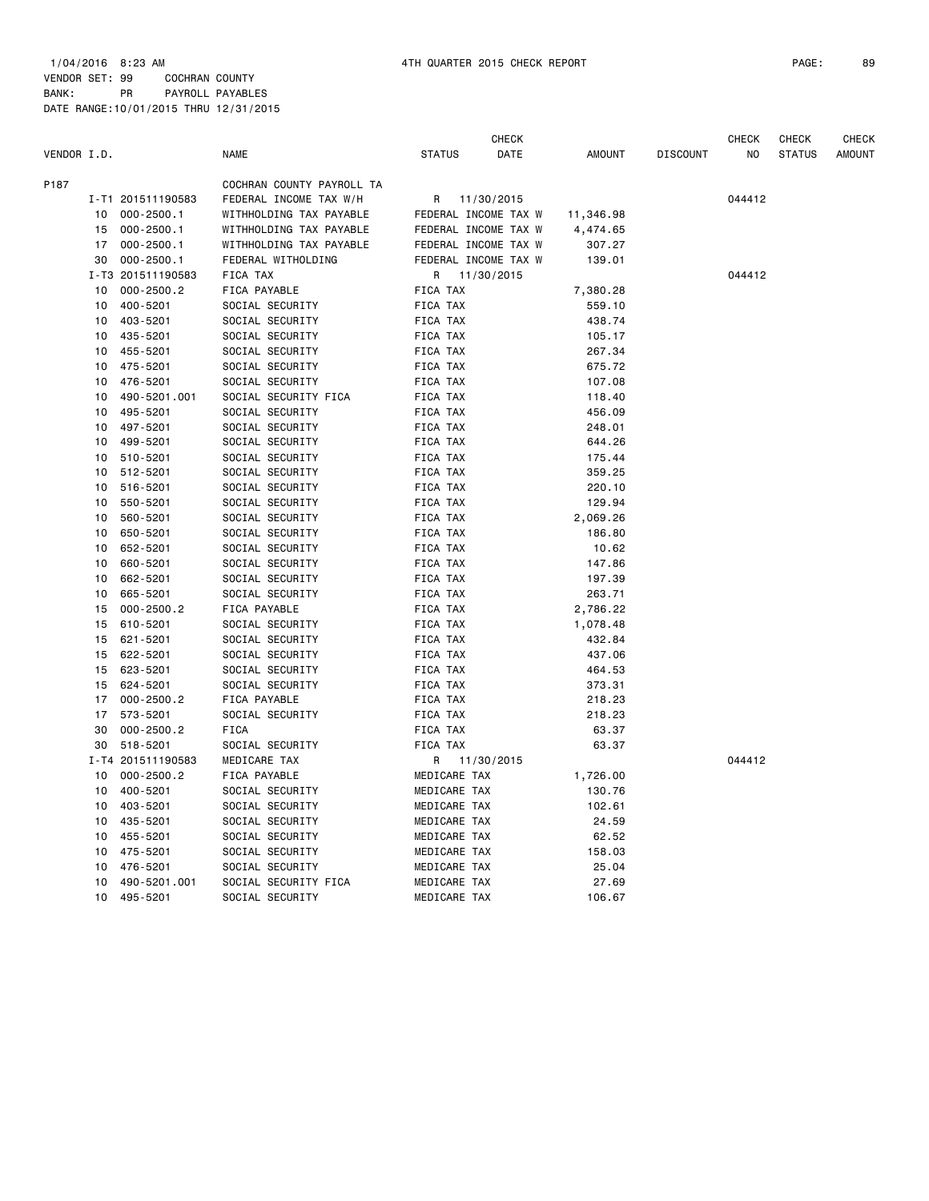1/04/2016 8:23 AM 4TH QUARTER 2015 CHECK REPORT

VENDOR SET: 99 COCHRAN COUNTY
BANK: PR PAYROLL PAYABLES
DATE RANGE:10/01/2015 THRU 12/31/2015

| VENDOR I.D. | | NAME | STATUS | CHECK DATE | AMOUNT | DISCOUNT | CHECK NO | CHECK STATUS | CHECK AMOUNT |
|---|---|---|---|---|---|---|---|---|---|
| P187 | | COCHRAN COUNTY PAYROLL TA | | | | | | | |
| | I-T1 201511190583 | FEDERAL INCOME TAX W/H | R | 11/30/2015 | | | 044412 | | |
| | 10 000-2500.1 | WITHHOLDING TAX PAYABLE | FEDERAL INCOME TAX W | | 11,346.98 | | | | |
| | 15 000-2500.1 | WITHHOLDING TAX PAYABLE | FEDERAL INCOME TAX W | | 4,474.65 | | | | |
| | 17 000-2500.1 | WITHHOLDING TAX PAYABLE | FEDERAL INCOME TAX W | | 307.27 | | | | |
| | 30 000-2500.1 | FEDERAL WITHOLDING | FEDERAL INCOME TAX W | | 139.01 | | | | |
| | I-T3 201511190583 | FICA TAX | R | 11/30/2015 | | | 044412 | | |
| | 10 000-2500.2 | FICA PAYABLE | FICA TAX | | 7,380.28 | | | | |
| | 10 400-5201 | SOCIAL SECURITY | FICA TAX | | 559.10 | | | | |
| | 10 403-5201 | SOCIAL SECURITY | FICA TAX | | 438.74 | | | | |
| | 10 435-5201 | SOCIAL SECURITY | FICA TAX | | 105.17 | | | | |
| | 10 455-5201 | SOCIAL SECURITY | FICA TAX | | 267.34 | | | | |
| | 10 475-5201 | SOCIAL SECURITY | FICA TAX | | 675.72 | | | | |
| | 10 476-5201 | SOCIAL SECURITY | FICA TAX | | 107.08 | | | | |
| | 10 490-5201.001 | SOCIAL SECURITY FICA | FICA TAX | | 118.40 | | | | |
| | 10 495-5201 | SOCIAL SECURITY | FICA TAX | | 456.09 | | | | |
| | 10 497-5201 | SOCIAL SECURITY | FICA TAX | | 248.01 | | | | |
| | 10 499-5201 | SOCIAL SECURITY | FICA TAX | | 644.26 | | | | |
| | 10 510-5201 | SOCIAL SECURITY | FICA TAX | | 175.44 | | | | |
| | 10 512-5201 | SOCIAL SECURITY | FICA TAX | | 359.25 | | | | |
| | 10 516-5201 | SOCIAL SECURITY | FICA TAX | | 220.10 | | | | |
| | 10 550-5201 | SOCIAL SECURITY | FICA TAX | | 129.94 | | | | |
| | 10 560-5201 | SOCIAL SECURITY | FICA TAX | | 2,069.26 | | | | |
| | 10 650-5201 | SOCIAL SECURITY | FICA TAX | | 186.80 | | | | |
| | 10 652-5201 | SOCIAL SECURITY | FICA TAX | | 10.62 | | | | |
| | 10 660-5201 | SOCIAL SECURITY | FICA TAX | | 147.86 | | | | |
| | 10 662-5201 | SOCIAL SECURITY | FICA TAX | | 197.39 | | | | |
| | 10 665-5201 | SOCIAL SECURITY | FICA TAX | | 263.71 | | | | |
| | 15 000-2500.2 | FICA PAYABLE | FICA TAX | | 2,786.22 | | | | |
| | 15 610-5201 | SOCIAL SECURITY | FICA TAX | | 1,078.48 | | | | |
| | 15 621-5201 | SOCIAL SECURITY | FICA TAX | | 432.84 | | | | |
| | 15 622-5201 | SOCIAL SECURITY | FICA TAX | | 437.06 | | | | |
| | 15 623-5201 | SOCIAL SECURITY | FICA TAX | | 464.53 | | | | |
| | 15 624-5201 | SOCIAL SECURITY | FICA TAX | | 373.31 | | | | |
| | 17 000-2500.2 | FICA PAYABLE | FICA TAX | | 218.23 | | | | |
| | 17 573-5201 | SOCIAL SECURITY | FICA TAX | | 218.23 | | | | |
| | 30 000-2500.2 | FICA | FICA TAX | | 63.37 | | | | |
| | 30 518-5201 | SOCIAL SECURITY | FICA TAX | | 63.37 | | | | |
| | I-T4 201511190583 | MEDICARE TAX | R | 11/30/2015 | | | 044412 | | |
| | 10 000-2500.2 | FICA PAYABLE | MEDICARE TAX | | 1,726.00 | | | | |
| | 10 400-5201 | SOCIAL SECURITY | MEDICARE TAX | | 130.76 | | | | |
| | 10 403-5201 | SOCIAL SECURITY | MEDICARE TAX | | 102.61 | | | | |
| | 10 435-5201 | SOCIAL SECURITY | MEDICARE TAX | | 24.59 | | | | |
| | 10 455-5201 | SOCIAL SECURITY | MEDICARE TAX | | 62.52 | | | | |
| | 10 475-5201 | SOCIAL SECURITY | MEDICARE TAX | | 158.03 | | | | |
| | 10 476-5201 | SOCIAL SECURITY | MEDICARE TAX | | 25.04 | | | | |
| | 10 490-5201.001 | SOCIAL SECURITY FICA | MEDICARE TAX | | 27.69 | | | | |
| | 10 495-5201 | SOCIAL SECURITY | MEDICARE TAX | | 106.67 | | | | |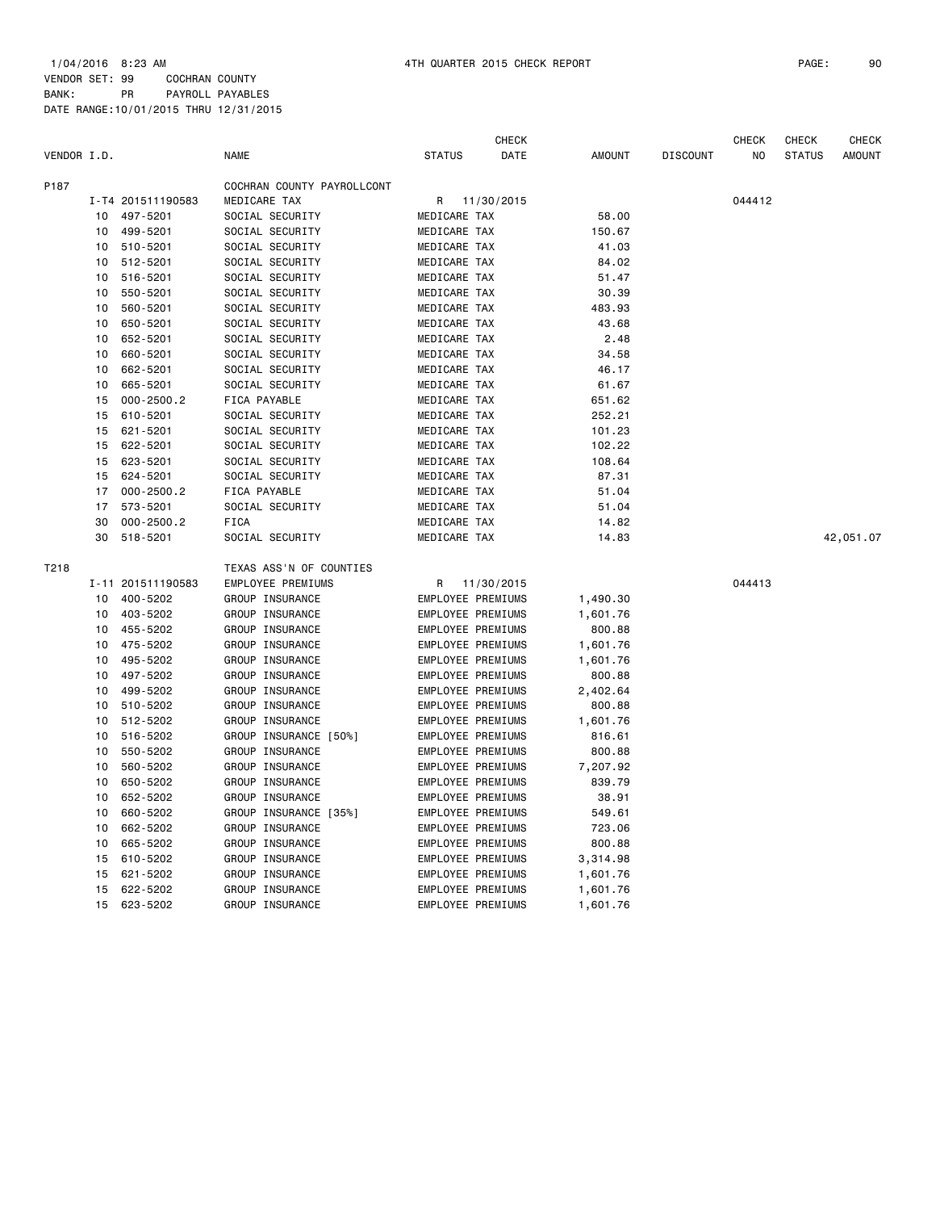1/04/2016 8:23 AM 4TH QUARTER 2015 CHECK REPORT PAGE: 90

VENDOR SET: 99 COCHRAN COUNTY
BANK: PR PAYROLL PAYABLES
DATE RANGE:10/01/2015 THRU 12/31/2015

| VENDOR I.D. | | NAME | STATUS | CHECK DATE | AMOUNT | DISCOUNT | CHECK NO | CHECK STATUS | CHECK AMOUNT |
|---|---|---|---|---|---|---|---|---|---|
| P187 | | COCHRAN COUNTY PAYROLLCONT | | | | | | | |
| | I-T4 201511190583 | MEDICARE TAX | R | 11/30/2015 | | | 044412 | | |
| 10 | 497-5201 | SOCIAL SECURITY | MEDICARE TAX | | 58.00 | | | | |
| 10 | 499-5201 | SOCIAL SECURITY | MEDICARE TAX | | 150.67 | | | | |
| 10 | 510-5201 | SOCIAL SECURITY | MEDICARE TAX | | 41.03 | | | | |
| 10 | 512-5201 | SOCIAL SECURITY | MEDICARE TAX | | 84.02 | | | | |
| 10 | 516-5201 | SOCIAL SECURITY | MEDICARE TAX | | 51.47 | | | | |
| 10 | 550-5201 | SOCIAL SECURITY | MEDICARE TAX | | 30.39 | | | | |
| 10 | 560-5201 | SOCIAL SECURITY | MEDICARE TAX | | 483.93 | | | | |
| 10 | 650-5201 | SOCIAL SECURITY | MEDICARE TAX | | 43.68 | | | | |
| 10 | 652-5201 | SOCIAL SECURITY | MEDICARE TAX | | 2.48 | | | | |
| 10 | 660-5201 | SOCIAL SECURITY | MEDICARE TAX | | 34.58 | | | | |
| 10 | 662-5201 | SOCIAL SECURITY | MEDICARE TAX | | 46.17 | | | | |
| 10 | 665-5201 | SOCIAL SECURITY | MEDICARE TAX | | 61.67 | | | | |
| 15 | 000-2500.2 | FICA PAYABLE | MEDICARE TAX | | 651.62 | | | | |
| 15 | 610-5201 | SOCIAL SECURITY | MEDICARE TAX | | 252.21 | | | | |
| 15 | 621-5201 | SOCIAL SECURITY | MEDICARE TAX | | 101.23 | | | | |
| 15 | 622-5201 | SOCIAL SECURITY | MEDICARE TAX | | 102.22 | | | | |
| 15 | 623-5201 | SOCIAL SECURITY | MEDICARE TAX | | 108.64 | | | | |
| 15 | 624-5201 | SOCIAL SECURITY | MEDICARE TAX | | 87.31 | | | | |
| 17 | 000-2500.2 | FICA PAYABLE | MEDICARE TAX | | 51.04 | | | | |
| 17 | 573-5201 | SOCIAL SECURITY | MEDICARE TAX | | 51.04 | | | | |
| 30 | 000-2500.2 | FICA | MEDICARE TAX | | 14.82 | | | | |
| 30 | 518-5201 | SOCIAL SECURITY | MEDICARE TAX | | 14.83 | | | | 42,051.07 |
| T218 | | TEXAS ASS'N OF COUNTIES | | | | | | | |
| | I-11 201511190583 | EMPLOYEE PREMIUMS | R | 11/30/2015 | | | 044413 | | |
| 10 | 400-5202 | GROUP INSURANCE | EMPLOYEE PREMIUMS | | 1,490.30 | | | | |
| 10 | 403-5202 | GROUP INSURANCE | EMPLOYEE PREMIUMS | | 1,601.76 | | | | |
| 10 | 455-5202 | GROUP INSURANCE | EMPLOYEE PREMIUMS | | 800.88 | | | | |
| 10 | 475-5202 | GROUP INSURANCE | EMPLOYEE PREMIUMS | | 1,601.76 | | | | |
| 10 | 495-5202 | GROUP INSURANCE | EMPLOYEE PREMIUMS | | 1,601.76 | | | | |
| 10 | 497-5202 | GROUP INSURANCE | EMPLOYEE PREMIUMS | | 800.88 | | | | |
| 10 | 499-5202 | GROUP INSURANCE | EMPLOYEE PREMIUMS | | 2,402.64 | | | | |
| 10 | 510-5202 | GROUP INSURANCE | EMPLOYEE PREMIUMS | | 800.88 | | | | |
| 10 | 512-5202 | GROUP INSURANCE | EMPLOYEE PREMIUMS | | 1,601.76 | | | | |
| 10 | 516-5202 | GROUP INSURANCE [50%] | EMPLOYEE PREMIUMS | | 816.61 | | | | |
| 10 | 550-5202 | GROUP INSURANCE | EMPLOYEE PREMIUMS | | 800.88 | | | | |
| 10 | 560-5202 | GROUP INSURANCE | EMPLOYEE PREMIUMS | | 7,207.92 | | | | |
| 10 | 650-5202 | GROUP INSURANCE | EMPLOYEE PREMIUMS | | 839.79 | | | | |
| 10 | 652-5202 | GROUP INSURANCE | EMPLOYEE PREMIUMS | | 38.91 | | | | |
| 10 | 660-5202 | GROUP INSURANCE [35%] | EMPLOYEE PREMIUMS | | 549.61 | | | | |
| 10 | 662-5202 | GROUP INSURANCE | EMPLOYEE PREMIUMS | | 723.06 | | | | |
| 10 | 665-5202 | GROUP INSURANCE | EMPLOYEE PREMIUMS | | 800.88 | | | | |
| 15 | 610-5202 | GROUP INSURANCE | EMPLOYEE PREMIUMS | | 3,314.98 | | | | |
| 15 | 621-5202 | GROUP INSURANCE | EMPLOYEE PREMIUMS | | 1,601.76 | | | | |
| 15 | 622-5202 | GROUP INSURANCE | EMPLOYEE PREMIUMS | | 1,601.76 | | | | |
| 15 | 623-5202 | GROUP INSURANCE | EMPLOYEE PREMIUMS | | 1,601.76 | | | | |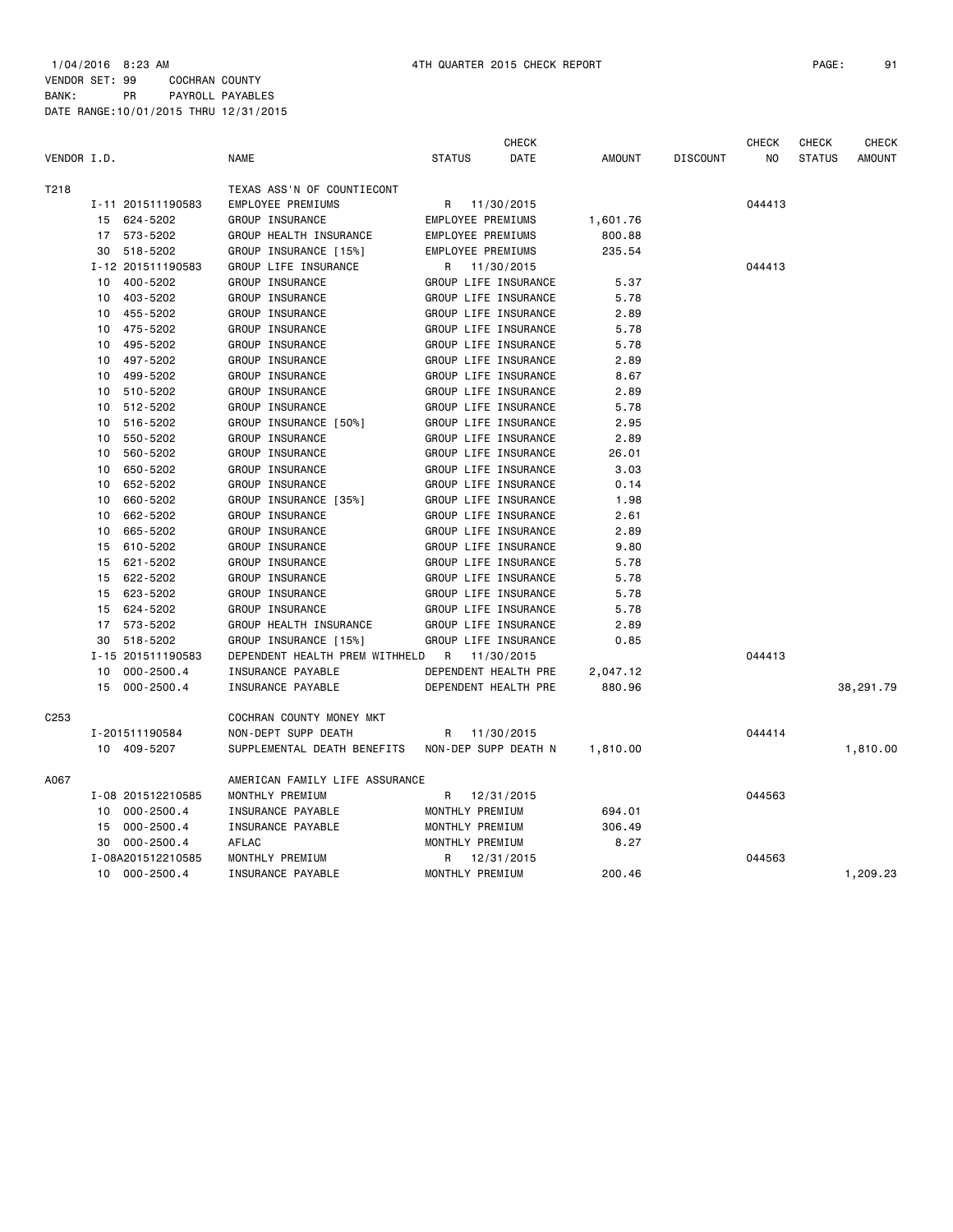1/04/2016 8:23 AM 4TH QUARTER 2015 CHECK REPORT

VENDOR SET: 99 COCHRAN COUNTY
BANK: PR PAYROLL PAYABLES
DATE RANGE:10/01/2015 THRU 12/31/2015

| VENDOR I.D. | | NAME | STATUS | CHECK DATE | AMOUNT | DISCOUNT | CHECK NO | CHECK STATUS | CHECK AMOUNT |
|---|---|---|---|---|---|---|---|---|---|
| T218 | | TEXAS ASS'N OF COUNTIECONT | | | | | | | |
| | I-11 201511190583 | EMPLOYEE PREMIUMS | R | 11/30/2015 | | | 044413 | | |
| | 15 624-5202 | GROUP INSURANCE | EMPLOYEE PREMIUMS | | 1,601.76 | | | | |
| | 17 573-5202 | GROUP HEALTH INSURANCE | EMPLOYEE PREMIUMS | | 800.88 | | | | |
| | 30 518-5202 | GROUP INSURANCE [15%] | EMPLOYEE PREMIUMS | | 235.54 | | | | |
| | I-12 201511190583 | GROUP LIFE INSURANCE | R | 11/30/2015 | | | 044413 | | |
| | 10 400-5202 | GROUP INSURANCE | GROUP LIFE INSURANCE | | 5.37 | | | | |
| | 10 403-5202 | GROUP INSURANCE | GROUP LIFE INSURANCE | | 5.78 | | | | |
| | 10 455-5202 | GROUP INSURANCE | GROUP LIFE INSURANCE | | 2.89 | | | | |
| | 10 475-5202 | GROUP INSURANCE | GROUP LIFE INSURANCE | | 5.78 | | | | |
| | 10 495-5202 | GROUP INSURANCE | GROUP LIFE INSURANCE | | 5.78 | | | | |
| | 10 497-5202 | GROUP INSURANCE | GROUP LIFE INSURANCE | | 2.89 | | | | |
| | 10 499-5202 | GROUP INSURANCE | GROUP LIFE INSURANCE | | 8.67 | | | | |
| | 10 510-5202 | GROUP INSURANCE | GROUP LIFE INSURANCE | | 2.89 | | | | |
| | 10 512-5202 | GROUP INSURANCE | GROUP LIFE INSURANCE | | 5.78 | | | | |
| | 10 516-5202 | GROUP INSURANCE [50%] | GROUP LIFE INSURANCE | | 2.95 | | | | |
| | 10 550-5202 | GROUP INSURANCE | GROUP LIFE INSURANCE | | 2.89 | | | | |
| | 10 560-5202 | GROUP INSURANCE | GROUP LIFE INSURANCE | | 26.01 | | | | |
| | 10 650-5202 | GROUP INSURANCE | GROUP LIFE INSURANCE | | 3.03 | | | | |
| | 10 652-5202 | GROUP INSURANCE | GROUP LIFE INSURANCE | | 0.14 | | | | |
| | 10 660-5202 | GROUP INSURANCE [35%] | GROUP LIFE INSURANCE | | 1.98 | | | | |
| | 10 662-5202 | GROUP INSURANCE | GROUP LIFE INSURANCE | | 2.61 | | | | |
| | 10 665-5202 | GROUP INSURANCE | GROUP LIFE INSURANCE | | 2.89 | | | | |
| | 15 610-5202 | GROUP INSURANCE | GROUP LIFE INSURANCE | | 9.80 | | | | |
| | 15 621-5202 | GROUP INSURANCE | GROUP LIFE INSURANCE | | 5.78 | | | | |
| | 15 622-5202 | GROUP INSURANCE | GROUP LIFE INSURANCE | | 5.78 | | | | |
| | 15 623-5202 | GROUP INSURANCE | GROUP LIFE INSURANCE | | 5.78 | | | | |
| | 15 624-5202 | GROUP INSURANCE | GROUP LIFE INSURANCE | | 5.78 | | | | |
| | 17 573-5202 | GROUP HEALTH INSURANCE | GROUP LIFE INSURANCE | | 2.89 | | | | |
| | 30 518-5202 | GROUP INSURANCE [15%] | GROUP LIFE INSURANCE | | 0.85 | | | | |
| | I-15 201511190583 | DEPENDENT HEALTH PREM WITHHELD | R | 11/30/2015 | | | 044413 | | |
| | 10 000-2500.4 | INSURANCE PAYABLE | DEPENDENT HEALTH PRE | | 2,047.12 | | | | |
| | 15 000-2500.4 | INSURANCE PAYABLE | DEPENDENT HEALTH PRE | | 880.96 | | | | 38,291.79 |
| C253 | | COCHRAN COUNTY MONEY MKT | | | | | | | |
| | I-201511190584 | NON-DEPT SUPP DEATH | R | 11/30/2015 | | | 044414 | | |
| | 10 409-5207 | SUPPLEMENTAL DEATH BENEFITS | NON-DEP SUPP DEATH N | | 1,810.00 | | | | 1,810.00 |
| A067 | | AMERICAN FAMILY LIFE ASSURANCE | | | | | | | |
| | I-08 201512210585 | MONTHLY PREMIUM | R | 12/31/2015 | | | 044563 | | |
| | 10 000-2500.4 | INSURANCE PAYABLE | MONTHLY PREMIUM | | 694.01 | | | | |
| | 15 000-2500.4 | INSURANCE PAYABLE | MONTHLY PREMIUM | | 306.49 | | | | |
| | 30 000-2500.4 | AFLAC | MONTHLY PREMIUM | | 8.27 | | | | |
| | I-08A201512210585 | MONTHLY PREMIUM | R | 12/31/2015 | | | 044563 | | |
| | 10 000-2500.4 | INSURANCE PAYABLE | MONTHLY PREMIUM | | 200.46 | | | | 1,209.23 |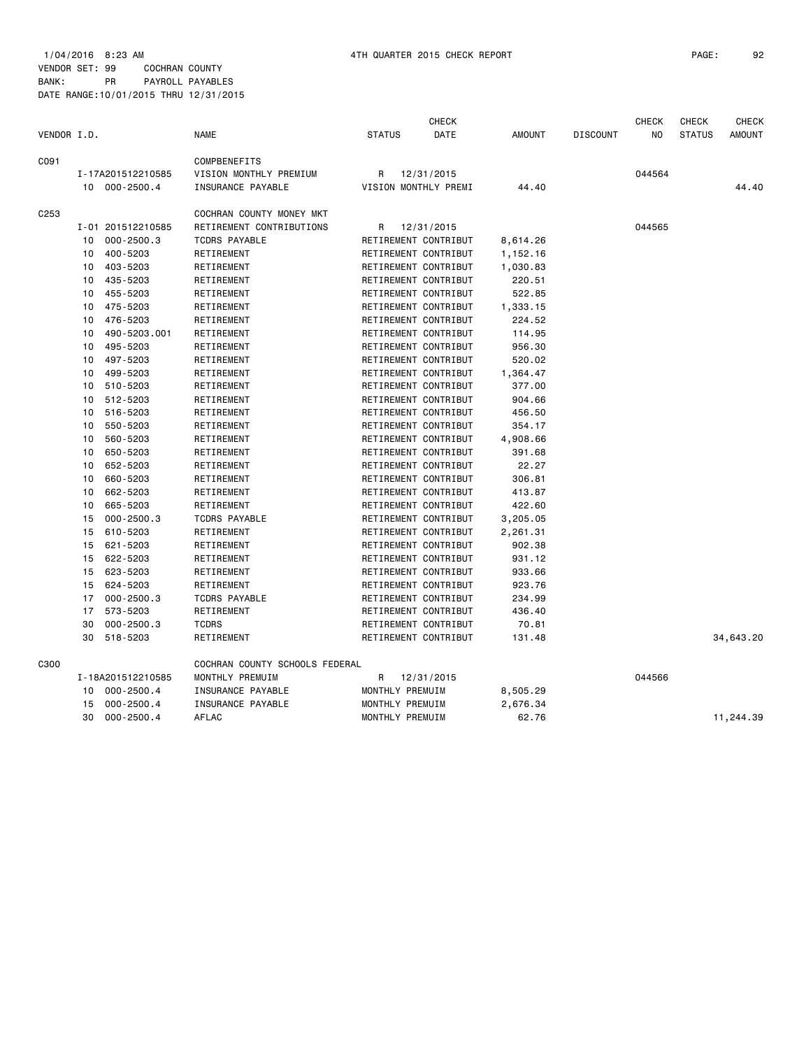1/04/2016 8:23 AM 4TH QUARTER 2015 CHECK REPORT

VENDOR SET: 99 COCHRAN COUNTY
BANK: PR PAYROLL PAYABLES
DATE RANGE:10/01/2015 THRU 12/31/2015

| VENDOR I.D. | | NAME | STATUS | CHECK DATE | AMOUNT | DISCOUNT | CHECK NO | CHECK STATUS | CHECK AMOUNT |
|---|---|---|---|---|---|---|---|---|---|
| C091 | | COMPBENEFITS | | | | | | | |
| | I-17A201512210585 | VISION MONTHLY PREMIUM | R | 12/31/2015 | | | 044564 | | |
| | 10 000-2500.4 | INSURANCE PAYABLE | VISION MONTHLY PREMI | | 44.40 | | | | 44.40 |
| C253 | | COCHRAN COUNTY MONEY MKT | | | | | | | |
| | I-01 201512210585 | RETIREMENT CONTRIBUTIONS | R | 12/31/2015 | | | 044565 | | |
| | 10 000-2500.3 | TCDRS PAYABLE | RETIREMENT CONTRIBUT | | 8,614.26 | | | | |
| | 10 400-5203 | RETIREMENT | RETIREMENT CONTRIBUT | | 1,152.16 | | | | |
| | 10 403-5203 | RETIREMENT | RETIREMENT CONTRIBUT | | 1,030.83 | | | | |
| | 10 435-5203 | RETIREMENT | RETIREMENT CONTRIBUT | | 220.51 | | | | |
| | 10 455-5203 | RETIREMENT | RETIREMENT CONTRIBUT | | 522.85 | | | | |
| | 10 475-5203 | RETIREMENT | RETIREMENT CONTRIBUT | | 1,333.15 | | | | |
| | 10 476-5203 | RETIREMENT | RETIREMENT CONTRIBUT | | 224.52 | | | | |
| | 10 490-5203.001 | RETIREMENT | RETIREMENT CONTRIBUT | | 114.95 | | | | |
| | 10 495-5203 | RETIREMENT | RETIREMENT CONTRIBUT | | 956.30 | | | | |
| | 10 497-5203 | RETIREMENT | RETIREMENT CONTRIBUT | | 520.02 | | | | |
| | 10 499-5203 | RETIREMENT | RETIREMENT CONTRIBUT | | 1,364.47 | | | | |
| | 10 510-5203 | RETIREMENT | RETIREMENT CONTRIBUT | | 377.00 | | | | |
| | 10 512-5203 | RETIREMENT | RETIREMENT CONTRIBUT | | 904.66 | | | | |
| | 10 516-5203 | RETIREMENT | RETIREMENT CONTRIBUT | | 456.50 | | | | |
| | 10 550-5203 | RETIREMENT | RETIREMENT CONTRIBUT | | 354.17 | | | | |
| | 10 560-5203 | RETIREMENT | RETIREMENT CONTRIBUT | | 4,908.66 | | | | |
| | 10 650-5203 | RETIREMENT | RETIREMENT CONTRIBUT | | 391.68 | | | | |
| | 10 652-5203 | RETIREMENT | RETIREMENT CONTRIBUT | | 22.27 | | | | |
| | 10 660-5203 | RETIREMENT | RETIREMENT CONTRIBUT | | 306.81 | | | | |
| | 10 662-5203 | RETIREMENT | RETIREMENT CONTRIBUT | | 413.87 | | | | |
| | 10 665-5203 | RETIREMENT | RETIREMENT CONTRIBUT | | 422.60 | | | | |
| | 15 000-2500.3 | TCDRS PAYABLE | RETIREMENT CONTRIBUT | | 3,205.05 | | | | |
| | 15 610-5203 | RETIREMENT | RETIREMENT CONTRIBUT | | 2,261.31 | | | | |
| | 15 621-5203 | RETIREMENT | RETIREMENT CONTRIBUT | | 902.38 | | | | |
| | 15 622-5203 | RETIREMENT | RETIREMENT CONTRIBUT | | 931.12 | | | | |
| | 15 623-5203 | RETIREMENT | RETIREMENT CONTRIBUT | | 933.66 | | | | |
| | 15 624-5203 | RETIREMENT | RETIREMENT CONTRIBUT | | 923.76 | | | | |
| | 17 000-2500.3 | TCDRS PAYABLE | RETIREMENT CONTRIBUT | | 234.99 | | | | |
| | 17 573-5203 | RETIREMENT | RETIREMENT CONTRIBUT | | 436.40 | | | | |
| | 30 000-2500.3 | TCDRS | RETIREMENT CONTRIBUT | | 70.81 | | | | |
| | 30 518-5203 | RETIREMENT | RETIREMENT CONTRIBUT | | 131.48 | | | | 34,643.20 |
| C300 | | COCHRAN COUNTY SCHOOLS FEDERAL | | | | | | | |
| | I-18A201512210585 | MONTHLY PREMUIM | R | 12/31/2015 | | | 044566 | | |
| | 10 000-2500.4 | INSURANCE PAYABLE | MONTHLY PREMUIM | | 8,505.29 | | | | |
| | 15 000-2500.4 | INSURANCE PAYABLE | MONTHLY PREMUIM | | 2,676.34 | | | | |
| | 30 000-2500.4 | AFLAC | MONTHLY PREMUIM | | 62.76 | | | | 11,244.39 |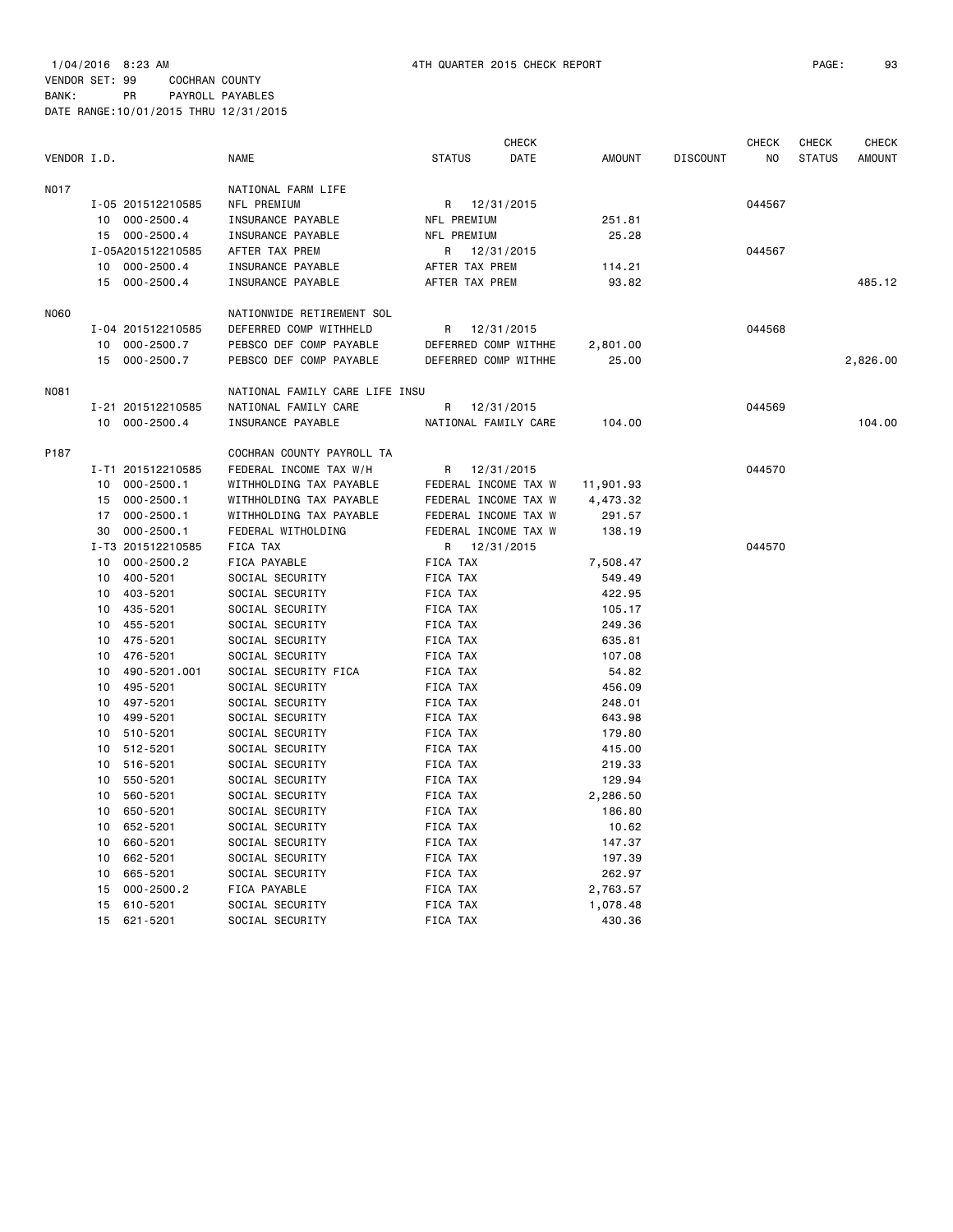1/04/2016 8:23 AM 4TH QUARTER 2015 CHECK REPORT

VENDOR SET: 99 COCHRAN COUNTY
BANK: PR PAYROLL PAYABLES
DATE RANGE:10/01/2015 THRU 12/31/2015

| VENDOR I.D. | | NAME | STATUS | CHECK DATE | AMOUNT | DISCOUNT | CHECK NO | CHECK STATUS | CHECK AMOUNT |
|---|---|---|---|---|---|---|---|---|---|
| N017 | | NATIONAL FARM LIFE | | | | | | | |
| | I-05 201512210585 | NFL PREMIUM | R | 12/31/2015 | | | 044567 | | |
| | 10 000-2500.4 | INSURANCE PAYABLE | NFL PREMIUM | | 251.81 | | | | |
| | 15 000-2500.4 | INSURANCE PAYABLE | NFL PREMIUM | | 25.28 | | | | |
| | I-05A201512210585 | AFTER TAX PREM | R | 12/31/2015 | | | 044567 | | |
| | 10 000-2500.4 | INSURANCE PAYABLE | AFTER TAX PREM | | 114.21 | | | | |
| | 15 000-2500.4 | INSURANCE PAYABLE | AFTER TAX PREM | | 93.82 | | | | 485.12 |
| N060 | | NATIONWIDE RETIREMENT SOL | | | | | | | |
| | I-04 201512210585 | DEFERRED COMP WITHHELD | R | 12/31/2015 | | | 044568 | | |
| | 10 000-2500.7 | PEBSCO DEF COMP PAYABLE | DEFERRED COMP WITHHE | | 2,801.00 | | | | |
| | 15 000-2500.7 | PEBSCO DEF COMP PAYABLE | DEFERRED COMP WITHHE | | 25.00 | | | | 2,826.00 |
| N081 | | NATIONAL FAMILY CARE LIFE INSU | | | | | | | |
| | I-21 201512210585 | NATIONAL FAMILY CARE | R | 12/31/2015 | | | 044569 | | |
| | 10 000-2500.4 | INSURANCE PAYABLE | NATIONAL FAMILY CARE | | 104.00 | | | | 104.00 |
| P187 | | COCHRAN COUNTY PAYROLL TA | | | | | | | |
| | I-T1 201512210585 | FEDERAL INCOME TAX W/H | R | 12/31/2015 | | | 044570 | | |
| | 10 000-2500.1 | WITHHOLDING TAX PAYABLE | FEDERAL INCOME TAX W | | 11,901.93 | | | | |
| | 15 000-2500.1 | WITHHOLDING TAX PAYABLE | FEDERAL INCOME TAX W | | 4,473.32 | | | | |
| | 17 000-2500.1 | WITHHOLDING TAX PAYABLE | FEDERAL INCOME TAX W | | 291.57 | | | | |
| | 30 000-2500.1 | FEDERAL WITHOLDING | FEDERAL INCOME TAX W | | 138.19 | | | | |
| | I-T3 201512210585 | FICA TAX | R | 12/31/2015 | | | 044570 | | |
| | 10 000-2500.2 | FICA PAYABLE | FICA TAX | | 7,508.47 | | | | |
| | 10 400-5201 | SOCIAL SECURITY | FICA TAX | | 549.49 | | | | |
| | 10 403-5201 | SOCIAL SECURITY | FICA TAX | | 422.95 | | | | |
| | 10 435-5201 | SOCIAL SECURITY | FICA TAX | | 105.17 | | | | |
| | 10 455-5201 | SOCIAL SECURITY | FICA TAX | | 249.36 | | | | |
| | 10 475-5201 | SOCIAL SECURITY | FICA TAX | | 635.81 | | | | |
| | 10 476-5201 | SOCIAL SECURITY | FICA TAX | | 107.08 | | | | |
| | 10 490-5201.001 | SOCIAL SECURITY FICA | FICA TAX | | 54.82 | | | | |
| | 10 495-5201 | SOCIAL SECURITY | FICA TAX | | 456.09 | | | | |
| | 10 497-5201 | SOCIAL SECURITY | FICA TAX | | 248.01 | | | | |
| | 10 499-5201 | SOCIAL SECURITY | FICA TAX | | 643.98 | | | | |
| | 10 510-5201 | SOCIAL SECURITY | FICA TAX | | 179.80 | | | | |
| | 10 512-5201 | SOCIAL SECURITY | FICA TAX | | 415.00 | | | | |
| | 10 516-5201 | SOCIAL SECURITY | FICA TAX | | 219.33 | | | | |
| | 10 550-5201 | SOCIAL SECURITY | FICA TAX | | 129.94 | | | | |
| | 10 560-5201 | SOCIAL SECURITY | FICA TAX | | 2,286.50 | | | | |
| | 10 650-5201 | SOCIAL SECURITY | FICA TAX | | 186.80 | | | | |
| | 10 652-5201 | SOCIAL SECURITY | FICA TAX | | 10.62 | | | | |
| | 10 660-5201 | SOCIAL SECURITY | FICA TAX | | 147.37 | | | | |
| | 10 662-5201 | SOCIAL SECURITY | FICA TAX | | 197.39 | | | | |
| | 10 665-5201 | SOCIAL SECURITY | FICA TAX | | 262.97 | | | | |
| | 15 000-2500.2 | FICA PAYABLE | FICA TAX | | 2,763.57 | | | | |
| | 15 610-5201 | SOCIAL SECURITY | FICA TAX | | 1,078.48 | | | | |
| | 15 621-5201 | SOCIAL SECURITY | FICA TAX | | 430.36 | | | | |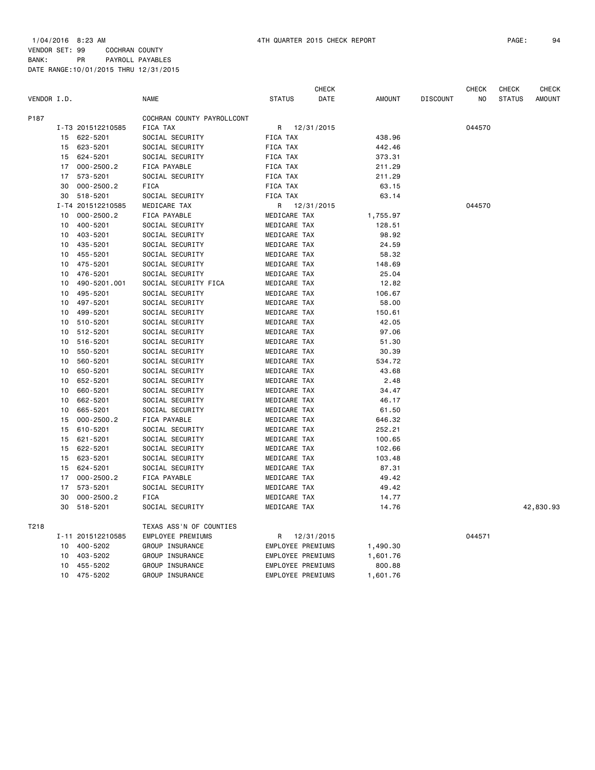1/04/2016 8:23 AM 4TH QUARTER 2015 CHECK REPORT

VENDOR SET: 99 COCHRAN COUNTY
BANK: PR PAYROLL PAYABLES
DATE RANGE:10/01/2015 THRU 12/31/2015

| VENDOR I.D. | | NAME | STATUS | CHECK DATE | AMOUNT | DISCOUNT | CHECK NO | CHECK STATUS | CHECK AMOUNT |
|---|---|---|---|---|---|---|---|---|---|
| P187 | | COCHRAN COUNTY PAYROLLCONT | | | | | | | |
| | I-T3 201512210585 | FICA TAX | R | 12/31/2015 | | | 044570 | | |
| | 15 622-5201 | SOCIAL SECURITY | FICA TAX | | 438.96 | | | | |
| | 15 623-5201 | SOCIAL SECURITY | FICA TAX | | 442.46 | | | | |
| | 15 624-5201 | SOCIAL SECURITY | FICA TAX | | 373.31 | | | | |
| | 17 000-2500.2 | FICA PAYABLE | FICA TAX | | 211.29 | | | | |
| | 17 573-5201 | SOCIAL SECURITY | FICA TAX | | 211.29 | | | | |
| | 30 000-2500.2 | FICA | FICA TAX | | 63.15 | | | | |
| | 30 518-5201 | SOCIAL SECURITY | FICA TAX | | 63.14 | | | | |
| | I-T4 201512210585 | MEDICARE TAX | R | 12/31/2015 | | | 044570 | | |
| | 10 000-2500.2 | FICA PAYABLE | MEDICARE TAX | | 1,755.97 | | | | |
| | 10 400-5201 | SOCIAL SECURITY | MEDICARE TAX | | 128.51 | | | | |
| | 10 403-5201 | SOCIAL SECURITY | MEDICARE TAX | | 98.92 | | | | |
| | 10 435-5201 | SOCIAL SECURITY | MEDICARE TAX | | 24.59 | | | | |
| | 10 455-5201 | SOCIAL SECURITY | MEDICARE TAX | | 58.32 | | | | |
| | 10 475-5201 | SOCIAL SECURITY | MEDICARE TAX | | 148.69 | | | | |
| | 10 476-5201 | SOCIAL SECURITY | MEDICARE TAX | | 25.04 | | | | |
| | 10 490-5201.001 | SOCIAL SECURITY FICA | MEDICARE TAX | | 12.82 | | | | |
| | 10 495-5201 | SOCIAL SECURITY | MEDICARE TAX | | 106.67 | | | | |
| | 10 497-5201 | SOCIAL SECURITY | MEDICARE TAX | | 58.00 | | | | |
| | 10 499-5201 | SOCIAL SECURITY | MEDICARE TAX | | 150.61 | | | | |
| | 10 510-5201 | SOCIAL SECURITY | MEDICARE TAX | | 42.05 | | | | |
| | 10 512-5201 | SOCIAL SECURITY | MEDICARE TAX | | 97.06 | | | | |
| | 10 516-5201 | SOCIAL SECURITY | MEDICARE TAX | | 51.30 | | | | |
| | 10 550-5201 | SOCIAL SECURITY | MEDICARE TAX | | 30.39 | | | | |
| | 10 560-5201 | SOCIAL SECURITY | MEDICARE TAX | | 534.72 | | | | |
| | 10 650-5201 | SOCIAL SECURITY | MEDICARE TAX | | 43.68 | | | | |
| | 10 652-5201 | SOCIAL SECURITY | MEDICARE TAX | | 2.48 | | | | |
| | 10 660-5201 | SOCIAL SECURITY | MEDICARE TAX | | 34.47 | | | | |
| | 10 662-5201 | SOCIAL SECURITY | MEDICARE TAX | | 46.17 | | | | |
| | 10 665-5201 | SOCIAL SECURITY | MEDICARE TAX | | 61.50 | | | | |
| | 15 000-2500.2 | FICA PAYABLE | MEDICARE TAX | | 646.32 | | | | |
| | 15 610-5201 | SOCIAL SECURITY | MEDICARE TAX | | 252.21 | | | | |
| | 15 621-5201 | SOCIAL SECURITY | MEDICARE TAX | | 100.65 | | | | |
| | 15 622-5201 | SOCIAL SECURITY | MEDICARE TAX | | 102.66 | | | | |
| | 15 623-5201 | SOCIAL SECURITY | MEDICARE TAX | | 103.48 | | | | |
| | 15 624-5201 | SOCIAL SECURITY | MEDICARE TAX | | 87.31 | | | | |
| | 17 000-2500.2 | FICA PAYABLE | MEDICARE TAX | | 49.42 | | | | |
| | 17 573-5201 | SOCIAL SECURITY | MEDICARE TAX | | 49.42 | | | | |
| | 30 000-2500.2 | FICA | MEDICARE TAX | | 14.77 | | | | |
| | 30 518-5201 | SOCIAL SECURITY | MEDICARE TAX | | 14.76 | | | | 42,830.93 |
| T218 | | TEXAS ASS'N OF COUNTIES | | | | | | | |
| | I-11 201512210585 | EMPLOYEE PREMIUMS | R | 12/31/2015 | | | 044571 | | |
| | 10 400-5202 | GROUP INSURANCE | EMPLOYEE PREMIUMS | | 1,490.30 | | | | |
| | 10 403-5202 | GROUP INSURANCE | EMPLOYEE PREMIUMS | | 1,601.76 | | | | |
| | 10 455-5202 | GROUP INSURANCE | EMPLOYEE PREMIUMS | | 800.88 | | | | |
| | 10 475-5202 | GROUP INSURANCE | EMPLOYEE PREMIUMS | | 1,601.76 | | | | |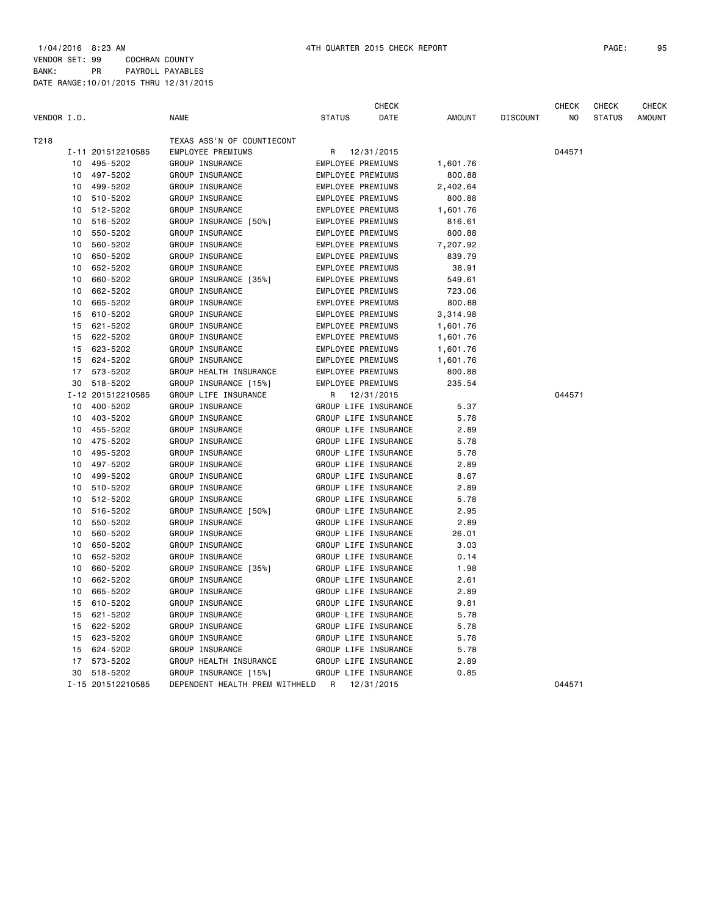1/04/2016 8:23 AM　　4TH QUARTER 2015 CHECK REPORT

VENDOR SET: 99　COCHRAN COUNTY
BANK: PR　PAYROLL PAYABLES
DATE RANGE:10/01/2015 THRU 12/31/2015

| VENDOR I.D. | NAME | STATUS | CHECK DATE | AMOUNT | DISCOUNT | CHECK NO | CHECK STATUS | CHECK AMOUNT |
|---|---|---|---|---|---|---|---|---|
| T218 | TEXAS ASS'N OF COUNTIECONT | | | | | | | |
| I-11 201512210585 | EMPLOYEE PREMIUMS | R | 12/31/2015 | | | 044571 | | |
| 10 495-5202 | GROUP INSURANCE | EMPLOYEE PREMIUMS | | 1,601.76 | | | | |
| 10 497-5202 | GROUP INSURANCE | EMPLOYEE PREMIUMS | | 800.88 | | | | |
| 10 499-5202 | GROUP INSURANCE | EMPLOYEE PREMIUMS | | 2,402.64 | | | | |
| 10 510-5202 | GROUP INSURANCE | EMPLOYEE PREMIUMS | | 800.88 | | | | |
| 10 512-5202 | GROUP INSURANCE | EMPLOYEE PREMIUMS | | 1,601.76 | | | | |
| 10 516-5202 | GROUP INSURANCE [50%] | EMPLOYEE PREMIUMS | | 816.61 | | | | |
| 10 550-5202 | GROUP INSURANCE | EMPLOYEE PREMIUMS | | 800.88 | | | | |
| 10 560-5202 | GROUP INSURANCE | EMPLOYEE PREMIUMS | | 7,207.92 | | | | |
| 10 650-5202 | GROUP INSURANCE | EMPLOYEE PREMIUMS | | 839.79 | | | | |
| 10 652-5202 | GROUP INSURANCE | EMPLOYEE PREMIUMS | | 38.91 | | | | |
| 10 660-5202 | GROUP INSURANCE [35%] | EMPLOYEE PREMIUMS | | 549.61 | | | | |
| 10 662-5202 | GROUP INSURANCE | EMPLOYEE PREMIUMS | | 723.06 | | | | |
| 10 665-5202 | GROUP INSURANCE | EMPLOYEE PREMIUMS | | 800.88 | | | | |
| 15 610-5202 | GROUP INSURANCE | EMPLOYEE PREMIUMS | | 3,314.98 | | | | |
| 15 621-5202 | GROUP INSURANCE | EMPLOYEE PREMIUMS | | 1,601.76 | | | | |
| 15 622-5202 | GROUP INSURANCE | EMPLOYEE PREMIUMS | | 1,601.76 | | | | |
| 15 623-5202 | GROUP INSURANCE | EMPLOYEE PREMIUMS | | 1,601.76 | | | | |
| 15 624-5202 | GROUP INSURANCE | EMPLOYEE PREMIUMS | | 1,601.76 | | | | |
| 17 573-5202 | GROUP HEALTH INSURANCE | EMPLOYEE PREMIUMS | | 800.88 | | | | |
| 30 518-5202 | GROUP INSURANCE [15%] | EMPLOYEE PREMIUMS | | 235.54 | | | | |
| I-12 201512210585 | GROUP LIFE INSURANCE | R | 12/31/2015 | | | 044571 | | |
| 10 400-5202 | GROUP INSURANCE | GROUP LIFE INSURANCE | | 5.37 | | | | |
| 10 403-5202 | GROUP INSURANCE | GROUP LIFE INSURANCE | | 5.78 | | | | |
| 10 455-5202 | GROUP INSURANCE | GROUP LIFE INSURANCE | | 2.89 | | | | |
| 10 475-5202 | GROUP INSURANCE | GROUP LIFE INSURANCE | | 5.78 | | | | |
| 10 495-5202 | GROUP INSURANCE | GROUP LIFE INSURANCE | | 5.78 | | | | |
| 10 497-5202 | GROUP INSURANCE | GROUP LIFE INSURANCE | | 2.89 | | | | |
| 10 499-5202 | GROUP INSURANCE | GROUP LIFE INSURANCE | | 8.67 | | | | |
| 10 510-5202 | GROUP INSURANCE | GROUP LIFE INSURANCE | | 2.89 | | | | |
| 10 512-5202 | GROUP INSURANCE | GROUP LIFE INSURANCE | | 5.78 | | | | |
| 10 516-5202 | GROUP INSURANCE [50%] | GROUP LIFE INSURANCE | | 2.95 | | | | |
| 10 550-5202 | GROUP INSURANCE | GROUP LIFE INSURANCE | | 2.89 | | | | |
| 10 560-5202 | GROUP INSURANCE | GROUP LIFE INSURANCE | | 26.01 | | | | |
| 10 650-5202 | GROUP INSURANCE | GROUP LIFE INSURANCE | | 3.03 | | | | |
| 10 652-5202 | GROUP INSURANCE | GROUP LIFE INSURANCE | | 0.14 | | | | |
| 10 660-5202 | GROUP INSURANCE [35%] | GROUP LIFE INSURANCE | | 1.98 | | | | |
| 10 662-5202 | GROUP INSURANCE | GROUP LIFE INSURANCE | | 2.61 | | | | |
| 10 665-5202 | GROUP INSURANCE | GROUP LIFE INSURANCE | | 2.89 | | | | |
| 15 610-5202 | GROUP INSURANCE | GROUP LIFE INSURANCE | | 9.81 | | | | |
| 15 621-5202 | GROUP INSURANCE | GROUP LIFE INSURANCE | | 5.78 | | | | |
| 15 622-5202 | GROUP INSURANCE | GROUP LIFE INSURANCE | | 5.78 | | | | |
| 15 623-5202 | GROUP INSURANCE | GROUP LIFE INSURANCE | | 5.78 | | | | |
| 15 624-5202 | GROUP INSURANCE | GROUP LIFE INSURANCE | | 5.78 | | | | |
| 17 573-5202 | GROUP HEALTH INSURANCE | GROUP LIFE INSURANCE | | 2.89 | | | | |
| 30 518-5202 | GROUP INSURANCE [15%] | GROUP LIFE INSURANCE | | 0.85 | | | | |
| I-15 201512210585 | DEPENDENT HEALTH PREM WITHHELD | R | 12/31/2015 | | | 044571 | | |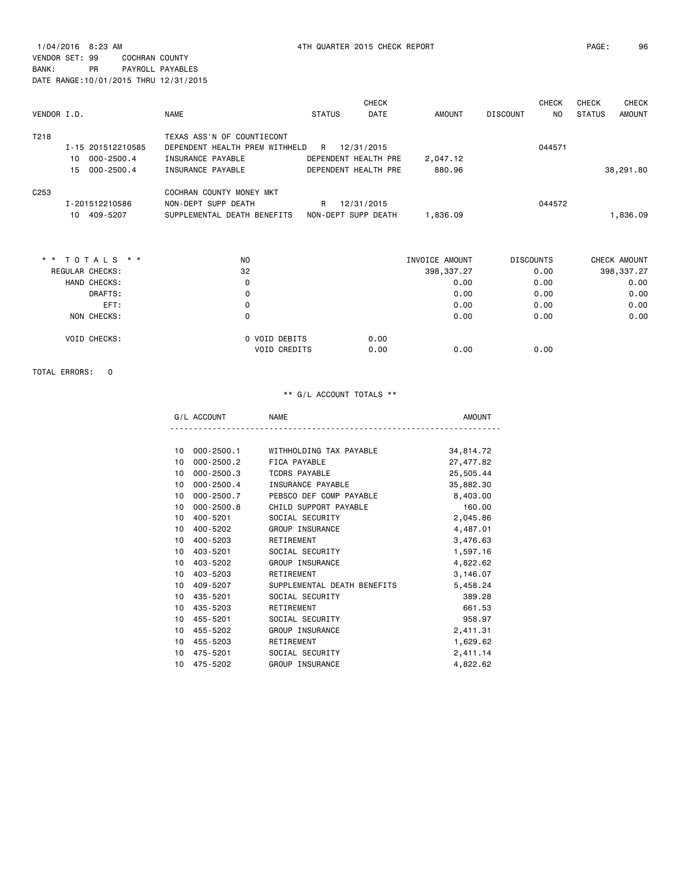1/04/2016 8:23 AM 4TH QUARTER 2015 CHECK REPORT

VENDOR SET: 99 COCHRAN COUNTY
BANK: PR PAYROLL PAYABLES
DATE RANGE:10/01/2015 THRU 12/31/2015

| VENDOR I.D. | NAME | STATUS | CHECK DATE | AMOUNT | DISCOUNT | CHECK NO | CHECK STATUS | CHECK AMOUNT |
|---|---|---|---|---|---|---|---|---|
| T218 | TEXAS ASS'N OF COUNTIECONT | | | | | | | |
| I-15 201512210585 | DEPENDENT HEALTH PREM WITHHELD | R | 12/31/2015 | | | 044571 | | |
| 10 000-2500.4 | INSURANCE PAYABLE | DEPENDENT HEALTH PRE | | 2,047.12 | | | | |
| 15 000-2500.4 | INSURANCE PAYABLE | DEPENDENT HEALTH PRE | | 880.96 | | | | 38,291.80 |
| C253 | COCHRAN COUNTY MONEY MKT | | | | | | | |
| I-201512210586 | NON-DEPT SUPP DEATH | R | 12/31/2015 | | | 044572 | | |
| 10 409-5207 | SUPPLEMENTAL DEATH BENEFITS | NON-DEPT SUPP DEATH | | 1,836.09 | | | | 1,836.09 |

| * * TOTALS * * | NO | | | INVOICE AMOUNT | DISCOUNTS | CHECK AMOUNT |
|---|---|---|---|---|---|---|
| REGULAR CHECKS: | 32 | | | 398,337.27 | 0.00 | 398,337.27 |
| HAND CHECKS: | 0 | | | 0.00 | 0.00 | 0.00 |
| DRAFTS: | 0 | | | 0.00 | 0.00 | 0.00 |
| EFT: | 0 | | | 0.00 | 0.00 | 0.00 |
| NON CHECKS: | 0 | | | 0.00 | 0.00 | 0.00 |
| VOID CHECKS: | 0 | VOID DEBITS | 0.00 | | | |
| | | VOID CREDITS | 0.00 | 0.00 | 0.00 | |

TOTAL ERRORS: 0

** G/L ACCOUNT TOTALS **

| G/L ACCOUNT | NAME | AMOUNT |
|---|---|---|
| 10 000-2500.1 | WITHHOLDING TAX PAYABLE | 34,814.72 |
| 10 000-2500.2 | FICA PAYABLE | 27,477.82 |
| 10 000-2500.3 | TCDRS PAYABLE | 25,505.44 |
| 10 000-2500.4 | INSURANCE PAYABLE | 35,882.30 |
| 10 000-2500.7 | PEBSCO DEF COMP PAYABLE | 8,403.00 |
| 10 000-2500.8 | CHILD SUPPORT PAYABLE | 160.00 |
| 10 400-5201 | SOCIAL SECURITY | 2,045.86 |
| 10 400-5202 | GROUP INSURANCE | 4,487.01 |
| 10 400-5203 | RETIREMENT | 3,476.63 |
| 10 403-5201 | SOCIAL SECURITY | 1,597.16 |
| 10 403-5202 | GROUP INSURANCE | 4,822.62 |
| 10 403-5203 | RETIREMENT | 3,146.07 |
| 10 409-5207 | SUPPLEMENTAL DEATH BENEFITS | 5,458.24 |
| 10 435-5201 | SOCIAL SECURITY | 389.28 |
| 10 435-5203 | RETIREMENT | 661.53 |
| 10 455-5201 | SOCIAL SECURITY | 958.97 |
| 10 455-5202 | GROUP INSURANCE | 2,411.31 |
| 10 455-5203 | RETIREMENT | 1,629.62 |
| 10 475-5201 | SOCIAL SECURITY | 2,411.14 |
| 10 475-5202 | GROUP INSURANCE | 4,822.62 |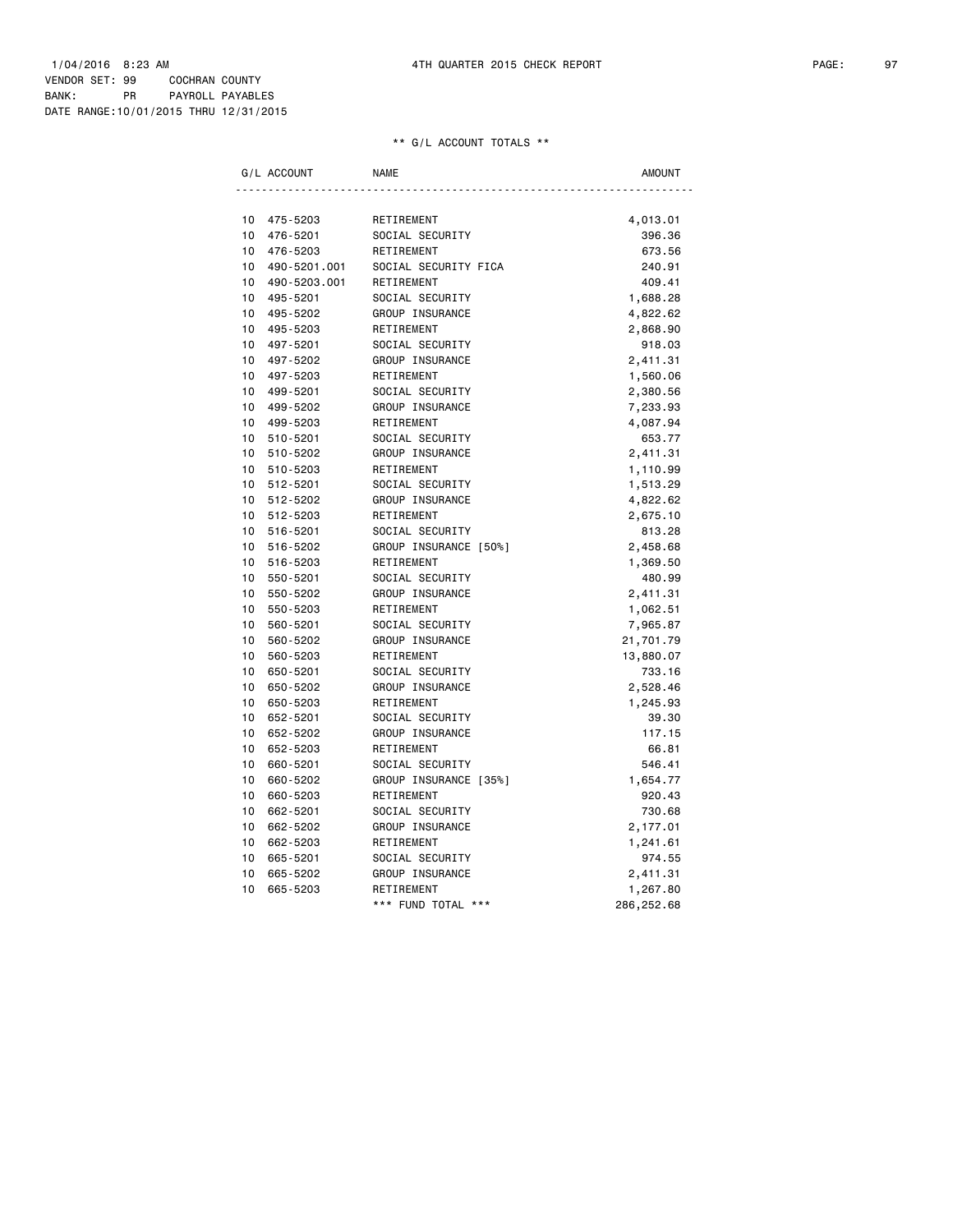1/04/2016 8:23 AM 4TH QUARTER 2015 CHECK REPORT

VENDOR SET: 99 COCHRAN COUNTY
BANK: PR PAYROLL PAYABLES
DATE RANGE:10/01/2015 THRU 12/31/2015

** G/L ACCOUNT TOTALS **

| G/L ACCOUNT | NAME | AMOUNT |
|---|---|---|
| 10 475-5203 | RETIREMENT | 4,013.01 |
| 10 476-5201 | SOCIAL SECURITY | 396.36 |
| 10 476-5203 | RETIREMENT | 673.56 |
| 10 490-5201.001 | SOCIAL SECURITY FICA | 240.91 |
| 10 490-5203.001 | RETIREMENT | 409.41 |
| 10 495-5201 | SOCIAL SECURITY | 1,688.28 |
| 10 495-5202 | GROUP INSURANCE | 4,822.62 |
| 10 495-5203 | RETIREMENT | 2,868.90 |
| 10 497-5201 | SOCIAL SECURITY | 918.03 |
| 10 497-5202 | GROUP INSURANCE | 2,411.31 |
| 10 497-5203 | RETIREMENT | 1,560.06 |
| 10 499-5201 | SOCIAL SECURITY | 2,380.56 |
| 10 499-5202 | GROUP INSURANCE | 7,233.93 |
| 10 499-5203 | RETIREMENT | 4,087.94 |
| 10 510-5201 | SOCIAL SECURITY | 653.77 |
| 10 510-5202 | GROUP INSURANCE | 2,411.31 |
| 10 510-5203 | RETIREMENT | 1,110.99 |
| 10 512-5201 | SOCIAL SECURITY | 1,513.29 |
| 10 512-5202 | GROUP INSURANCE | 4,822.62 |
| 10 512-5203 | RETIREMENT | 2,675.10 |
| 10 516-5201 | SOCIAL SECURITY | 813.28 |
| 10 516-5202 | GROUP INSURANCE [50%] | 2,458.68 |
| 10 516-5203 | RETIREMENT | 1,369.50 |
| 10 550-5201 | SOCIAL SECURITY | 480.99 |
| 10 550-5202 | GROUP INSURANCE | 2,411.31 |
| 10 550-5203 | RETIREMENT | 1,062.51 |
| 10 560-5201 | SOCIAL SECURITY | 7,965.87 |
| 10 560-5202 | GROUP INSURANCE | 21,701.79 |
| 10 560-5203 | RETIREMENT | 13,880.07 |
| 10 650-5201 | SOCIAL SECURITY | 733.16 |
| 10 650-5202 | GROUP INSURANCE | 2,528.46 |
| 10 650-5203 | RETIREMENT | 1,245.93 |
| 10 652-5201 | SOCIAL SECURITY | 39.30 |
| 10 652-5202 | GROUP INSURANCE | 117.15 |
| 10 652-5203 | RETIREMENT | 66.81 |
| 10 660-5201 | SOCIAL SECURITY | 546.41 |
| 10 660-5202 | GROUP INSURANCE [35%] | 1,654.77 |
| 10 660-5203 | RETIREMENT | 920.43 |
| 10 662-5201 | SOCIAL SECURITY | 730.68 |
| 10 662-5202 | GROUP INSURANCE | 2,177.01 |
| 10 662-5203 | RETIREMENT | 1,241.61 |
| 10 665-5201 | SOCIAL SECURITY | 974.55 |
| 10 665-5202 | GROUP INSURANCE | 2,411.31 |
| 10 665-5203 | RETIREMENT | 1,267.80 |
| | *** FUND TOTAL *** | 286,252.68 |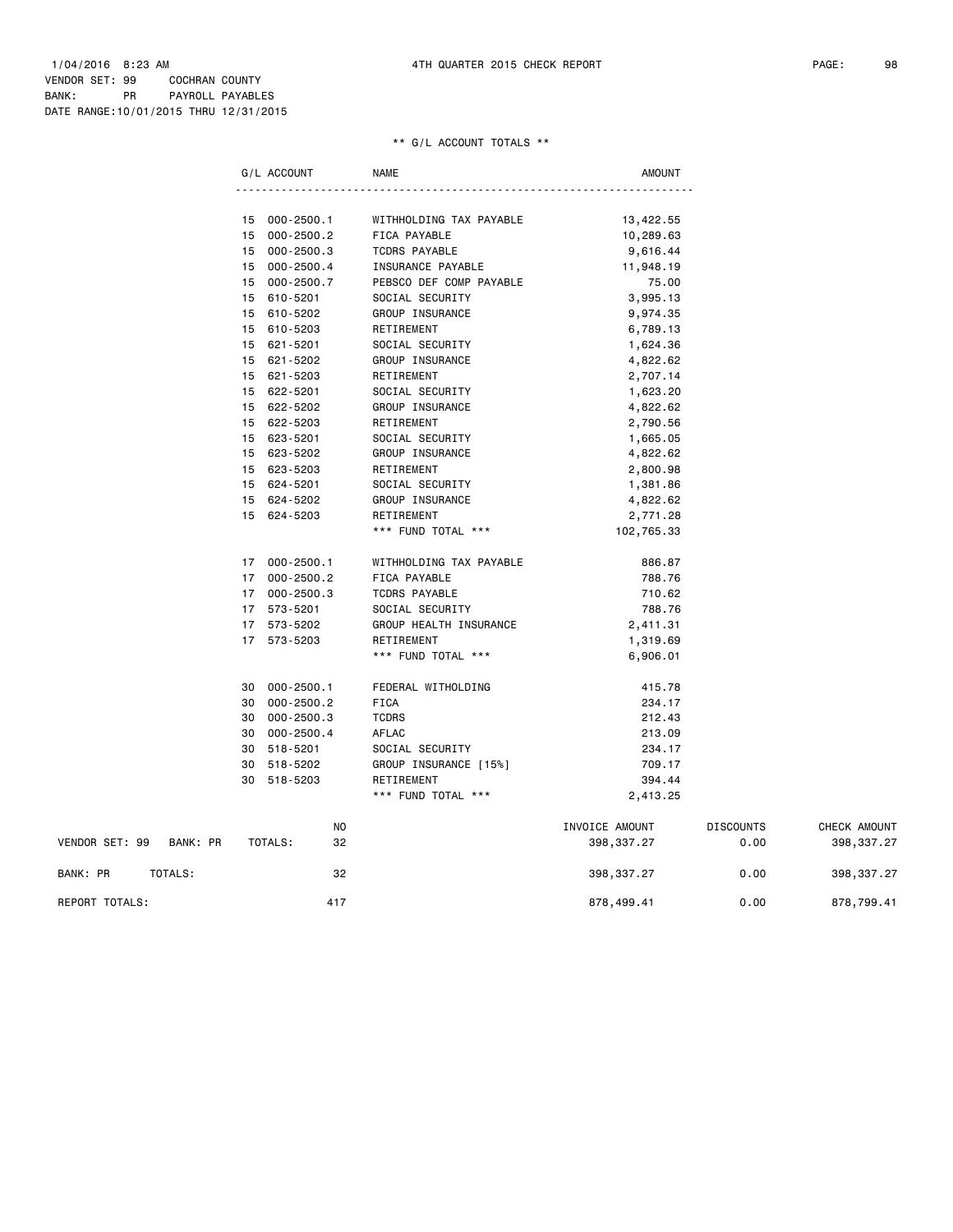1/04/2016 8:23 AM — 4TH QUARTER 2015 CHECK REPORT

VENDOR SET: 99 COCHRAN COUNTY
BANK: PR PAYROLL PAYABLES
DATE RANGE:10/01/2015 THRU 12/31/2015

## ** G/L ACCOUNT TOTALS **

| G/L ACCOUNT | NAME | AMOUNT |
|---|---|---|
| 15 000-2500.1 | WITHHOLDING TAX PAYABLE | 13,422.55 |
| 15 000-2500.2 | FICA PAYABLE | 10,289.63 |
| 15 000-2500.3 | TCDRS PAYABLE | 9,616.44 |
| 15 000-2500.4 | INSURANCE PAYABLE | 11,948.19 |
| 15 000-2500.7 | PEBSCO DEF COMP PAYABLE | 75.00 |
| 15 610-5201 | SOCIAL SECURITY | 3,995.13 |
| 15 610-5202 | GROUP INSURANCE | 9,974.35 |
| 15 610-5203 | RETIREMENT | 6,789.13 |
| 15 621-5201 | SOCIAL SECURITY | 1,624.36 |
| 15 621-5202 | GROUP INSURANCE | 4,822.62 |
| 15 621-5203 | RETIREMENT | 2,707.14 |
| 15 622-5201 | SOCIAL SECURITY | 1,623.20 |
| 15 622-5202 | GROUP INSURANCE | 4,822.62 |
| 15 622-5203 | RETIREMENT | 2,790.56 |
| 15 623-5201 | SOCIAL SECURITY | 1,665.05 |
| 15 623-5202 | GROUP INSURANCE | 4,822.62 |
| 15 623-5203 | RETIREMENT | 2,800.98 |
| 15 624-5201 | SOCIAL SECURITY | 1,381.86 |
| 15 624-5202 | GROUP INSURANCE | 4,822.62 |
| 15 624-5203 | RETIREMENT | 2,771.28 |
| | *** FUND TOTAL *** | 102,765.33 |
| 17 000-2500.1 | WITHHOLDING TAX PAYABLE | 886.87 |
| 17 000-2500.2 | FICA PAYABLE | 788.76 |
| 17 000-2500.3 | TCDRS PAYABLE | 710.62 |
| 17 573-5201 | SOCIAL SECURITY | 788.76 |
| 17 573-5202 | GROUP HEALTH INSURANCE | 2,411.31 |
| 17 573-5203 | RETIREMENT | 1,319.69 |
| | *** FUND TOTAL *** | 6,906.01 |
| 30 000-2500.1 | FEDERAL WITHOLDING | 415.78 |
| 30 000-2500.2 | FICA | 234.17 |
| 30 000-2500.3 | TCDRS | 212.43 |
| 30 000-2500.4 | AFLAC | 213.09 |
| 30 518-5201 | SOCIAL SECURITY | 234.17 |
| 30 518-5202 | GROUP INSURANCE [15%] | 709.17 |
| 30 518-5203 | RETIREMENT | 394.44 |
| | *** FUND TOTAL *** | 2,413.25 |

| | NO | INVOICE AMOUNT | DISCOUNTS | CHECK AMOUNT |
|---|---|---|---|---|
| VENDOR SET: 99 BANK: PR TOTALS: | 32 | 398,337.27 | 0.00 | 398,337.27 |
| BANK: PR TOTALS: | 32 | 398,337.27 | 0.00 | 398,337.27 |
| REPORT TOTALS: | 417 | 878,499.41 | 0.00 | 878,799.41 |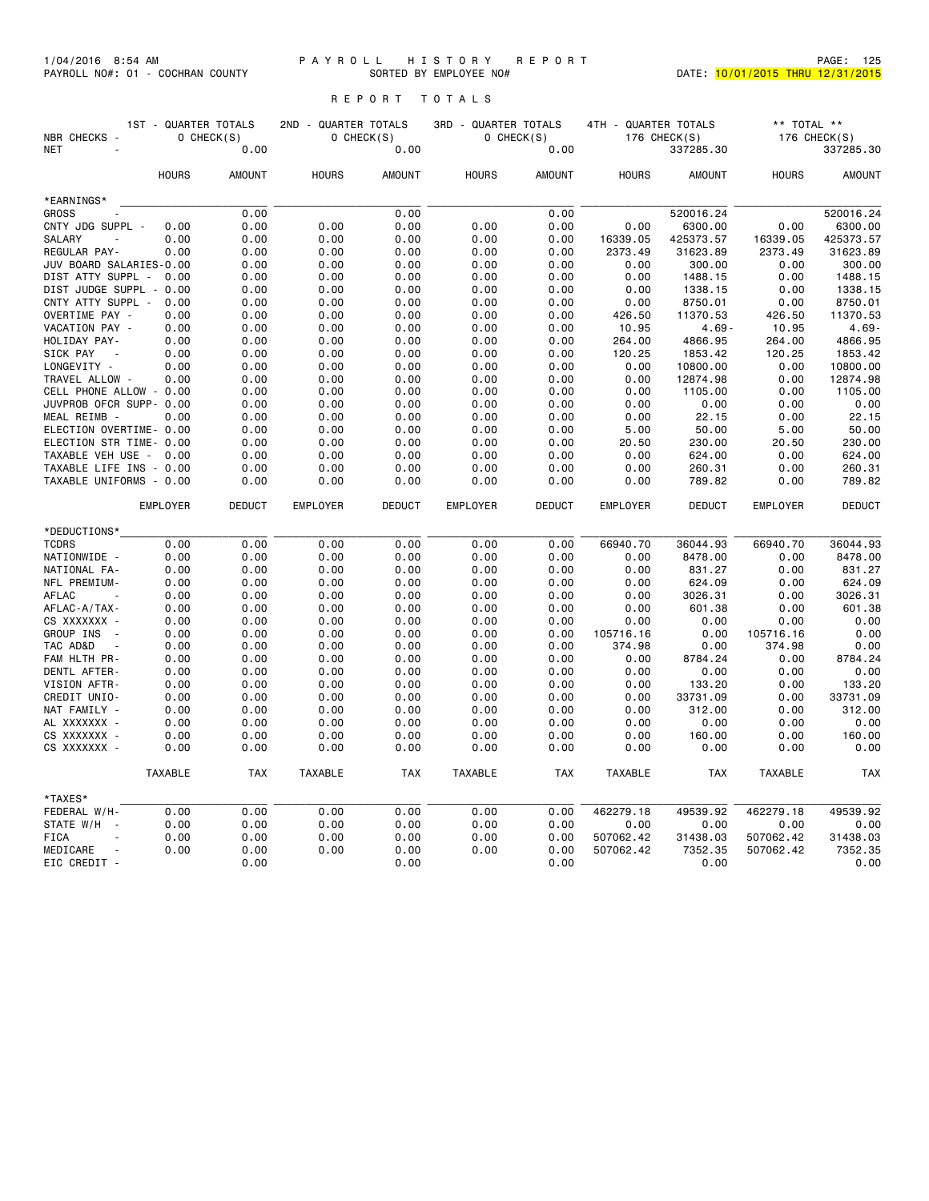1/04/2016 8:54 AM PAYROLL HISTORY REPORT
PAYROLL NO#: 01 - COCHRAN COUNTY SORTED BY EMPLOYEE NO# DATE: 10/01/2015 THRU 12/31/2015

# REPORT TOTALS

| | 1ST - QUARTER TOTALS | | 2ND - QUARTER TOTALS | | 3RD - QUARTER TOTALS | | 4TH - QUARTER TOTALS | | ** TOTAL ** | |
|---|---|---|---|---|---|---|---|---|---|---|
| NBR CHECKS - | 0 CHECK(S) | | 0 CHECK(S) | | 0 CHECK(S) | | 176 CHECK(S) | | 176 CHECK(S) | |
| NET - | | 0.00 | | 0.00 | | 0.00 | | 337285.30 | | 337285.30 |
| | HOURS | AMOUNT | HOURS | AMOUNT | HOURS | AMOUNT | HOURS | AMOUNT | HOURS | AMOUNT |
| *EARNINGS* | | | | | | | | | | |
| GROSS - | | 0.00 | | 0.00 | | 0.00 | | 520016.24 | | 520016.24 |
| CNTY JDG SUPPL - | 0.00 | 0.00 | 0.00 | 0.00 | 0.00 | 0.00 | 0.00 | 6300.00 | 0.00 | 6300.00 |
| SALARY - | 0.00 | 0.00 | 0.00 | 0.00 | 0.00 | 0.00 | 16339.05 | 425373.57 | 16339.05 | 425373.57 |
| REGULAR PAY- | 0.00 | 0.00 | 0.00 | 0.00 | 0.00 | 0.00 | 2373.49 | 31623.89 | 2373.49 | 31623.89 |
| JUV BOARD SALARIES- | 0.00 | 0.00 | 0.00 | 0.00 | 0.00 | 0.00 | 0.00 | 300.00 | 0.00 | 300.00 |
| DIST ATTY SUPPL - | 0.00 | 0.00 | 0.00 | 0.00 | 0.00 | 0.00 | 0.00 | 1488.15 | 0.00 | 1488.15 |
| DIST JUDGE SUPPL - | 0.00 | 0.00 | 0.00 | 0.00 | 0.00 | 0.00 | 0.00 | 1338.15 | 0.00 | 1338.15 |
| CNTY ATTY SUPPL - | 0.00 | 0.00 | 0.00 | 0.00 | 0.00 | 0.00 | 0.00 | 8750.01 | 0.00 | 8750.01 |
| OVERTIME PAY - | 0.00 | 0.00 | 0.00 | 0.00 | 0.00 | 0.00 | 426.50 | 11370.53 | 426.50 | 11370.53 |
| VACATION PAY - | 0.00 | 0.00 | 0.00 | 0.00 | 0.00 | 0.00 | 10.95 | 4.69- | 10.95 | 4.69- |
| HOLIDAY PAY- | 0.00 | 0.00 | 0.00 | 0.00 | 0.00 | 0.00 | 264.00 | 4866.95 | 264.00 | 4866.95 |
| SICK PAY - | 0.00 | 0.00 | 0.00 | 0.00 | 0.00 | 0.00 | 120.25 | 1853.42 | 120.25 | 1853.42 |
| LONGEVITY - | 0.00 | 0.00 | 0.00 | 0.00 | 0.00 | 0.00 | 0.00 | 10800.00 | 0.00 | 10800.00 |
| TRAVEL ALLOW - | 0.00 | 0.00 | 0.00 | 0.00 | 0.00 | 0.00 | 0.00 | 12874.98 | 0.00 | 12874.98 |
| CELL PHONE ALLOW - | 0.00 | 0.00 | 0.00 | 0.00 | 0.00 | 0.00 | 0.00 | 1105.00 | 0.00 | 1105.00 |
| JUVPROB OFCR SUPP- | 0.00 | 0.00 | 0.00 | 0.00 | 0.00 | 0.00 | 0.00 | 0.00 | 0.00 | 0.00 |
| MEAL REIMB - | 0.00 | 0.00 | 0.00 | 0.00 | 0.00 | 0.00 | 0.00 | 22.15 | 0.00 | 22.15 |
| ELECTION OVERTIME- | 0.00 | 0.00 | 0.00 | 0.00 | 0.00 | 0.00 | 5.00 | 50.00 | 5.00 | 50.00 |
| ELECTION STR TIME- | 0.00 | 0.00 | 0.00 | 0.00 | 0.00 | 0.00 | 20.50 | 230.00 | 20.50 | 230.00 |
| TAXABLE VEH USE - | 0.00 | 0.00 | 0.00 | 0.00 | 0.00 | 0.00 | 0.00 | 624.00 | 0.00 | 624.00 |
| TAXABLE LIFE INS - | 0.00 | 0.00 | 0.00 | 0.00 | 0.00 | 0.00 | 0.00 | 260.31 | 0.00 | 260.31 |
| TAXABLE UNIFORMS - | 0.00 | 0.00 | 0.00 | 0.00 | 0.00 | 0.00 | 0.00 | 789.82 | 0.00 | 789.82 |
| | EMPLOYER | DEDUCT | EMPLOYER | DEDUCT | EMPLOYER | DEDUCT | EMPLOYER | DEDUCT | EMPLOYER | DEDUCT |
| *DEDUCTIONS* | | | | | | | | | | |
| TCDRS | 0.00 | 0.00 | 0.00 | 0.00 | 0.00 | 0.00 | 66940.70 | 36044.93 | 66940.70 | 36044.93 |
| NATIONWIDE - | 0.00 | 0.00 | 0.00 | 0.00 | 0.00 | 0.00 | 0.00 | 8478.00 | 0.00 | 8478.00 |
| NATIONAL FA- | 0.00 | 0.00 | 0.00 | 0.00 | 0.00 | 0.00 | 0.00 | 831.27 | 0.00 | 831.27 |
| NFL PREMIUM- | 0.00 | 0.00 | 0.00 | 0.00 | 0.00 | 0.00 | 0.00 | 624.09 | 0.00 | 624.09 |
| AFLAC - | 0.00 | 0.00 | 0.00 | 0.00 | 0.00 | 0.00 | 0.00 | 3026.31 | 0.00 | 3026.31 |
| AFLAC-A/TAX- | 0.00 | 0.00 | 0.00 | 0.00 | 0.00 | 0.00 | 0.00 | 601.38 | 0.00 | 601.38 |
| CS XXXXXXX - | 0.00 | 0.00 | 0.00 | 0.00 | 0.00 | 0.00 | 0.00 | 0.00 | 0.00 | 0.00 |
| GROUP INS - | 0.00 | 0.00 | 0.00 | 0.00 | 0.00 | 0.00 | 105716.16 | 0.00 | 105716.16 | 0.00 |
| TAC AD&D - | 0.00 | 0.00 | 0.00 | 0.00 | 0.00 | 0.00 | 374.98 | 0.00 | 374.98 | 0.00 |
| FAM HLTH PR- | 0.00 | 0.00 | 0.00 | 0.00 | 0.00 | 0.00 | 0.00 | 8784.24 | 0.00 | 8784.24 |
| DENTL AFTER- | 0.00 | 0.00 | 0.00 | 0.00 | 0.00 | 0.00 | 0.00 | 0.00 | 0.00 | 0.00 |
| VISION AFTR- | 0.00 | 0.00 | 0.00 | 0.00 | 0.00 | 0.00 | 0.00 | 133.20 | 0.00 | 133.20 |
| CREDIT UNIO- | 0.00 | 0.00 | 0.00 | 0.00 | 0.00 | 0.00 | 0.00 | 33731.09 | 0.00 | 33731.09 |
| NAT FAMILY - | 0.00 | 0.00 | 0.00 | 0.00 | 0.00 | 0.00 | 0.00 | 312.00 | 0.00 | 312.00 |
| AL XXXXXXX - | 0.00 | 0.00 | 0.00 | 0.00 | 0.00 | 0.00 | 0.00 | 0.00 | 0.00 | 0.00 |
| CS XXXXXXX - | 0.00 | 0.00 | 0.00 | 0.00 | 0.00 | 0.00 | 0.00 | 160.00 | 0.00 | 160.00 |
| CS XXXXXXX - | 0.00 | 0.00 | 0.00 | 0.00 | 0.00 | 0.00 | 0.00 | 0.00 | 0.00 | 0.00 |
| | TAXABLE | TAX | TAXABLE | TAX | TAXABLE | TAX | TAXABLE | TAX | TAXABLE | TAX |
| *TAXES* | | | | | | | | | | |
| FEDERAL W/H- | 0.00 | 0.00 | 0.00 | 0.00 | 0.00 | 0.00 | 462279.18 | 49539.92 | 462279.18 | 49539.92 |
| STATE W/H - | 0.00 | 0.00 | 0.00 | 0.00 | 0.00 | 0.00 | 0.00 | 0.00 | 0.00 | 0.00 |
| FICA - | 0.00 | 0.00 | 0.00 | 0.00 | 0.00 | 0.00 | 507062.42 | 31438.03 | 507062.42 | 31438.03 |
| MEDICARE - | 0.00 | 0.00 | 0.00 | 0.00 | 0.00 | 0.00 | 507062.42 | 7352.35 | 507062.42 | 7352.35 |
| EIC CREDIT - | | 0.00 | | 0.00 | | 0.00 | | 0.00 | | 0.00 |